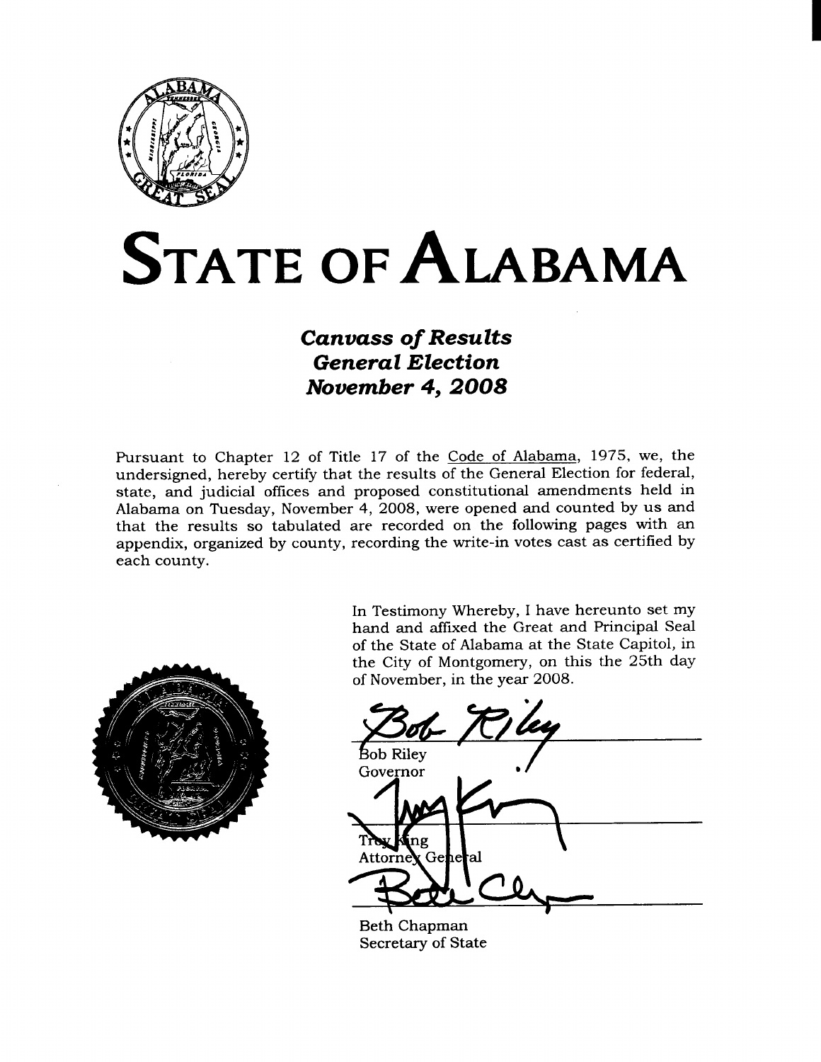# STATE OF ALABAMA

## *Canvass of Results*
## *General Election*
## *November 4, 2008*

Pursuant to Chapter 12 of Title 17 of the Code of Alabama, 1975, we, the undersigned, hereby certify that the results of the General Election for federal, state, and judicial offices and proposed constitutional amendments held in Alabama on Tuesday, November 4, 2008, were opened and counted by us and that the results so tabulated are recorded on the following pages with an appendix, organized by county, recording the write-in votes cast as certified by each county.

In Testimony Whereby, I have hereunto set my hand and affixed the Great and Principal Seal of the State of Alabama at the State Capitol, in the City of Montgomery, on this the 25th day of November, in the year 2008.

Bob Riley
Governor

Troy King
Attorney General

Beth Chapman
Secretary of State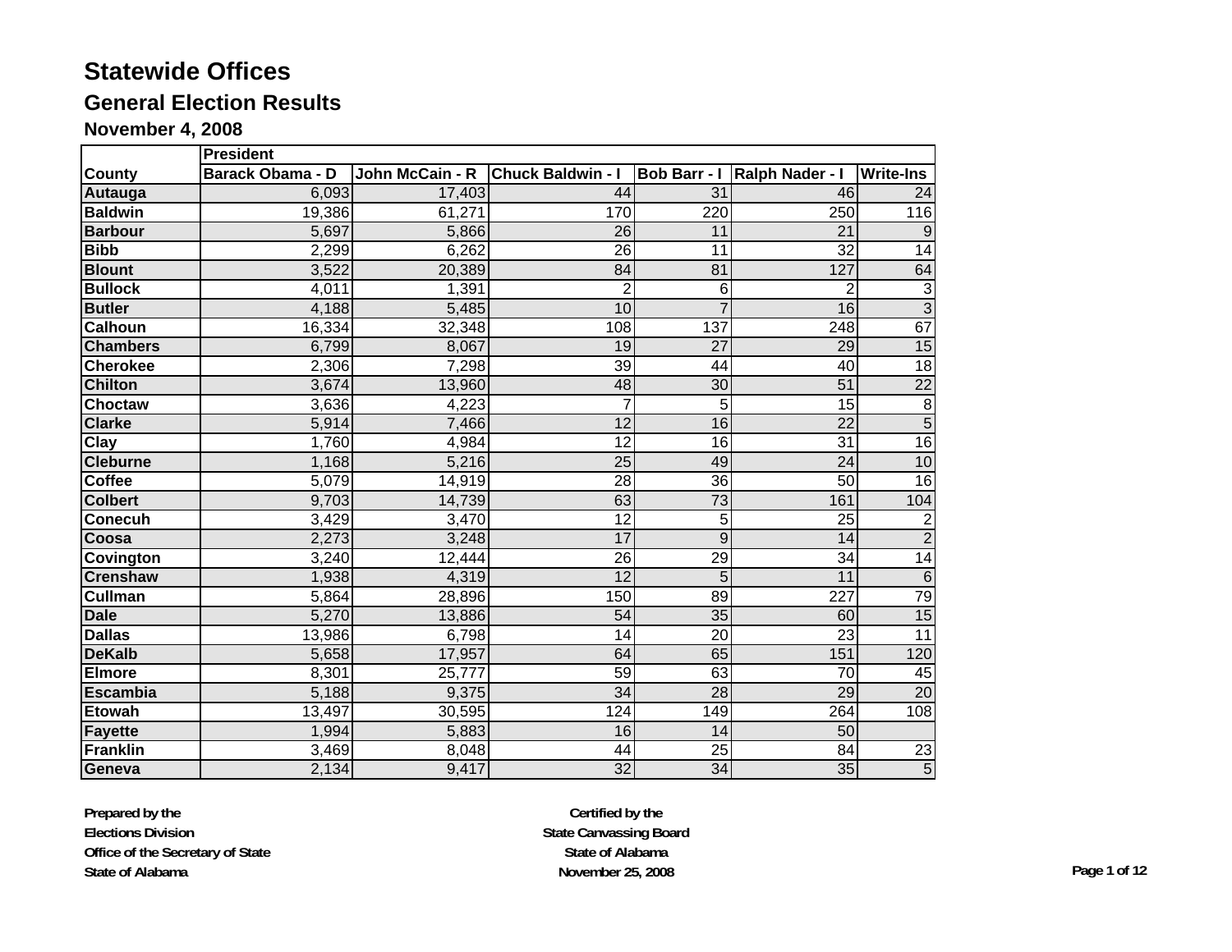# Statewide Offices

## General Election Results

### November 4, 2008

| | President | | | | | |
|---|---|---|---|---|---|---|
| **County** | **Barack Obama - D** | **John McCain - R** | **Chuck Baldwin - I** | **Bob Barr - I** | **Ralph Nader - I** | **Write-Ins** |
| **Autauga** | 6,093 | 17,403 | 44 | 31 | 46 | 24 |
| **Baldwin** | 19,386 | 61,271 | 170 | 220 | 250 | 116 |
| **Barbour** | 5,697 | 5,866 | 26 | 11 | 21 | 9 |
| **Bibb** | 2,299 | 6,262 | 26 | 11 | 32 | 14 |
| **Blount** | 3,522 | 20,389 | 84 | 81 | 127 | 64 |
| **Bullock** | 4,011 | 1,391 | 2 | 6 | 2 | 3 |
| **Butler** | 4,188 | 5,485 | 10 | 7 | 16 | 3 |
| **Calhoun** | 16,334 | 32,348 | 108 | 137 | 248 | 67 |
| **Chambers** | 6,799 | 8,067 | 19 | 27 | 29 | 15 |
| **Cherokee** | 2,306 | 7,298 | 39 | 44 | 40 | 18 |
| **Chilton** | 3,674 | 13,960 | 48 | 30 | 51 | 22 |
| **Choctaw** | 3,636 | 4,223 | 7 | 5 | 15 | 8 |
| **Clarke** | 5,914 | 7,466 | 12 | 16 | 22 | 5 |
| **Clay** | 1,760 | 4,984 | 12 | 16 | 31 | 16 |
| **Cleburne** | 1,168 | 5,216 | 25 | 49 | 24 | 10 |
| **Coffee** | 5,079 | 14,919 | 28 | 36 | 50 | 16 |
| **Colbert** | 9,703 | 14,739 | 63 | 73 | 161 | 104 |
| **Conecuh** | 3,429 | 3,470 | 12 | 5 | 25 | 2 |
| **Coosa** | 2,273 | 3,248 | 17 | 9 | 14 | 2 |
| **Covington** | 3,240 | 12,444 | 26 | 29 | 34 | 14 |
| **Crenshaw** | 1,938 | 4,319 | 12 | 5 | 11 | 6 |
| **Cullman** | 5,864 | 28,896 | 150 | 89 | 227 | 79 |
| **Dale** | 5,270 | 13,886 | 54 | 35 | 60 | 15 |
| **Dallas** | 13,986 | 6,798 | 14 | 20 | 23 | 11 |
| **DeKalb** | 5,658 | 17,957 | 64 | 65 | 151 | 120 |
| **Elmore** | 8,301 | 25,777 | 59 | 63 | 70 | 45 |
| **Escambia** | 5,188 | 9,375 | 34 | 28 | 29 | 20 |
| **Etowah** | 13,497 | 30,595 | 124 | 149 | 264 | 108 |
| **Fayette** | 1,994 | 5,883 | 16 | 14 | 50 | |
| **Franklin** | 3,469 | 8,048 | 44 | 25 | 84 | 23 |
| **Geneva** | 2,134 | 9,417 | 32 | 34 | 35 | 5 |

**Prepared by the**
**Elections Division**
**Office of the Secretary of State**
**State of Alabama**

**Certified by the**
**State Canvassing Board**
**State of Alabama**
**November 25, 2008**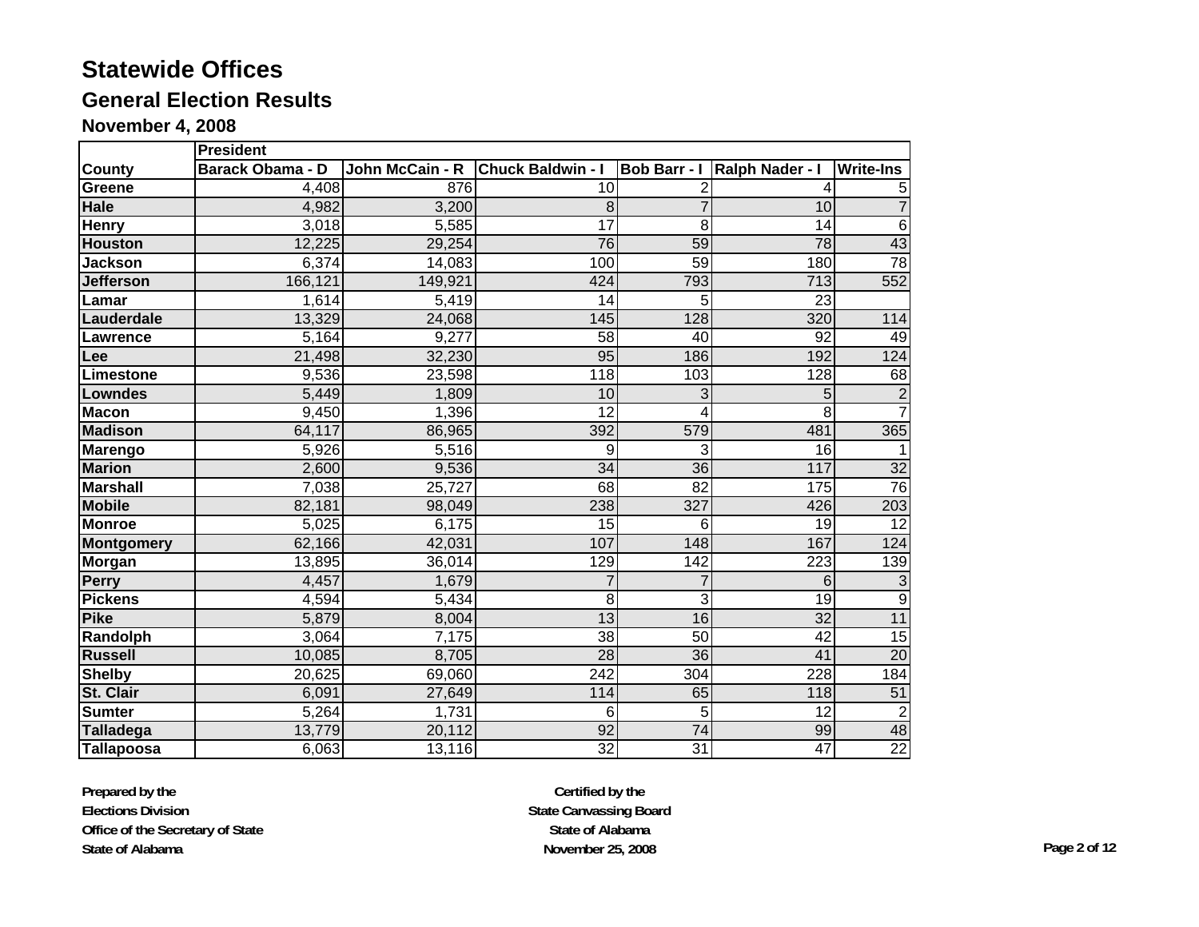# Statewide Offices

## General Election Results

### November 4, 2008

| County | President | | | | | |
|---|---|---|---|---|---|---|
| | Barack Obama - D | John McCain - R | Chuck Baldwin - I | Bob Barr - I | Ralph Nader - I | Write-Ins |
| Greene | 4,408 | 876 | 10 | 2 | 4 | 5 |
| Hale | 4,982 | 3,200 | 8 | 7 | 10 | 7 |
| Henry | 3,018 | 5,585 | 17 | 8 | 14 | 6 |
| Houston | 12,225 | 29,254 | 76 | 59 | 78 | 43 |
| Jackson | 6,374 | 14,083 | 100 | 59 | 180 | 78 |
| Jefferson | 166,121 | 149,921 | 424 | 793 | 713 | 552 |
| Lamar | 1,614 | 5,419 | 14 | 5 | 23 | |
| Lauderdale | 13,329 | 24,068 | 145 | 128 | 320 | 114 |
| Lawrence | 5,164 | 9,277 | 58 | 40 | 92 | 49 |
| Lee | 21,498 | 32,230 | 95 | 186 | 192 | 124 |
| Limestone | 9,536 | 23,598 | 118 | 103 | 128 | 68 |
| Lowndes | 5,449 | 1,809 | 10 | 3 | 5 | 2 |
| Macon | 9,450 | 1,396 | 12 | 4 | 8 | 7 |
| Madison | 64,117 | 86,965 | 392 | 579 | 481 | 365 |
| Marengo | 5,926 | 5,516 | 9 | 3 | 16 | 1 |
| Marion | 2,600 | 9,536 | 34 | 36 | 117 | 32 |
| Marshall | 7,038 | 25,727 | 68 | 82 | 175 | 76 |
| Mobile | 82,181 | 98,049 | 238 | 327 | 426 | 203 |
| Monroe | 5,025 | 6,175 | 15 | 6 | 19 | 12 |
| Montgomery | 62,166 | 42,031 | 107 | 148 | 167 | 124 |
| Morgan | 13,895 | 36,014 | 129 | 142 | 223 | 139 |
| Perry | 4,457 | 1,679 | 7 | 7 | 6 | 3 |
| Pickens | 4,594 | 5,434 | 8 | 3 | 19 | 9 |
| Pike | 5,879 | 8,004 | 13 | 16 | 32 | 11 |
| Randolph | 3,064 | 7,175 | 38 | 50 | 42 | 15 |
| Russell | 10,085 | 8,705 | 28 | 36 | 41 | 20 |
| Shelby | 20,625 | 69,060 | 242 | 304 | 228 | 184 |
| St. Clair | 6,091 | 27,649 | 114 | 65 | 118 | 51 |
| Sumter | 5,264 | 1,731 | 6 | 5 | 12 | 2 |
| Talladega | 13,779 | 20,112 | 92 | 74 | 99 | 48 |
| Tallapoosa | 6,063 | 13,116 | 32 | 31 | 47 | 22 |

**Prepared by the**
**Elections Division**
**Office of the Secretary of State**
**State of Alabama**

**Certified by the**
**State Canvassing Board**
**State of Alabama**
**November 25, 2008**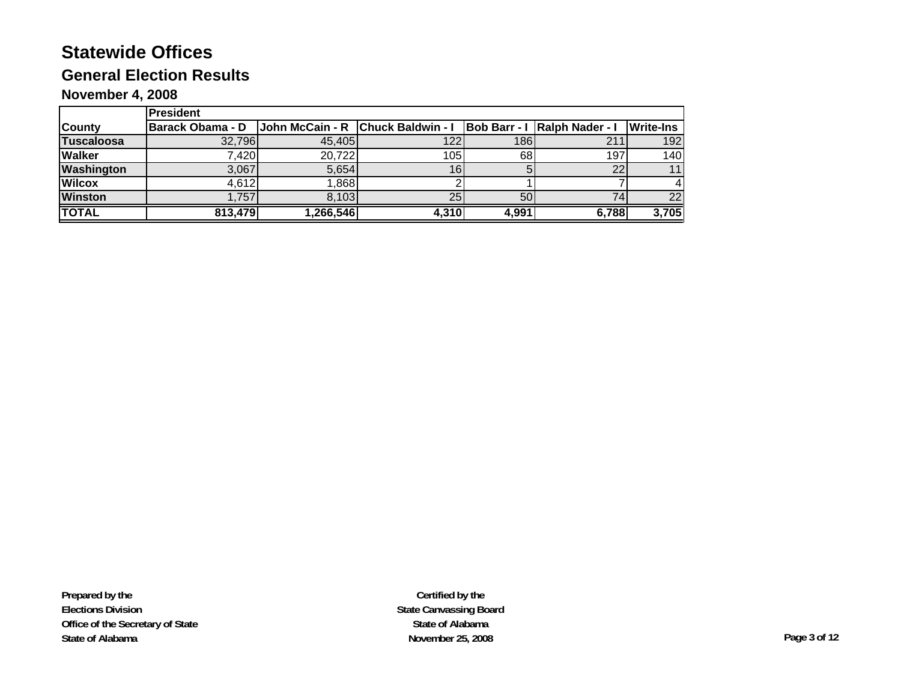# Statewide Offices

## General Election Results

### November 4, 2008

| | President | | | | | |
|---|---|---|---|---|---|---|
| **County** | **Barack Obama - D** | **John McCain - R** | **Chuck Baldwin - I** | **Bob Barr - I** | **Ralph Nader - I** | **Write-Ins** |
| **Tuscaloosa** | 32,796 | 45,405 | 122 | 186 | 211 | 192 |
| **Walker** | 7,420 | 20,722 | 105 | 68 | 197 | 140 |
| **Washington** | 3,067 | 5,654 | 16 | 5 | 22 | 11 |
| **Wilcox** | 4,612 | 1,868 | 2 | 1 | 7 | 4 |
| **Winston** | 1,757 | 8,103 | 25 | 50 | 74 | 22 |
| **TOTAL** | **813,479** | **1,266,546** | **4,310** | **4,991** | **6,788** | **3,705** |

**Prepared by the**
**Elections Division**
**Office of the Secretary of State**
**State of Alabama**

**Certified by the**
**State Canvassing Board**
**State of Alabama**
**November 25, 2008**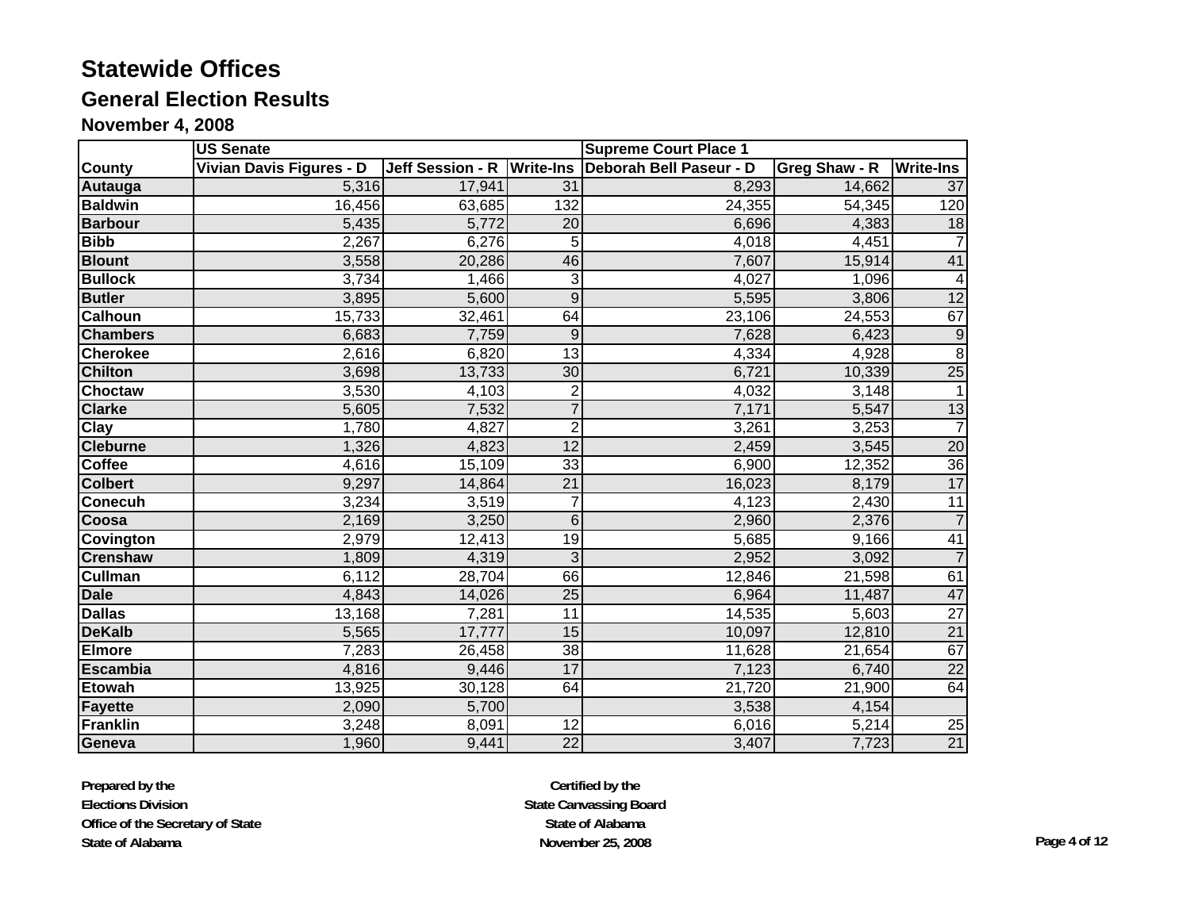# Statewide Offices

## General Election Results

### November 4, 2008

| County | US Senate | | | Supreme Court Place 1 | | |
|---|---|---|---|---|---|---|
| | Vivian Davis Figures - D | Jeff Session - R | Write-Ins | Deborah Bell Paseur - D | Greg Shaw - R | Write-Ins |
| Autauga | 5,316 | 17,941 | 31 | 8,293 | 14,662 | 37 |
| Baldwin | 16,456 | 63,685 | 132 | 24,355 | 54,345 | 120 |
| Barbour | 5,435 | 5,772 | 20 | 6,696 | 4,383 | 18 |
| Bibb | 2,267 | 6,276 | 5 | 4,018 | 4,451 | 7 |
| Blount | 3,558 | 20,286 | 46 | 7,607 | 15,914 | 41 |
| Bullock | 3,734 | 1,466 | 3 | 4,027 | 1,096 | 4 |
| Butler | 3,895 | 5,600 | 9 | 5,595 | 3,806 | 12 |
| Calhoun | 15,733 | 32,461 | 64 | 23,106 | 24,553 | 67 |
| Chambers | 6,683 | 7,759 | 9 | 7,628 | 6,423 | 9 |
| Cherokee | 2,616 | 6,820 | 13 | 4,334 | 4,928 | 8 |
| Chilton | 3,698 | 13,733 | 30 | 6,721 | 10,339 | 25 |
| Choctaw | 3,530 | 4,103 | 2 | 4,032 | 3,148 | 1 |
| Clarke | 5,605 | 7,532 | 7 | 7,171 | 5,547 | 13 |
| Clay | 1,780 | 4,827 | 2 | 3,261 | 3,253 | 7 |
| Cleburne | 1,326 | 4,823 | 12 | 2,459 | 3,545 | 20 |
| Coffee | 4,616 | 15,109 | 33 | 6,900 | 12,352 | 36 |
| Colbert | 9,297 | 14,864 | 21 | 16,023 | 8,179 | 17 |
| Conecuh | 3,234 | 3,519 | 7 | 4,123 | 2,430 | 11 |
| Coosa | 2,169 | 3,250 | 6 | 2,960 | 2,376 | 7 |
| Covington | 2,979 | 12,413 | 19 | 5,685 | 9,166 | 41 |
| Crenshaw | 1,809 | 4,319 | 3 | 2,952 | 3,092 | 7 |
| Cullman | 6,112 | 28,704 | 66 | 12,846 | 21,598 | 61 |
| Dale | 4,843 | 14,026 | 25 | 6,964 | 11,487 | 47 |
| Dallas | 13,168 | 7,281 | 11 | 14,535 | 5,603 | 27 |
| DeKalb | 5,565 | 17,777 | 15 | 10,097 | 12,810 | 21 |
| Elmore | 7,283 | 26,458 | 38 | 11,628 | 21,654 | 67 |
| Escambia | 4,816 | 9,446 | 17 | 7,123 | 6,740 | 22 |
| Etowah | 13,925 | 30,128 | 64 | 21,720 | 21,900 | 64 |
| Fayette | 2,090 | 5,700 | | 3,538 | 4,154 | |
| Franklin | 3,248 | 8,091 | 12 | 6,016 | 5,214 | 25 |
| Geneva | 1,960 | 9,441 | 22 | 3,407 | 7,723 | 21 |

**Prepared by the**
**Elections Division**
**Office of the Secretary of State**
**State of Alabama**

**Certified by the**
**State Canvassing Board**
**State of Alabama**
**November 25, 2008**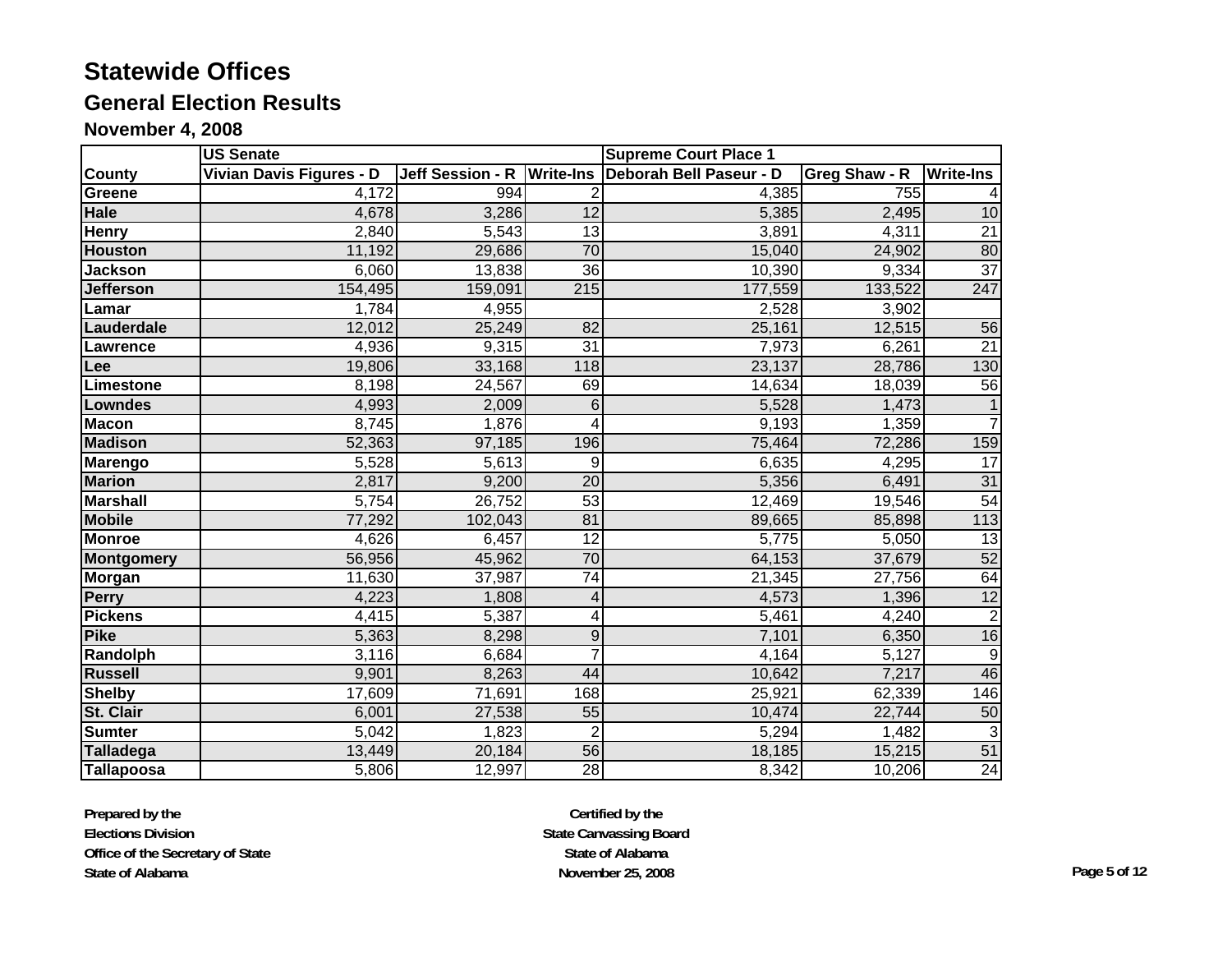# Statewide Offices

## General Election Results

### November 4, 2008

| | US Senate | | | Supreme Court Place 1 | | |
|---|---|---|---|---|---|---|
| **County** | **Vivian Davis Figures - D** | **Jeff Session - R** | **Write-Ins** | **Deborah Bell Paseur - D** | **Greg Shaw - R** | **Write-Ins** |
| **Greene** | 4,172 | 994 | 2 | 4,385 | 755 | 4 |
| **Hale** | 4,678 | 3,286 | 12 | 5,385 | 2,495 | 10 |
| **Henry** | 2,840 | 5,543 | 13 | 3,891 | 4,311 | 21 |
| **Houston** | 11,192 | 29,686 | 70 | 15,040 | 24,902 | 80 |
| **Jackson** | 6,060 | 13,838 | 36 | 10,390 | 9,334 | 37 |
| **Jefferson** | 154,495 | 159,091 | 215 | 177,559 | 133,522 | 247 |
| **Lamar** | 1,784 | 4,955 | | 2,528 | 3,902 | |
| **Lauderdale** | 12,012 | 25,249 | 82 | 25,161 | 12,515 | 56 |
| **Lawrence** | 4,936 | 9,315 | 31 | 7,973 | 6,261 | 21 |
| **Lee** | 19,806 | 33,168 | 118 | 23,137 | 28,786 | 130 |
| **Limestone** | 8,198 | 24,567 | 69 | 14,634 | 18,039 | 56 |
| **Lowndes** | 4,993 | 2,009 | 6 | 5,528 | 1,473 | 1 |
| **Macon** | 8,745 | 1,876 | 4 | 9,193 | 1,359 | 7 |
| **Madison** | 52,363 | 97,185 | 196 | 75,464 | 72,286 | 159 |
| **Marengo** | 5,528 | 5,613 | 9 | 6,635 | 4,295 | 17 |
| **Marion** | 2,817 | 9,200 | 20 | 5,356 | 6,491 | 31 |
| **Marshall** | 5,754 | 26,752 | 53 | 12,469 | 19,546 | 54 |
| **Mobile** | 77,292 | 102,043 | 81 | 89,665 | 85,898 | 113 |
| **Monroe** | 4,626 | 6,457 | 12 | 5,775 | 5,050 | 13 |
| **Montgomery** | 56,956 | 45,962 | 70 | 64,153 | 37,679 | 52 |
| **Morgan** | 11,630 | 37,987 | 74 | 21,345 | 27,756 | 64 |
| **Perry** | 4,223 | 1,808 | 4 | 4,573 | 1,396 | 12 |
| **Pickens** | 4,415 | 5,387 | 4 | 5,461 | 4,240 | 2 |
| **Pike** | 5,363 | 8,298 | 9 | 7,101 | 6,350 | 16 |
| **Randolph** | 3,116 | 6,684 | 7 | 4,164 | 5,127 | 9 |
| **Russell** | 9,901 | 8,263 | 44 | 10,642 | 7,217 | 46 |
| **Shelby** | 17,609 | 71,691 | 168 | 25,921 | 62,339 | 146 |
| **St. Clair** | 6,001 | 27,538 | 55 | 10,474 | 22,744 | 50 |
| **Sumter** | 5,042 | 1,823 | 2 | 5,294 | 1,482 | 3 |
| **Talladega** | 13,449 | 20,184 | 56 | 18,185 | 15,215 | 51 |
| **Tallapoosa** | 5,806 | 12,997 | 28 | 8,342 | 10,206 | 24 |

**Prepared by the**
**Elections Division**
**Office of the Secretary of State**
**State of Alabama**

**Certified by the**
**State Canvassing Board**
**State of Alabama**
**November 25, 2008**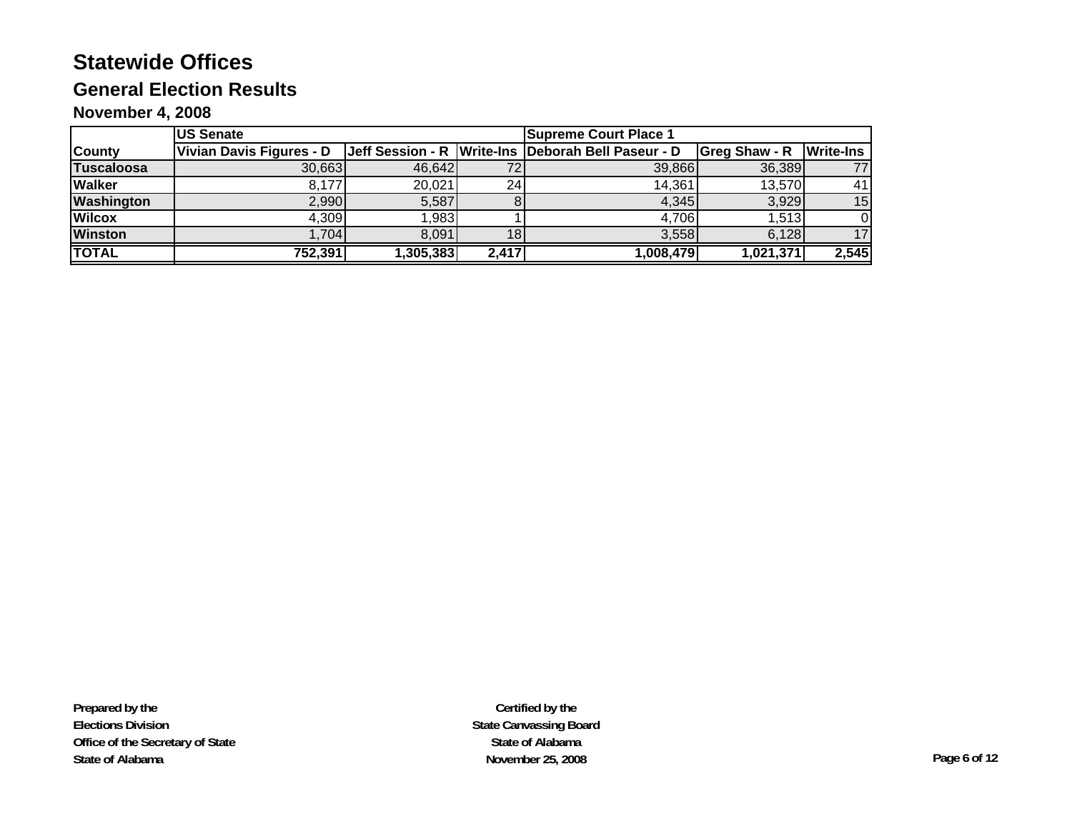# Statewide Offices

## General Election Results

### November 4, 2008

| | US Senate | | | Supreme Court Place 1 | | |
|---|---|---|---|---|---|---|
| **County** | **Vivian Davis Figures - D** | **Jeff Session - R** | **Write-Ins** | **Deborah Bell Paseur - D** | **Greg Shaw - R** | **Write-Ins** |
| **Tuscaloosa** | 30,663 | 46,642 | 72 | 39,866 | 36,389 | 77 |
| **Walker** | 8,177 | 20,021 | 24 | 14,361 | 13,570 | 41 |
| **Washington** | 2,990 | 5,587 | 8 | 4,345 | 3,929 | 15 |
| **Wilcox** | 4,309 | 1,983 | 1 | 4,706 | 1,513 | 0 |
| **Winston** | 1,704 | 8,091 | 18 | 3,558 | 6,128 | 17 |
| **TOTAL** | **752,391** | **1,305,383** | **2,417** | **1,008,479** | **1,021,371** | **2,545** |

**Prepared by the**
**Elections Division**
**Office of the Secretary of State**
**State of Alabama**

**Certified by the**
**State Canvassing Board**
**State of Alabama**
**November 25, 2008**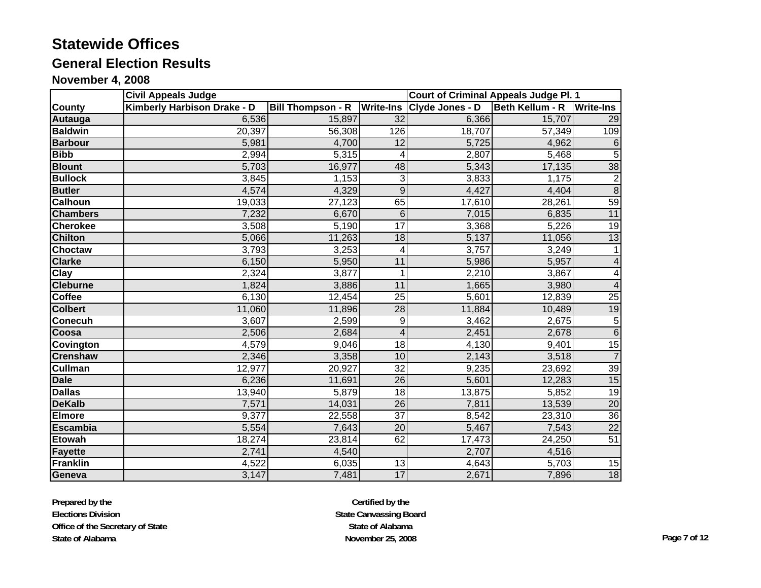# Statewide Offices

## General Election Results

### November 4, 2008

| | Civil Appeals Judge | | | Court of Criminal Appeals Judge Pl. 1 | | |
|---|---|---|---|---|---|---|
| County | Kimberly Harbison Drake - D | Bill Thompson - R | Write-Ins | Clyde Jones - D | Beth Kellum - R | Write-Ins |
| Autauga | 6,536 | 15,897 | 32 | 6,366 | 15,707 | 29 |
| Baldwin | 20,397 | 56,308 | 126 | 18,707 | 57,349 | 109 |
| Barbour | 5,981 | 4,700 | 12 | 5,725 | 4,962 | 6 |
| Bibb | 2,994 | 5,315 | 4 | 2,807 | 5,468 | 5 |
| Blount | 5,703 | 16,977 | 48 | 5,343 | 17,135 | 38 |
| Bullock | 3,845 | 1,153 | 3 | 3,833 | 1,175 | 2 |
| Butler | 4,574 | 4,329 | 9 | 4,427 | 4,404 | 8 |
| Calhoun | 19,033 | 27,123 | 65 | 17,610 | 28,261 | 59 |
| Chambers | 7,232 | 6,670 | 6 | 7,015 | 6,835 | 11 |
| Cherokee | 3,508 | 5,190 | 17 | 3,368 | 5,226 | 19 |
| Chilton | 5,066 | 11,263 | 18 | 5,137 | 11,056 | 13 |
| Choctaw | 3,793 | 3,253 | 4 | 3,757 | 3,249 | 1 |
| Clarke | 6,150 | 5,950 | 11 | 5,986 | 5,957 | 4 |
| Clay | 2,324 | 3,877 | 1 | 2,210 | 3,867 | 4 |
| Cleburne | 1,824 | 3,886 | 11 | 1,665 | 3,980 | 4 |
| Coffee | 6,130 | 12,454 | 25 | 5,601 | 12,839 | 25 |
| Colbert | 11,060 | 11,896 | 28 | 11,884 | 10,489 | 19 |
| Conecuh | 3,607 | 2,599 | 9 | 3,462 | 2,675 | 5 |
| Coosa | 2,506 | 2,684 | 4 | 2,451 | 2,678 | 6 |
| Covington | 4,579 | 9,046 | 18 | 4,130 | 9,401 | 15 |
| Crenshaw | 2,346 | 3,358 | 10 | 2,143 | 3,518 | 7 |
| Cullman | 12,977 | 20,927 | 32 | 9,235 | 23,692 | 39 |
| Dale | 6,236 | 11,691 | 26 | 5,601 | 12,283 | 15 |
| Dallas | 13,940 | 5,879 | 18 | 13,875 | 5,852 | 19 |
| DeKalb | 7,571 | 14,031 | 26 | 7,811 | 13,539 | 20 |
| Elmore | 9,377 | 22,558 | 37 | 8,542 | 23,310 | 36 |
| Escambia | 5,554 | 7,643 | 20 | 5,467 | 7,543 | 22 |
| Etowah | 18,274 | 23,814 | 62 | 17,473 | 24,250 | 51 |
| Fayette | 2,741 | 4,540 | | 2,707 | 4,516 | |
| Franklin | 4,522 | 6,035 | 13 | 4,643 | 5,703 | 15 |
| Geneva | 3,147 | 7,481 | 17 | 2,671 | 7,896 | 18 |

**Prepared by the**
**Elections Division**
**Office of the Secretary of State**
**State of Alabama**

**Certified by the**
**State Canvassing Board**
**State of Alabama**
**November 25, 2008**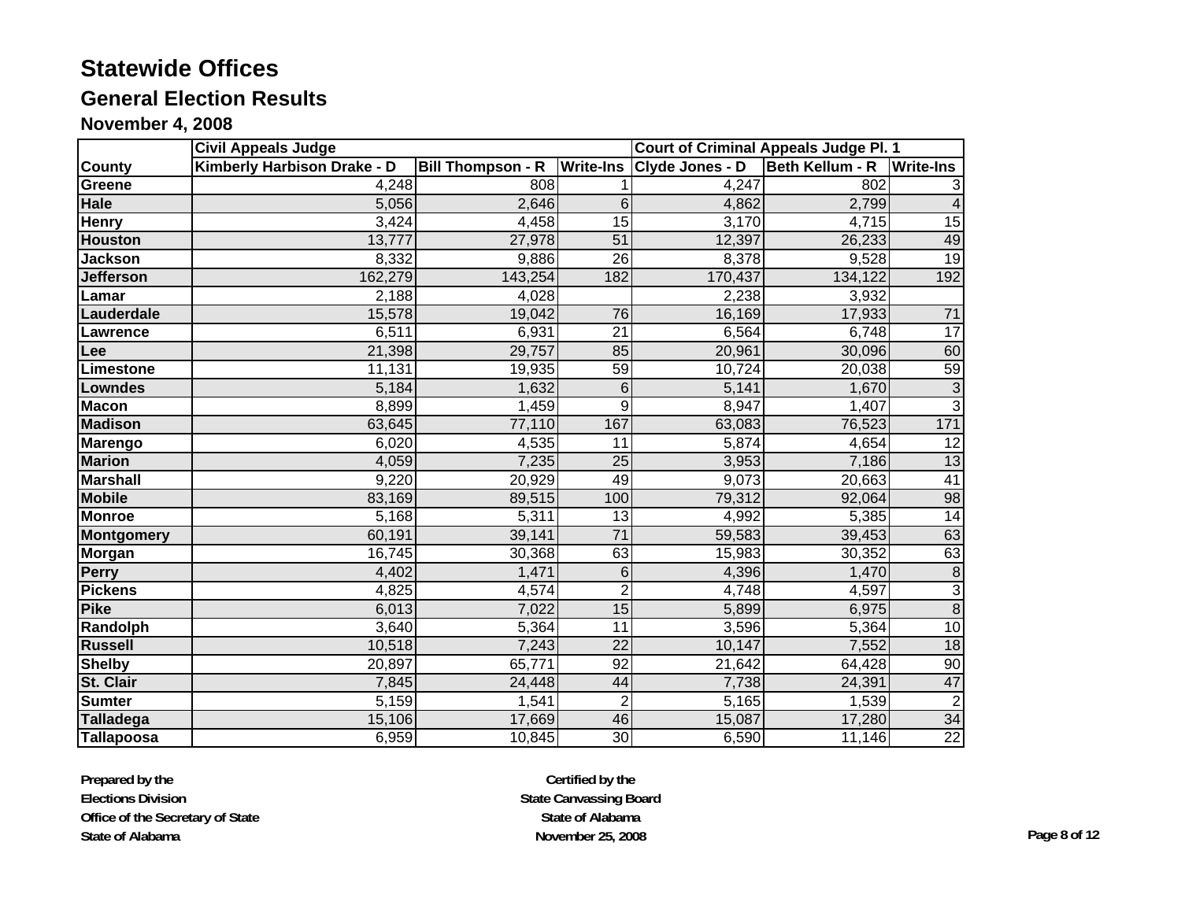# Statewide Offices

## General Election Results

### November 4, 2008

| | Civil Appeals Judge | | | Court of Criminal Appeals Judge Pl. 1 | | |
|---|---|---|---|---|---|---|
| County | Kimberly Harbison Drake - D | Bill Thompson - R | Write-Ins | Clyde Jones - D | Beth Kellum - R | Write-Ins |
| Greene | 4,248 | 808 | 1 | 4,247 | 802 | 3 |
| Hale | 5,056 | 2,646 | 6 | 4,862 | 2,799 | 4 |
| Henry | 3,424 | 4,458 | 15 | 3,170 | 4,715 | 15 |
| Houston | 13,777 | 27,978 | 51 | 12,397 | 26,233 | 49 |
| Jackson | 8,332 | 9,886 | 26 | 8,378 | 9,528 | 19 |
| Jefferson | 162,279 | 143,254 | 182 | 170,437 | 134,122 | 192 |
| Lamar | 2,188 | 4,028 | | 2,238 | 3,932 | |
| Lauderdale | 15,578 | 19,042 | 76 | 16,169 | 17,933 | 71 |
| Lawrence | 6,511 | 6,931 | 21 | 6,564 | 6,748 | 17 |
| Lee | 21,398 | 29,757 | 85 | 20,961 | 30,096 | 60 |
| Limestone | 11,131 | 19,935 | 59 | 10,724 | 20,038 | 59 |
| Lowndes | 5,184 | 1,632 | 6 | 5,141 | 1,670 | 3 |
| Macon | 8,899 | 1,459 | 9 | 8,947 | 1,407 | 3 |
| Madison | 63,645 | 77,110 | 167 | 63,083 | 76,523 | 171 |
| Marengo | 6,020 | 4,535 | 11 | 5,874 | 4,654 | 12 |
| Marion | 4,059 | 7,235 | 25 | 3,953 | 7,186 | 13 |
| Marshall | 9,220 | 20,929 | 49 | 9,073 | 20,663 | 41 |
| Mobile | 83,169 | 89,515 | 100 | 79,312 | 92,064 | 98 |
| Monroe | 5,168 | 5,311 | 13 | 4,992 | 5,385 | 14 |
| Montgomery | 60,191 | 39,141 | 71 | 59,583 | 39,453 | 63 |
| Morgan | 16,745 | 30,368 | 63 | 15,983 | 30,352 | 63 |
| Perry | 4,402 | 1,471 | 6 | 4,396 | 1,470 | 8 |
| Pickens | 4,825 | 4,574 | 2 | 4,748 | 4,597 | 3 |
| Pike | 6,013 | 7,022 | 15 | 5,899 | 6,975 | 8 |
| Randolph | 3,640 | 5,364 | 11 | 3,596 | 5,364 | 10 |
| Russell | 10,518 | 7,243 | 22 | 10,147 | 7,552 | 18 |
| Shelby | 20,897 | 65,771 | 92 | 21,642 | 64,428 | 90 |
| St. Clair | 7,845 | 24,448 | 44 | 7,738 | 24,391 | 47 |
| Sumter | 5,159 | 1,541 | 2 | 5,165 | 1,539 | 2 |
| Talladega | 15,106 | 17,669 | 46 | 15,087 | 17,280 | 34 |
| Tallapoosa | 6,959 | 10,845 | 30 | 6,590 | 11,146 | 22 |

**Prepared by the**
**Elections Division**
**Office of the Secretary of State**
**State of Alabama**

**Certified by the**
**State Canvassing Board**
**State of Alabama**
**November 25, 2008**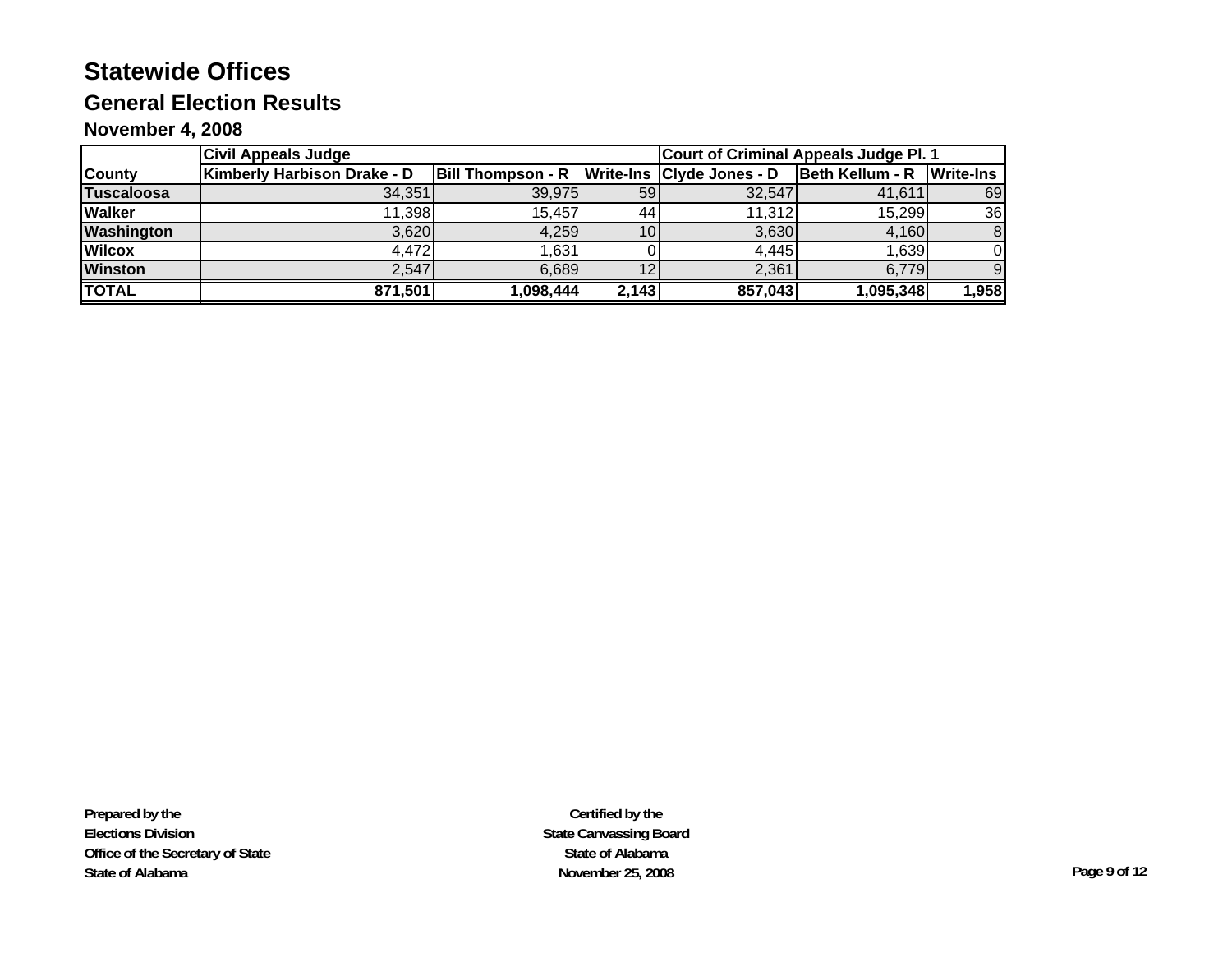# Statewide Offices

## General Election Results

### November 4, 2008

| | Civil Appeals Judge | | | Court of Criminal Appeals Judge Pl. 1 | | |
|---|---|---|---|---|---|---|
| **County** | **Kimberly Harbison Drake - D** | **Bill Thompson - R** | **Write-Ins** | **Clyde Jones - D** | **Beth Kellum - R** | **Write-Ins** |
| **Tuscaloosa** | 34,351 | 39,975 | 59 | 32,547 | 41,611 | 69 |
| **Walker** | 11,398 | 15,457 | 44 | 11,312 | 15,299 | 36 |
| **Washington** | 3,620 | 4,259 | 10 | 3,630 | 4,160 | 8 |
| **Wilcox** | 4,472 | 1,631 | 0 | 4,445 | 1,639 | 0 |
| **Winston** | 2,547 | 6,689 | 12 | 2,361 | 6,779 | 9 |
| **TOTAL** | **871,501** | **1,098,444** | **2,143** | **857,043** | **1,095,348** | **1,958** |

**Prepared by the**
**Elections Division**
**Office of the Secretary of State**
**State of Alabama**

**Certified by the**
**State Canvassing Board**
**State of Alabama**
**November 25, 2008**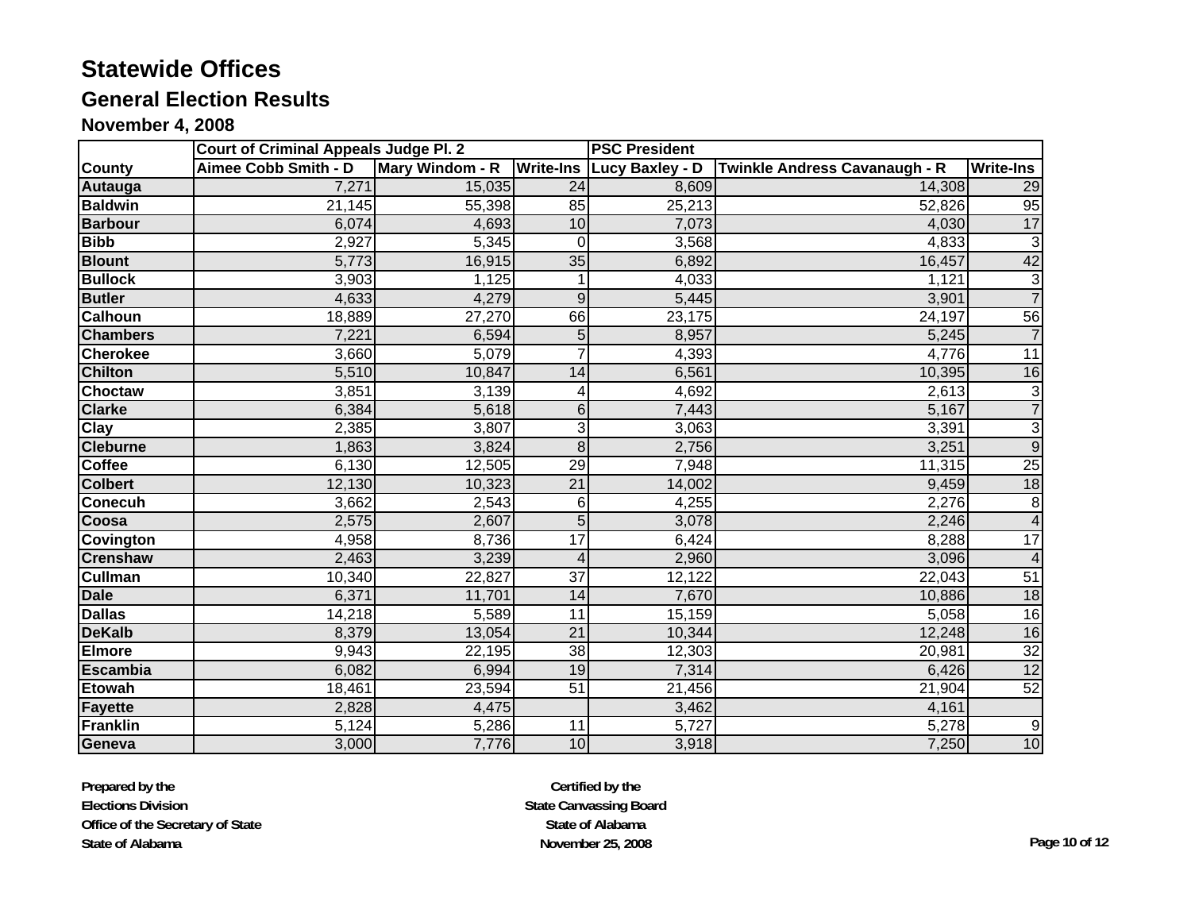# Statewide Offices

## General Election Results

### November 4, 2008

| | Court of Criminal Appeals Judge Pl. 2 | | | PSC President | | |
|---|---|---|---|---|---|---|
| **County** | **Aimee Cobb Smith - D** | **Mary Windom - R** | **Write-Ins** | **Lucy Baxley - D** | **Twinkle Andress Cavanaugh - R** | **Write-Ins** |
| **Autauga** | 7,271 | 15,035 | 24 | 8,609 | 14,308 | 29 |
| **Baldwin** | 21,145 | 55,398 | 85 | 25,213 | 52,826 | 95 |
| **Barbour** | 6,074 | 4,693 | 10 | 7,073 | 4,030 | 17 |
| **Bibb** | 2,927 | 5,345 | 0 | 3,568 | 4,833 | 3 |
| **Blount** | 5,773 | 16,915 | 35 | 6,892 | 16,457 | 42 |
| **Bullock** | 3,903 | 1,125 | 1 | 4,033 | 1,121 | 3 |
| **Butler** | 4,633 | 4,279 | 9 | 5,445 | 3,901 | 7 |
| **Calhoun** | 18,889 | 27,270 | 66 | 23,175 | 24,197 | 56 |
| **Chambers** | 7,221 | 6,594 | 5 | 8,957 | 5,245 | 7 |
| **Cherokee** | 3,660 | 5,079 | 7 | 4,393 | 4,776 | 11 |
| **Chilton** | 5,510 | 10,847 | 14 | 6,561 | 10,395 | 16 |
| **Choctaw** | 3,851 | 3,139 | 4 | 4,692 | 2,613 | 3 |
| **Clarke** | 6,384 | 5,618 | 6 | 7,443 | 5,167 | 7 |
| **Clay** | 2,385 | 3,807 | 3 | 3,063 | 3,391 | 3 |
| **Cleburne** | 1,863 | 3,824 | 8 | 2,756 | 3,251 | 9 |
| **Coffee** | 6,130 | 12,505 | 29 | 7,948 | 11,315 | 25 |
| **Colbert** | 12,130 | 10,323 | 21 | 14,002 | 9,459 | 18 |
| **Conecuh** | 3,662 | 2,543 | 6 | 4,255 | 2,276 | 8 |
| **Coosa** | 2,575 | 2,607 | 5 | 3,078 | 2,246 | 4 |
| **Covington** | 4,958 | 8,736 | 17 | 6,424 | 8,288 | 17 |
| **Crenshaw** | 2,463 | 3,239 | 4 | 2,960 | 3,096 | 4 |
| **Cullman** | 10,340 | 22,827 | 37 | 12,122 | 22,043 | 51 |
| **Dale** | 6,371 | 11,701 | 14 | 7,670 | 10,886 | 18 |
| **Dallas** | 14,218 | 5,589 | 11 | 15,159 | 5,058 | 16 |
| **DeKalb** | 8,379 | 13,054 | 21 | 10,344 | 12,248 | 16 |
| **Elmore** | 9,943 | 22,195 | 38 | 12,303 | 20,981 | 32 |
| **Escambia** | 6,082 | 6,994 | 19 | 7,314 | 6,426 | 12 |
| **Etowah** | 18,461 | 23,594 | 51 | 21,456 | 21,904 | 52 |
| **Fayette** | 2,828 | 4,475 | | 3,462 | 4,161 | |
| **Franklin** | 5,124 | 5,286 | 11 | 5,727 | 5,278 | 9 |
| **Geneva** | 3,000 | 7,776 | 10 | 3,918 | 7,250 | 10 |

**Prepared by the**
**Elections Division**
**Office of the Secretary of State**
**State of Alabama**

**Certified by the**
**State Canvassing Board**
**State of Alabama**
**November 25, 2008**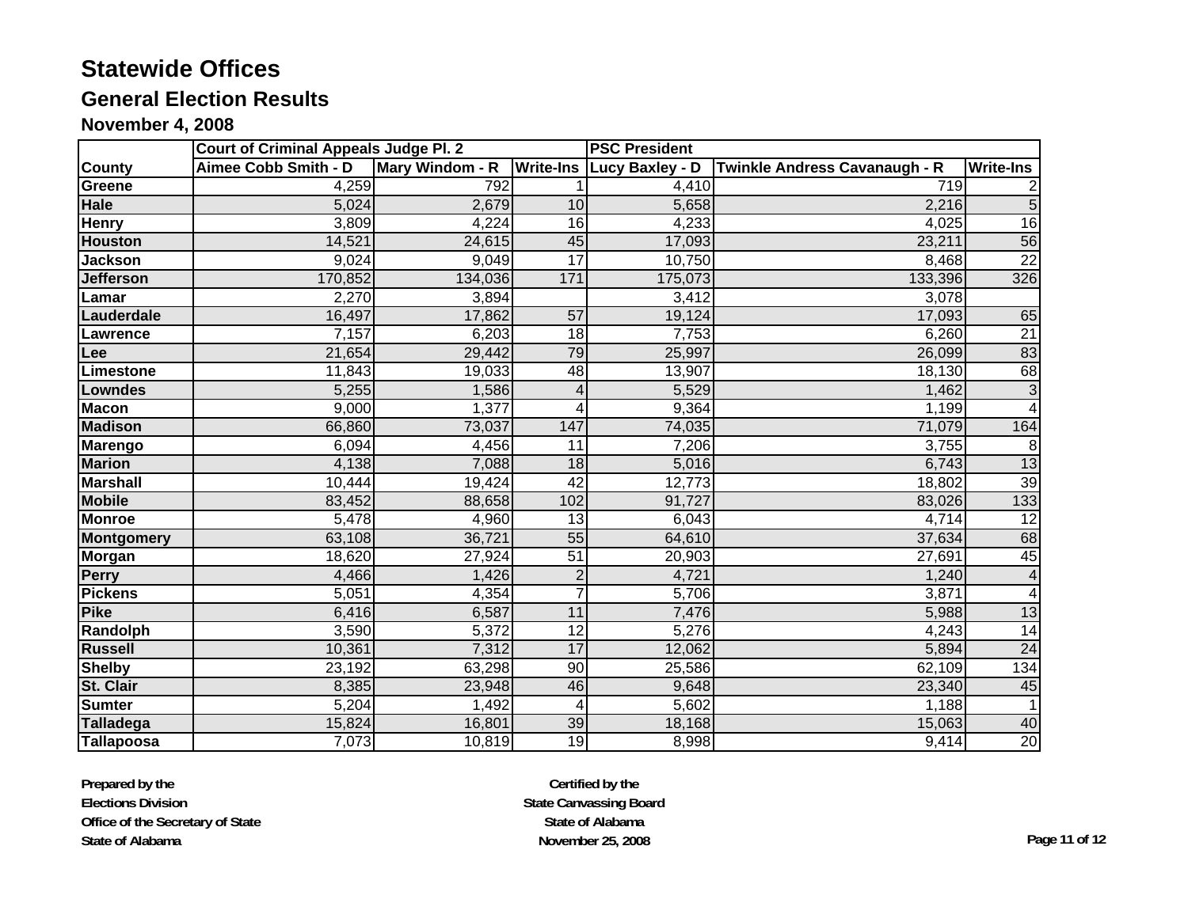# Statewide Offices

## General Election Results

### November 4, 2008

| County | Court of Criminal Appeals Judge Pl. 2 | | | PSC President | | |
|---|---|---|---|---|---|---|
| | Aimee Cobb Smith - D | Mary Windom - R | Write-Ins | Lucy Baxley - D | Twinkle Andress Cavanaugh - R | Write-Ins |
| Greene | 4,259 | 792 | 1 | 4,410 | 719 | 2 |
| Hale | 5,024 | 2,679 | 10 | 5,658 | 2,216 | 5 |
| Henry | 3,809 | 4,224 | 16 | 4,233 | 4,025 | 16 |
| Houston | 14,521 | 24,615 | 45 | 17,093 | 23,211 | 56 |
| Jackson | 9,024 | 9,049 | 17 | 10,750 | 8,468 | 22 |
| Jefferson | 170,852 | 134,036 | 171 | 175,073 | 133,396 | 326 |
| Lamar | 2,270 | 3,894 | | 3,412 | 3,078 | |
| Lauderdale | 16,497 | 17,862 | 57 | 19,124 | 17,093 | 65 |
| Lawrence | 7,157 | 6,203 | 18 | 7,753 | 6,260 | 21 |
| Lee | 21,654 | 29,442 | 79 | 25,997 | 26,099 | 83 |
| Limestone | 11,843 | 19,033 | 48 | 13,907 | 18,130 | 68 |
| Lowndes | 5,255 | 1,586 | 4 | 5,529 | 1,462 | 3 |
| Macon | 9,000 | 1,377 | 4 | 9,364 | 1,199 | 4 |
| Madison | 66,860 | 73,037 | 147 | 74,035 | 71,079 | 164 |
| Marengo | 6,094 | 4,456 | 11 | 7,206 | 3,755 | 8 |
| Marion | 4,138 | 7,088 | 18 | 5,016 | 6,743 | 13 |
| Marshall | 10,444 | 19,424 | 42 | 12,773 | 18,802 | 39 |
| Mobile | 83,452 | 88,658 | 102 | 91,727 | 83,026 | 133 |
| Monroe | 5,478 | 4,960 | 13 | 6,043 | 4,714 | 12 |
| Montgomery | 63,108 | 36,721 | 55 | 64,610 | 37,634 | 68 |
| Morgan | 18,620 | 27,924 | 51 | 20,903 | 27,691 | 45 |
| Perry | 4,466 | 1,426 | 2 | 4,721 | 1,240 | 4 |
| Pickens | 5,051 | 4,354 | 7 | 5,706 | 3,871 | 4 |
| Pike | 6,416 | 6,587 | 11 | 7,476 | 5,988 | 13 |
| Randolph | 3,590 | 5,372 | 12 | 5,276 | 4,243 | 14 |
| Russell | 10,361 | 7,312 | 17 | 12,062 | 5,894 | 24 |
| Shelby | 23,192 | 63,298 | 90 | 25,586 | 62,109 | 134 |
| St. Clair | 8,385 | 23,948 | 46 | 9,648 | 23,340 | 45 |
| Sumter | 5,204 | 1,492 | 4 | 5,602 | 1,188 | 1 |
| Talladega | 15,824 | 16,801 | 39 | 18,168 | 15,063 | 40 |
| Tallapoosa | 7,073 | 10,819 | 19 | 8,998 | 9,414 | 20 |

**Prepared by the**
**Elections Division**
**Office of the Secretary of State**
**State of Alabama**

**Certified by the**
**State Canvassing Board**
**State of Alabama**
**November 25, 2008**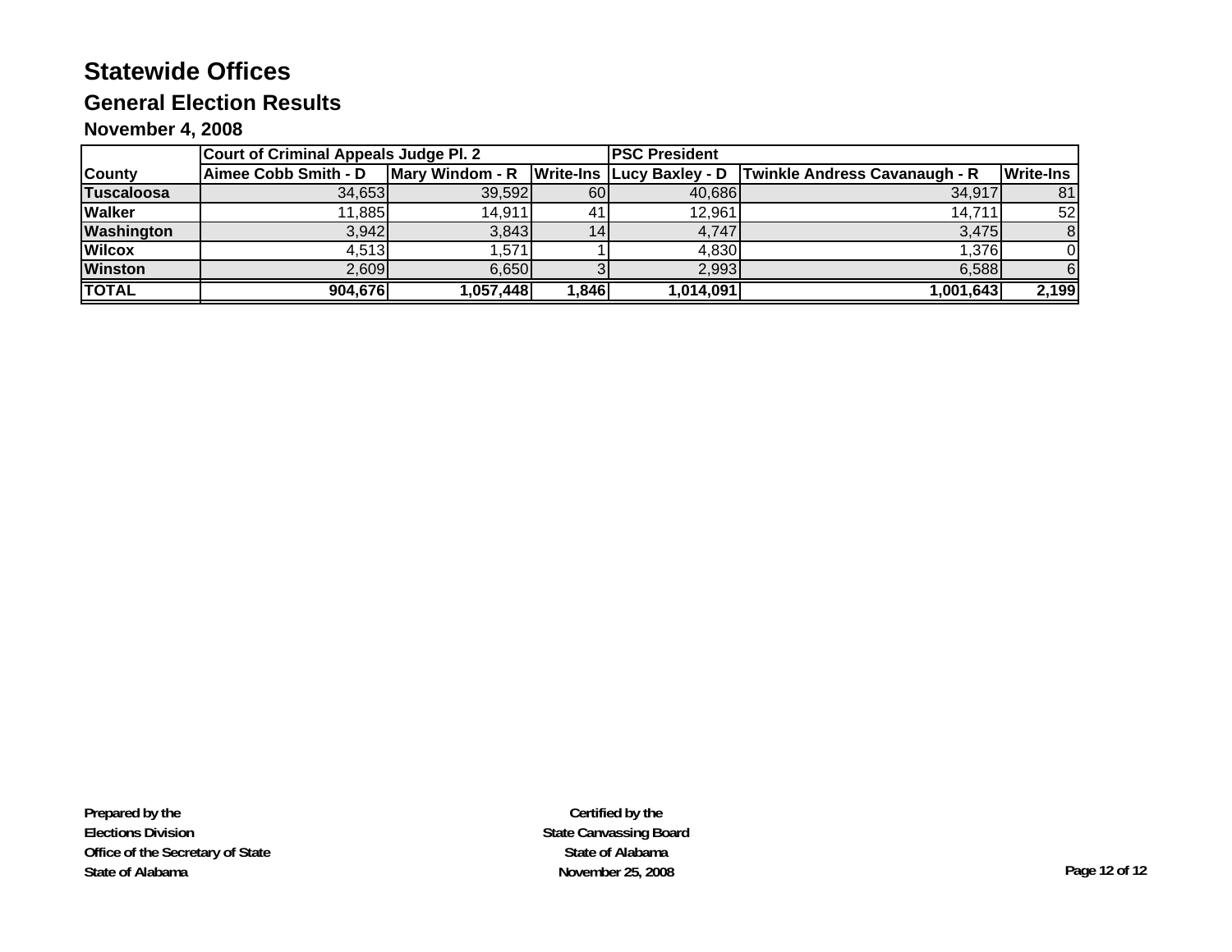# Statewide Offices

## General Election Results

### November 4, 2008

| County | Court of Criminal Appeals Judge Pl. 2 | | | PSC President | | |
|---|---|---|---|---|---|---|
| | Aimee Cobb Smith - D | Mary Windom - R | Write-Ins | Lucy Baxley - D | Twinkle Andress Cavanaugh - R | Write-Ins |
| **Tuscaloosa** | 34,653 | 39,592 | 60 | 40,686 | 34,917 | 81 |
| **Walker** | 11,885 | 14,911 | 41 | 12,961 | 14,711 | 52 |
| **Washington** | 3,942 | 3,843 | 14 | 4,747 | 3,475 | 8 |
| **Wilcox** | 4,513 | 1,571 | 1 | 4,830 | 1,376 | 0 |
| **Winston** | 2,609 | 6,650 | 3 | 2,993 | 6,588 | 6 |
| **TOTAL** | **904,676** | **1,057,448** | **1,846** | **1,014,091** | **1,001,643** | **2,199** |

**Prepared by the**
**Elections Division**
**Office of the Secretary of State**
**State of Alabama**

**Certified by the**
**State Canvassing Board**
**State of Alabama**
**November 25, 2008**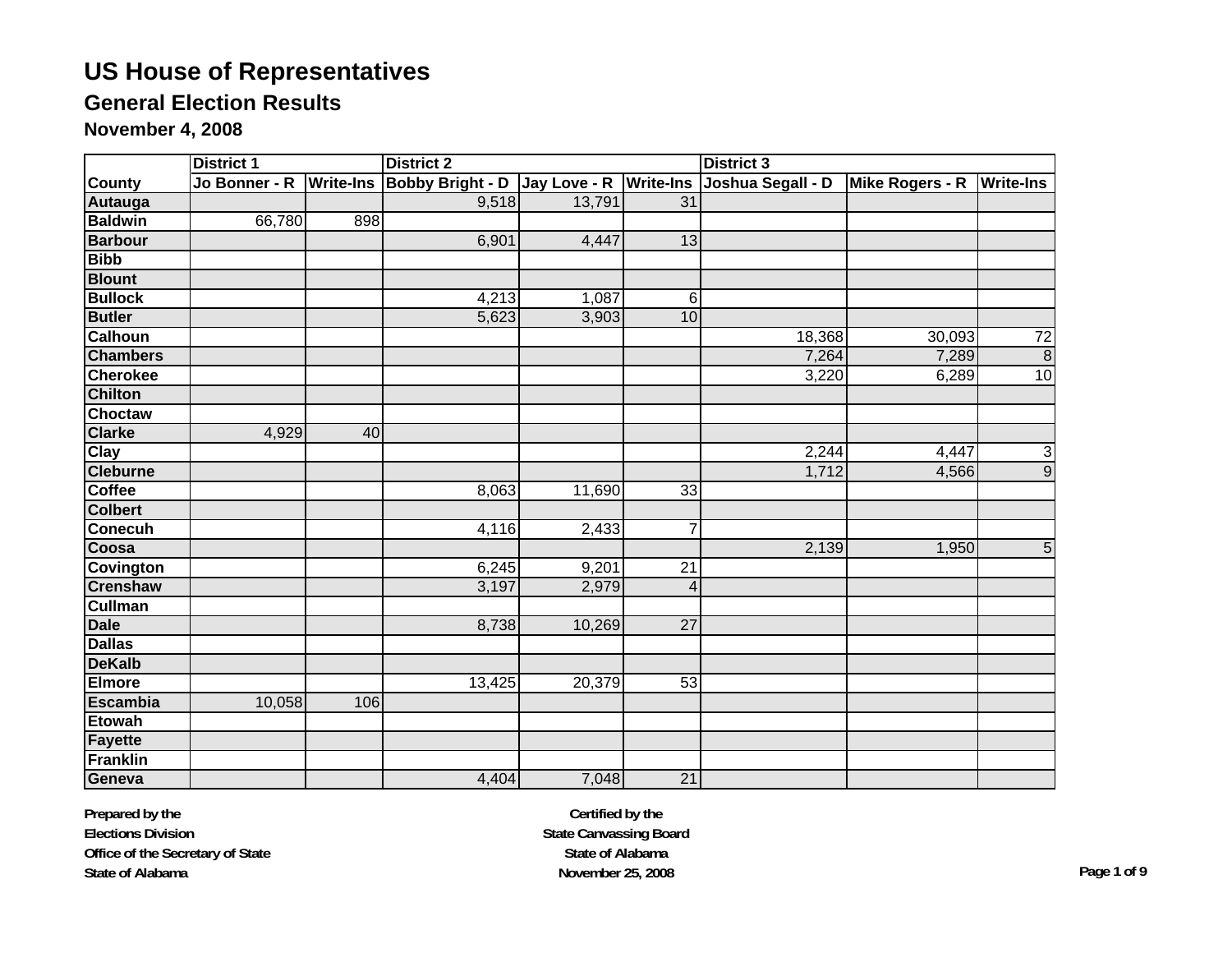# US House of Representatives

## General Election Results

### November 4, 2008

| | District 1 | | District 2 | | | District 3 | | |
|---|---|---|---|---|---|---|---|---|
| County | Jo Bonner - R | Write-Ins | Bobby Bright - D | Jay Love - R | Write-Ins | Joshua Segall - D | Mike Rogers - R | Write-Ins |
| Autauga | | | 9,518 | 13,791 | 31 | | | |
| Baldwin | 66,780 | 898 | | | | | | |
| Barbour | | | 6,901 | 4,447 | 13 | | | |
| Bibb | | | | | | | | |
| Blount | | | | | | | | |
| Bullock | | | 4,213 | 1,087 | 6 | | | |
| Butler | | | 5,623 | 3,903 | 10 | | | |
| Calhoun | | | | | | 18,368 | 30,093 | 72 |
| Chambers | | | | | | 7,264 | 7,289 | 8 |
| Cherokee | | | | | | 3,220 | 6,289 | 10 |
| Chilton | | | | | | | | |
| Choctaw | | | | | | | | |
| Clarke | 4,929 | 40 | | | | | | |
| Clay | | | | | | 2,244 | 4,447 | 3 |
| Cleburne | | | | | | 1,712 | 4,566 | 9 |
| Coffee | | | 8,063 | 11,690 | 33 | | | |
| Colbert | | | | | | | | |
| Conecuh | | | 4,116 | 2,433 | 7 | | | |
| Coosa | | | | | | 2,139 | 1,950 | 5 |
| Covington | | | 6,245 | 9,201 | 21 | | | |
| Crenshaw | | | 3,197 | 2,979 | 4 | | | |
| Cullman | | | | | | | | |
| Dale | | | 8,738 | 10,269 | 27 | | | |
| Dallas | | | | | | | | |
| DeKalb | | | | | | | | |
| Elmore | | | 13,425 | 20,379 | 53 | | | |
| Escambia | 10,058 | 106 | | | | | | |
| Etowah | | | | | | | | |
| Fayette | | | | | | | | |
| Franklin | | | | | | | | |
| Geneva | | | 4,404 | 7,048 | 21 | | | |

Prepared by the
Elections Division
Office of the Secretary of State
State of Alabama

Certified by the
State Canvassing Board
State of Alabama
November 25, 2008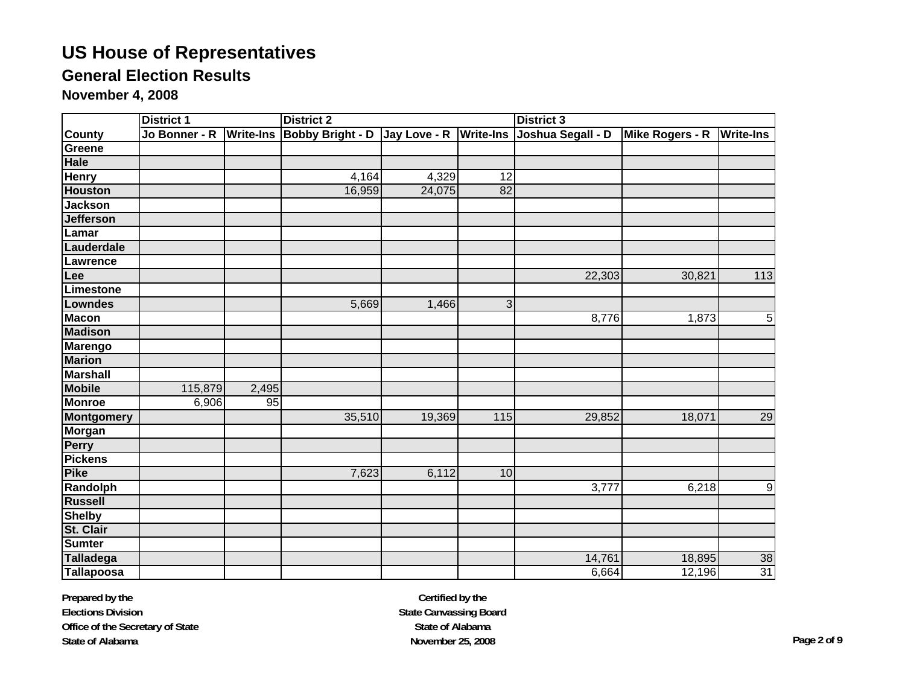# US House of Representatives

## General Election Results

### November 4, 2008

| | District 1 | | District 2 | | | District 3 | | |
|---|---|---|---|---|---|---|---|---|
| County | Jo Bonner - R | Write-Ins | Bobby Bright - D | Jay Love - R | Write-Ins | Joshua Segall - D | Mike Rogers - R | Write-Ins |
| Greene | | | | | | | | |
| Hale | | | | | | | | |
| Henry | | | 4,164 | 4,329 | 12 | | | |
| Houston | | | 16,959 | 24,075 | 82 | | | |
| Jackson | | | | | | | | |
| Jefferson | | | | | | | | |
| Lamar | | | | | | | | |
| Lauderdale | | | | | | | | |
| Lawrence | | | | | | | | |
| Lee | | | | | | 22,303 | 30,821 | 113 |
| Limestone | | | | | | | | |
| Lowndes | | | 5,669 | 1,466 | 3 | | | |
| Macon | | | | | | 8,776 | 1,873 | 5 |
| Madison | | | | | | | | |
| Marengo | | | | | | | | |
| Marion | | | | | | | | |
| Marshall | | | | | | | | |
| Mobile | 115,879 | 2,495 | | | | | | |
| Monroe | 6,906 | 95 | | | | | | |
| Montgomery | | | 35,510 | 19,369 | 115 | 29,852 | 18,071 | 29 |
| Morgan | | | | | | | | |
| Perry | | | | | | | | |
| Pickens | | | | | | | | |
| Pike | | | 7,623 | 6,112 | 10 | | | |
| Randolph | | | | | | 3,777 | 6,218 | 9 |
| Russell | | | | | | | | |
| Shelby | | | | | | | | |
| St. Clair | | | | | | | | |
| Sumter | | | | | | | | |
| Talladega | | | | | | 14,761 | 18,895 | 38 |
| Tallapoosa | | | | | | 6,664 | 12,196 | 31 |

**Prepared by the**
**Elections Division**
**Office of the Secretary of State**
**State of Alabama**

**Certified by the**
**State Canvassing Board**
**State of Alabama**
**November 25, 2008**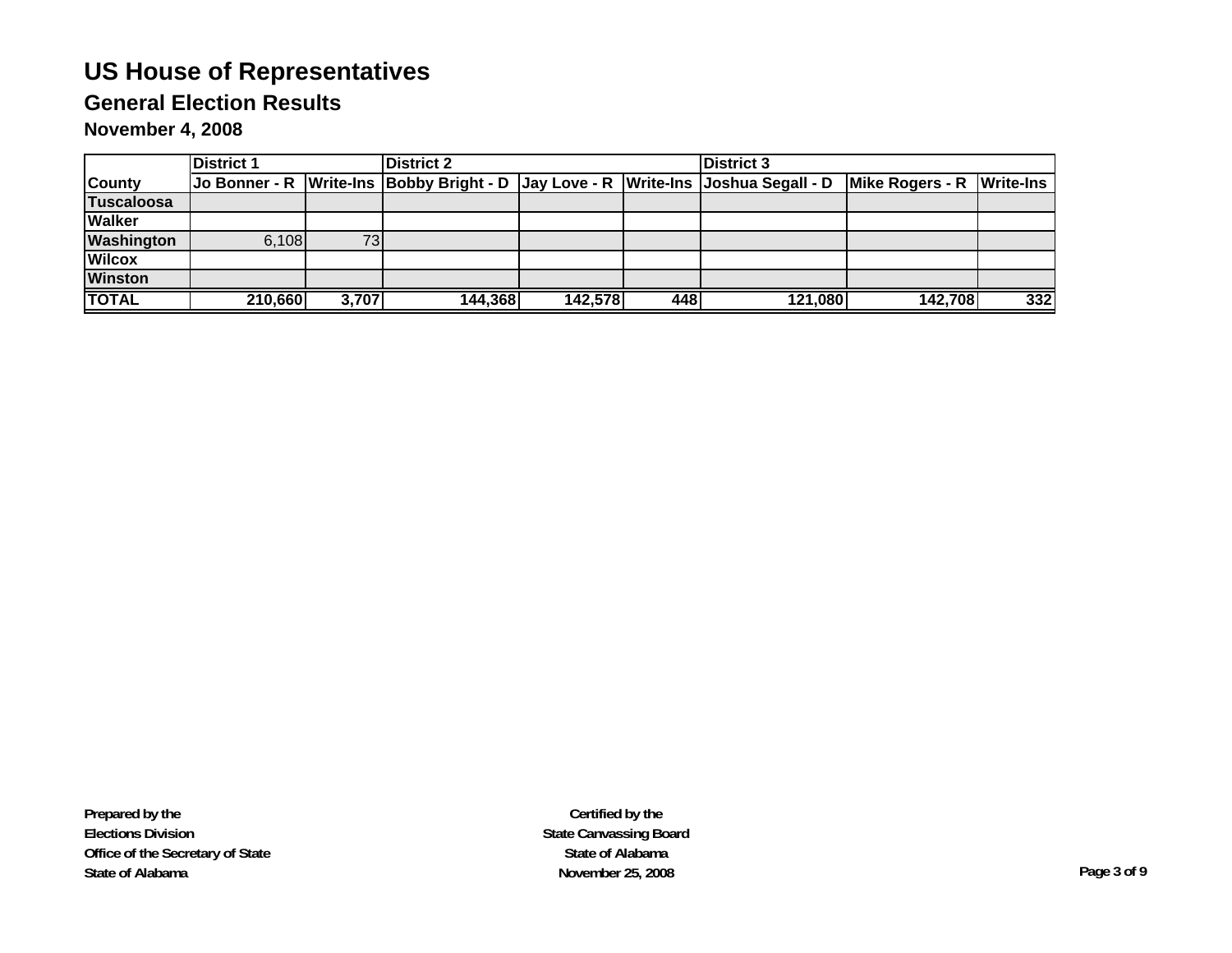# US House of Representatives

## General Election Results

### November 4, 2008

| | District 1 | | District 2 | | | District 3 | | |
|---|---|---|---|---|---|---|---|---|
| County | Jo Bonner - R | Write-Ins | Bobby Bright - D | Jay Love - R | Write-Ins | Joshua Segall - D | Mike Rogers - R | Write-Ins |
| Tuscaloosa | | | | | | | | |
| Walker | | | | | | | | |
| Washington | 6,108 | 73 | | | | | | |
| Wilcox | | | | | | | | |
| Winston | | | | | | | | |
| TOTAL | 210,660 | 3,707 | 144,368 | 142,578 | 448 | 121,080 | 142,708 | 332 |

**Prepared by the**
**Elections Division**
**Office of the Secretary of State**
**State of Alabama**

**Certified by the**
**State Canvassing Board**
**State of Alabama**
**November 25, 2008**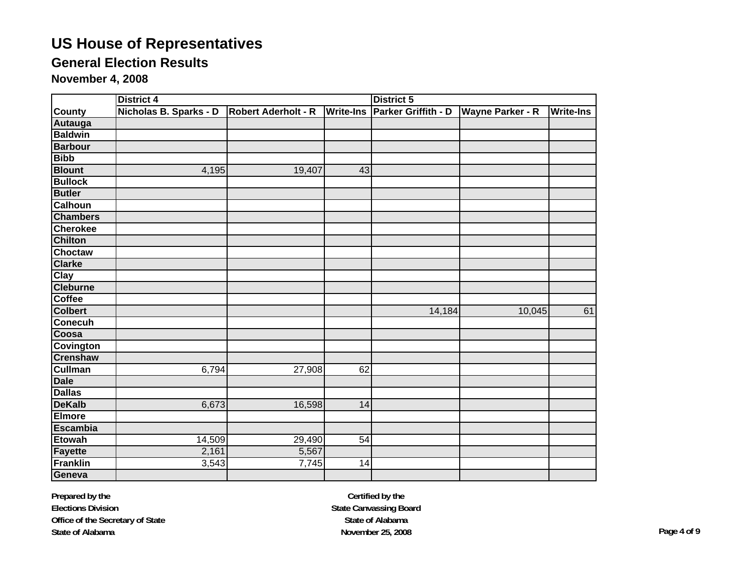# US House of Representatives

## General Election Results

### November 4, 2008

| | District 4 | | | District 5 | | |
|---|---|---|---|---|---|---|
| County | Nicholas B. Sparks - D | Robert Aderholt - R | Write-Ins | Parker Griffith - D | Wayne Parker - R | Write-Ins |
| Autauga | | | | | | |
| Baldwin | | | | | | |
| Barbour | | | | | | |
| Bibb | | | | | | |
| Blount | 4,195 | 19,407 | 43 | | | |
| Bullock | | | | | | |
| Butler | | | | | | |
| Calhoun | | | | | | |
| Chambers | | | | | | |
| Cherokee | | | | | | |
| Chilton | | | | | | |
| Choctaw | | | | | | |
| Clarke | | | | | | |
| Clay | | | | | | |
| Cleburne | | | | | | |
| Coffee | | | | | | |
| Colbert | | | | 14,184 | 10,045 | 61 |
| Conecuh | | | | | | |
| Coosa | | | | | | |
| Covington | | | | | | |
| Crenshaw | | | | | | |
| Cullman | 6,794 | 27,908 | 62 | | | |
| Dale | | | | | | |
| Dallas | | | | | | |
| DeKalb | 6,673 | 16,598 | 14 | | | |
| Elmore | | | | | | |
| Escambia | | | | | | |
| Etowah | 14,509 | 29,490 | 54 | | | |
| Fayette | 2,161 | 5,567 | | | | |
| Franklin | 3,543 | 7,745 | 14 | | | |
| Geneva | | | | | | |

**Prepared by the**
**Elections Division**
**Office of the Secretary of State**
**State of Alabama**

**Certified by the**
**State Canvassing Board**
**State of Alabama**
**November 25, 2008**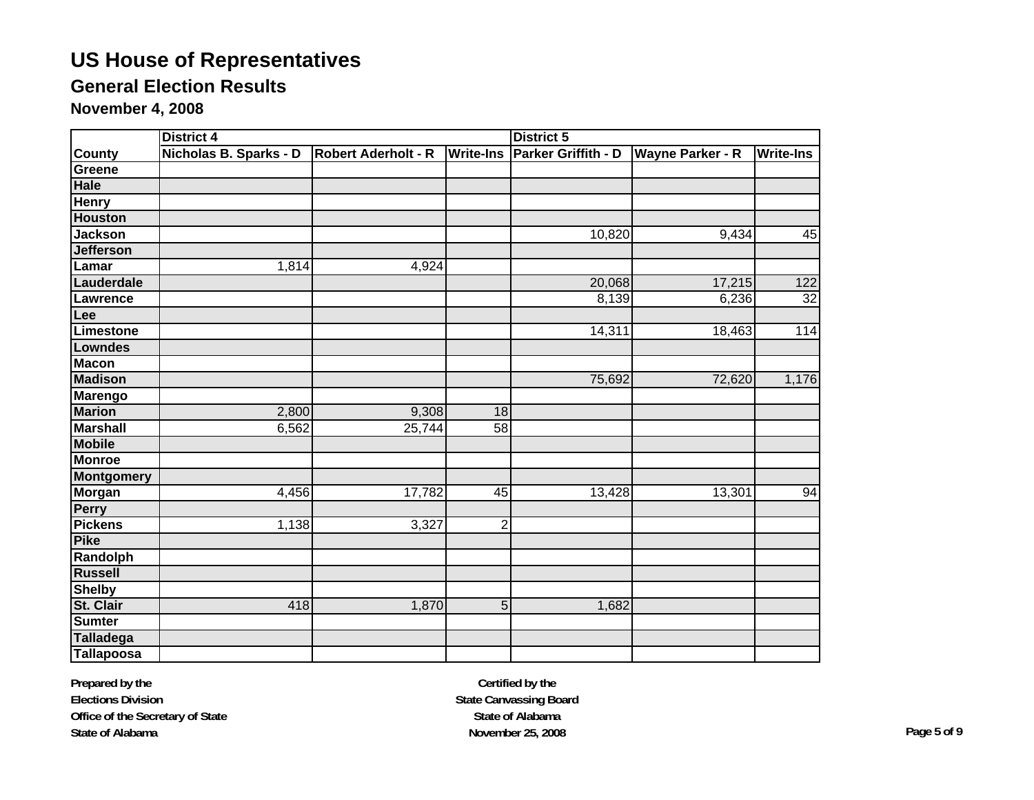# US House of Representatives

## General Election Results

### November 4, 2008

| | District 4 | | | District 5 | | |
|---|---|---|---|---|---|---|
| County | Nicholas B. Sparks - D | Robert Aderholt - R | Write-Ins | Parker Griffith - D | Wayne Parker - R | Write-Ins |
| Greene | | | | | | |
| Hale | | | | | | |
| Henry | | | | | | |
| Houston | | | | | | |
| Jackson | | | | 10,820 | 9,434 | 45 |
| Jefferson | | | | | | |
| Lamar | 1,814 | 4,924 | | | | |
| Lauderdale | | | | 20,068 | 17,215 | 122 |
| Lawrence | | | | 8,139 | 6,236 | 32 |
| Lee | | | | | | |
| Limestone | | | | 14,311 | 18,463 | 114 |
| Lowndes | | | | | | |
| Macon | | | | | | |
| Madison | | | | 75,692 | 72,620 | 1,176 |
| Marengo | | | | | | |
| Marion | 2,800 | 9,308 | 18 | | | |
| Marshall | 6,562 | 25,744 | 58 | | | |
| Mobile | | | | | | |
| Monroe | | | | | | |
| Montgomery | | | | | | |
| Morgan | 4,456 | 17,782 | 45 | 13,428 | 13,301 | 94 |
| Perry | | | | | | |
| Pickens | 1,138 | 3,327 | 2 | | | |
| Pike | | | | | | |
| Randolph | | | | | | |
| Russell | | | | | | |
| Shelby | | | | | | |
| St. Clair | 418 | 1,870 | 5 | 1,682 | | |
| Sumter | | | | | | |
| Talladega | | | | | | |
| Tallapoosa | | | | | | |

Prepared by the
Elections Division
Office of the Secretary of State
State of Alabama

Certified by the
State Canvassing Board
State of Alabama
November 25, 2008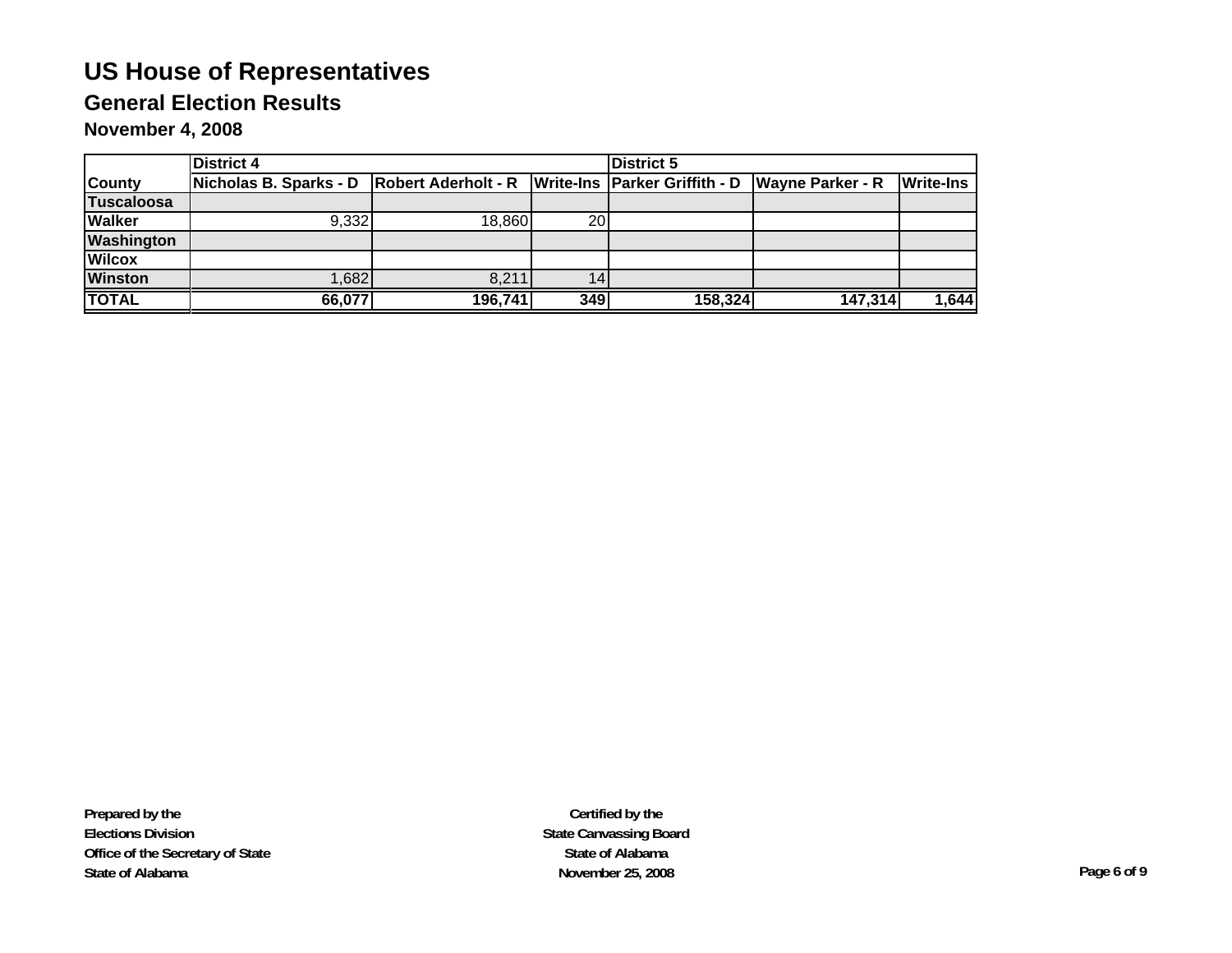# US House of Representatives

## General Election Results

### November 4, 2008

| | District 4 | | | District 5 | | |
|---|---|---|---|---|---|---|
| County | Nicholas B. Sparks - D | Robert Aderholt - R | Write-Ins | Parker Griffith - D | Wayne Parker - R | Write-Ins |
| Tuscaloosa | | | | | | |
| Walker | 9,332 | 18,860 | 20 | | | |
| Washington | | | | | | |
| Wilcox | | | | | | |
| Winston | 1,682 | 8,211 | 14 | | | |
| **TOTAL** | **66,077** | **196,741** | **349** | **158,324** | **147,314** | **1,644** |

**Prepared by the**
**Elections Division**
**Office of the Secretary of State**
**State of Alabama**

**Certified by the**
**State Canvassing Board**
**State of Alabama**
**November 25, 2008**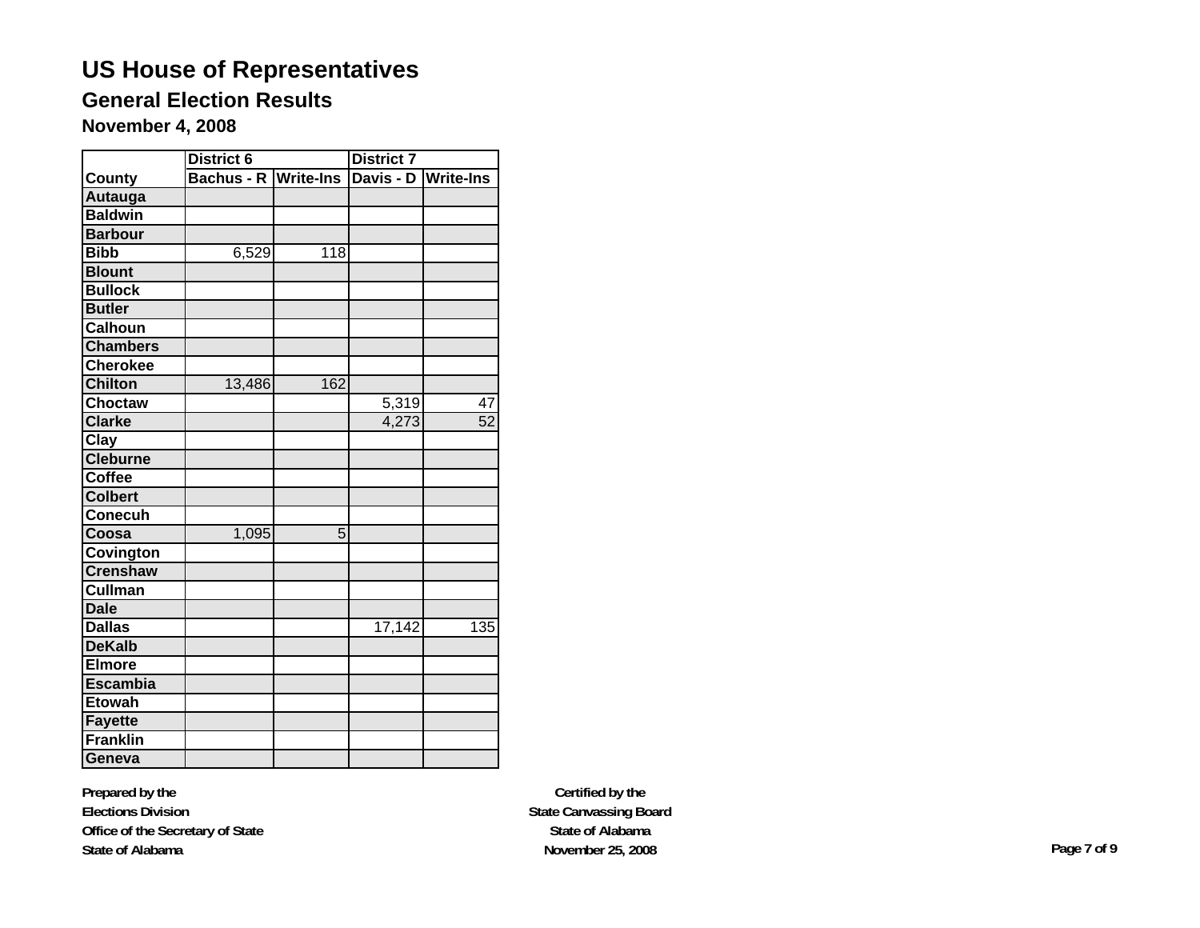# US House of Representatives

## General Election Results

### November 4, 2008

| | District 6 | | District 7 | |
|---|---|---|---|---|
| County | Bachus - R | Write-Ins | Davis - D | Write-Ins |
| Autauga | | | | |
| Baldwin | | | | |
| Barbour | | | | |
| Bibb | 6,529 | 118 | | |
| Blount | | | | |
| Bullock | | | | |
| Butler | | | | |
| Calhoun | | | | |
| Chambers | | | | |
| Cherokee | | | | |
| Chilton | 13,486 | 162 | | |
| Choctaw | | | 5,319 | 47 |
| Clarke | | | 4,273 | 52 |
| Clay | | | | |
| Cleburne | | | | |
| Coffee | | | | |
| Colbert | | | | |
| Conecuh | | | | |
| Coosa | 1,095 | 5 | | |
| Covington | | | | |
| Crenshaw | | | | |
| Cullman | | | | |
| Dale | | | | |
| Dallas | | | 17,142 | 135 |
| DeKalb | | | | |
| Elmore | | | | |
| Escambia | | | | |
| Etowah | | | | |
| Fayette | | | | |
| Franklin | | | | |
| Geneva | | | | |

Prepared by the
Elections Division
Office of the Secretary of State
State of Alabama

Certified by the
State Canvassing Board
State of Alabama
November 25, 2008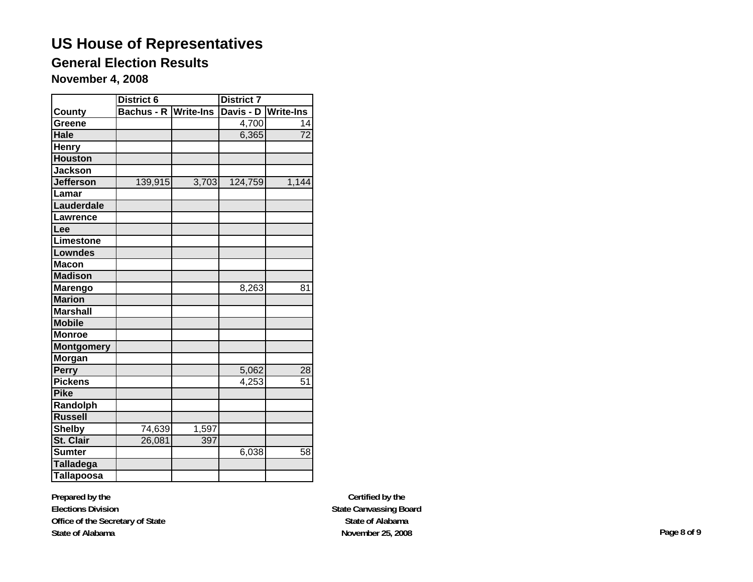# US House of Representatives

## General Election Results

### November 4, 2008

| | District 6 | | District 7 | |
|---|---|---|---|---|
| County | Bachus - R | Write-Ins | Davis - D | Write-Ins |
| Greene | | | 4,700 | 14 |
| Hale | | | 6,365 | 72 |
| Henry | | | | |
| Houston | | | | |
| Jackson | | | | |
| Jefferson | 139,915 | 3,703 | 124,759 | 1,144 |
| Lamar | | | | |
| Lauderdale | | | | |
| Lawrence | | | | |
| Lee | | | | |
| Limestone | | | | |
| Lowndes | | | | |
| Macon | | | | |
| Madison | | | | |
| Marengo | | | 8,263 | 81 |
| Marion | | | | |
| Marshall | | | | |
| Mobile | | | | |
| Monroe | | | | |
| Montgomery | | | | |
| Morgan | | | | |
| Perry | | | 5,062 | 28 |
| Pickens | | | 4,253 | 51 |
| Pike | | | | |
| Randolph | | | | |
| Russell | | | | |
| Shelby | 74,639 | 1,597 | | |
| St. Clair | 26,081 | 397 | | |
| Sumter | | | 6,038 | 58 |
| Talladega | | | | |
| Tallapoosa | | | | |

**Prepared by the**
**Elections Division**
**Office of the Secretary of State**
**State of Alabama**

**Certified by the**
**State Canvassing Board**
**State of Alabama**
**November 25, 2008**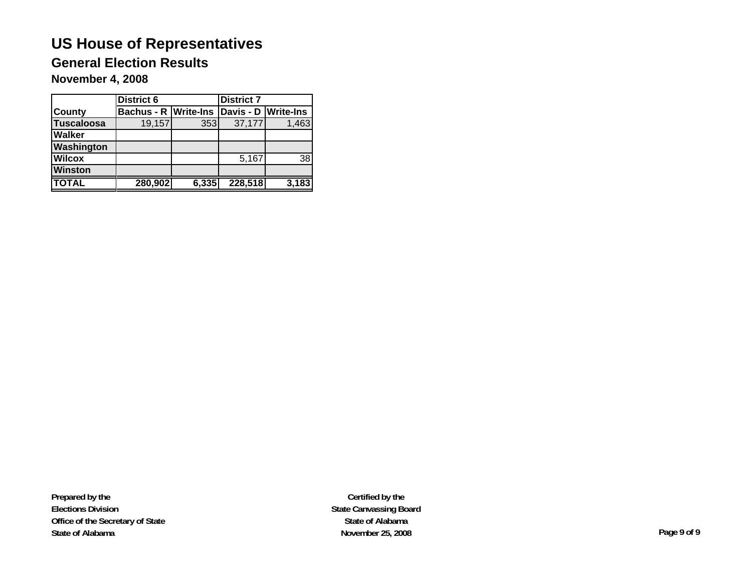# US House of Representatives

## General Election Results

### November 4, 2008

| | District 6 | | District 7 | |
|---|---|---|---|---|
| **County** | **Bachus - R** | **Write-Ins** | **Davis - D** | **Write-Ins** |
| **Tuscaloosa** | 19,157 | 353 | 37,177 | 1,463 |
| **Walker** | | | | |
| **Washington** | | | | |
| **Wilcox** | | | 5,167 | 38 |
| **Winston** | | | | |
| **TOTAL** | **280,902** | **6,335** | **228,518** | **3,183** |

**Prepared by the**
**Elections Division**
**Office of the Secretary of State**
**State of Alabama**

**Certified by the**
**State Canvassing Board**
**State of Alabama**
**November 25, 2008**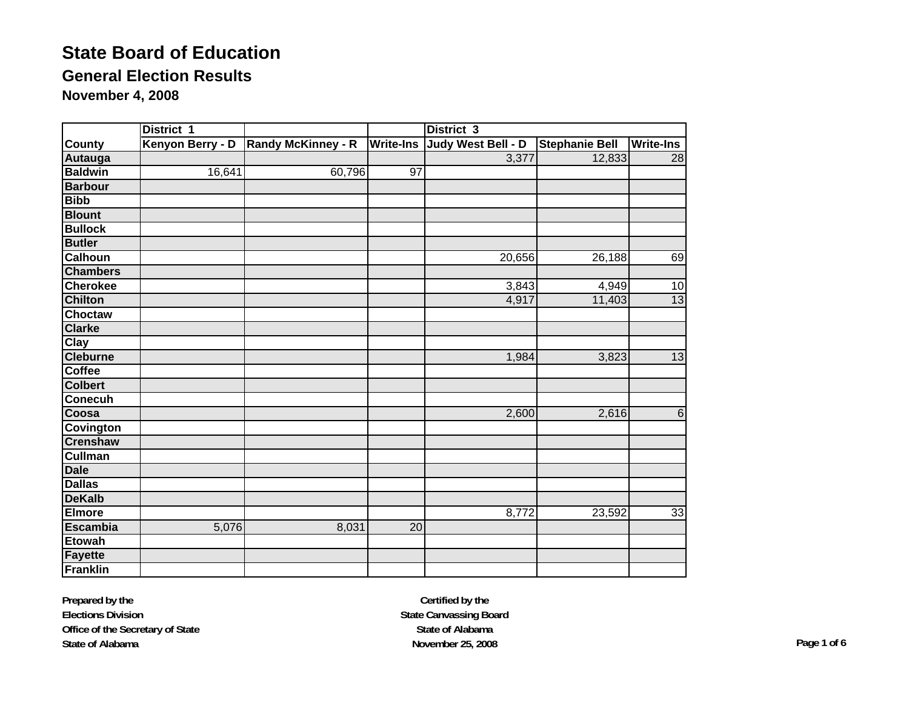# State Board of Education

## General Election Results

### November 4, 2008

| | District 1 | | | District 3 | | |
|---|---|---|---|---|---|---|
| County | Kenyon Berry - D | Randy McKinney - R | Write-Ins | Judy West Bell - D | Stephanie Bell | Write-Ins |
| Autauga | | | | 3,377 | 12,833 | 28 |
| Baldwin | 16,641 | 60,796 | 97 | | | |
| Barbour | | | | | | |
| Bibb | | | | | | |
| Blount | | | | | | |
| Bullock | | | | | | |
| Butler | | | | | | |
| Calhoun | | | | 20,656 | 26,188 | 69 |
| Chambers | | | | | | |
| Cherokee | | | | 3,843 | 4,949 | 10 |
| Chilton | | | | 4,917 | 11,403 | 13 |
| Choctaw | | | | | | |
| Clarke | | | | | | |
| Clay | | | | | | |
| Cleburne | | | | 1,984 | 3,823 | 13 |
| Coffee | | | | | | |
| Colbert | | | | | | |
| Conecuh | | | | | | |
| Coosa | | | | 2,600 | 2,616 | 6 |
| Covington | | | | | | |
| Crenshaw | | | | | | |
| Cullman | | | | | | |
| Dale | | | | | | |
| Dallas | | | | | | |
| DeKalb | | | | | | |
| Elmore | | | | 8,772 | 23,592 | 33 |
| Escambia | 5,076 | 8,031 | 20 | | | |
| Etowah | | | | | | |
| Fayette | | | | | | |
| Franklin | | | | | | |

**Prepared by the**
**Elections Division**
**Office of the Secretary of State**
**State of Alabama**

**Certified by the**
**State Canvassing Board**
**State of Alabama**
**November 25, 2008**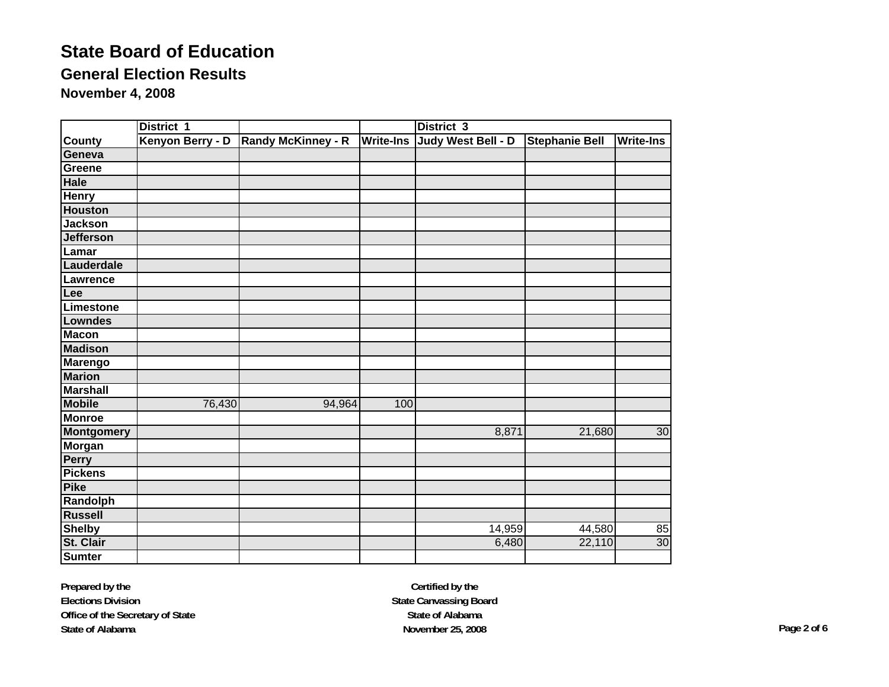# State Board of Education

## General Election Results

### November 4, 2008

| | District 1 | | | District 3 | | |
|---|---|---|---|---|---|---|
| County | Kenyon Berry - D | Randy McKinney - R | Write-Ins | Judy West Bell - D | Stephanie Bell | Write-Ins |
| Geneva | | | | | | |
| Greene | | | | | | |
| Hale | | | | | | |
| Henry | | | | | | |
| Houston | | | | | | |
| Jackson | | | | | | |
| Jefferson | | | | | | |
| Lamar | | | | | | |
| Lauderdale | | | | | | |
| Lawrence | | | | | | |
| Lee | | | | | | |
| Limestone | | | | | | |
| Lowndes | | | | | | |
| Macon | | | | | | |
| Madison | | | | | | |
| Marengo | | | | | | |
| Marion | | | | | | |
| Marshall | | | | | | |
| Mobile | 76,430 | 94,964 | 100 | | | |
| Monroe | | | | | | |
| Montgomery | | | | 8,871 | 21,680 | 30 |
| Morgan | | | | | | |
| Perry | | | | | | |
| Pickens | | | | | | |
| Pike | | | | | | |
| Randolph | | | | | | |
| Russell | | | | | | |
| Shelby | | | | 14,959 | 44,580 | 85 |
| St. Clair | | | | 6,480 | 22,110 | 30 |
| Sumter | | | | | | |

**Prepared by the**
**Elections Division**
**Office of the Secretary of State**
**State of Alabama**

**Certified by the**
**State Canvassing Board**
**State of Alabama**
**November 25, 2008**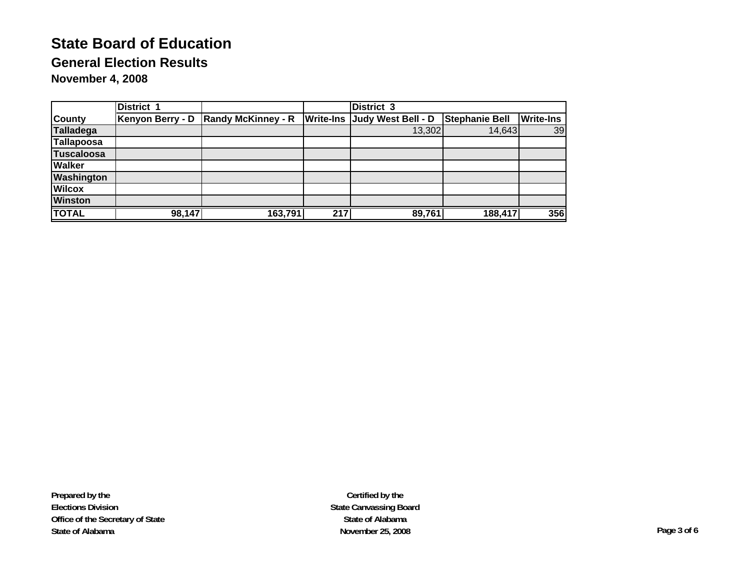# State Board of Education

## General Election Results

### November 4, 2008

| | District 1 | | | District 3 | | |
|---|---|---|---|---|---|---|
| **County** | **Kenyon Berry - D** | **Randy McKinney - R** | **Write-Ins** | **Judy West Bell - D** | **Stephanie Bell** | **Write-Ins** |
| **Talladega** | | | | 13,302 | 14,643 | 39 |
| **Tallapoosa** | | | | | | |
| **Tuscaloosa** | | | | | | |
| **Walker** | | | | | | |
| **Washington** | | | | | | |
| **Wilcox** | | | | | | |
| **Winston** | | | | | | |
| **TOTAL** | **98,147** | **163,791** | **217** | **89,761** | **188,417** | **356** |

**Prepared by the**
**Elections Division**
**Office of the Secretary of State**
**State of Alabama**

**Certified by the**
**State Canvassing Board**
**State of Alabama**
**November 25, 2008**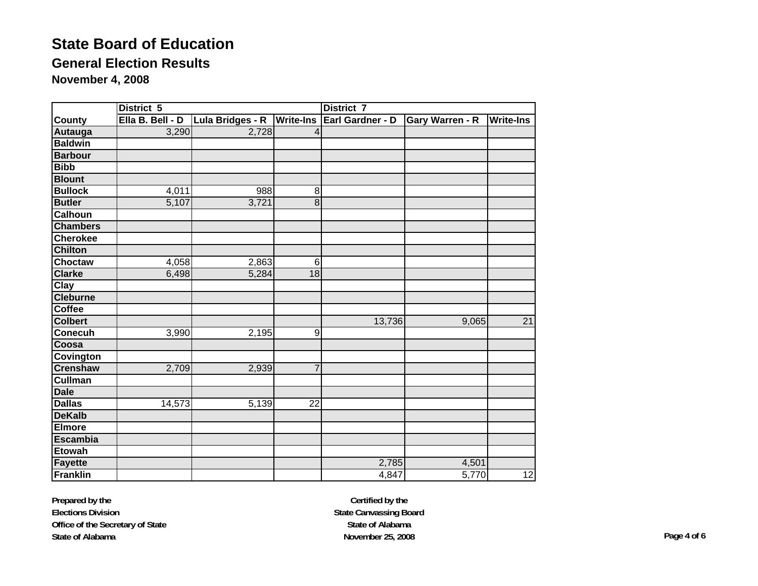# State Board of Education

## General Election Results

### November 4, 2008

| | District 5 | | | District 7 | | |
|---|---|---|---|---|---|---|
| County | Ella B. Bell - D | Lula Bridges - R | Write-Ins | Earl Gardner - D | Gary Warren - R | Write-Ins |
| Autauga | 3,290 | 2,728 | 4 | | | |
| Baldwin | | | | | | |
| Barbour | | | | | | |
| Bibb | | | | | | |
| Blount | | | | | | |
| Bullock | 4,011 | 988 | 8 | | | |
| Butler | 5,107 | 3,721 | 8 | | | |
| Calhoun | | | | | | |
| Chambers | | | | | | |
| Cherokee | | | | | | |
| Chilton | | | | | | |
| Choctaw | 4,058 | 2,863 | 6 | | | |
| Clarke | 6,498 | 5,284 | 18 | | | |
| Clay | | | | | | |
| Cleburne | | | | | | |
| Coffee | | | | | | |
| Colbert | | | | 13,736 | 9,065 | 21 |
| Conecuh | 3,990 | 2,195 | 9 | | | |
| Coosa | | | | | | |
| Covington | | | | | | |
| Crenshaw | 2,709 | 2,939 | 7 | | | |
| Cullman | | | | | | |
| Dale | | | | | | |
| Dallas | 14,573 | 5,139 | 22 | | | |
| DeKalb | | | | | | |
| Elmore | | | | | | |
| Escambia | | | | | | |
| Etowah | | | | | | |
| Fayette | | | | 2,785 | 4,501 | |
| Franklin | | | | 4,847 | 5,770 | 12 |

**Prepared by the**
**Elections Division**
**Office of the Secretary of State**
**State of Alabama**

**Certified by the**
**State Canvassing Board**
**State of Alabama**
**November 25, 2008**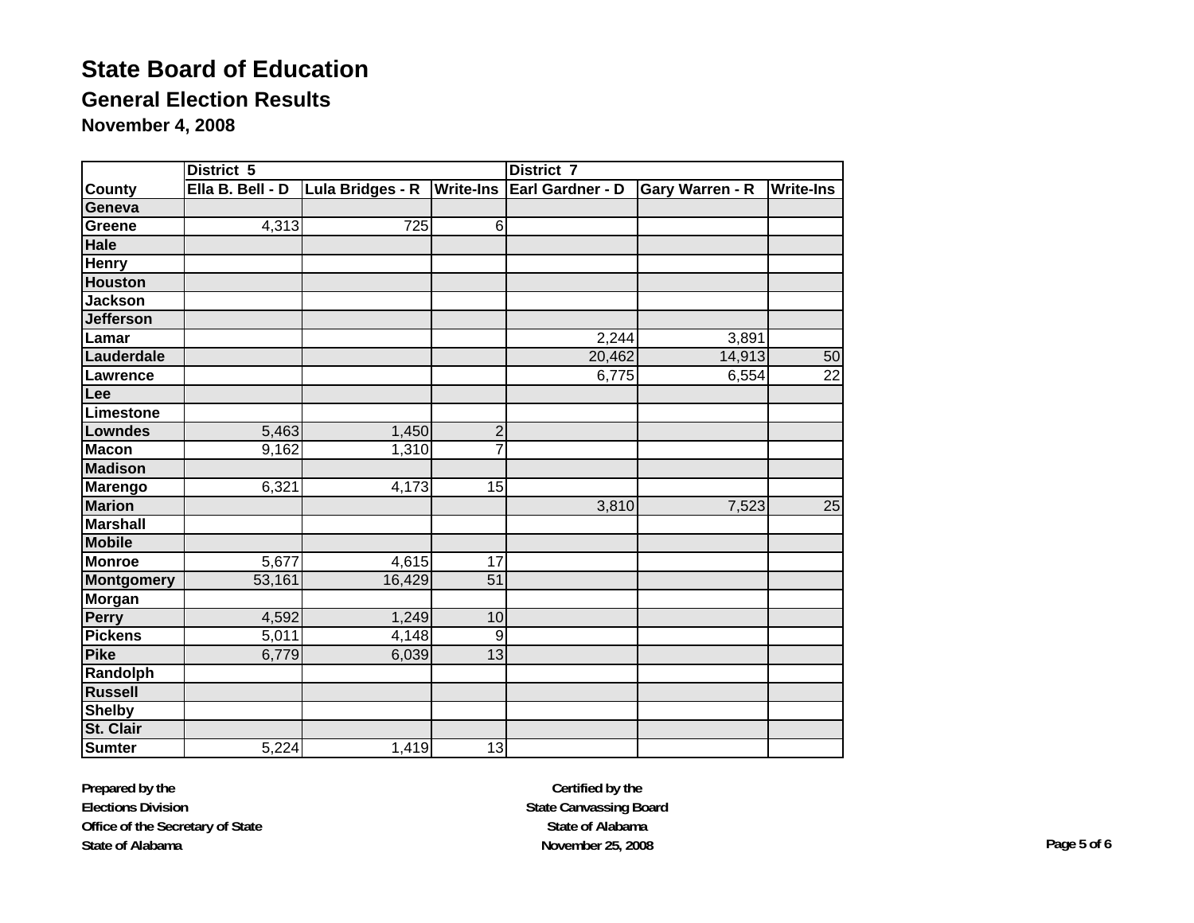# State Board of Education

## General Election Results

### November 4, 2008

| | District 5 | | | District 7 | | |
|---|---|---|---|---|---|---|
| County | Ella B. Bell - D | Lula Bridges - R | Write-Ins | Earl Gardner - D | Gary Warren - R | Write-Ins |
| Geneva | | | | | | |
| Greene | 4,313 | 725 | 6 | | | |
| Hale | | | | | | |
| Henry | | | | | | |
| Houston | | | | | | |
| Jackson | | | | | | |
| Jefferson | | | | | | |
| Lamar | | | | 2,244 | 3,891 | |
| Lauderdale | | | | 20,462 | 14,913 | 50 |
| Lawrence | | | | 6,775 | 6,554 | 22 |
| Lee | | | | | | |
| Limestone | | | | | | |
| Lowndes | 5,463 | 1,450 | 2 | | | |
| Macon | 9,162 | 1,310 | 7 | | | |
| Madison | | | | | | |
| Marengo | 6,321 | 4,173 | 15 | | | |
| Marion | | | | 3,810 | 7,523 | 25 |
| Marshall | | | | | | |
| Mobile | | | | | | |
| Monroe | 5,677 | 4,615 | 17 | | | |
| Montgomery | 53,161 | 16,429 | 51 | | | |
| Morgan | | | | | | |
| Perry | 4,592 | 1,249 | 10 | | | |
| Pickens | 5,011 | 4,148 | 9 | | | |
| Pike | 6,779 | 6,039 | 13 | | | |
| Randolph | | | | | | |
| Russell | | | | | | |
| Shelby | | | | | | |
| St. Clair | | | | | | |
| Sumter | 5,224 | 1,419 | 13 | | | |

**Prepared by the**
**Elections Division**
**Office of the Secretary of State**
**State of Alabama**

**Certified by the**
**State Canvassing Board**
**State of Alabama**
**November 25, 2008**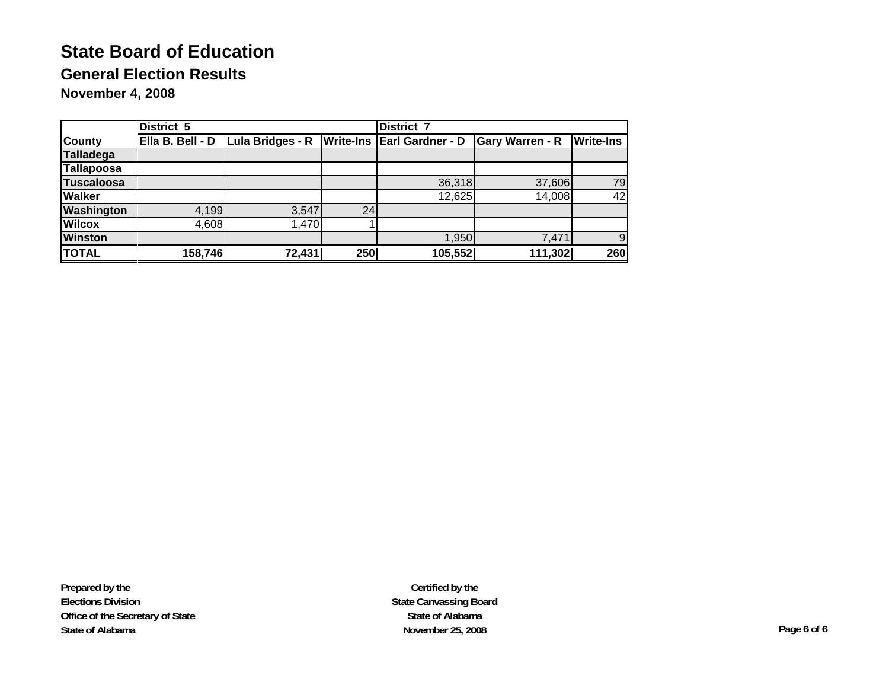# State Board of Education

## General Election Results

### November 4, 2008

| | District 5 | | | District 7 | | |
|---|---|---|---|---|---|---|
| **County** | **Ella B. Bell - D** | **Lula Bridges - R** | **Write-Ins** | **Earl Gardner - D** | **Gary Warren - R** | **Write-Ins** |
| **Talladega** | | | | | | |
| **Tallapoosa** | | | | | | |
| **Tuscaloosa** | | | | 36,318 | 37,606 | 79 |
| **Walker** | | | | 12,625 | 14,008 | 42 |
| **Washington** | 4,199 | 3,547 | 24 | | | |
| **Wilcox** | 4,608 | 1,470 | 1 | | | |
| **Winston** | | | | 1,950 | 7,471 | 9 |
| **TOTAL** | **158,746** | **72,431** | **250** | **105,552** | **111,302** | **260** |

**Prepared by the**
**Elections Division**
**Office of the Secretary of State**
**State of Alabama**

**Certified by the**
**State Canvassing Board**
**State of Alabama**
**November 25, 2008**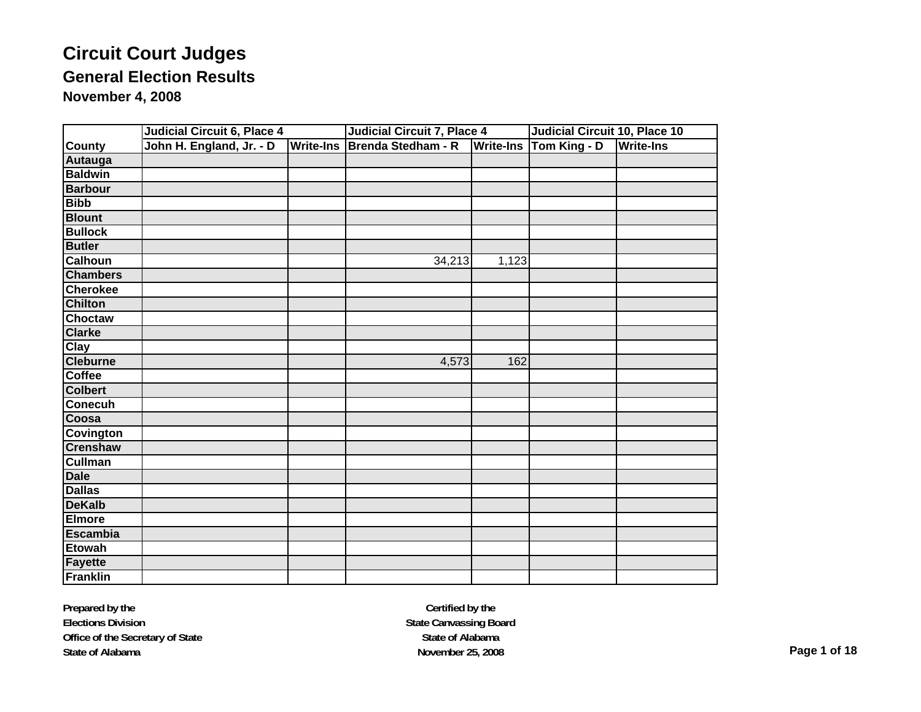# Circuit Court Judges

## General Election Results

### November 4, 2008

| | Judicial Circuit 6, Place 4 | | Judicial Circuit 7, Place 4 | | Judicial Circuit 10, Place 10 | |
|---|---|---|---|---|---|---|
| County | John H. England, Jr. - D | Write-Ins | Brenda Stedham - R | Write-Ins | Tom King - D | Write-Ins |
| Autauga | | | | | | |
| Baldwin | | | | | | |
| Barbour | | | | | | |
| Bibb | | | | | | |
| Blount | | | | | | |
| Bullock | | | | | | |
| Butler | | | | | | |
| Calhoun | | | 34,213 | 1,123 | | |
| Chambers | | | | | | |
| Cherokee | | | | | | |
| Chilton | | | | | | |
| Choctaw | | | | | | |
| Clarke | | | | | | |
| Clay | | | | | | |
| Cleburne | | | 4,573 | 162 | | |
| Coffee | | | | | | |
| Colbert | | | | | | |
| Conecuh | | | | | | |
| Coosa | | | | | | |
| Covington | | | | | | |
| Crenshaw | | | | | | |
| Cullman | | | | | | |
| Dale | | | | | | |
| Dallas | | | | | | |
| DeKalb | | | | | | |
| Elmore | | | | | | |
| Escambia | | | | | | |
| Etowah | | | | | | |
| Fayette | | | | | | |
| Franklin | | | | | | |

**Prepared by the**
**Elections Division**
**Office of the Secretary of State**
**State of Alabama**

**Certified by the**
**State Canvassing Board**
**State of Alabama**
**November 25, 2008**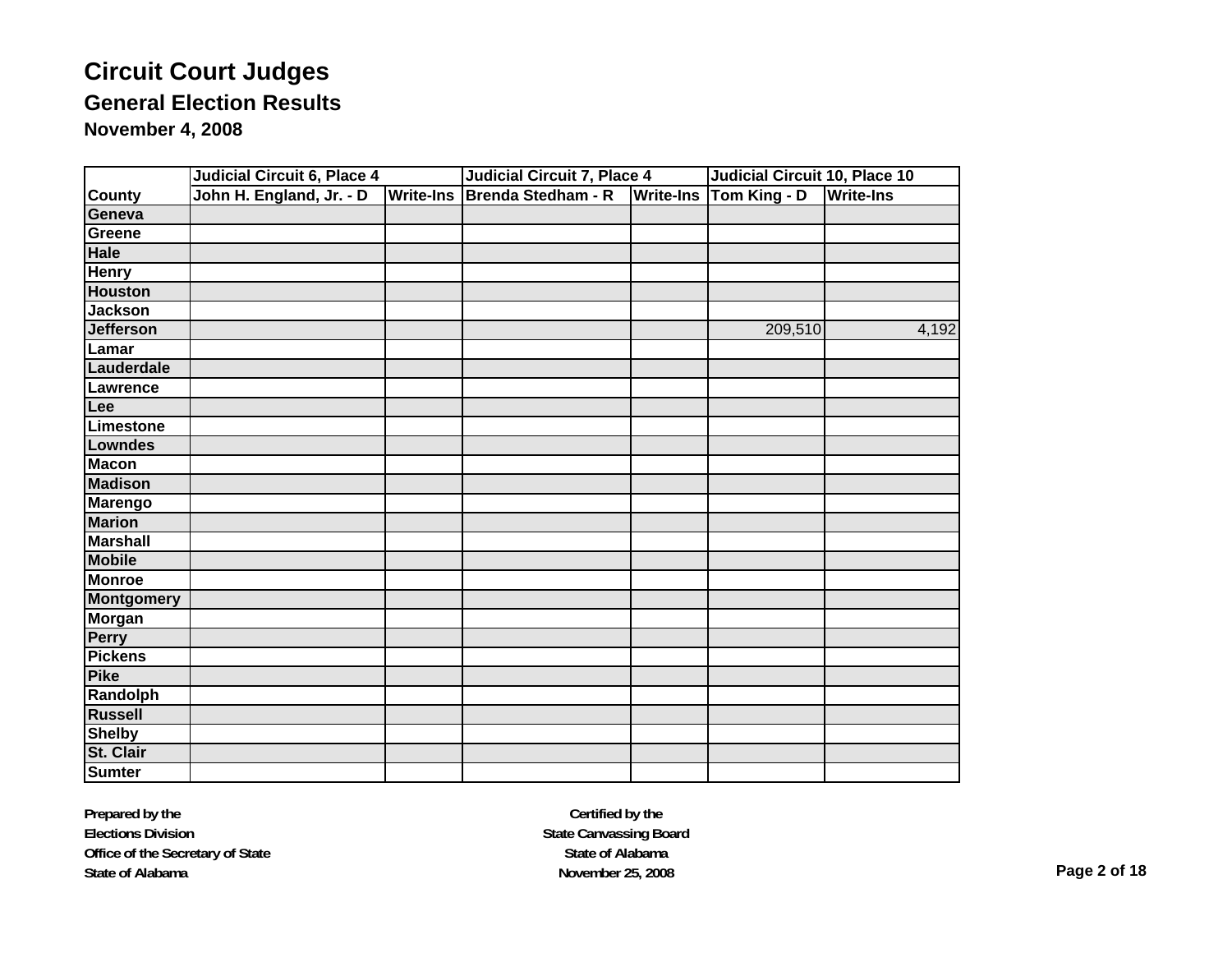# Circuit Court Judges

## General Election Results

### November 4, 2008

| | Judicial Circuit 6, Place 4 | | Judicial Circuit 7, Place 4 | | Judicial Circuit 10, Place 10 | |
|---|---|---|---|---|---|---|
| County | John H. England, Jr. - D | Write-Ins | Brenda Stedham - R | Write-Ins | Tom King - D | Write-Ins |
| Geneva | | | | | | |
| Greene | | | | | | |
| Hale | | | | | | |
| Henry | | | | | | |
| Houston | | | | | | |
| Jackson | | | | | | |
| Jefferson | | | | | 209,510 | 4,192 |
| Lamar | | | | | | |
| Lauderdale | | | | | | |
| Lawrence | | | | | | |
| Lee | | | | | | |
| Limestone | | | | | | |
| Lowndes | | | | | | |
| Macon | | | | | | |
| Madison | | | | | | |
| Marengo | | | | | | |
| Marion | | | | | | |
| Marshall | | | | | | |
| Mobile | | | | | | |
| Monroe | | | | | | |
| Montgomery | | | | | | |
| Morgan | | | | | | |
| Perry | | | | | | |
| Pickens | | | | | | |
| Pike | | | | | | |
| Randolph | | | | | | |
| Russell | | | | | | |
| Shelby | | | | | | |
| St. Clair | | | | | | |
| Sumter | | | | | | |

**Prepared by the**
**Elections Division**
**Office of the Secretary of State**
**State of Alabama**

**Certified by the**
**State Canvassing Board**
**State of Alabama**
**November 25, 2008**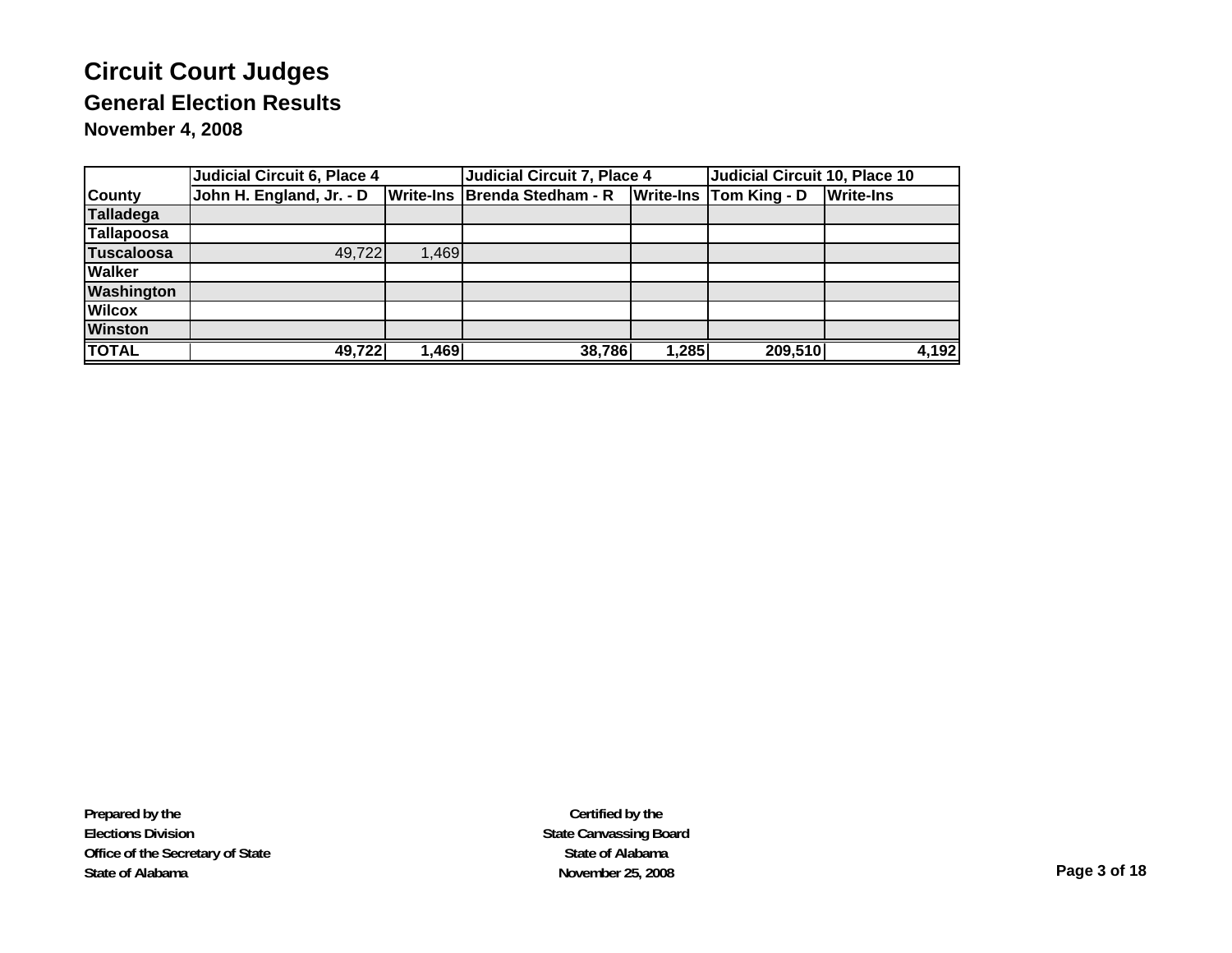# Circuit Court Judges

## General Election Results

### November 4, 2008

| | Judicial Circuit 6, Place 4 | | Judicial Circuit 7, Place 4 | | Judicial Circuit 10, Place 10 | |
|---|---|---|---|---|---|---|
| County | John H. England, Jr. - D | Write-Ins | Brenda Stedham - R | Write-Ins | Tom King - D | Write-Ins |
| Talladega | | | | | | |
| Tallapoosa | | | | | | |
| Tuscaloosa | 49,722 | 1,469 | | | | |
| Walker | | | | | | |
| Washington | | | | | | |
| Wilcox | | | | | | |
| Winston | | | | | | |
| **TOTAL** | **49,722** | **1,469** | **38,786** | **1,285** | **209,510** | **4,192** |

**Prepared by the**
**Elections Division**
**Office of the Secretary of State**
**State of Alabama**

**Certified by the**
**State Canvassing Board**
**State of Alabama**
**November 25, 2008**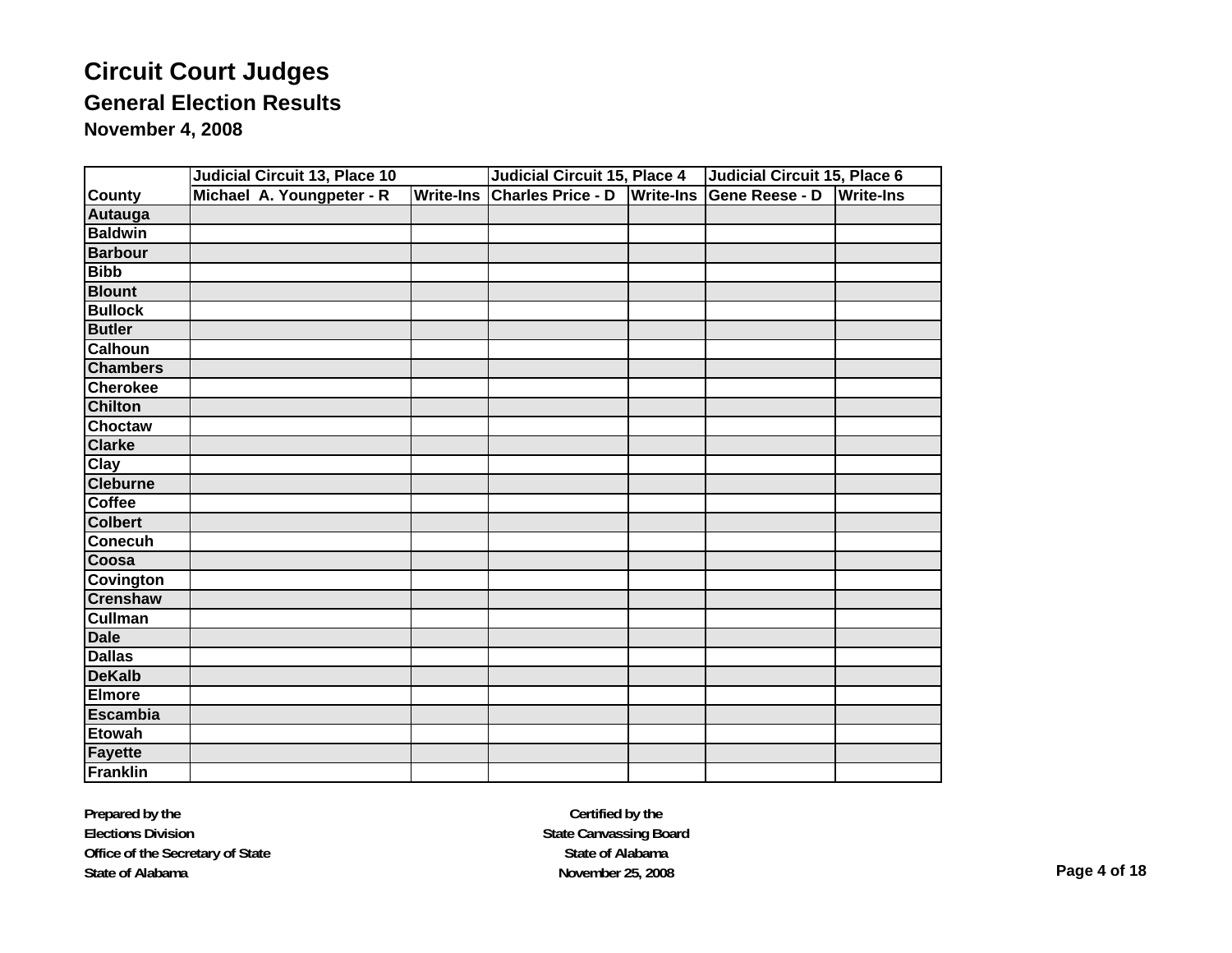# Circuit Court Judges

## General Election Results

### November 4, 2008

| | Judicial Circuit 13, Place 10 | | Judicial Circuit 15, Place 4 | | Judicial Circuit 15, Place 6 | |
|---|---|---|---|---|---|---|
| County | Michael A. Youngpeter - R | Write-Ins | Charles Price - D | Write-Ins | Gene Reese - D | Write-Ins |
| Autauga | | | | | | |
| Baldwin | | | | | | |
| Barbour | | | | | | |
| Bibb | | | | | | |
| Blount | | | | | | |
| Bullock | | | | | | |
| Butler | | | | | | |
| Calhoun | | | | | | |
| Chambers | | | | | | |
| Cherokee | | | | | | |
| Chilton | | | | | | |
| Choctaw | | | | | | |
| Clarke | | | | | | |
| Clay | | | | | | |
| Cleburne | | | | | | |
| Coffee | | | | | | |
| Colbert | | | | | | |
| Conecuh | | | | | | |
| Coosa | | | | | | |
| Covington | | | | | | |
| Crenshaw | | | | | | |
| Cullman | | | | | | |
| Dale | | | | | | |
| Dallas | | | | | | |
| DeKalb | | | | | | |
| Elmore | | | | | | |
| Escambia | | | | | | |
| Etowah | | | | | | |
| Fayette | | | | | | |
| Franklin | | | | | | |

**Prepared by the**
**Elections Division**
**Office of the Secretary of State**
**State of Alabama**

**Certified by the**
**State Canvassing Board**
**State of Alabama**
**November 25, 2008**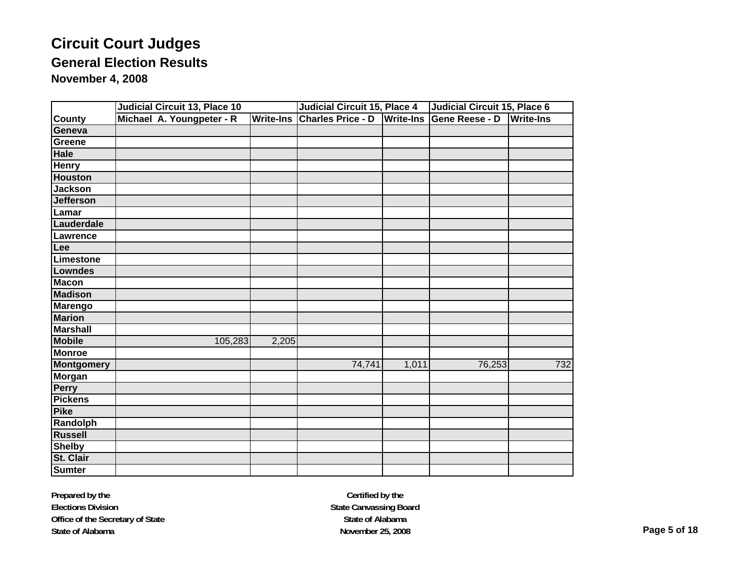# Circuit Court Judges

## General Election Results

### November 4, 2008

| | Judicial Circuit 13, Place 10 | | Judicial Circuit 15, Place 4 | | Judicial Circuit 15, Place 6 | |
|---|---|---|---|---|---|---|
| County | Michael A. Youngpeter - R | Write-Ins | Charles Price - D | Write-Ins | Gene Reese - D | Write-Ins |
| Geneva | | | | | | |
| Greene | | | | | | |
| Hale | | | | | | |
| Henry | | | | | | |
| Houston | | | | | | |
| Jackson | | | | | | |
| Jefferson | | | | | | |
| Lamar | | | | | | |
| Lauderdale | | | | | | |
| Lawrence | | | | | | |
| Lee | | | | | | |
| Limestone | | | | | | |
| Lowndes | | | | | | |
| Macon | | | | | | |
| Madison | | | | | | |
| Marengo | | | | | | |
| Marion | | | | | | |
| Marshall | | | | | | |
| Mobile | 105,283 | 2,205 | | | | |
| Monroe | | | | | | |
| Montgomery | | | 74,741 | 1,011 | 76,253 | 732 |
| Morgan | | | | | | |
| Perry | | | | | | |
| Pickens | | | | | | |
| Pike | | | | | | |
| Randolph | | | | | | |
| Russell | | | | | | |
| Shelby | | | | | | |
| St. Clair | | | | | | |
| Sumter | | | | | | |

**Prepared by the**
**Elections Division**
**Office of the Secretary of State**
**State of Alabama**

**Certified by the**
**State Canvassing Board**
**State of Alabama**
**November 25, 2008**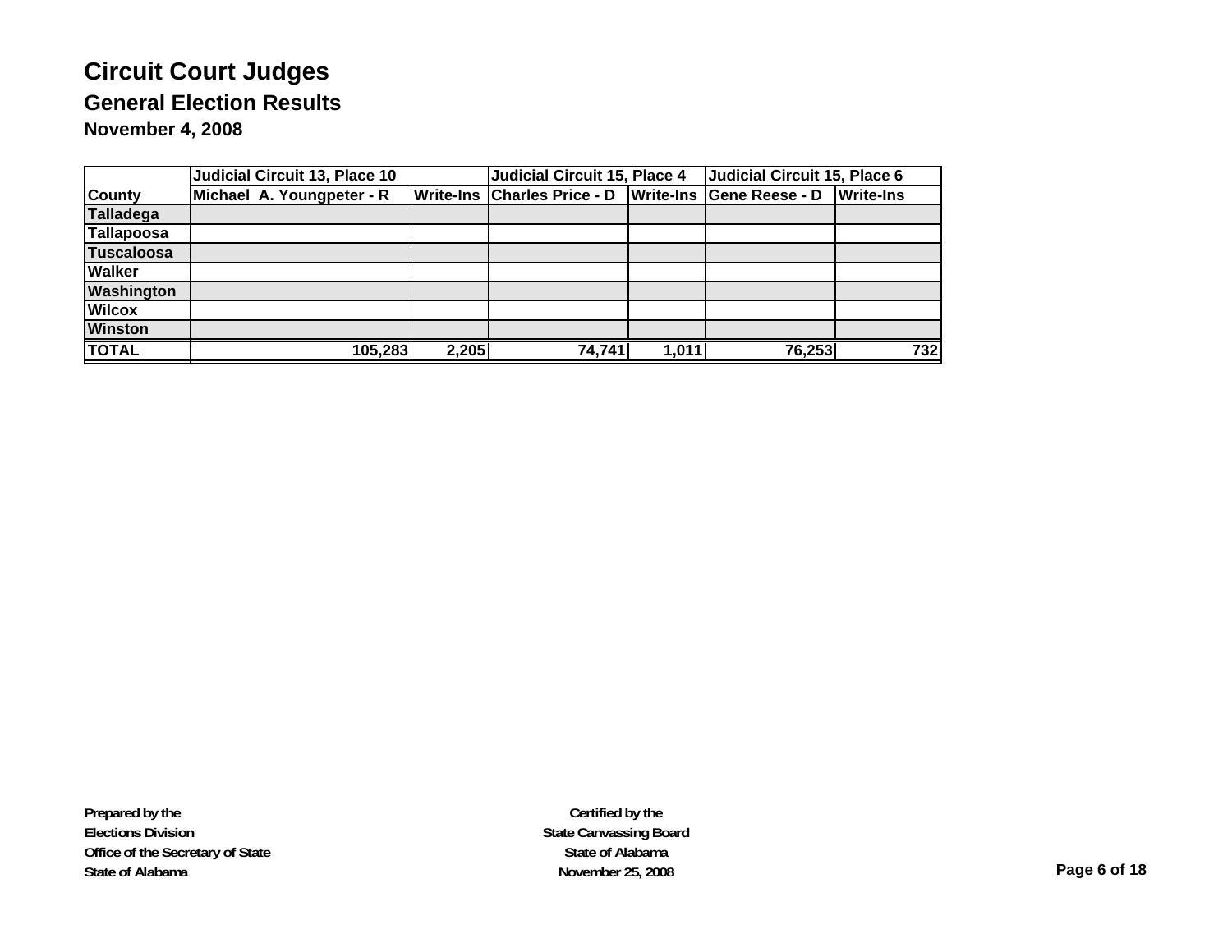# Circuit Court Judges

## General Election Results

### November 4, 2008

| | Judicial Circuit 13, Place 10 | | Judicial Circuit 15, Place 4 | | Judicial Circuit 15, Place 6 | |
|---|---|---|---|---|---|---|
| County | Michael A. Youngpeter - R | Write-Ins | Charles Price - D | Write-Ins | Gene Reese - D | Write-Ins |
| Talladega | | | | | | |
| Tallapoosa | | | | | | |
| Tuscaloosa | | | | | | |
| Walker | | | | | | |
| Washington | | | | | | |
| Wilcox | | | | | | |
| Winston | | | | | | |
| TOTAL | 105,283 | 2,205 | 74,741 | 1,011 | 76,253 | 732 |

**Prepared by the**
**Elections Division**
**Office of the Secretary of State**
**State of Alabama**

**Certified by the**
**State Canvassing Board**
**State of Alabama**
**November 25, 2008**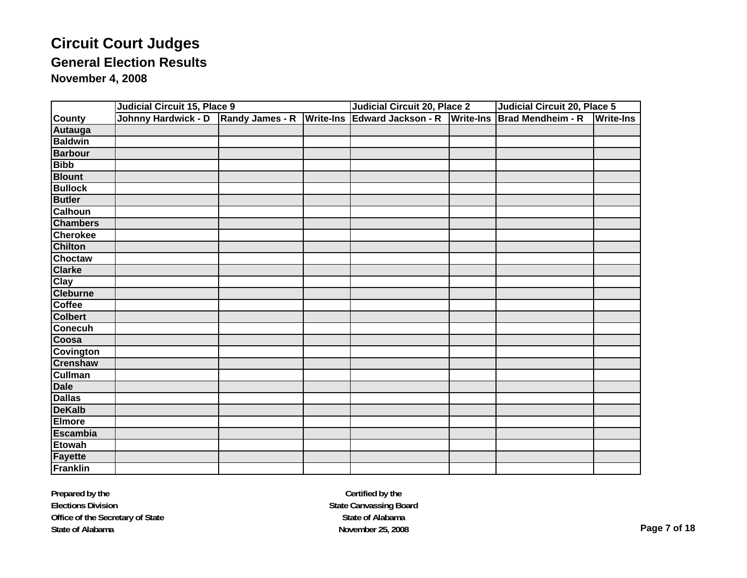# Circuit Court Judges

## General Election Results

### November 4, 2008

| | Judicial Circuit 15, Place 9 | | | Judicial Circuit 20, Place 2 | | Judicial Circuit 20, Place 5 | |
|---|---|---|---|---|---|---|---|
| **County** | **Johnny Hardwick - D** | **Randy James - R** | **Write-Ins** | **Edward Jackson - R** | **Write-Ins** | **Brad Mendheim - R** | **Write-Ins** |
| **Autauga** | | | | | | | |
| **Baldwin** | | | | | | | |
| **Barbour** | | | | | | | |
| **Bibb** | | | | | | | |
| **Blount** | | | | | | | |
| **Bullock** | | | | | | | |
| **Butler** | | | | | | | |
| **Calhoun** | | | | | | | |
| **Chambers** | | | | | | | |
| **Cherokee** | | | | | | | |
| **Chilton** | | | | | | | |
| **Choctaw** | | | | | | | |
| **Clarke** | | | | | | | |
| **Clay** | | | | | | | |
| **Cleburne** | | | | | | | |
| **Coffee** | | | | | | | |
| **Colbert** | | | | | | | |
| **Conecuh** | | | | | | | |
| **Coosa** | | | | | | | |
| **Covington** | | | | | | | |
| **Crenshaw** | | | | | | | |
| **Cullman** | | | | | | | |
| **Dale** | | | | | | | |
| **Dallas** | | | | | | | |
| **DeKalb** | | | | | | | |
| **Elmore** | | | | | | | |
| **Escambia** | | | | | | | |
| **Etowah** | | | | | | | |
| **Fayette** | | | | | | | |
| **Franklin** | | | | | | | |

**Prepared by the**
**Elections Division**
**Office of the Secretary of State**
**State of Alabama**

**Certified by the**
**State Canvassing Board**
**State of Alabama**
**November 25, 2008**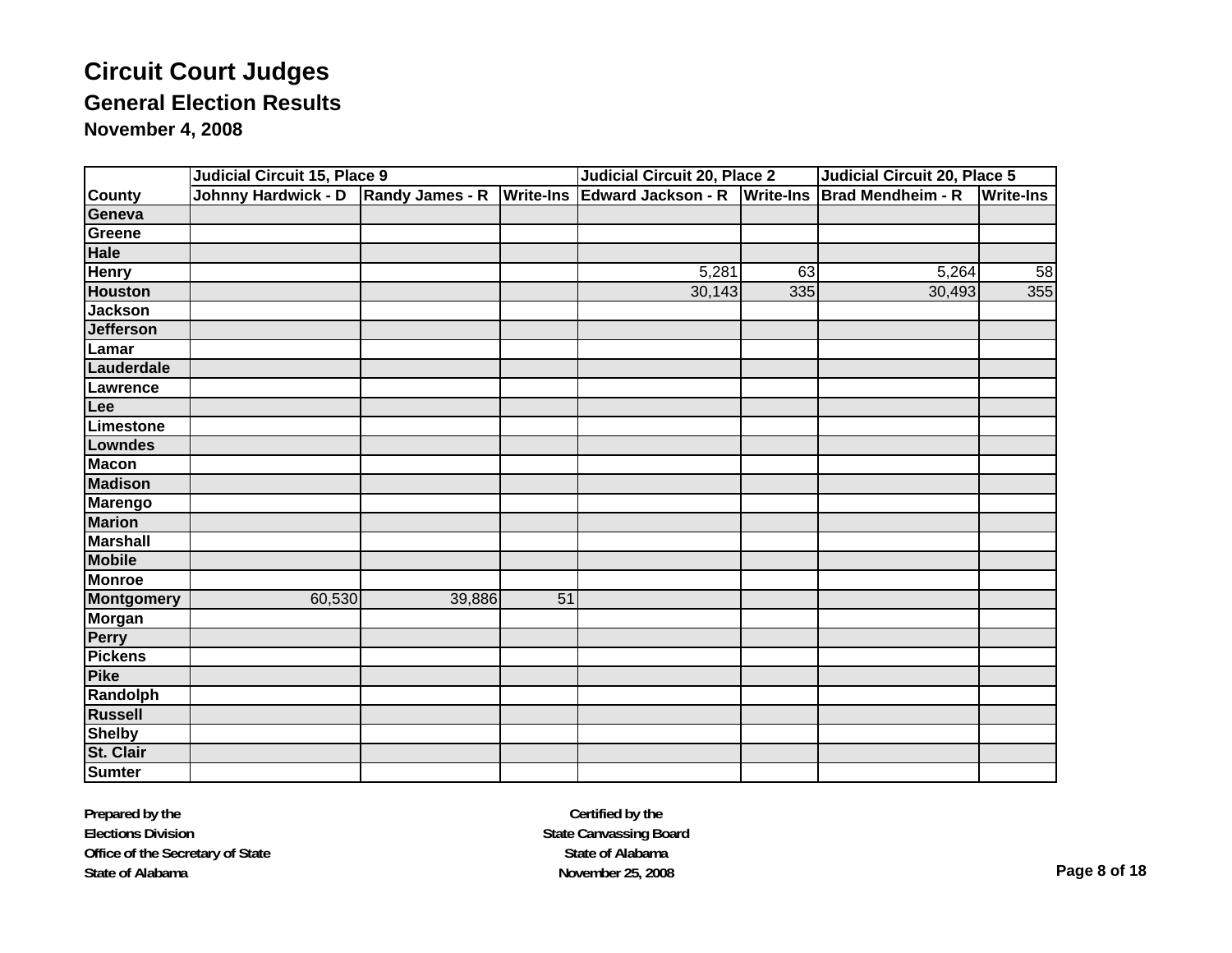# Circuit Court Judges

## General Election Results

### November 4, 2008

| | Judicial Circuit 15, Place 9 | | | Judicial Circuit 20, Place 2 | | Judicial Circuit 20, Place 5 | |
|---|---|---|---|---|---|---|---|
| County | Johnny Hardwick - D | Randy James - R | Write-Ins | Edward Jackson - R | Write-Ins | Brad Mendheim - R | Write-Ins |
| Geneva | | | | | | | |
| Greene | | | | | | | |
| Hale | | | | | | | |
| Henry | | | | 5,281 | 63 | 5,264 | 58 |
| Houston | | | | 30,143 | 335 | 30,493 | 355 |
| Jackson | | | | | | | |
| Jefferson | | | | | | | |
| Lamar | | | | | | | |
| Lauderdale | | | | | | | |
| Lawrence | | | | | | | |
| Lee | | | | | | | |
| Limestone | | | | | | | |
| Lowndes | | | | | | | |
| Macon | | | | | | | |
| Madison | | | | | | | |
| Marengo | | | | | | | |
| Marion | | | | | | | |
| Marshall | | | | | | | |
| Mobile | | | | | | | |
| Monroe | | | | | | | |
| Montgomery | 60,530 | 39,886 | 51 | | | | |
| Morgan | | | | | | | |
| Perry | | | | | | | |
| Pickens | | | | | | | |
| Pike | | | | | | | |
| Randolph | | | | | | | |
| Russell | | | | | | | |
| Shelby | | | | | | | |
| St. Clair | | | | | | | |
| Sumter | | | | | | | |

**Prepared by the**
**Elections Division**
**Office of the Secretary of State**
**State of Alabama**

**Certified by the**
**State Canvassing Board**
**State of Alabama**
**November 25, 2008**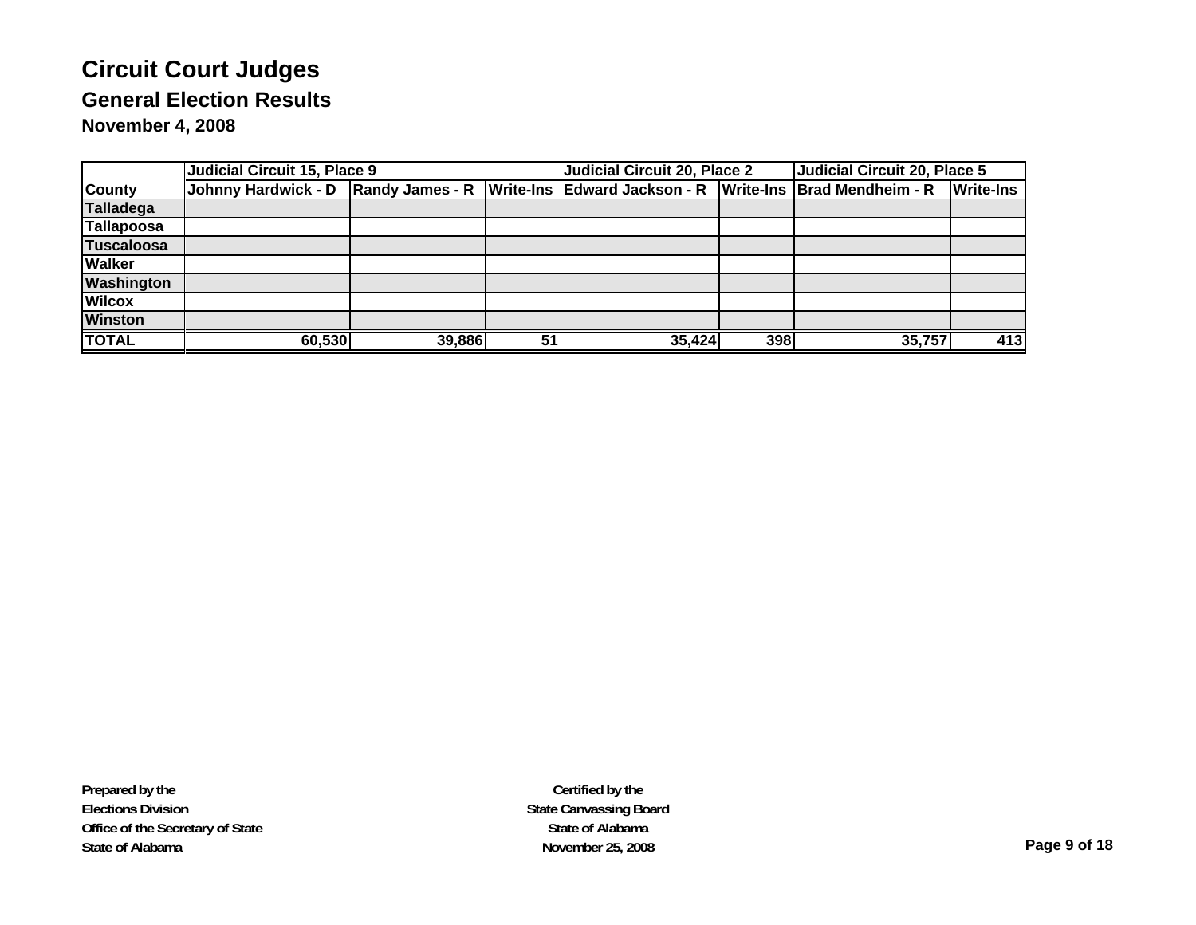# Circuit Court Judges

## General Election Results

### November 4, 2008

| | Judicial Circuit 15, Place 9 | | | Judicial Circuit 20, Place 2 | | Judicial Circuit 20, Place 5 | |
|---|---|---|---|---|---|---|---|
| **County** | **Johnny Hardwick - D** | **Randy James - R** | **Write-Ins** | **Edward Jackson - R** | **Write-Ins** | **Brad Mendheim - R** | **Write-Ins** |
| **Talladega** | | | | | | | |
| **Tallapoosa** | | | | | | | |
| **Tuscaloosa** | | | | | | | |
| **Walker** | | | | | | | |
| **Washington** | | | | | | | |
| **Wilcox** | | | | | | | |
| **Winston** | | | | | | | |
| **TOTAL** | **60,530** | **39,886** | **51** | **35,424** | **398** | **35,757** | **413** |

**Prepared by the**
**Elections Division**
**Office of the Secretary of State**
**State of Alabama**

**Certified by the**
**State Canvassing Board**
**State of Alabama**
**November 25, 2008**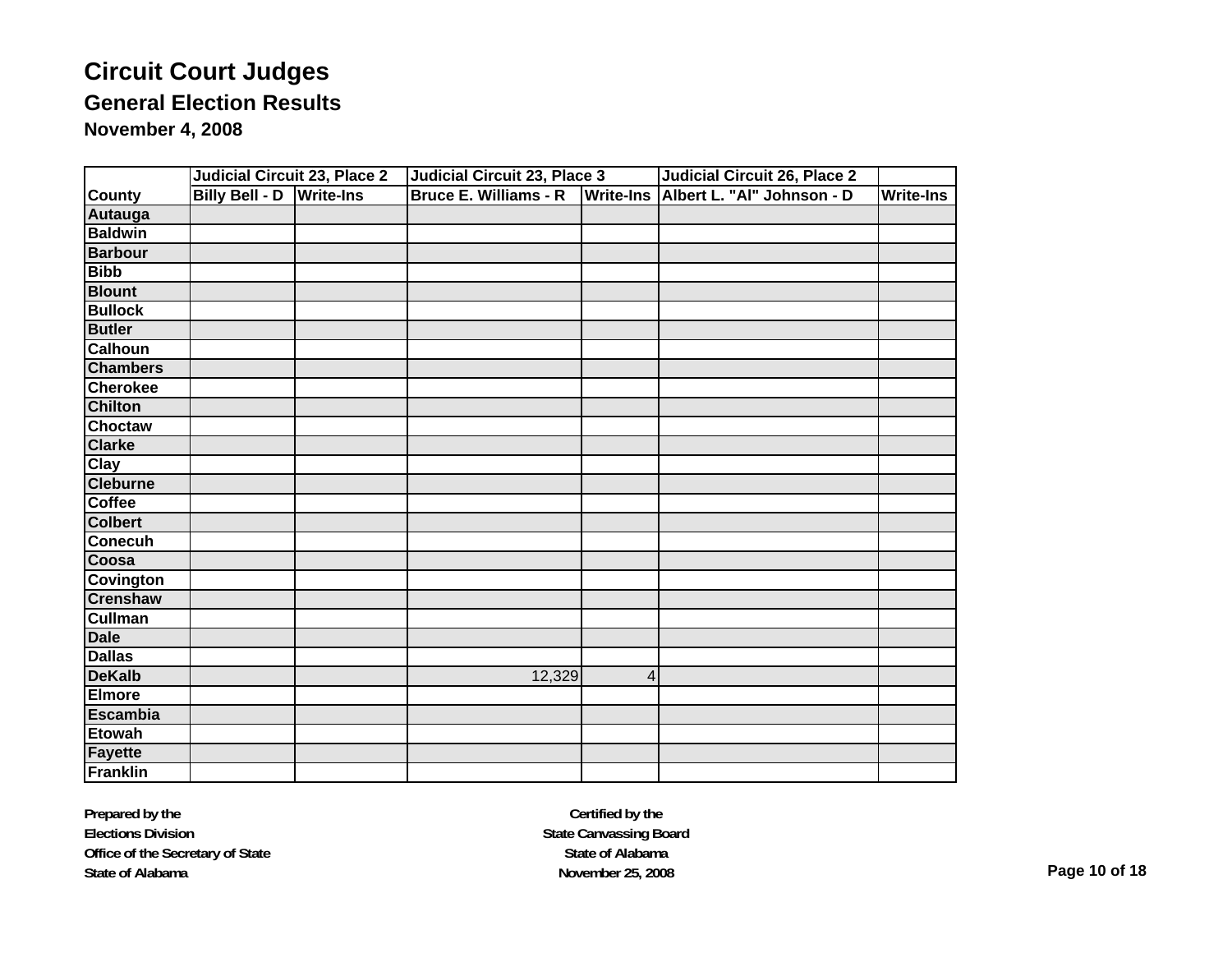# Circuit Court Judges

## General Election Results

### November 4, 2008

| | Judicial Circuit 23, Place 2 | | Judicial Circuit 23, Place 3 | | Judicial Circuit 26, Place 2 | |
|---|---|---|---|---|---|---|
| County | Billy Bell - D | Write-Ins | Bruce E. Williams - R | Write-Ins | Albert L. "Al" Johnson - D | Write-Ins |
| Autauga | | | | | | |
| Baldwin | | | | | | |
| Barbour | | | | | | |
| Bibb | | | | | | |
| Blount | | | | | | |
| Bullock | | | | | | |
| Butler | | | | | | |
| Calhoun | | | | | | |
| Chambers | | | | | | |
| Cherokee | | | | | | |
| Chilton | | | | | | |
| Choctaw | | | | | | |
| Clarke | | | | | | |
| Clay | | | | | | |
| Cleburne | | | | | | |
| Coffee | | | | | | |
| Colbert | | | | | | |
| Conecuh | | | | | | |
| Coosa | | | | | | |
| Covington | | | | | | |
| Crenshaw | | | | | | |
| Cullman | | | | | | |
| Dale | | | | | | |
| Dallas | | | | | | |
| DeKalb | | | 12,329 | 4 | | |
| Elmore | | | | | | |
| Escambia | | | | | | |
| Etowah | | | | | | |
| Fayette | | | | | | |
| Franklin | | | | | | |

**Prepared by the**
**Elections Division**
**Office of the Secretary of State**
**State of Alabama**

**Certified by the**
**State Canvassing Board**
**State of Alabama**
**November 25, 2008**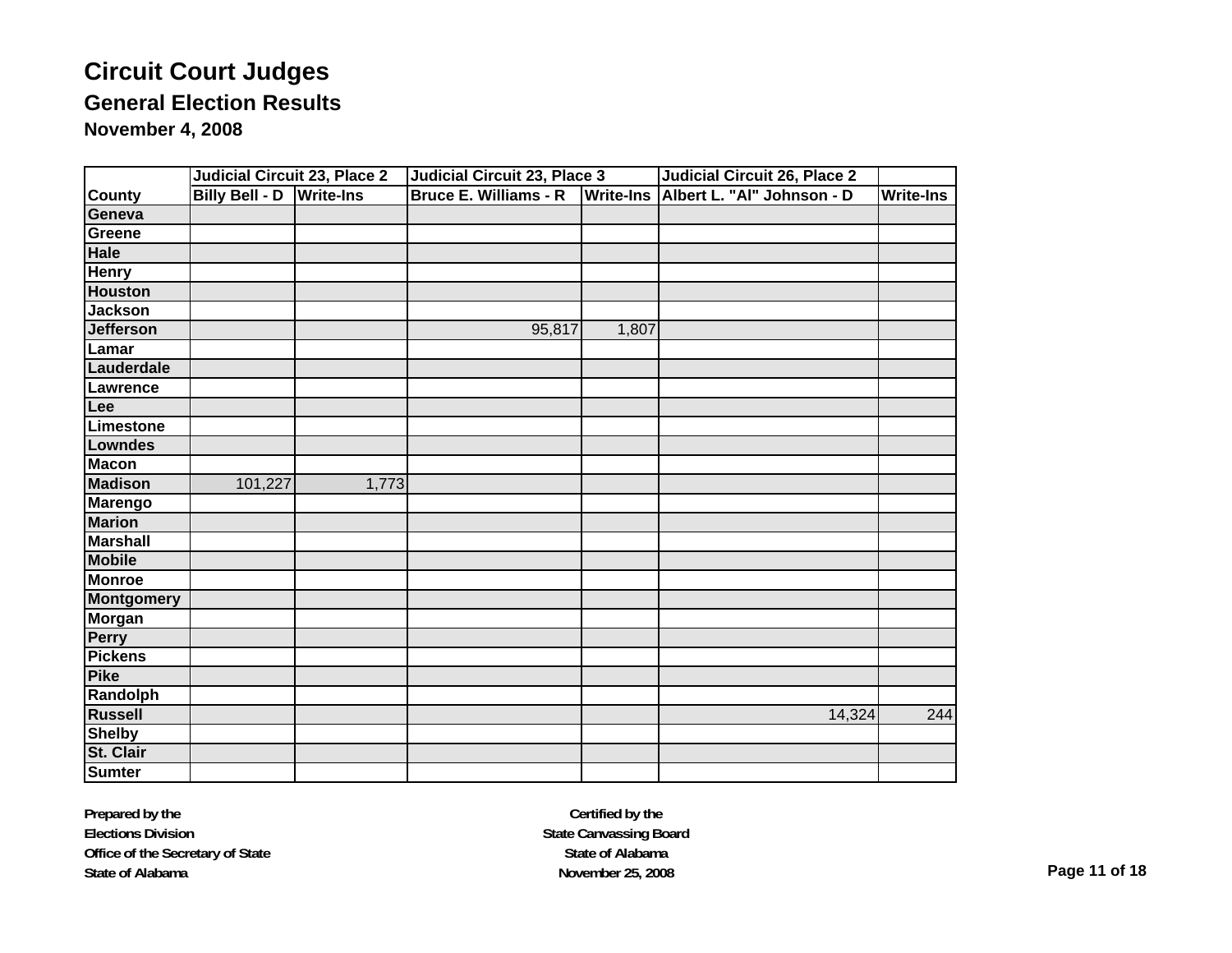# Circuit Court Judges

## General Election Results

### November 4, 2008

| | Judicial Circuit 23, Place 2 | | Judicial Circuit 23, Place 3 | | Judicial Circuit 26, Place 2 | |
|---|---|---|---|---|---|---|
| County | Billy Bell - D | Write-Ins | Bruce E. Williams - R | Write-Ins | Albert L. "Al" Johnson - D | Write-Ins |
| Geneva | | | | | | |
| Greene | | | | | | |
| Hale | | | | | | |
| Henry | | | | | | |
| Houston | | | | | | |
| Jackson | | | | | | |
| Jefferson | | | 95,817 | 1,807 | | |
| Lamar | | | | | | |
| Lauderdale | | | | | | |
| Lawrence | | | | | | |
| Lee | | | | | | |
| Limestone | | | | | | |
| Lowndes | | | | | | |
| Macon | | | | | | |
| Madison | 101,227 | 1,773 | | | | |
| Marengo | | | | | | |
| Marion | | | | | | |
| Marshall | | | | | | |
| Mobile | | | | | | |
| Monroe | | | | | | |
| Montgomery | | | | | | |
| Morgan | | | | | | |
| Perry | | | | | | |
| Pickens | | | | | | |
| Pike | | | | | | |
| Randolph | | | | | | |
| Russell | | | | | 14,324 | 244 |
| Shelby | | | | | | |
| St. Clair | | | | | | |
| Sumter | | | | | | |

**Prepared by the**
**Elections Division**
**Office of the Secretary of State**
**State of Alabama**

**Certified by the**
**State Canvassing Board**
**State of Alabama**
**November 25, 2008**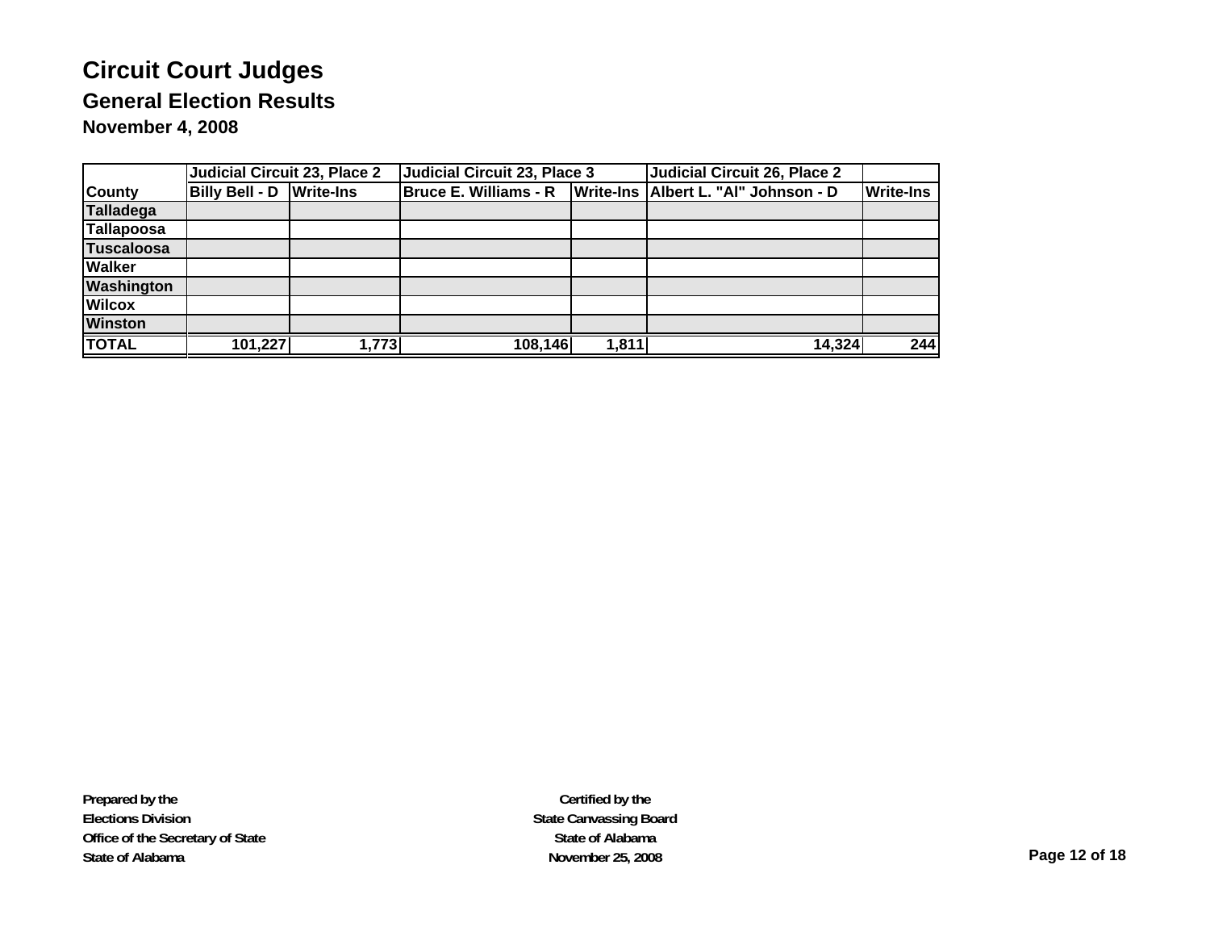# Circuit Court Judges

## General Election Results

### November 4, 2008

| | Judicial Circuit 23, Place 2 | | Judicial Circuit 23, Place 3 | | Judicial Circuit 26, Place 2 | |
|---|---|---|---|---|---|---|
| County | Billy Bell - D | Write-Ins | Bruce E. Williams - R | Write-Ins | Albert L. "Al" Johnson - D | Write-Ins |
| Talladega | | | | | | |
| Tallapoosa | | | | | | |
| Tuscaloosa | | | | | | |
| Walker | | | | | | |
| Washington | | | | | | |
| Wilcox | | | | | | |
| Winston | | | | | | |
| TOTAL | 101,227 | 1,773 | 108,146 | 1,811 | 14,324 | 244 |

**Prepared by the**
**Elections Division**
**Office of the Secretary of State**
**State of Alabama**

**Certified by the**
**State Canvassing Board**
**State of Alabama**
**November 25, 2008**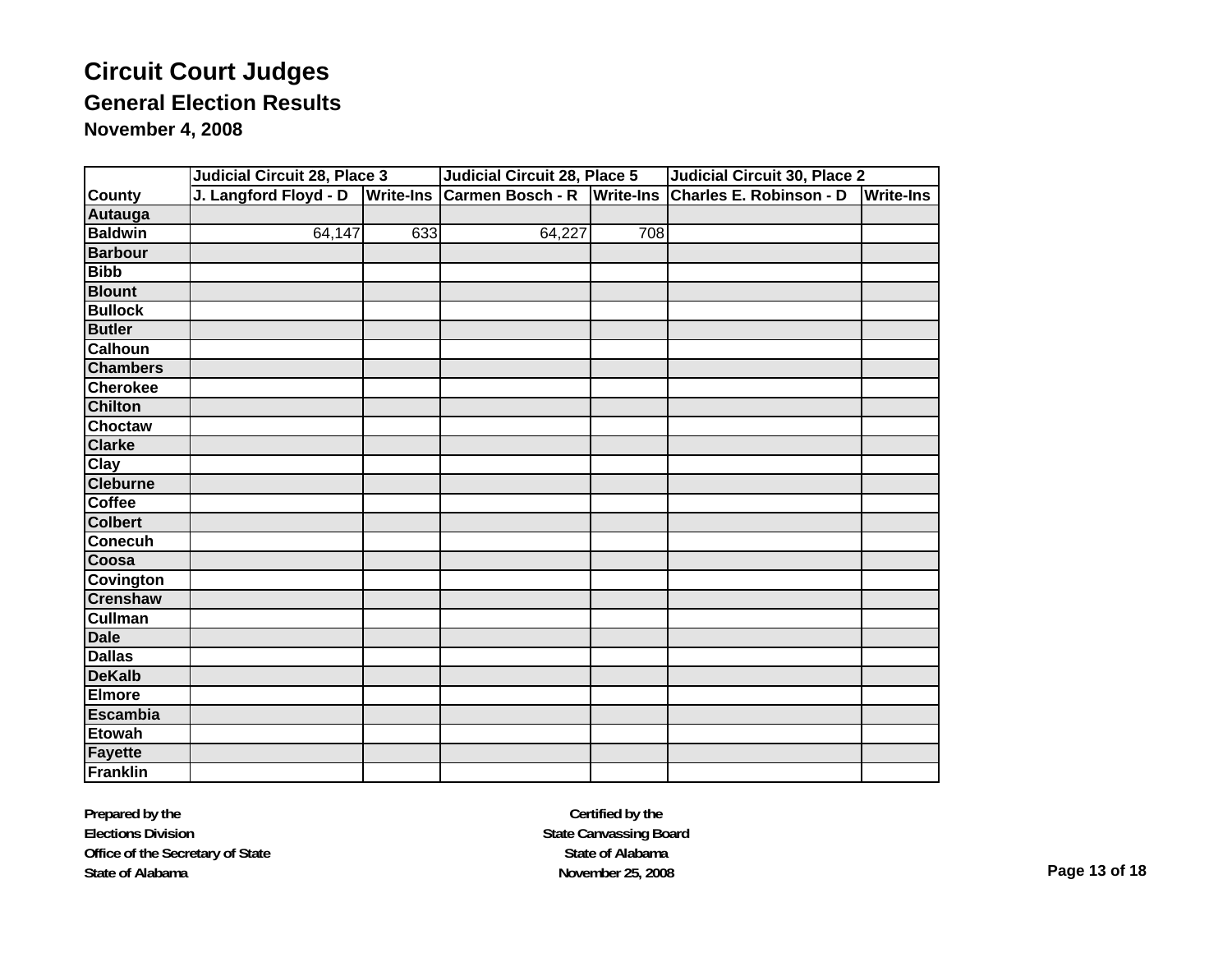# Circuit Court Judges

## General Election Results

### November 4, 2008

| | Judicial Circuit 28, Place 3 | | Judicial Circuit 28, Place 5 | | Judicial Circuit 30, Place 2 | |
|---|---|---|---|---|---|---|
| **County** | **J. Langford Floyd - D** | **Write-Ins** | **Carmen Bosch - R** | **Write-Ins** | **Charles E. Robinson - D** | **Write-Ins** |
| **Autauga** | | | | | | |
| **Baldwin** | 64,147 | 633 | 64,227 | 708 | | |
| **Barbour** | | | | | | |
| **Bibb** | | | | | | |
| **Blount** | | | | | | |
| **Bullock** | | | | | | |
| **Butler** | | | | | | |
| **Calhoun** | | | | | | |
| **Chambers** | | | | | | |
| **Cherokee** | | | | | | |
| **Chilton** | | | | | | |
| **Choctaw** | | | | | | |
| **Clarke** | | | | | | |
| **Clay** | | | | | | |
| **Cleburne** | | | | | | |
| **Coffee** | | | | | | |
| **Colbert** | | | | | | |
| **Conecuh** | | | | | | |
| **Coosa** | | | | | | |
| **Covington** | | | | | | |
| **Crenshaw** | | | | | | |
| **Cullman** | | | | | | |
| **Dale** | | | | | | |
| **Dallas** | | | | | | |
| **DeKalb** | | | | | | |
| **Elmore** | | | | | | |
| **Escambia** | | | | | | |
| **Etowah** | | | | | | |
| **Fayette** | | | | | | |
| **Franklin** | | | | | | |

**Prepared by the**
**Elections Division**
**Office of the Secretary of State**
**State of Alabama**

**Certified by the**
**State Canvassing Board**
**State of Alabama**
**November 25, 2008**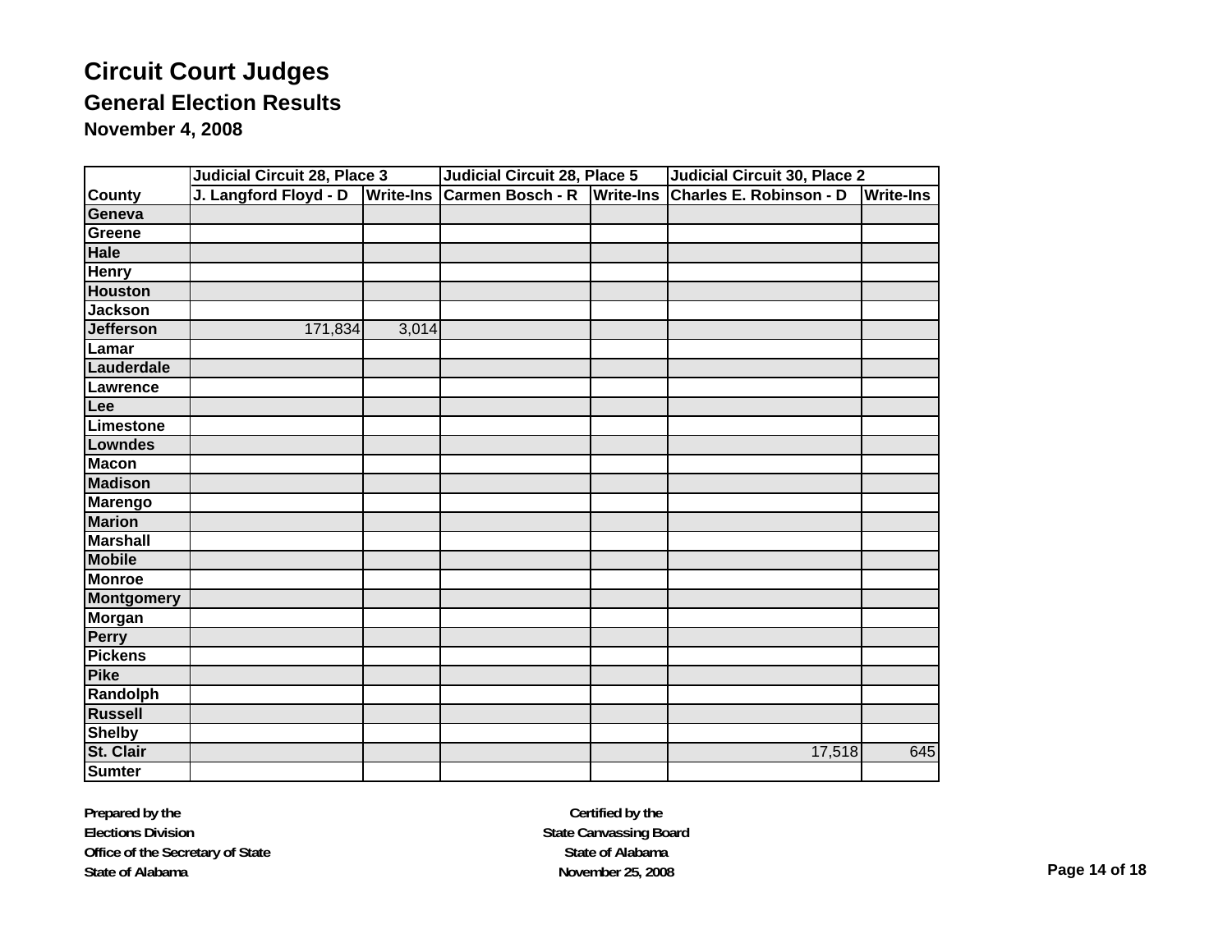# Circuit Court Judges

## General Election Results

### November 4, 2008

| | Judicial Circuit 28, Place 3 | | Judicial Circuit 28, Place 5 | | Judicial Circuit 30, Place 2 | |
|---|---|---|---|---|---|---|
| County | J. Langford Floyd - D | Write-Ins | Carmen Bosch - R | Write-Ins | Charles E. Robinson - D | Write-Ins |
| Geneva | | | | | | |
| Greene | | | | | | |
| Hale | | | | | | |
| Henry | | | | | | |
| Houston | | | | | | |
| Jackson | | | | | | |
| Jefferson | 171,834 | 3,014 | | | | |
| Lamar | | | | | | |
| Lauderdale | | | | | | |
| Lawrence | | | | | | |
| Lee | | | | | | |
| Limestone | | | | | | |
| Lowndes | | | | | | |
| Macon | | | | | | |
| Madison | | | | | | |
| Marengo | | | | | | |
| Marion | | | | | | |
| Marshall | | | | | | |
| Mobile | | | | | | |
| Monroe | | | | | | |
| Montgomery | | | | | | |
| Morgan | | | | | | |
| Perry | | | | | | |
| Pickens | | | | | | |
| Pike | | | | | | |
| Randolph | | | | | | |
| Russell | | | | | | |
| Shelby | | | | | | |
| St. Clair | | | | | 17,518 | 645 |
| Sumter | | | | | | |

**Prepared by the**
**Elections Division**
**Office of the Secretary of State**
**State of Alabama**

**Certified by the**
**State Canvassing Board**
**State of Alabama**
**November 25, 2008**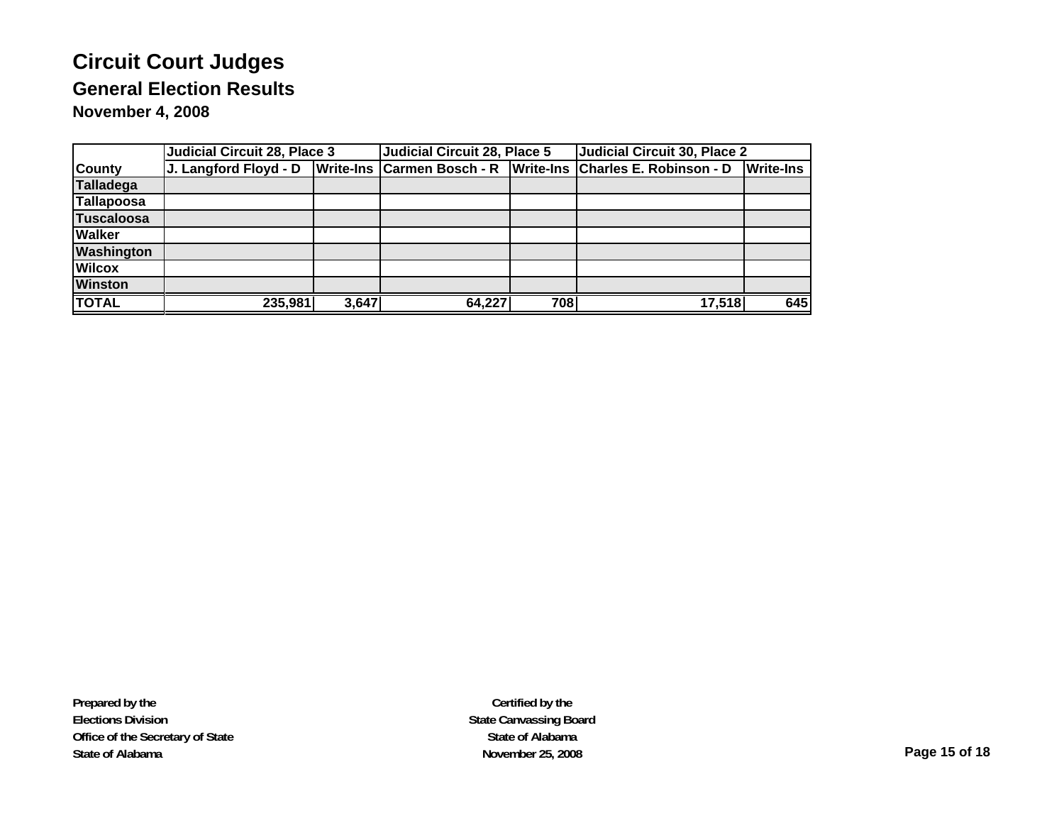# Circuit Court Judges

## General Election Results

### November 4, 2008

| | Judicial Circuit 28, Place 3 | | Judicial Circuit 28, Place 5 | | Judicial Circuit 30, Place 2 | |
|---|---|---|---|---|---|---|
| County | J. Langford Floyd - D | Write-Ins | Carmen Bosch - R | Write-Ins | Charles E. Robinson - D | Write-Ins |
| Talladega | | | | | | |
| Tallapoosa | | | | | | |
| Tuscaloosa | | | | | | |
| Walker | | | | | | |
| Washington | | | | | | |
| Wilcox | | | | | | |
| Winston | | | | | | |
| TOTAL | 235,981 | 3,647 | 64,227 | 708 | 17,518 | 645 |

**Prepared by the**
**Elections Division**
**Office of the Secretary of State**
**State of Alabama**

**Certified by the**
**State Canvassing Board**
**State of Alabama**
**November 25, 2008**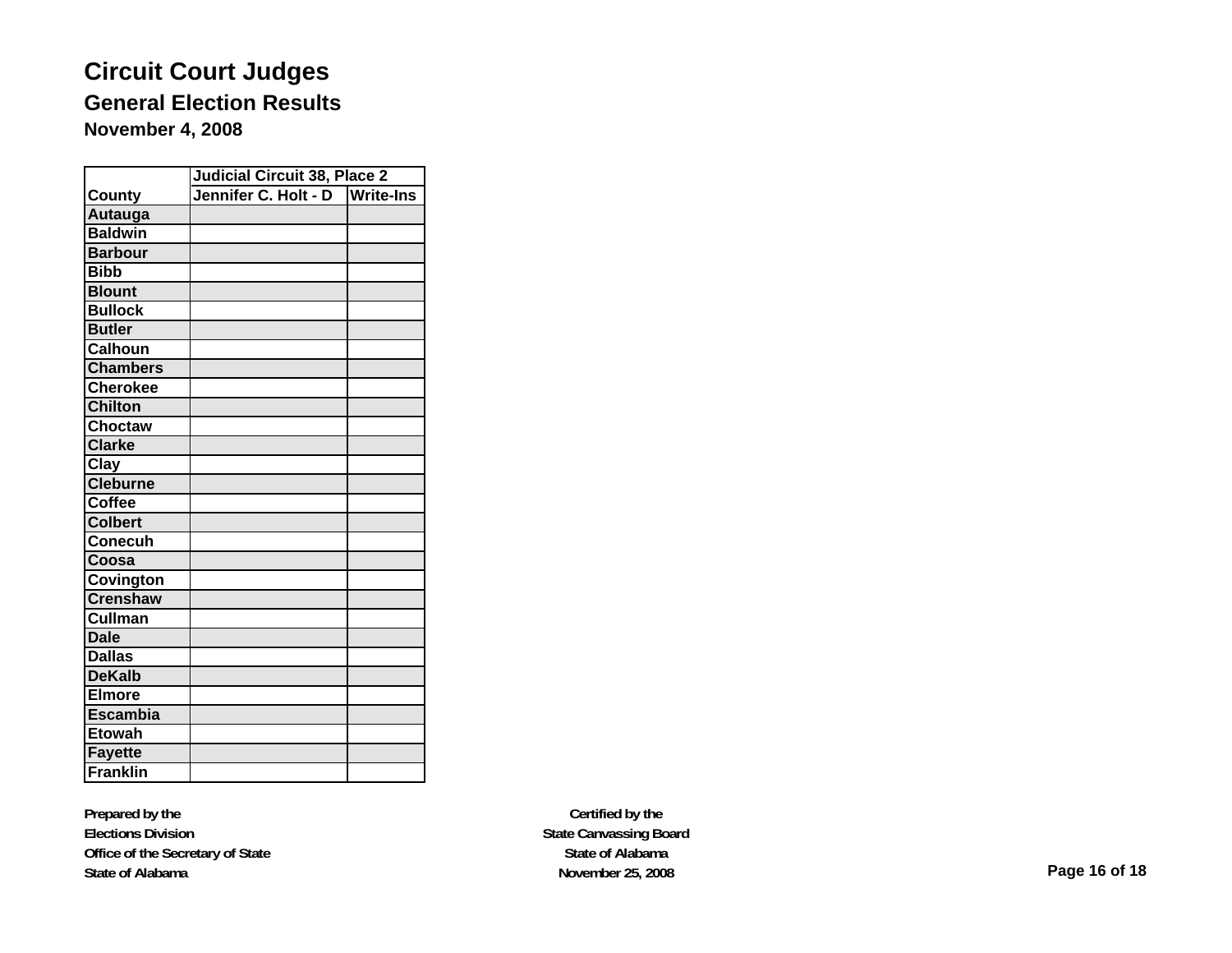# Circuit Court Judges

## General Election Results

### November 4, 2008

| | Judicial Circuit 38, Place 2 | |
|---|---|---|
| County | Jennifer C. Holt - D | Write-Ins |
| Autauga | | |
| Baldwin | | |
| Barbour | | |
| Bibb | | |
| Blount | | |
| Bullock | | |
| Butler | | |
| Calhoun | | |
| Chambers | | |
| Cherokee | | |
| Chilton | | |
| Choctaw | | |
| Clarke | | |
| Clay | | |
| Cleburne | | |
| Coffee | | |
| Colbert | | |
| Conecuh | | |
| Coosa | | |
| Covington | | |
| Crenshaw | | |
| Cullman | | |
| Dale | | |
| Dallas | | |
| DeKalb | | |
| Elmore | | |
| Escambia | | |
| Etowah | | |
| Fayette | | |
| Franklin | | |

Prepared by the
Elections Division
Office of the Secretary of State
State of Alabama

Certified by the
State Canvassing Board
State of Alabama
November 25, 2008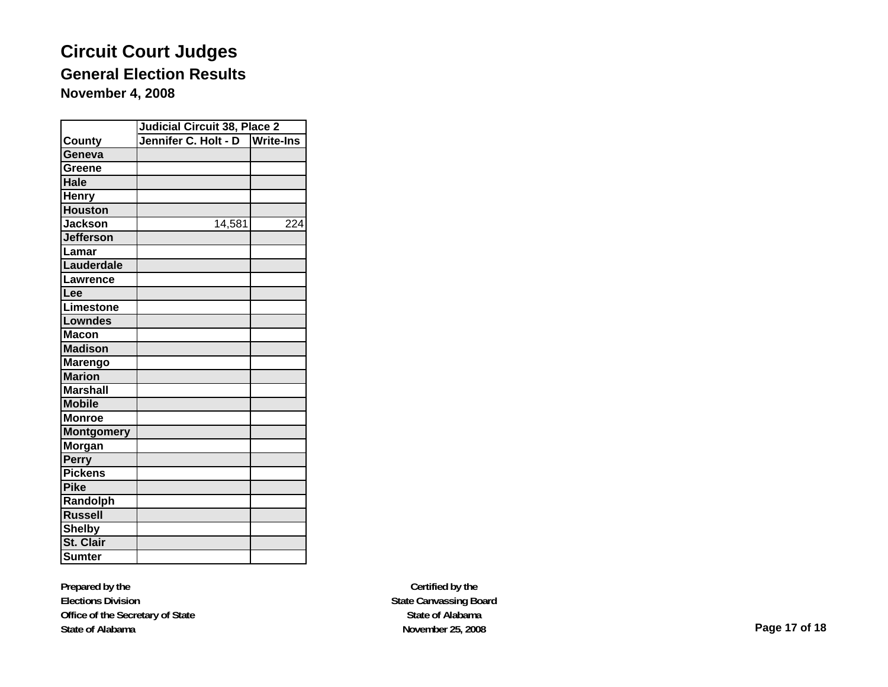# Circuit Court Judges

## General Election Results

### November 4, 2008

| County | Judicial Circuit 38, Place 2 | |
|---|---|---|
| | Jennifer C. Holt - D | Write-Ins |
| Geneva | | |
| Greene | | |
| Hale | | |
| Henry | | |
| Houston | | |
| Jackson | 14,581 | 224 |
| Jefferson | | |
| Lamar | | |
| Lauderdale | | |
| Lawrence | | |
| Lee | | |
| Limestone | | |
| Lowndes | | |
| Macon | | |
| Madison | | |
| Marengo | | |
| Marion | | |
| Marshall | | |
| Mobile | | |
| Monroe | | |
| Montgomery | | |
| Morgan | | |
| Perry | | |
| Pickens | | |
| Pike | | |
| Randolph | | |
| Russell | | |
| Shelby | | |
| St. Clair | | |
| Sumter | | |

**Prepared by the**
**Elections Division**
**Office of the Secretary of State**
**State of Alabama**

**Certified by the**
**State Canvassing Board**
**State of Alabama**
**November 25, 2008**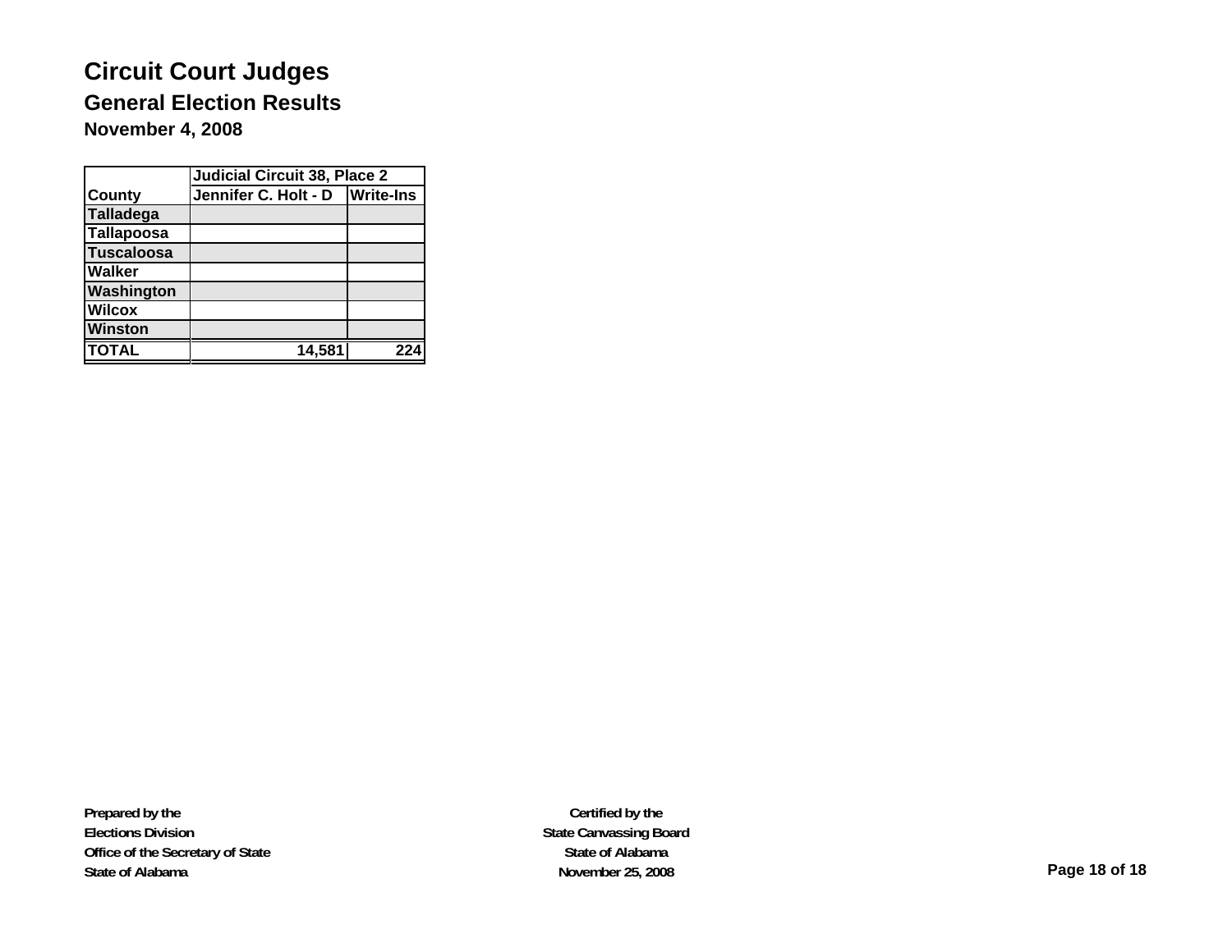# Circuit Court Judges

## General Election Results

### November 4, 2008

| | Judicial Circuit 38, Place 2 | |
|---|---|---|
| **County** | **Jennifer C. Holt - D** | **Write-Ins** |
| **Talladega** | | |
| **Tallapoosa** | | |
| **Tuscaloosa** | | |
| **Walker** | | |
| **Washington** | | |
| **Wilcox** | | |
| **Winston** | | |
| **TOTAL** | **14,581** | **224** |

**Prepared by the**
**Elections Division**
**Office of the Secretary of State**
**State of Alabama**

**Certified by the**
**State Canvassing Board**
**State of Alabama**
**November 25, 2008**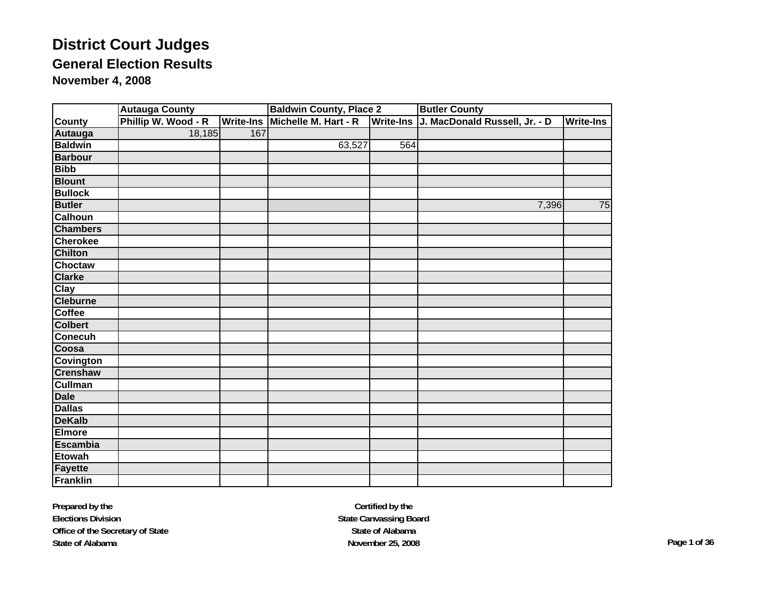# District Court Judges

## General Election Results

### November 4, 2008

| | Autauga County | | Baldwin County, Place 2 | | Butler County | |
|---|---|---|---|---|---|---|
| County | Phillip W. Wood - R | Write-Ins | Michelle M. Hart - R | Write-Ins | J. MacDonald Russell, Jr. - D | Write-Ins |
| Autauga | 18,185 | 167 | | | | |
| Baldwin | | | 63,527 | 564 | | |
| Barbour | | | | | | |
| Bibb | | | | | | |
| Blount | | | | | | |
| Bullock | | | | | | |
| Butler | | | | | 7,396 | 75 |
| Calhoun | | | | | | |
| Chambers | | | | | | |
| Cherokee | | | | | | |
| Chilton | | | | | | |
| Choctaw | | | | | | |
| Clarke | | | | | | |
| Clay | | | | | | |
| Cleburne | | | | | | |
| Coffee | | | | | | |
| Colbert | | | | | | |
| Conecuh | | | | | | |
| Coosa | | | | | | |
| Covington | | | | | | |
| Crenshaw | | | | | | |
| Cullman | | | | | | |
| Dale | | | | | | |
| Dallas | | | | | | |
| DeKalb | | | | | | |
| Elmore | | | | | | |
| Escambia | | | | | | |
| Etowah | | | | | | |
| Fayette | | | | | | |
| Franklin | | | | | | |

**Prepared by the**
**Elections Division**
**Office of the Secretary of State**
**State of Alabama**

**Certified by the**
**State Canvassing Board**
**State of Alabama**
**November 25, 2008**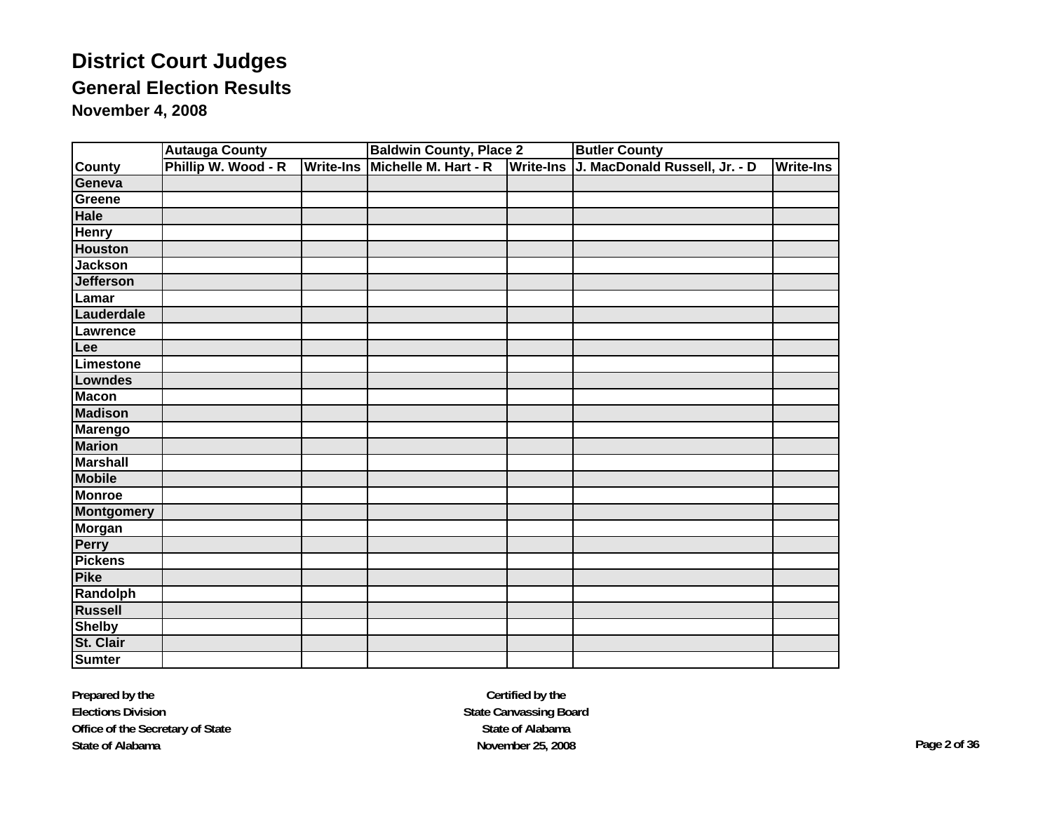# District Court Judges

## General Election Results

### November 4, 2008

| County | Autauga County | | Baldwin County, Place 2 | | Butler County | |
|---|---|---|---|---|---|---|
| | Phillip W. Wood - R | Write-Ins | Michelle M. Hart - R | Write-Ins | J. MacDonald Russell, Jr. - D | Write-Ins |
| Geneva | | | | | | |
| Greene | | | | | | |
| Hale | | | | | | |
| Henry | | | | | | |
| Houston | | | | | | |
| Jackson | | | | | | |
| Jefferson | | | | | | |
| Lamar | | | | | | |
| Lauderdale | | | | | | |
| Lawrence | | | | | | |
| Lee | | | | | | |
| Limestone | | | | | | |
| Lowndes | | | | | | |
| Macon | | | | | | |
| Madison | | | | | | |
| Marengo | | | | | | |
| Marion | | | | | | |
| Marshall | | | | | | |
| Mobile | | | | | | |
| Monroe | | | | | | |
| Montgomery | | | | | | |
| Morgan | | | | | | |
| Perry | | | | | | |
| Pickens | | | | | | |
| Pike | | | | | | |
| Randolph | | | | | | |
| Russell | | | | | | |
| Shelby | | | | | | |
| St. Clair | | | | | | |
| Sumter | | | | | | |

**Prepared by the**
**Elections Division**
**Office of the Secretary of State**
**State of Alabama**

**Certified by the**
**State Canvassing Board**
**State of Alabama**
**November 25, 2008**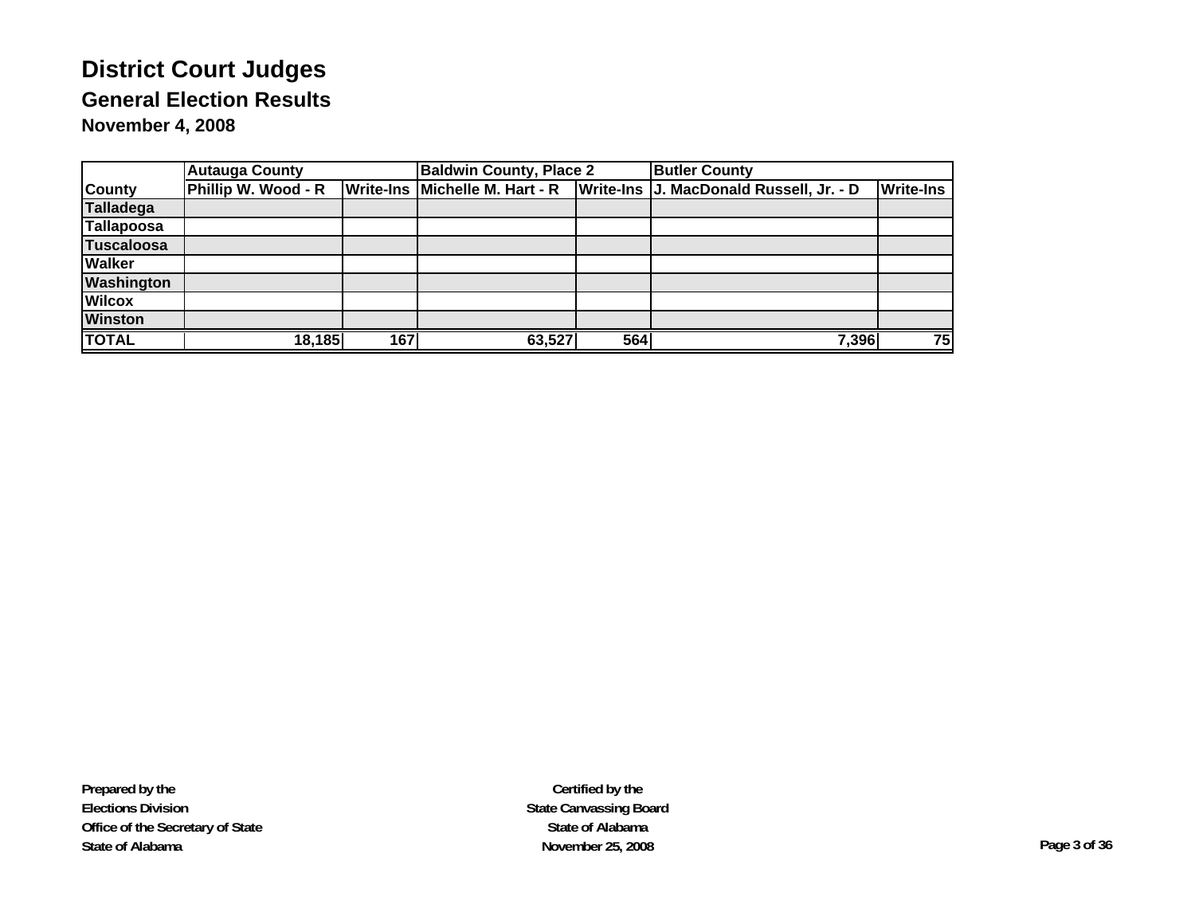# District Court Judges

## General Election Results

### November 4, 2008

| | Autauga County | | Baldwin County, Place 2 | | Butler County | |
|---|---|---|---|---|---|---|
| **County** | **Phillip W. Wood - R** | **Write-Ins** | **Michelle M. Hart - R** | **Write-Ins** | **J. MacDonald Russell, Jr. - D** | **Write-Ins** |
| **Talladega** | | | | | | |
| **Tallapoosa** | | | | | | |
| **Tuscaloosa** | | | | | | |
| **Walker** | | | | | | |
| **Washington** | | | | | | |
| **Wilcox** | | | | | | |
| **Winston** | | | | | | |
| **TOTAL** | **18,185** | **167** | **63,527** | **564** | **7,396** | **75** |

**Prepared by the**
**Elections Division**
**Office of the Secretary of State**
**State of Alabama**

**Certified by the**
**State Canvassing Board**
**State of Alabama**
**November 25, 2008**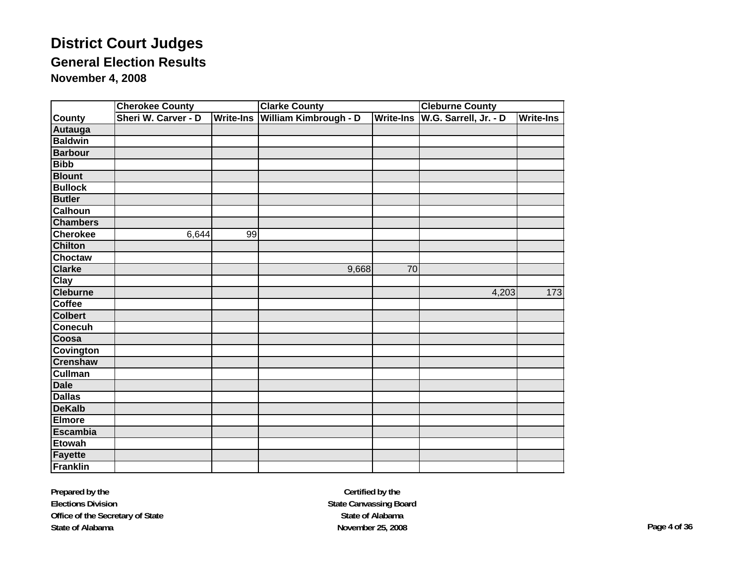# District Court Judges

## General Election Results

### November 4, 2008

| | Cherokee County | | Clarke County | | Cleburne County | |
|---|---|---|---|---|---|---|
| County | Sheri W. Carver - D | Write-Ins | William Kimbrough - D | Write-Ins | W.G. Sarrell, Jr. - D | Write-Ins |
| Autauga | | | | | | |
| Baldwin | | | | | | |
| Barbour | | | | | | |
| Bibb | | | | | | |
| Blount | | | | | | |
| Bullock | | | | | | |
| Butler | | | | | | |
| Calhoun | | | | | | |
| Chambers | | | | | | |
| Cherokee | 6,644 | 99 | | | | |
| Chilton | | | | | | |
| Choctaw | | | | | | |
| Clarke | | | 9,668 | 70 | | |
| Clay | | | | | | |
| Cleburne | | | | | 4,203 | 173 |
| Coffee | | | | | | |
| Colbert | | | | | | |
| Conecuh | | | | | | |
| Coosa | | | | | | |
| Covington | | | | | | |
| Crenshaw | | | | | | |
| Cullman | | | | | | |
| Dale | | | | | | |
| Dallas | | | | | | |
| DeKalb | | | | | | |
| Elmore | | | | | | |
| Escambia | | | | | | |
| Etowah | | | | | | |
| Fayette | | | | | | |
| Franklin | | | | | | |

**Prepared by the**
**Elections Division**
**Office of the Secretary of State**
**State of Alabama**

**Certified by the**
**State Canvassing Board**
**State of Alabama**
**November 25, 2008**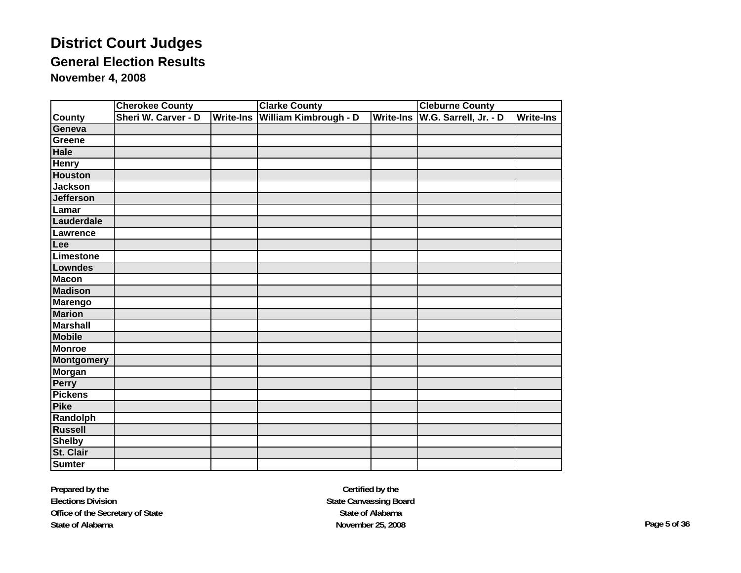# District Court Judges

## General Election Results

### November 4, 2008

| | Cherokee County | | Clarke County | | Cleburne County | |
|---|---|---|---|---|---|---|
| County | Sheri W. Carver - D | Write-Ins | William Kimbrough - D | Write-Ins | W.G. Sarrell, Jr. - D | Write-Ins |
| Geneva | | | | | | |
| Greene | | | | | | |
| Hale | | | | | | |
| Henry | | | | | | |
| Houston | | | | | | |
| Jackson | | | | | | |
| Jefferson | | | | | | |
| Lamar | | | | | | |
| Lauderdale | | | | | | |
| Lawrence | | | | | | |
| Lee | | | | | | |
| Limestone | | | | | | |
| Lowndes | | | | | | |
| Macon | | | | | | |
| Madison | | | | | | |
| Marengo | | | | | | |
| Marion | | | | | | |
| Marshall | | | | | | |
| Mobile | | | | | | |
| Monroe | | | | | | |
| Montgomery | | | | | | |
| Morgan | | | | | | |
| Perry | | | | | | |
| Pickens | | | | | | |
| Pike | | | | | | |
| Randolph | | | | | | |
| Russell | | | | | | |
| Shelby | | | | | | |
| St. Clair | | | | | | |
| Sumter | | | | | | |

**Prepared by the**
**Elections Division**
**Office of the Secretary of State**
**State of Alabama**

**Certified by the**
**State Canvassing Board**
**State of Alabama**
**November 25, 2008**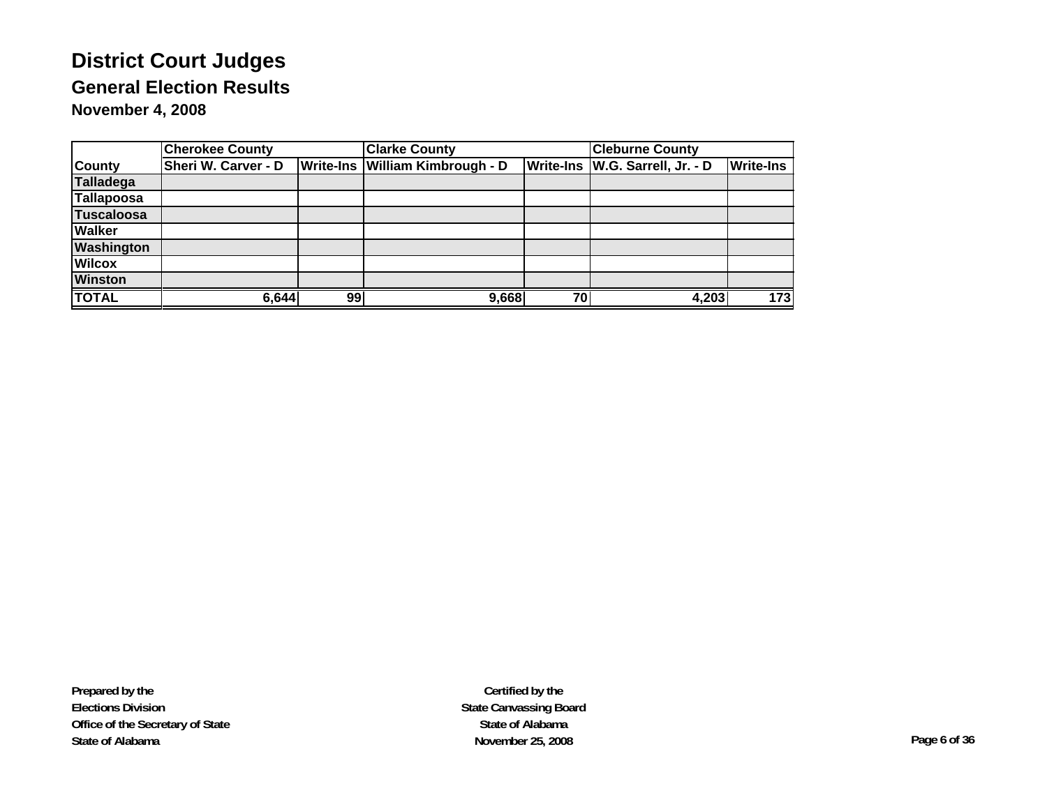# District Court Judges

## General Election Results

### November 4, 2008

| | Cherokee County | | Clarke County | | Cleburne County | |
|---|---|---|---|---|---|---|
| **County** | **Sheri W. Carver - D** | **Write-Ins** | **William Kimbrough - D** | **Write-Ins** | **W.G. Sarrell, Jr. - D** | **Write-Ins** |
| **Talladega** | | | | | | |
| **Tallapoosa** | | | | | | |
| **Tuscaloosa** | | | | | | |
| **Walker** | | | | | | |
| **Washington** | | | | | | |
| **Wilcox** | | | | | | |
| **Winston** | | | | | | |
| **TOTAL** | **6,644** | **99** | **9,668** | **70** | **4,203** | **173** |

**Prepared by the**
**Elections Division**
**Office of the Secretary of State**
**State of Alabama**

**Certified by the**
**State Canvassing Board**
**State of Alabama**
**November 25, 2008**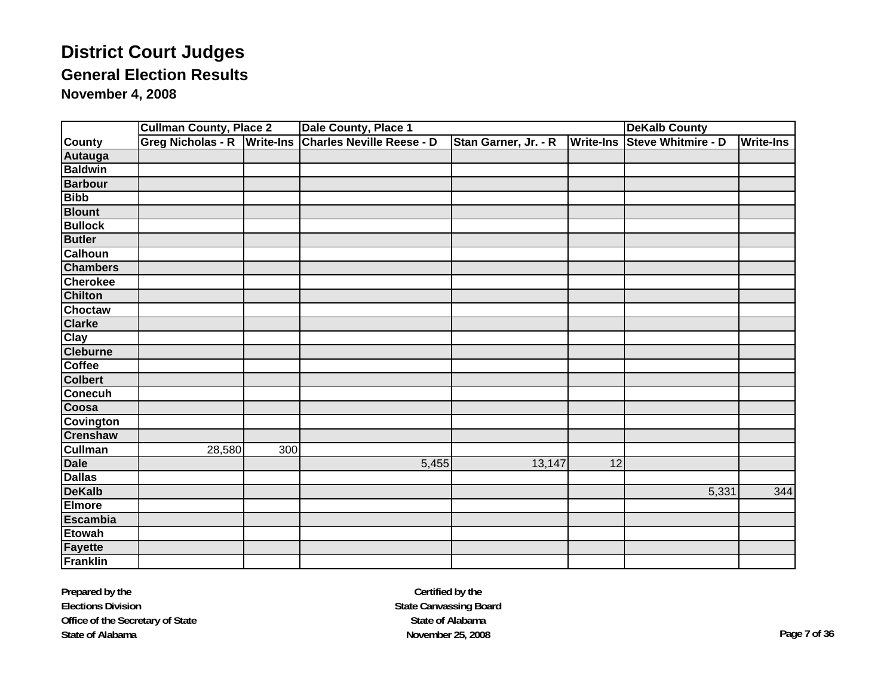# District Court Judges

## General Election Results

### November 4, 2008

| | Cullman County, Place 2 | | Dale County, Place 1 | | | DeKalb County | |
|---|---|---|---|---|---|---|---|
| County | Greg Nicholas - R | Write-Ins | Charles Neville Reese - D | Stan Garner, Jr. - R | Write-Ins | Steve Whitmire - D | Write-Ins |
| Autauga | | | | | | | |
| Baldwin | | | | | | | |
| Barbour | | | | | | | |
| Bibb | | | | | | | |
| Blount | | | | | | | |
| Bullock | | | | | | | |
| Butler | | | | | | | |
| Calhoun | | | | | | | |
| Chambers | | | | | | | |
| Cherokee | | | | | | | |
| Chilton | | | | | | | |
| Choctaw | | | | | | | |
| Clarke | | | | | | | |
| Clay | | | | | | | |
| Cleburne | | | | | | | |
| Coffee | | | | | | | |
| Colbert | | | | | | | |
| Conecuh | | | | | | | |
| Coosa | | | | | | | |
| Covington | | | | | | | |
| Crenshaw | | | | | | | |
| Cullman | 28,580 | 300 | | | | | |
| Dale | | | 5,455 | 13,147 | 12 | | |
| Dallas | | | | | | | |
| DeKalb | | | | | | 5,331 | 344 |
| Elmore | | | | | | | |
| Escambia | | | | | | | |
| Etowah | | | | | | | |
| Fayette | | | | | | | |
| Franklin | | | | | | | |

**Prepared by the**
**Elections Division**
**Office of the Secretary of State**
**State of Alabama**

**Certified by the**
**State Canvassing Board**
**State of Alabama**
**November 25, 2008**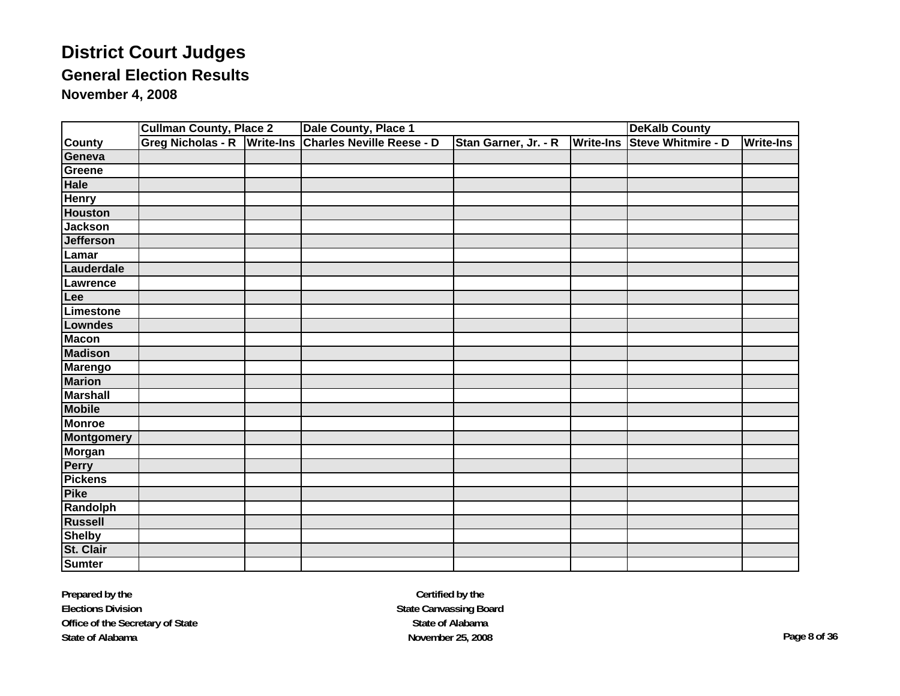# District Court Judges

## General Election Results

### November 4, 2008

| | Cullman County, Place 2 | | Dale County, Place 1 | | | DeKalb County | |
|---|---|---|---|---|---|---|---|
| County | Greg Nicholas - R | Write-Ins | Charles Neville Reese - D | Stan Garner, Jr. - R | Write-Ins | Steve Whitmire - D | Write-Ins |
| Geneva | | | | | | | |
| Greene | | | | | | | |
| Hale | | | | | | | |
| Henry | | | | | | | |
| Houston | | | | | | | |
| Jackson | | | | | | | |
| Jefferson | | | | | | | |
| Lamar | | | | | | | |
| Lauderdale | | | | | | | |
| Lawrence | | | | | | | |
| Lee | | | | | | | |
| Limestone | | | | | | | |
| Lowndes | | | | | | | |
| Macon | | | | | | | |
| Madison | | | | | | | |
| Marengo | | | | | | | |
| Marion | | | | | | | |
| Marshall | | | | | | | |
| Mobile | | | | | | | |
| Monroe | | | | | | | |
| Montgomery | | | | | | | |
| Morgan | | | | | | | |
| Perry | | | | | | | |
| Pickens | | | | | | | |
| Pike | | | | | | | |
| Randolph | | | | | | | |
| Russell | | | | | | | |
| Shelby | | | | | | | |
| St. Clair | | | | | | | |
| Sumter | | | | | | | |

**Prepared by the**
**Elections Division**
**Office of the Secretary of State**
**State of Alabama**

**Certified by the**
**State Canvassing Board**
**State of Alabama**
**November 25, 2008**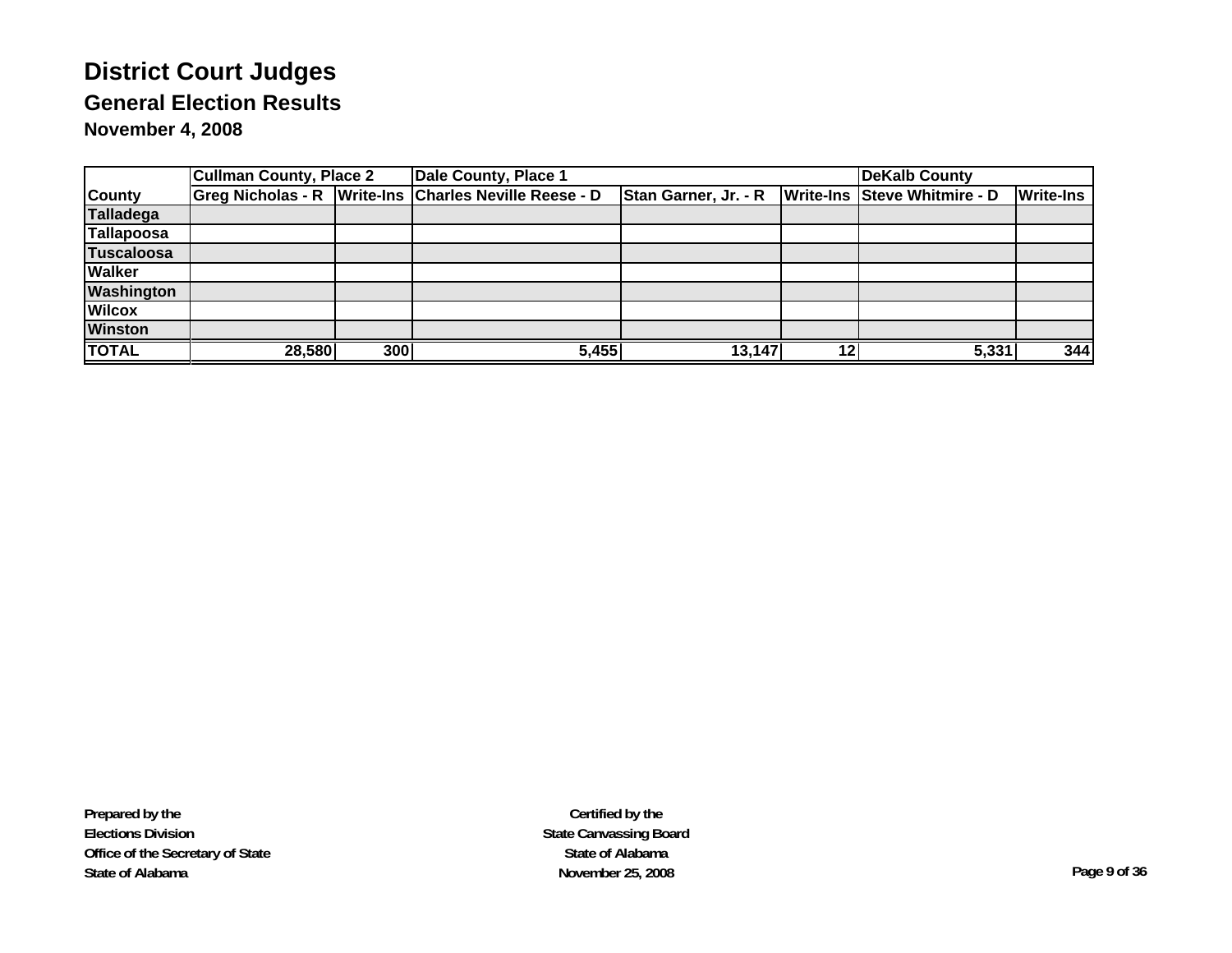# District Court Judges

## General Election Results

### November 4, 2008

| | Cullman County, Place 2 | | Dale County, Place 1 | | | DeKalb County | |
|---|---|---|---|---|---|---|---|
| County | Greg Nicholas - R | Write-Ins | Charles Neville Reese - D | Stan Garner, Jr. - R | Write-Ins | Steve Whitmire - D | Write-Ins |
| Talladega | | | | | | | |
| Tallapoosa | | | | | | | |
| Tuscaloosa | | | | | | | |
| Walker | | | | | | | |
| Washington | | | | | | | |
| Wilcox | | | | | | | |
| Winston | | | | | | | |
| TOTAL | 28,580 | 300 | 5,455 | 13,147 | 12 | 5,331 | 344 |

**Prepared by the**
**Elections Division**
**Office of the Secretary of State**
**State of Alabama**

**Certified by the**
**State Canvassing Board**
**State of Alabama**
**November 25, 2008**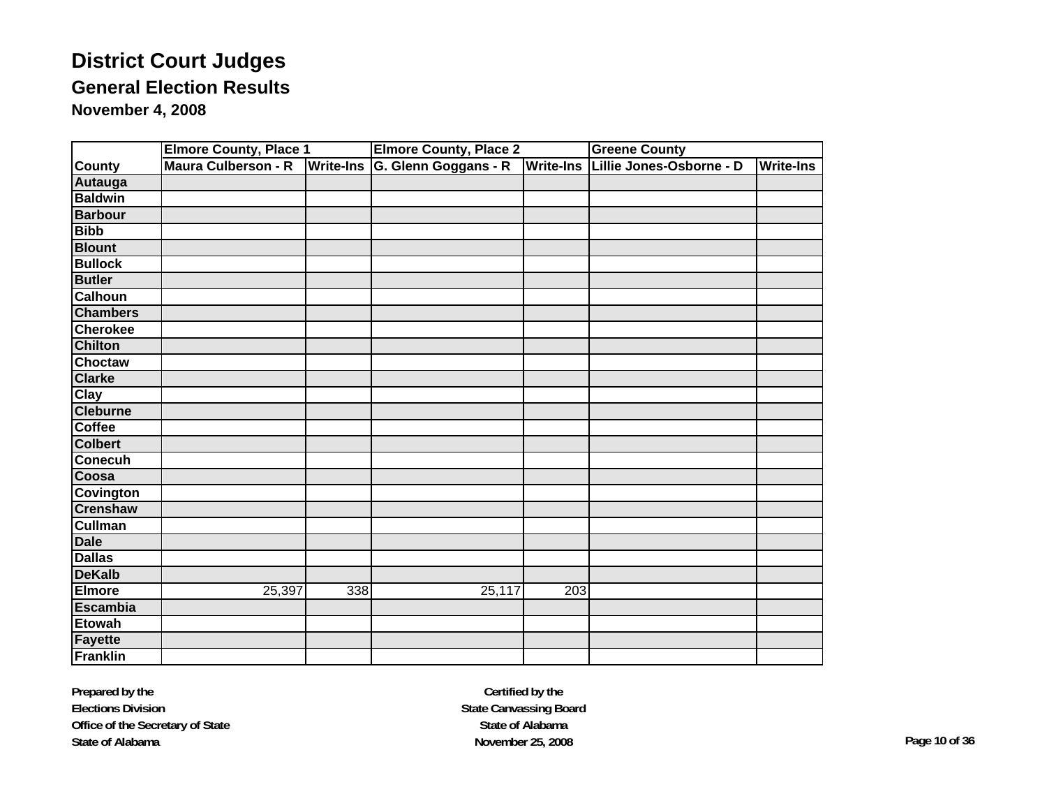# District Court Judges

## General Election Results

### November 4, 2008

| | Elmore County, Place 1 | | Elmore County, Place 2 | | Greene County | |
|---|---|---|---|---|---|---|
| County | Maura Culberson - R | Write-Ins | G. Glenn Goggans - R | Write-Ins | Lillie Jones-Osborne - D | Write-Ins |
| Autauga | | | | | | |
| Baldwin | | | | | | |
| Barbour | | | | | | |
| Bibb | | | | | | |
| Blount | | | | | | |
| Bullock | | | | | | |
| Butler | | | | | | |
| Calhoun | | | | | | |
| Chambers | | | | | | |
| Cherokee | | | | | | |
| Chilton | | | | | | |
| Choctaw | | | | | | |
| Clarke | | | | | | |
| Clay | | | | | | |
| Cleburne | | | | | | |
| Coffee | | | | | | |
| Colbert | | | | | | |
| Conecuh | | | | | | |
| Coosa | | | | | | |
| Covington | | | | | | |
| Crenshaw | | | | | | |
| Cullman | | | | | | |
| Dale | | | | | | |
| Dallas | | | | | | |
| DeKalb | | | | | | |
| Elmore | 25,397 | 338 | 25,117 | 203 | | |
| Escambia | | | | | | |
| Etowah | | | | | | |
| Fayette | | | | | | |
| Franklin | | | | | | |

**Prepared by the**
**Elections Division**
**Office of the Secretary of State**
**State of Alabama**

**Certified by the**
**State Canvassing Board**
**State of Alabama**
**November 25, 2008**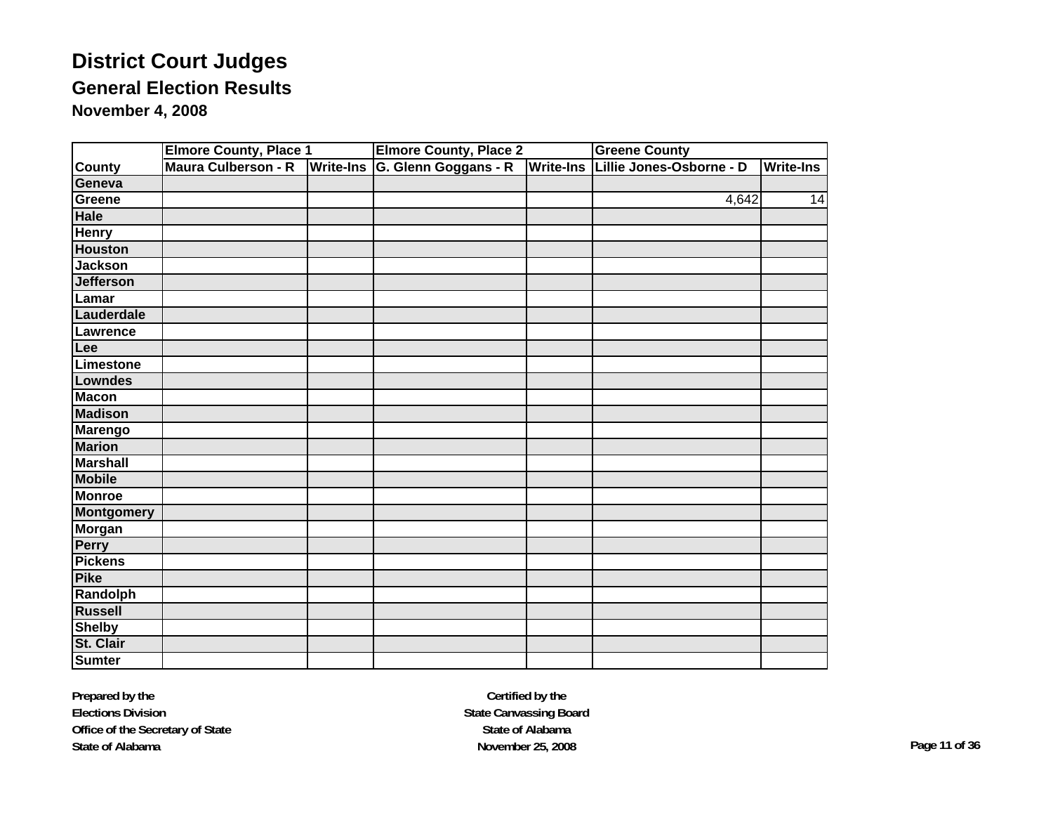# District Court Judges

## General Election Results

### November 4, 2008

| | Elmore County, Place 1 | | Elmore County, Place 2 | | Greene County | |
|---|---|---|---|---|---|---|
| County | Maura Culberson - R | Write-Ins | G. Glenn Goggans - R | Write-Ins | Lillie Jones-Osborne - D | Write-Ins |
| Geneva | | | | | | |
| Greene | | | | | 4,642 | 14 |
| Hale | | | | | | |
| Henry | | | | | | |
| Houston | | | | | | |
| Jackson | | | | | | |
| Jefferson | | | | | | |
| Lamar | | | | | | |
| Lauderdale | | | | | | |
| Lawrence | | | | | | |
| Lee | | | | | | |
| Limestone | | | | | | |
| Lowndes | | | | | | |
| Macon | | | | | | |
| Madison | | | | | | |
| Marengo | | | | | | |
| Marion | | | | | | |
| Marshall | | | | | | |
| Mobile | | | | | | |
| Monroe | | | | | | |
| Montgomery | | | | | | |
| Morgan | | | | | | |
| Perry | | | | | | |
| Pickens | | | | | | |
| Pike | | | | | | |
| Randolph | | | | | | |
| Russell | | | | | | |
| Shelby | | | | | | |
| St. Clair | | | | | | |
| Sumter | | | | | | |

**Prepared by the**
**Elections Division**
**Office of the Secretary of State**
**State of Alabama**

**Certified by the**
**State Canvassing Board**
**State of Alabama**
**November 25, 2008**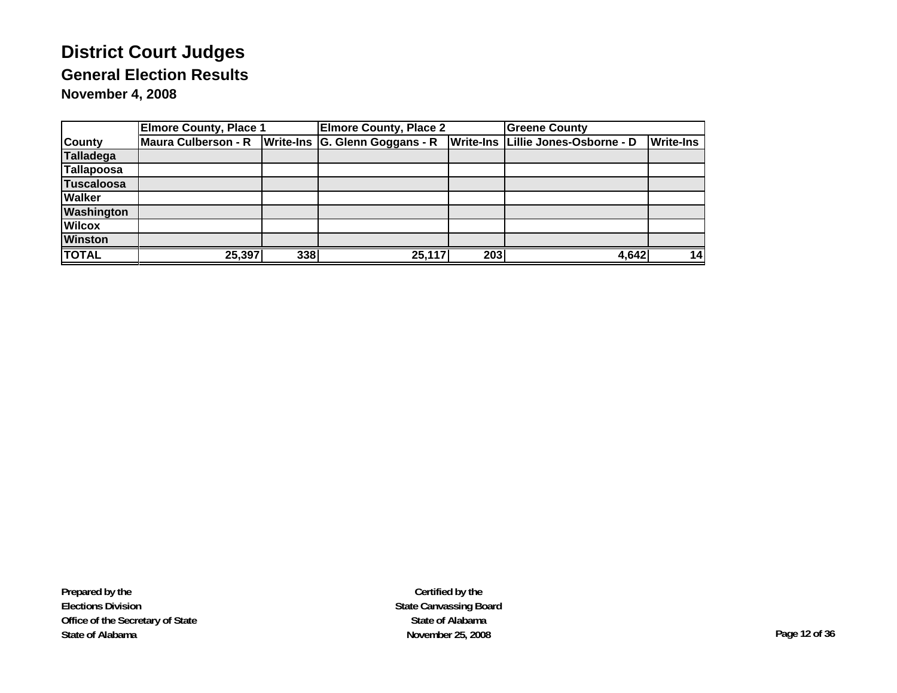# District Court Judges

## General Election Results

### November 4, 2008

| | Elmore County, Place 1 | | Elmore County, Place 2 | | Greene County | |
|---|---|---|---|---|---|---|
| County | Maura Culberson - R | Write-Ins | G. Glenn Goggans - R | Write-Ins | Lillie Jones-Osborne - D | Write-Ins |
| Talladega | | | | | | |
| Tallapoosa | | | | | | |
| Tuscaloosa | | | | | | |
| Walker | | | | | | |
| Washington | | | | | | |
| Wilcox | | | | | | |
| Winston | | | | | | |
| TOTAL | 25,397 | 338 | 25,117 | 203 | 4,642 | 14 |

**Prepared by the**
**Elections Division**
**Office of the Secretary of State**
**State of Alabama**

**Certified by the**
**State Canvassing Board**
**State of Alabama**
**November 25, 2008**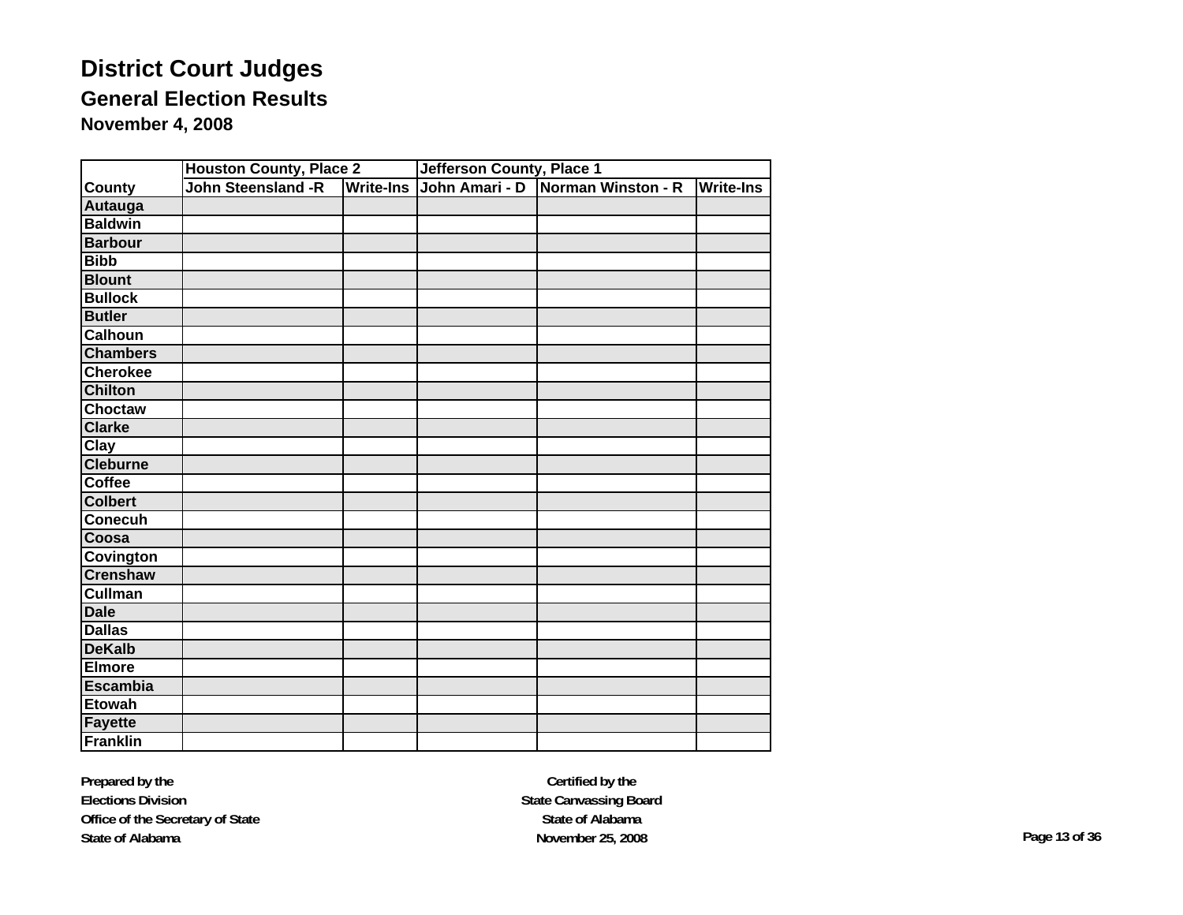# District Court Judges

## General Election Results

### November 4, 2008

| | Houston County, Place 2 | | Jefferson County, Place 1 | | |
|---|---|---|---|---|---|
| County | John Steensland -R | Write-Ins | John Amari - D | Norman Winston - R | Write-Ins |
| Autauga | | | | | |
| Baldwin | | | | | |
| Barbour | | | | | |
| Bibb | | | | | |
| Blount | | | | | |
| Bullock | | | | | |
| Butler | | | | | |
| Calhoun | | | | | |
| Chambers | | | | | |
| Cherokee | | | | | |
| Chilton | | | | | |
| Choctaw | | | | | |
| Clarke | | | | | |
| Clay | | | | | |
| Cleburne | | | | | |
| Coffee | | | | | |
| Colbert | | | | | |
| Conecuh | | | | | |
| Coosa | | | | | |
| Covington | | | | | |
| Crenshaw | | | | | |
| Cullman | | | | | |
| Dale | | | | | |
| Dallas | | | | | |
| DeKalb | | | | | |
| Elmore | | | | | |
| Escambia | | | | | |
| Etowah | | | | | |
| Fayette | | | | | |
| Franklin | | | | | |

**Prepared by the**
**Elections Division**
**Office of the Secretary of State**
**State of Alabama**

**Certified by the**
**State Canvassing Board**
**State of Alabama**
**November 25, 2008**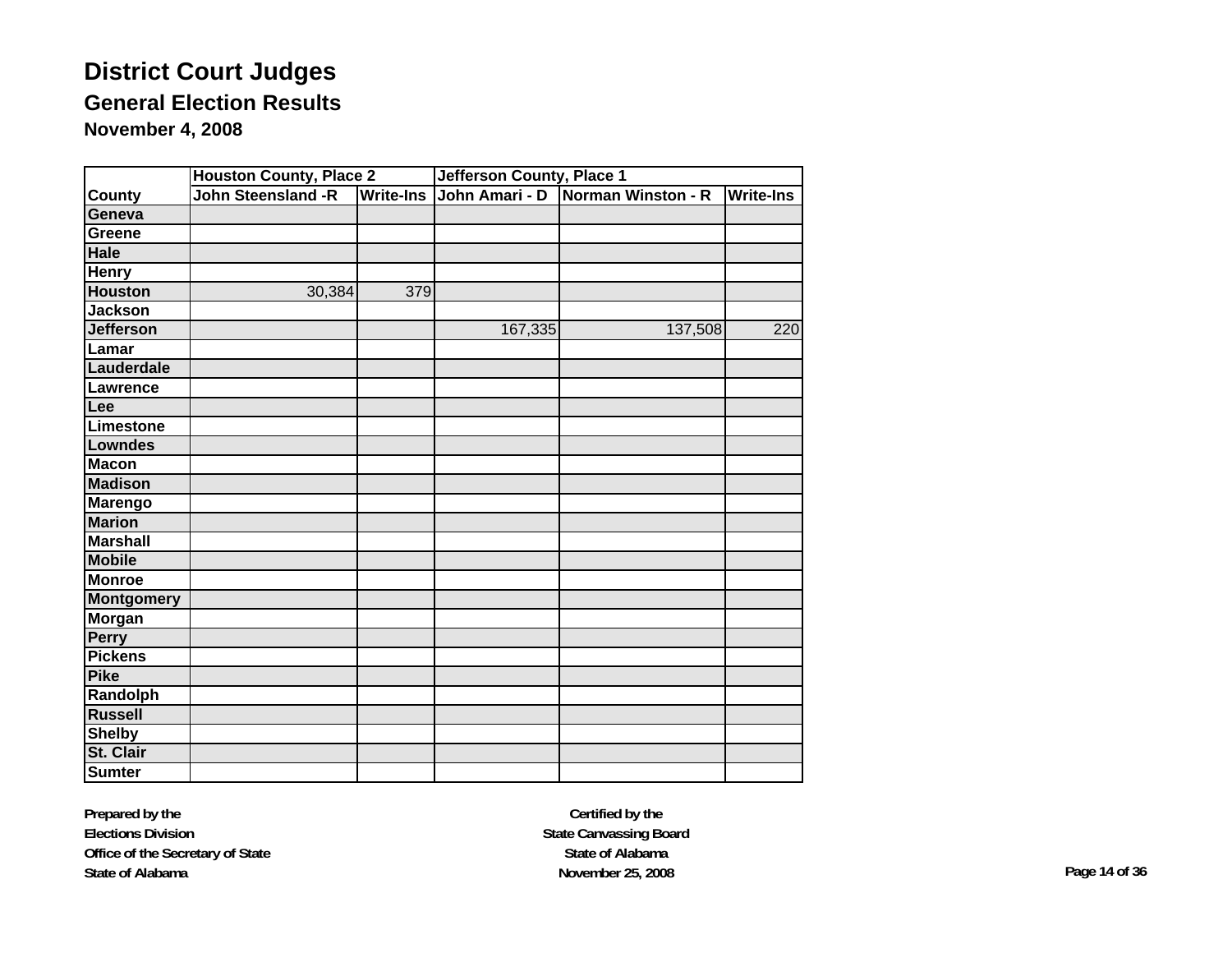# District Court Judges

## General Election Results

### November 4, 2008

| | Houston County, Place 2 | | Jefferson County, Place 1 | | |
|---|---|---|---|---|---|
| County | John Steensland -R | Write-Ins | John Amari - D | Norman Winston - R | Write-Ins |
| Geneva | | | | | |
| Greene | | | | | |
| Hale | | | | | |
| Henry | | | | | |
| Houston | 30,384 | 379 | | | |
| Jackson | | | | | |
| Jefferson | | | 167,335 | 137,508 | 220 |
| Lamar | | | | | |
| Lauderdale | | | | | |
| Lawrence | | | | | |
| Lee | | | | | |
| Limestone | | | | | |
| Lowndes | | | | | |
| Macon | | | | | |
| Madison | | | | | |
| Marengo | | | | | |
| Marion | | | | | |
| Marshall | | | | | |
| Mobile | | | | | |
| Monroe | | | | | |
| Montgomery | | | | | |
| Morgan | | | | | |
| Perry | | | | | |
| Pickens | | | | | |
| Pike | | | | | |
| Randolph | | | | | |
| Russell | | | | | |
| Shelby | | | | | |
| St. Clair | | | | | |
| Sumter | | | | | |

**Prepared by the**
**Elections Division**
**Office of the Secretary of State**
**State of Alabama**

**Certified by the**
**State Canvassing Board**
**State of Alabama**
**November 25, 2008**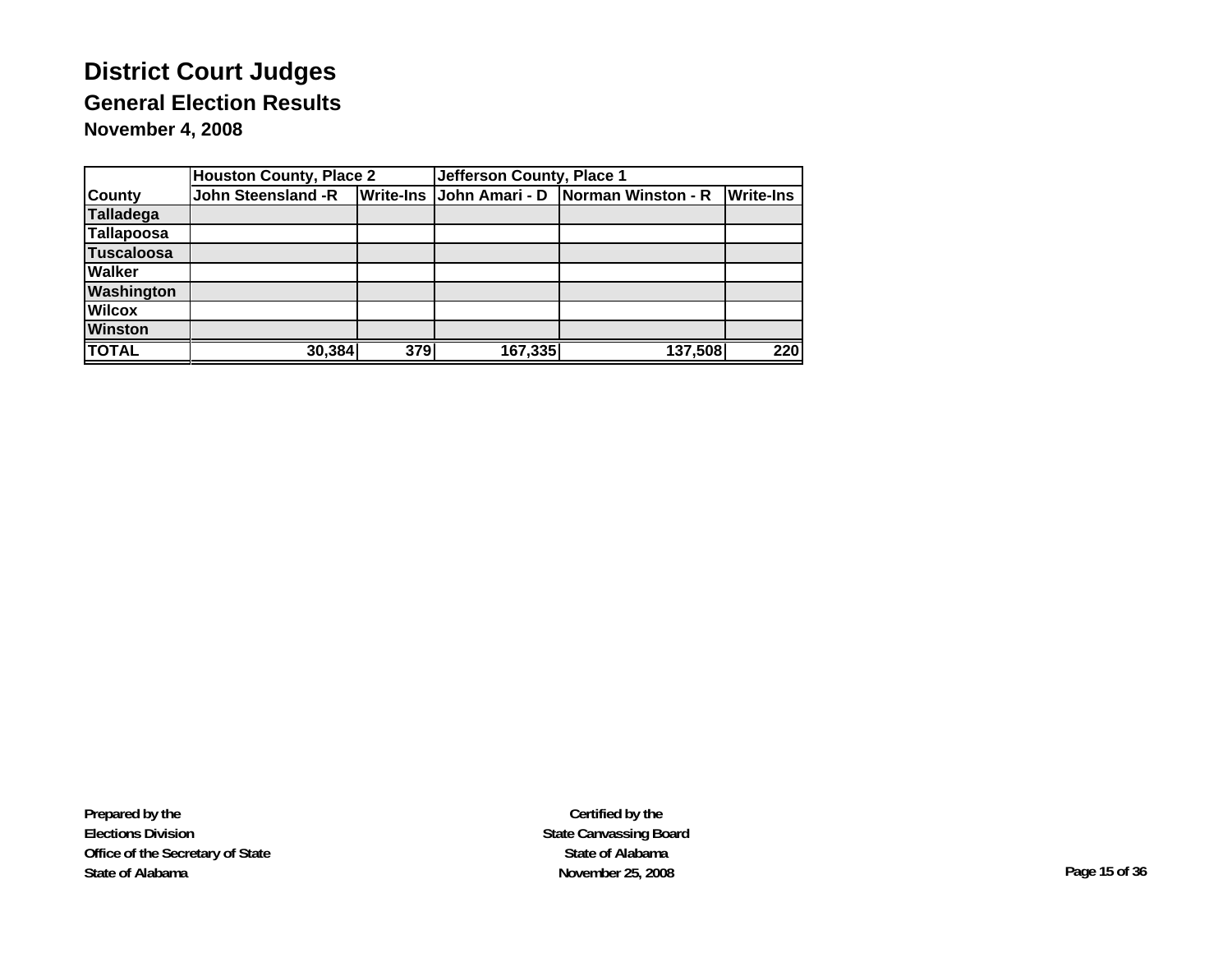# District Court Judges

## General Election Results

### November 4, 2008

| | Houston County, Place 2 | | Jefferson County, Place 1 | | |
|---|---|---|---|---|---|
| County | John Steensland -R | Write-Ins | John Amari - D | Norman Winston - R | Write-Ins |
| Talladega | | | | | |
| Tallapoosa | | | | | |
| Tuscaloosa | | | | | |
| Walker | | | | | |
| Washington | | | | | |
| Wilcox | | | | | |
| Winston | | | | | |
| TOTAL | 30,384 | 379 | 167,335 | 137,508 | 220 |

**Prepared by the**
**Elections Division**
**Office of the Secretary of State**
**State of Alabama**

**Certified by the**
**State Canvassing Board**
**State of Alabama**
**November 25, 2008**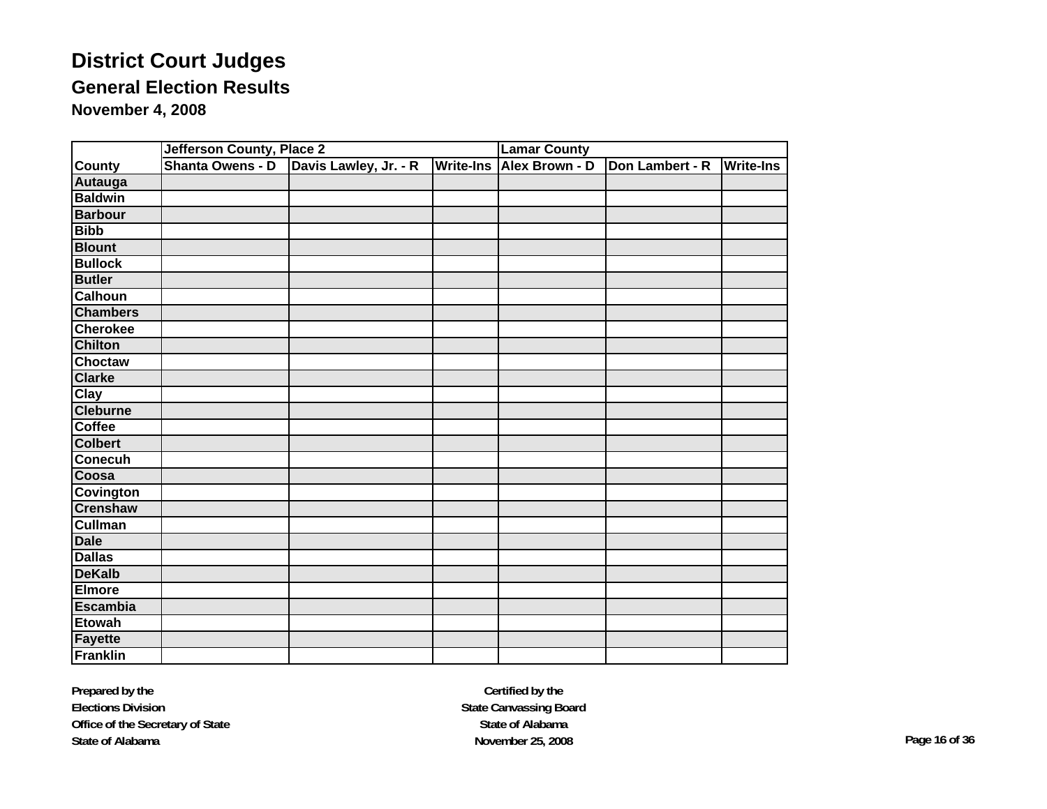# District Court Judges

## General Election Results

### November 4, 2008

| | Jefferson County, Place 2 | | | Lamar County | | |
|---|---|---|---|---|---|---|
| County | Shanta Owens - D | Davis Lawley, Jr. - R | Write-Ins | Alex Brown - D | Don Lambert - R | Write-Ins |
| Autauga | | | | | | |
| Baldwin | | | | | | |
| Barbour | | | | | | |
| Bibb | | | | | | |
| Blount | | | | | | |
| Bullock | | | | | | |
| Butler | | | | | | |
| Calhoun | | | | | | |
| Chambers | | | | | | |
| Cherokee | | | | | | |
| Chilton | | | | | | |
| Choctaw | | | | | | |
| Clarke | | | | | | |
| Clay | | | | | | |
| Cleburne | | | | | | |
| Coffee | | | | | | |
| Colbert | | | | | | |
| Conecuh | | | | | | |
| Coosa | | | | | | |
| Covington | | | | | | |
| Crenshaw | | | | | | |
| Cullman | | | | | | |
| Dale | | | | | | |
| Dallas | | | | | | |
| DeKalb | | | | | | |
| Elmore | | | | | | |
| Escambia | | | | | | |
| Etowah | | | | | | |
| Fayette | | | | | | |
| Franklin | | | | | | |

**Prepared by the**
**Elections Division**
**Office of the Secretary of State**
**State of Alabama**

**Certified by the**
**State Canvassing Board**
**State of Alabama**
**November 25, 2008**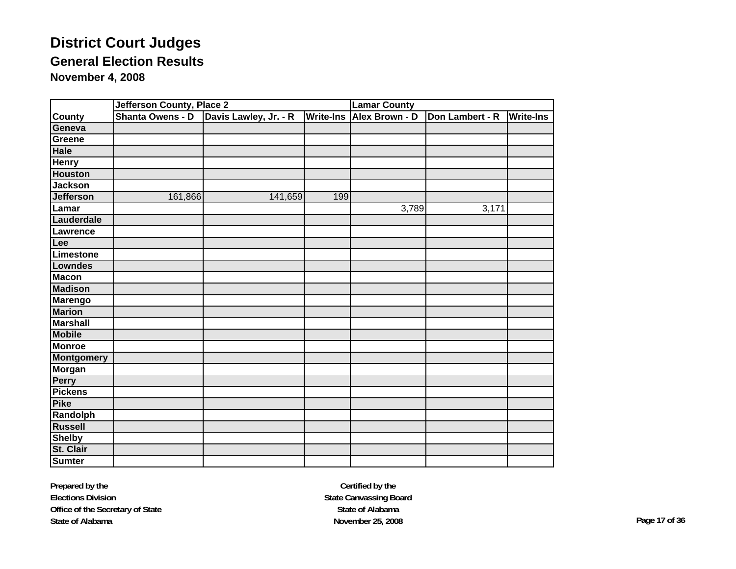# District Court Judges

## General Election Results

### November 4, 2008

| | Jefferson County, Place 2 | | | Lamar County | | |
|---|---|---|---|---|---|---|
| County | Shanta Owens - D | Davis Lawley, Jr. - R | Write-Ins | Alex Brown - D | Don Lambert - R | Write-Ins |
| Geneva | | | | | | |
| Greene | | | | | | |
| Hale | | | | | | |
| Henry | | | | | | |
| Houston | | | | | | |
| Jackson | | | | | | |
| Jefferson | 161,866 | 141,659 | 199 | | | |
| Lamar | | | | 3,789 | 3,171 | |
| Lauderdale | | | | | | |
| Lawrence | | | | | | |
| Lee | | | | | | |
| Limestone | | | | | | |
| Lowndes | | | | | | |
| Macon | | | | | | |
| Madison | | | | | | |
| Marengo | | | | | | |
| Marion | | | | | | |
| Marshall | | | | | | |
| Mobile | | | | | | |
| Monroe | | | | | | |
| Montgomery | | | | | | |
| Morgan | | | | | | |
| Perry | | | | | | |
| Pickens | | | | | | |
| Pike | | | | | | |
| Randolph | | | | | | |
| Russell | | | | | | |
| Shelby | | | | | | |
| St. Clair | | | | | | |
| Sumter | | | | | | |

**Prepared by the**
**Elections Division**
**Office of the Secretary of State**
**State of Alabama**

**Certified by the**
**State Canvassing Board**
**State of Alabama**
**November 25, 2008**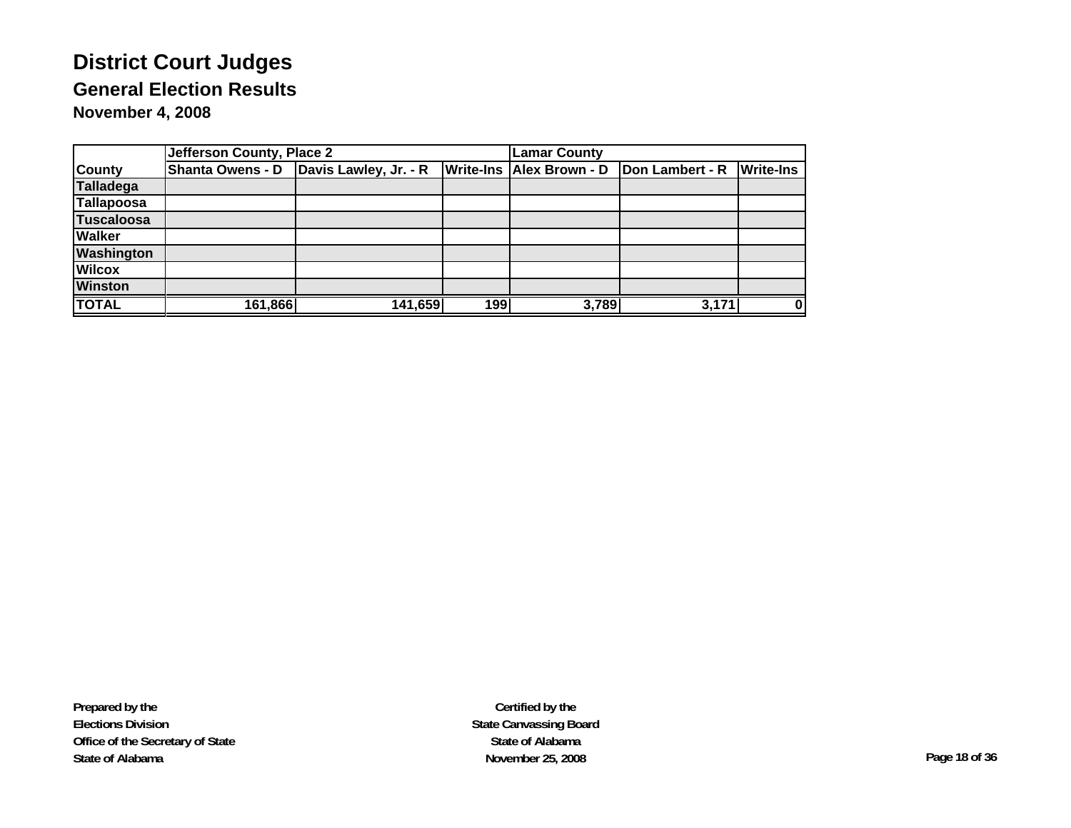# District Court Judges

## General Election Results

### November 4, 2008

| | Jefferson County, Place 2 | | | Lamar County | | |
|---|---|---|---|---|---|---|
| County | Shanta Owens - D | Davis Lawley, Jr. - R | Write-Ins | Alex Brown - D | Don Lambert - R | Write-Ins |
| Talladega | | | | | | |
| Tallapoosa | | | | | | |
| Tuscaloosa | | | | | | |
| Walker | | | | | | |
| Washington | | | | | | |
| Wilcox | | | | | | |
| Winston | | | | | | |
| TOTAL | 161,866 | 141,659 | 199 | 3,789 | 3,171 | 0 |

**Prepared by the**
**Elections Division**
**Office of the Secretary of State**
**State of Alabama**

**Certified by the**
**State Canvassing Board**
**State of Alabama**
**November 25, 2008**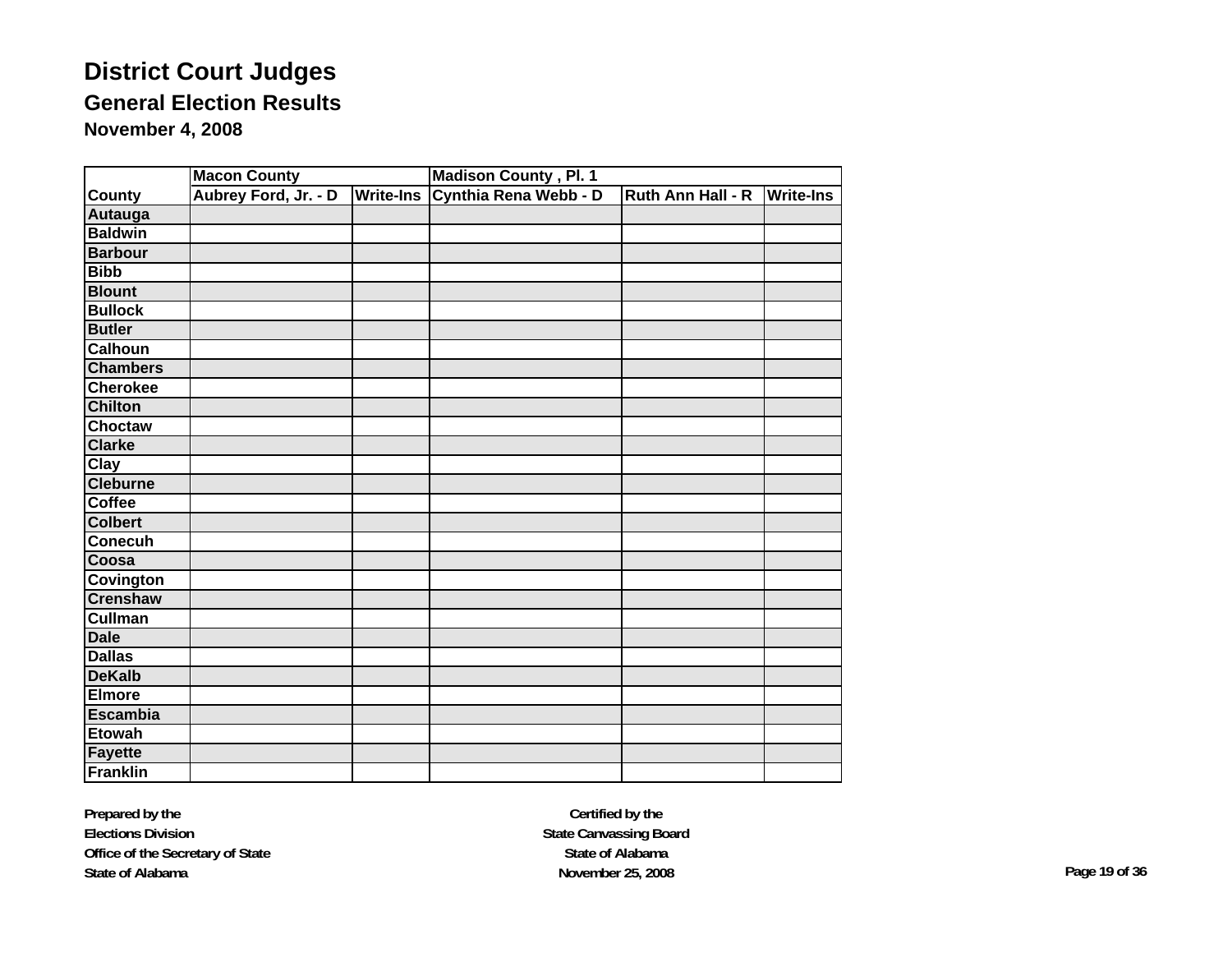# District Court Judges

## General Election Results

### November 4, 2008

| | Macon County | | Madison County , Pl. 1 | | |
|---|---|---|---|---|---|
| County | Aubrey Ford, Jr. - D | Write-Ins | Cynthia Rena Webb - D | Ruth Ann Hall - R | Write-Ins |
| Autauga | | | | | |
| Baldwin | | | | | |
| Barbour | | | | | |
| Bibb | | | | | |
| Blount | | | | | |
| Bullock | | | | | |
| Butler | | | | | |
| Calhoun | | | | | |
| Chambers | | | | | |
| Cherokee | | | | | |
| Chilton | | | | | |
| Choctaw | | | | | |
| Clarke | | | | | |
| Clay | | | | | |
| Cleburne | | | | | |
| Coffee | | | | | |
| Colbert | | | | | |
| Conecuh | | | | | |
| Coosa | | | | | |
| Covington | | | | | |
| Crenshaw | | | | | |
| Cullman | | | | | |
| Dale | | | | | |
| Dallas | | | | | |
| DeKalb | | | | | |
| Elmore | | | | | |
| Escambia | | | | | |
| Etowah | | | | | |
| Fayette | | | | | |
| Franklin | | | | | |

**Prepared by the**
**Elections Division**
**Office of the Secretary of State**
**State of Alabama**

**Certified by the**
**State Canvassing Board**
**State of Alabama**
**November 25, 2008**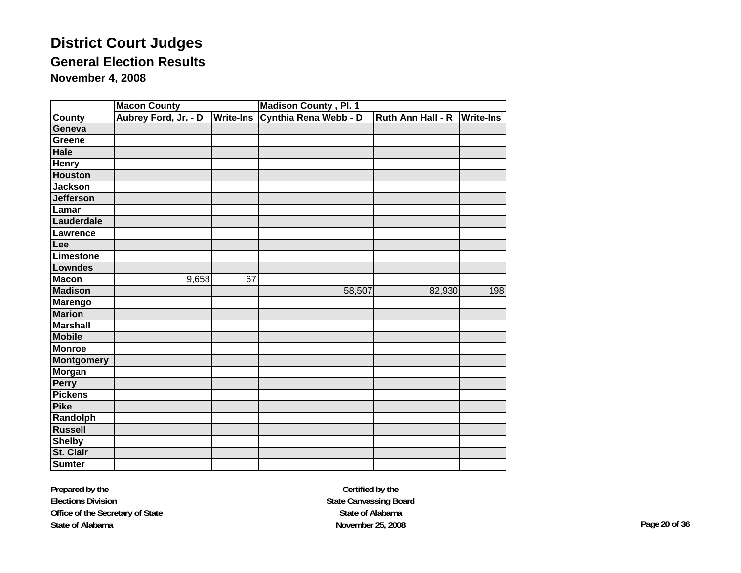# District Court Judges

## General Election Results

### November 4, 2008

| | Macon County | | Madison County , Pl. 1 | | |
|---|---|---|---|---|---|
| County | Aubrey Ford, Jr. - D | Write-Ins | Cynthia Rena Webb - D | Ruth Ann Hall - R | Write-Ins |
| Geneva | | | | | |
| Greene | | | | | |
| Hale | | | | | |
| Henry | | | | | |
| Houston | | | | | |
| Jackson | | | | | |
| Jefferson | | | | | |
| Lamar | | | | | |
| Lauderdale | | | | | |
| Lawrence | | | | | |
| Lee | | | | | |
| Limestone | | | | | |
| Lowndes | | | | | |
| Macon | 9,658 | 67 | | | |
| Madison | | | 58,507 | 82,930 | 198 |
| Marengo | | | | | |
| Marion | | | | | |
| Marshall | | | | | |
| Mobile | | | | | |
| Monroe | | | | | |
| Montgomery | | | | | |
| Morgan | | | | | |
| Perry | | | | | |
| Pickens | | | | | |
| Pike | | | | | |
| Randolph | | | | | |
| Russell | | | | | |
| Shelby | | | | | |
| St. Clair | | | | | |
| Sumter | | | | | |

**Prepared by the**
**Elections Division**
**Office of the Secretary of State**
**State of Alabama**

**Certified by the**
**State Canvassing Board**
**State of Alabama**
**November 25, 2008**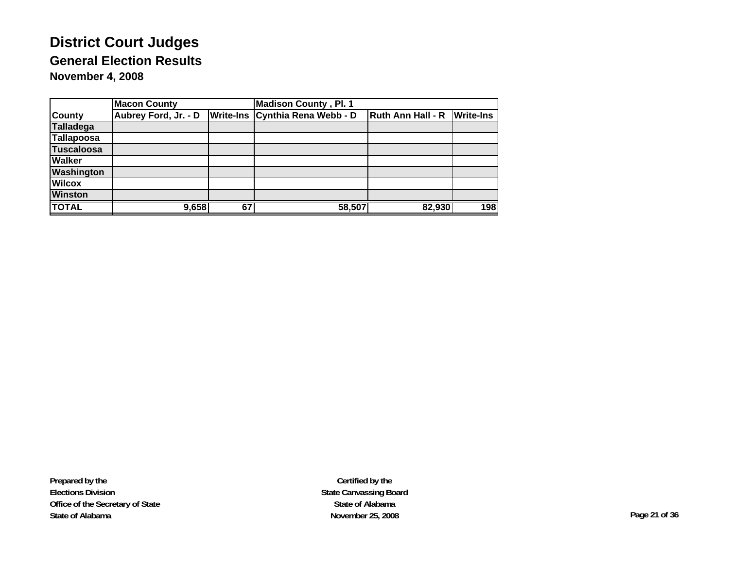# District Court Judges

## General Election Results

### November 4, 2008

| | Macon County | | Madison County , Pl. 1 | | |
|---|---|---|---|---|---|
| County | Aubrey Ford, Jr. - D | Write-Ins | Cynthia Rena Webb - D | Ruth Ann Hall - R | Write-Ins |
| Talladega | | | | | |
| Tallapoosa | | | | | |
| Tuscaloosa | | | | | |
| Walker | | | | | |
| Washington | | | | | |
| Wilcox | | | | | |
| Winston | | | | | |
| TOTAL | 9,658 | 67 | 58,507 | 82,930 | 198 |

**Prepared by the**
**Elections Division**
**Office of the Secretary of State**
**State of Alabama**

**Certified by the**
**State Canvassing Board**
**State of Alabama**
**November 25, 2008**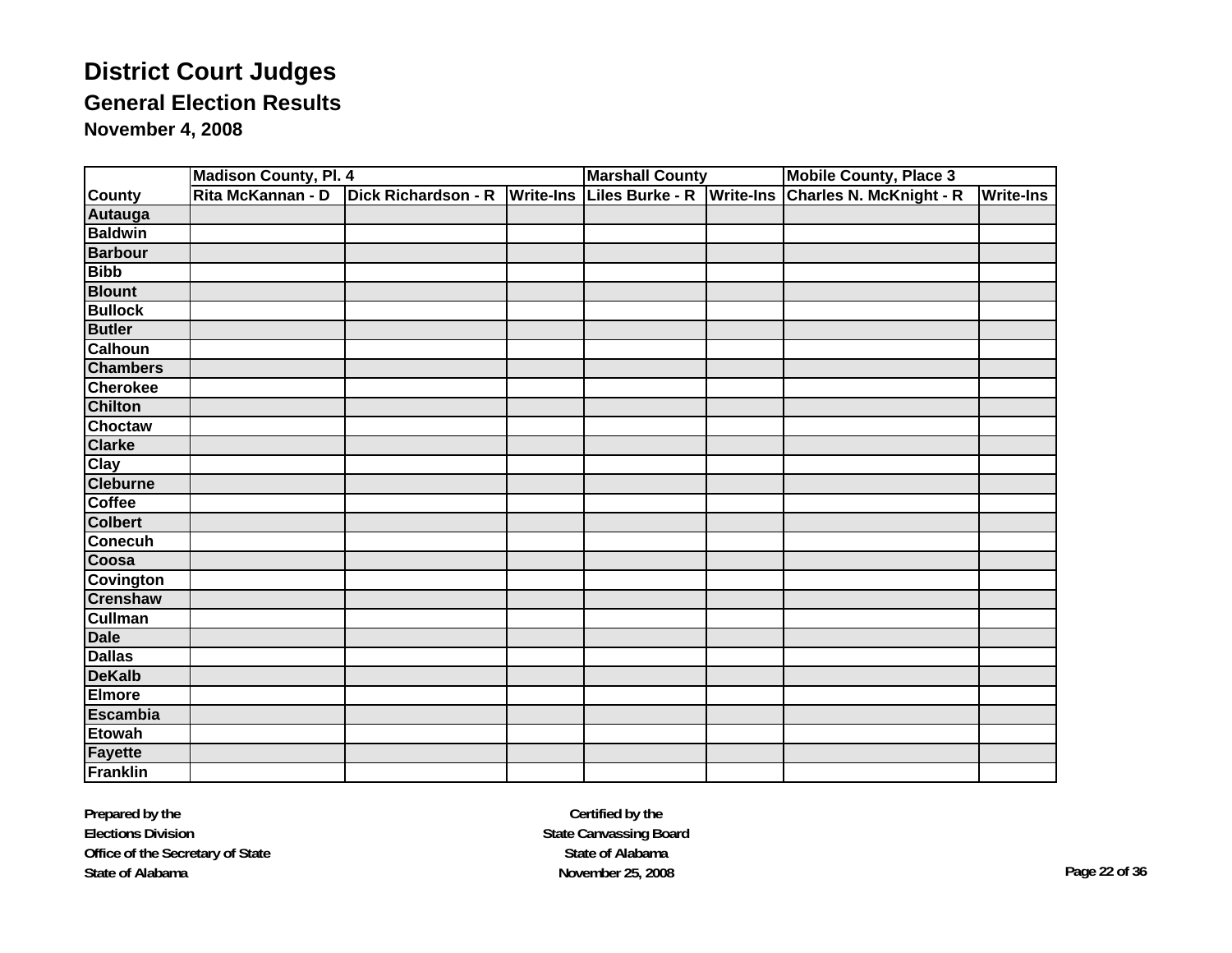# District Court Judges

## General Election Results

### November 4, 2008

| | Madison County, Pl. 4 | | | Marshall County | | Mobile County, Place 3 | |
|---|---|---|---|---|---|---|---|
| County | Rita McKannan - D | Dick Richardson - R | Write-Ins | Liles Burke - R | Write-Ins | Charles N. McKnight - R | Write-Ins |
| Autauga | | | | | | | |
| Baldwin | | | | | | | |
| Barbour | | | | | | | |
| Bibb | | | | | | | |
| Blount | | | | | | | |
| Bullock | | | | | | | |
| Butler | | | | | | | |
| Calhoun | | | | | | | |
| Chambers | | | | | | | |
| Cherokee | | | | | | | |
| Chilton | | | | | | | |
| Choctaw | | | | | | | |
| Clarke | | | | | | | |
| Clay | | | | | | | |
| Cleburne | | | | | | | |
| Coffee | | | | | | | |
| Colbert | | | | | | | |
| Conecuh | | | | | | | |
| Coosa | | | | | | | |
| Covington | | | | | | | |
| Crenshaw | | | | | | | |
| Cullman | | | | | | | |
| Dale | | | | | | | |
| Dallas | | | | | | | |
| DeKalb | | | | | | | |
| Elmore | | | | | | | |
| Escambia | | | | | | | |
| Etowah | | | | | | | |
| Fayette | | | | | | | |
| Franklin | | | | | | | |

**Prepared by the**
**Elections Division**
**Office of the Secretary of State**
**State of Alabama**

**Certified by the**
**State Canvassing Board**
**State of Alabama**
**November 25, 2008**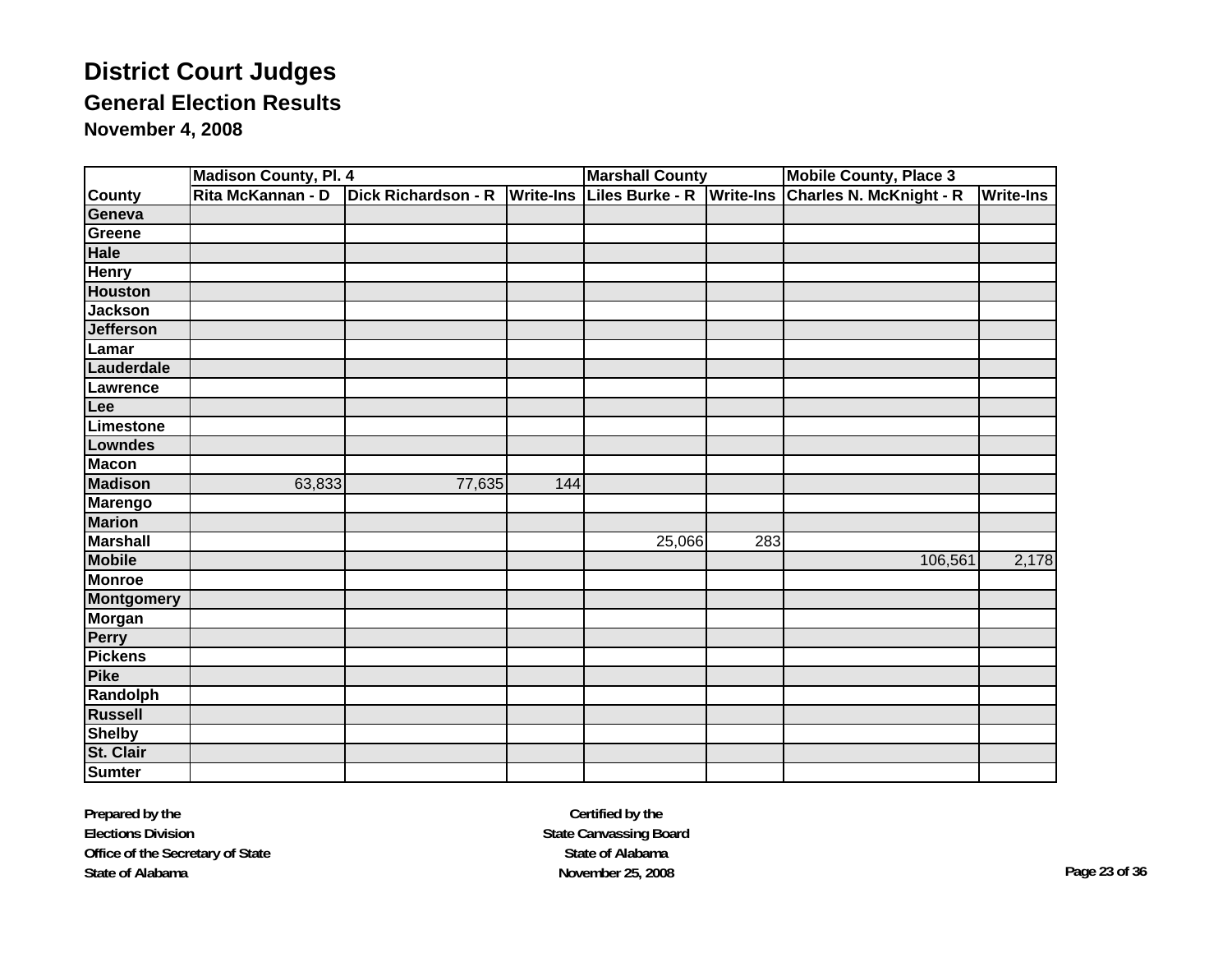# District Court Judges

## General Election Results

### November 4, 2008

| | Madison County, Pl. 4 | | | Marshall County | | Mobile County, Place 3 | |
|---|---|---|---|---|---|---|---|
| County | Rita McKannan - D | Dick Richardson - R | Write-Ins | Liles Burke - R | Write-Ins | Charles N. McKnight - R | Write-Ins |
| Geneva | | | | | | | |
| Greene | | | | | | | |
| Hale | | | | | | | |
| Henry | | | | | | | |
| Houston | | | | | | | |
| Jackson | | | | | | | |
| Jefferson | | | | | | | |
| Lamar | | | | | | | |
| Lauderdale | | | | | | | |
| Lawrence | | | | | | | |
| Lee | | | | | | | |
| Limestone | | | | | | | |
| Lowndes | | | | | | | |
| Macon | | | | | | | |
| Madison | 63,833 | 77,635 | 144 | | | | |
| Marengo | | | | | | | |
| Marion | | | | | | | |
| Marshall | | | | 25,066 | 283 | | |
| Mobile | | | | | | 106,561 | 2,178 |
| Monroe | | | | | | | |
| Montgomery | | | | | | | |
| Morgan | | | | | | | |
| Perry | | | | | | | |
| Pickens | | | | | | | |
| Pike | | | | | | | |
| Randolph | | | | | | | |
| Russell | | | | | | | |
| Shelby | | | | | | | |
| St. Clair | | | | | | | |
| Sumter | | | | | | | |

**Prepared by the**
**Elections Division**
**Office of the Secretary of State**
**State of Alabama**

**Certified by the**
**State Canvassing Board**
**State of Alabama**
**November 25, 2008**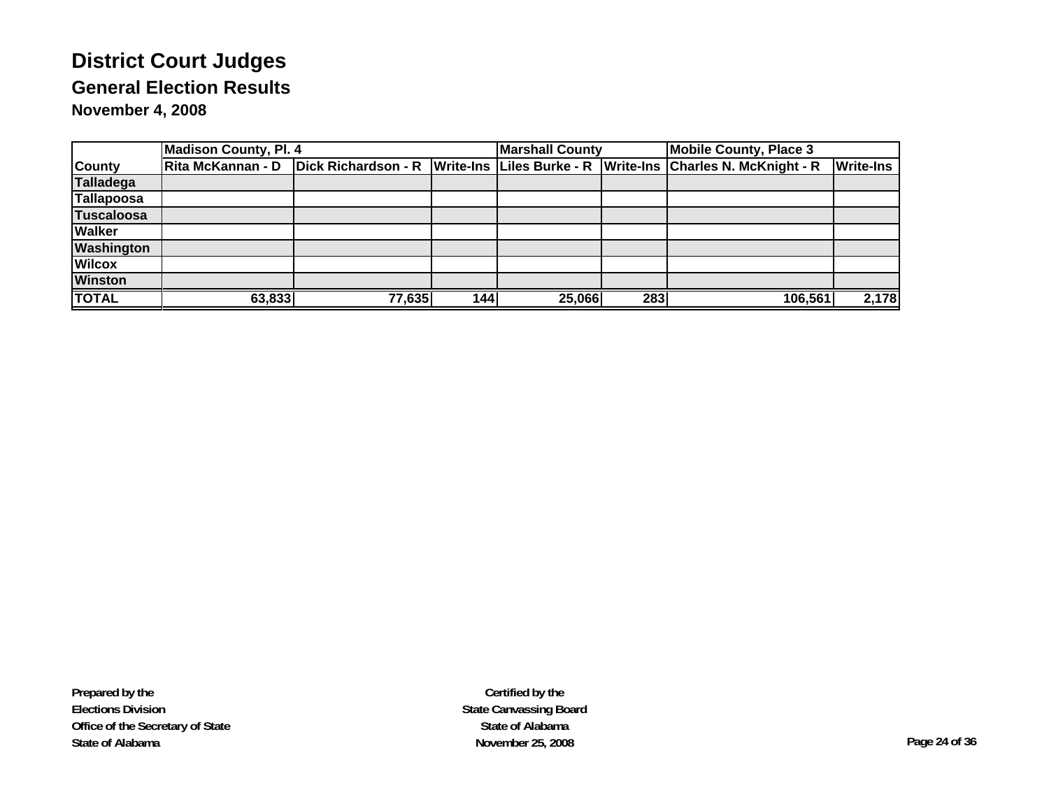# District Court Judges

## General Election Results

### November 4, 2008

| | Madison County, Pl. 4 | | | Marshall County | | Mobile County, Place 3 | |
|---|---|---|---|---|---|---|---|
| County | Rita McKannan - D | Dick Richardson - R | Write-Ins | Liles Burke - R | Write-Ins | Charles N. McKnight - R | Write-Ins |
| Talladega | | | | | | | |
| Tallapoosa | | | | | | | |
| Tuscaloosa | | | | | | | |
| Walker | | | | | | | |
| Washington | | | | | | | |
| Wilcox | | | | | | | |
| Winston | | | | | | | |
| TOTAL | 63,833 | 77,635 | 144 | 25,066 | 283 | 106,561 | 2,178 |

**Prepared by the**
**Elections Division**
**Office of the Secretary of State**
**State of Alabama**

**Certified by the**
**State Canvassing Board**
**State of Alabama**
**November 25, 2008**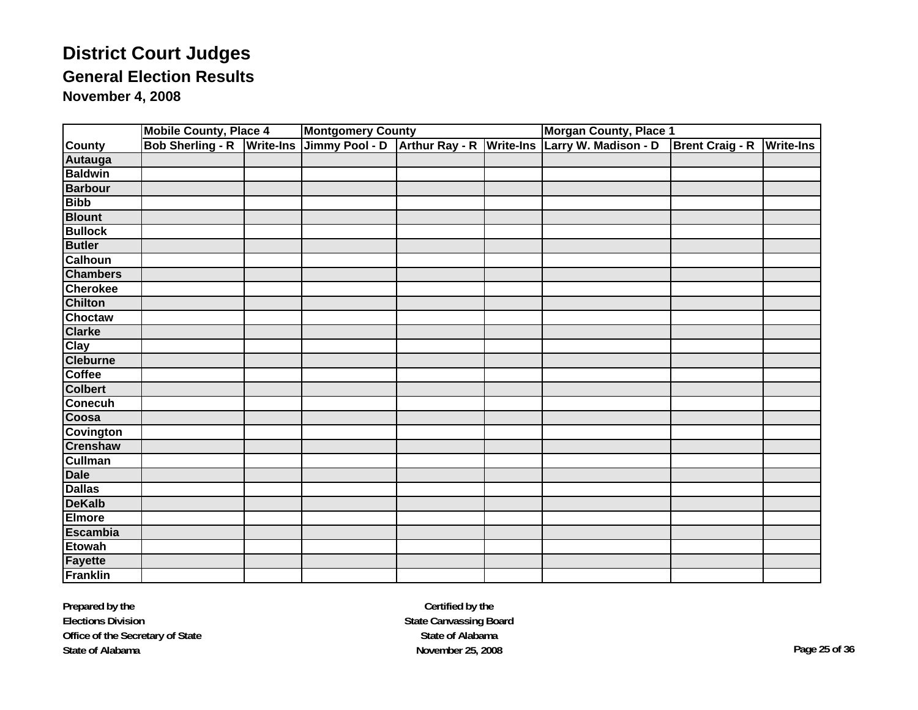# District Court Judges

## General Election Results

### November 4, 2008

| | Mobile County, Place 4 | | Montgomery County | | | Morgan County, Place 1 | | |
|---|---|---|---|---|---|---|---|---|
| County | Bob Sherling - R | Write-Ins | Jimmy Pool - D | Arthur Ray - R | Write-Ins | Larry W. Madison - D | Brent Craig - R | Write-Ins |
| Autauga | | | | | | | | |
| Baldwin | | | | | | | | |
| Barbour | | | | | | | | |
| Bibb | | | | | | | | |
| Blount | | | | | | | | |
| Bullock | | | | | | | | |
| Butler | | | | | | | | |
| Calhoun | | | | | | | | |
| Chambers | | | | | | | | |
| Cherokee | | | | | | | | |
| Chilton | | | | | | | | |
| Choctaw | | | | | | | | |
| Clarke | | | | | | | | |
| Clay | | | | | | | | |
| Cleburne | | | | | | | | |
| Coffee | | | | | | | | |
| Colbert | | | | | | | | |
| Conecuh | | | | | | | | |
| Coosa | | | | | | | | |
| Covington | | | | | | | | |
| Crenshaw | | | | | | | | |
| Cullman | | | | | | | | |
| Dale | | | | | | | | |
| Dallas | | | | | | | | |
| DeKalb | | | | | | | | |
| Elmore | | | | | | | | |
| Escambia | | | | | | | | |
| Etowah | | | | | | | | |
| Fayette | | | | | | | | |
| Franklin | | | | | | | | |

**Prepared by the**
**Elections Division**
**Office of the Secretary of State**
**State of Alabama**

**Certified by the**
**State Canvassing Board**
**State of Alabama**
**November 25, 2008**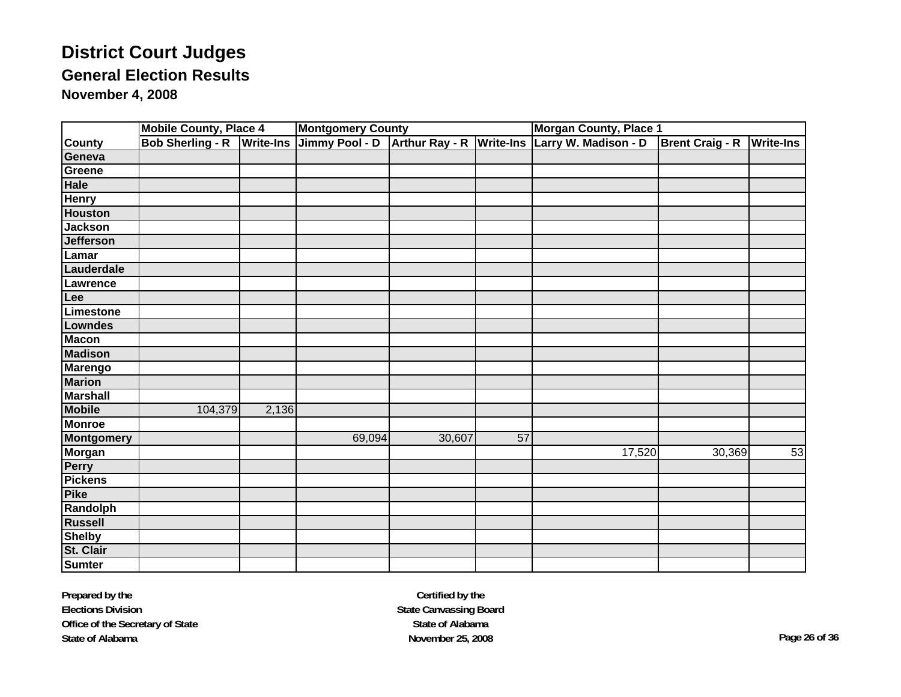# District Court Judges

## General Election Results

### November 4, 2008

| | Mobile County, Place 4 | | Montgomery County | | | Morgan County, Place 1 | | |
|---|---|---|---|---|---|---|---|---|
| County | Bob Sherling - R | Write-Ins | Jimmy Pool - D | Arthur Ray - R | Write-Ins | Larry W. Madison - D | Brent Craig - R | Write-Ins |
| Geneva | | | | | | | | |
| Greene | | | | | | | | |
| Hale | | | | | | | | |
| Henry | | | | | | | | |
| Houston | | | | | | | | |
| Jackson | | | | | | | | |
| Jefferson | | | | | | | | |
| Lamar | | | | | | | | |
| Lauderdale | | | | | | | | |
| Lawrence | | | | | | | | |
| Lee | | | | | | | | |
| Limestone | | | | | | | | |
| Lowndes | | | | | | | | |
| Macon | | | | | | | | |
| Madison | | | | | | | | |
| Marengo | | | | | | | | |
| Marion | | | | | | | | |
| Marshall | | | | | | | | |
| Mobile | 104,379 | 2,136 | | | | | | |
| Monroe | | | | | | | | |
| Montgomery | | | 69,094 | 30,607 | 57 | | | |
| Morgan | | | | | | 17,520 | 30,369 | 53 |
| Perry | | | | | | | | |
| Pickens | | | | | | | | |
| Pike | | | | | | | | |
| Randolph | | | | | | | | |
| Russell | | | | | | | | |
| Shelby | | | | | | | | |
| St. Clair | | | | | | | | |
| Sumter | | | | | | | | |

**Prepared by the**
**Elections Division**
**Office of the Secretary of State**
**State of Alabama**

**Certified by the**
**State Canvassing Board**
**State of Alabama**
**November 25, 2008**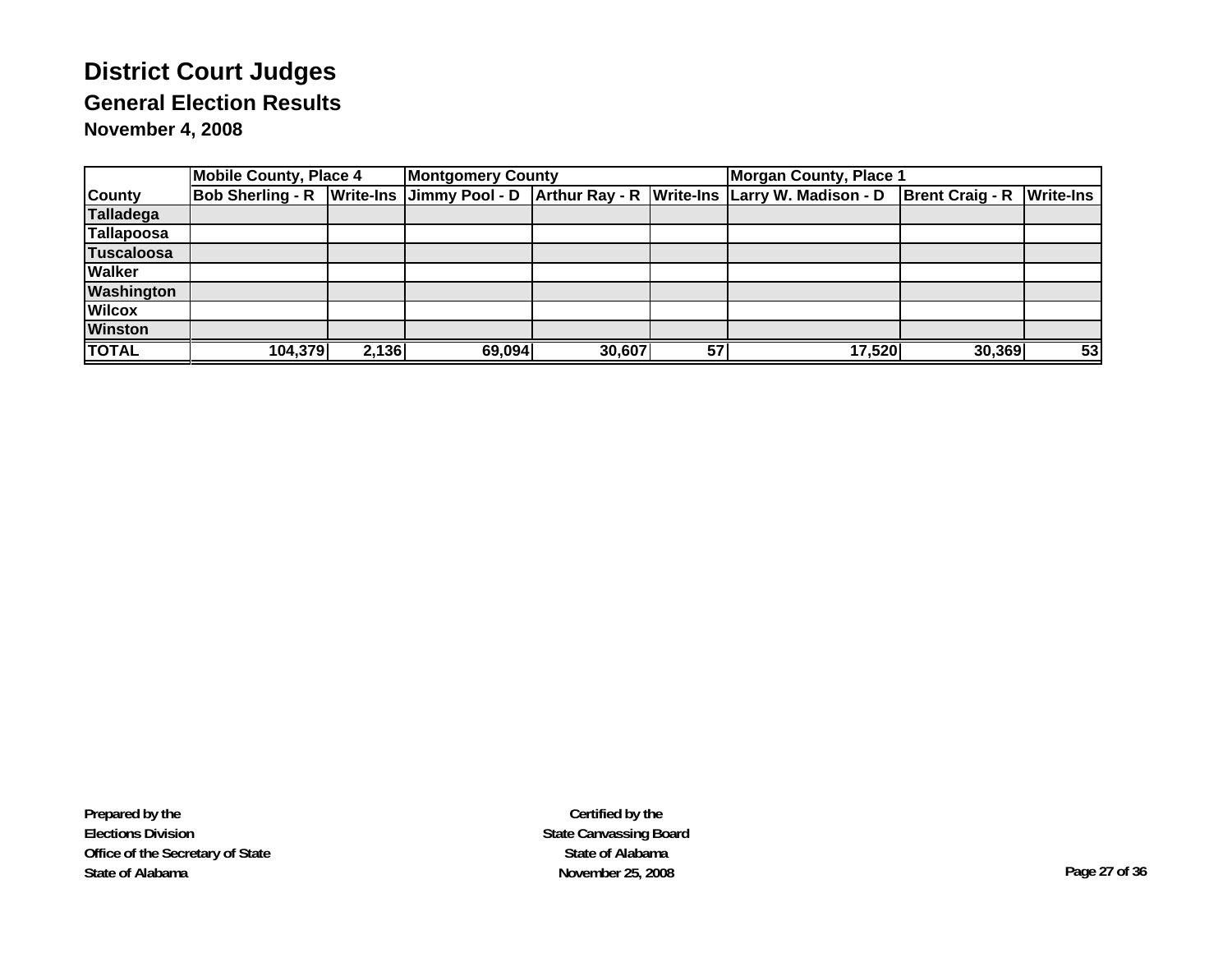# District Court Judges

## General Election Results

### November 4, 2008

| | Mobile County, Place 4 | | Montgomery County | | | Morgan County, Place 1 | | |
|---|---|---|---|---|---|---|---|---|
| County | Bob Sherling - R | Write-Ins | Jimmy Pool - D | Arthur Ray - R | Write-Ins | Larry W. Madison - D | Brent Craig - R | Write-Ins |
| Talladega | | | | | | | | |
| Tallapoosa | | | | | | | | |
| Tuscaloosa | | | | | | | | |
| Walker | | | | | | | | |
| Washington | | | | | | | | |
| Wilcox | | | | | | | | |
| Winston | | | | | | | | |
| TOTAL | 104,379 | 2,136 | 69,094 | 30,607 | 57 | 17,520 | 30,369 | 53 |

**Prepared by the**
**Elections Division**
**Office of the Secretary of State**
**State of Alabama**

**Certified by the**
**State Canvassing Board**
**State of Alabama**
**November 25, 2008**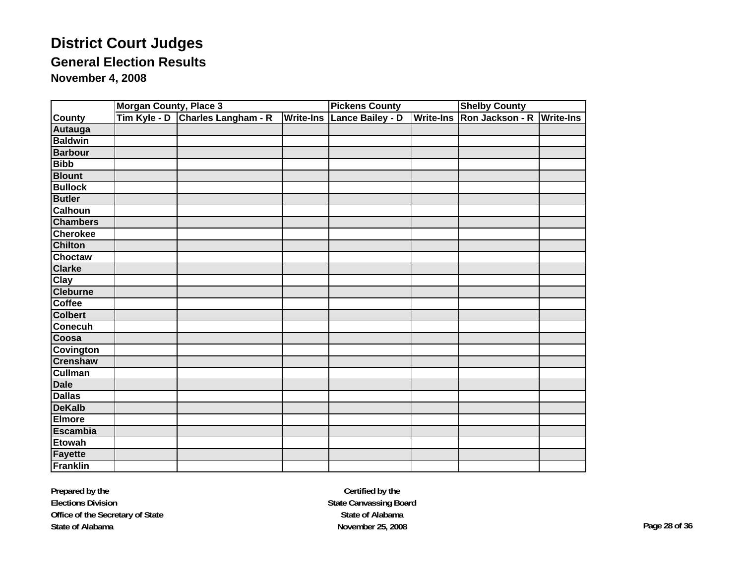# District Court Judges

## General Election Results

### November 4, 2008

| | Morgan County, Place 3 | | | Pickens County | | Shelby County | |
|---|---|---|---|---|---|---|---|
| County | Tim Kyle - D | Charles Langham - R | Write-Ins | Lance Bailey - D | Write-Ins | Ron Jackson - R | Write-Ins |
| Autauga | | | | | | | |
| Baldwin | | | | | | | |
| Barbour | | | | | | | |
| Bibb | | | | | | | |
| Blount | | | | | | | |
| Bullock | | | | | | | |
| Butler | | | | | | | |
| Calhoun | | | | | | | |
| Chambers | | | | | | | |
| Cherokee | | | | | | | |
| Chilton | | | | | | | |
| Choctaw | | | | | | | |
| Clarke | | | | | | | |
| Clay | | | | | | | |
| Cleburne | | | | | | | |
| Coffee | | | | | | | |
| Colbert | | | | | | | |
| Conecuh | | | | | | | |
| Coosa | | | | | | | |
| Covington | | | | | | | |
| Crenshaw | | | | | | | |
| Cullman | | | | | | | |
| Dale | | | | | | | |
| Dallas | | | | | | | |
| DeKalb | | | | | | | |
| Elmore | | | | | | | |
| Escambia | | | | | | | |
| Etowah | | | | | | | |
| Fayette | | | | | | | |
| Franklin | | | | | | | |

**Prepared by the**
**Elections Division**
**Office of the Secretary of State**
**State of Alabama**

**Certified by the**
**State Canvassing Board**
**State of Alabama**
**November 25, 2008**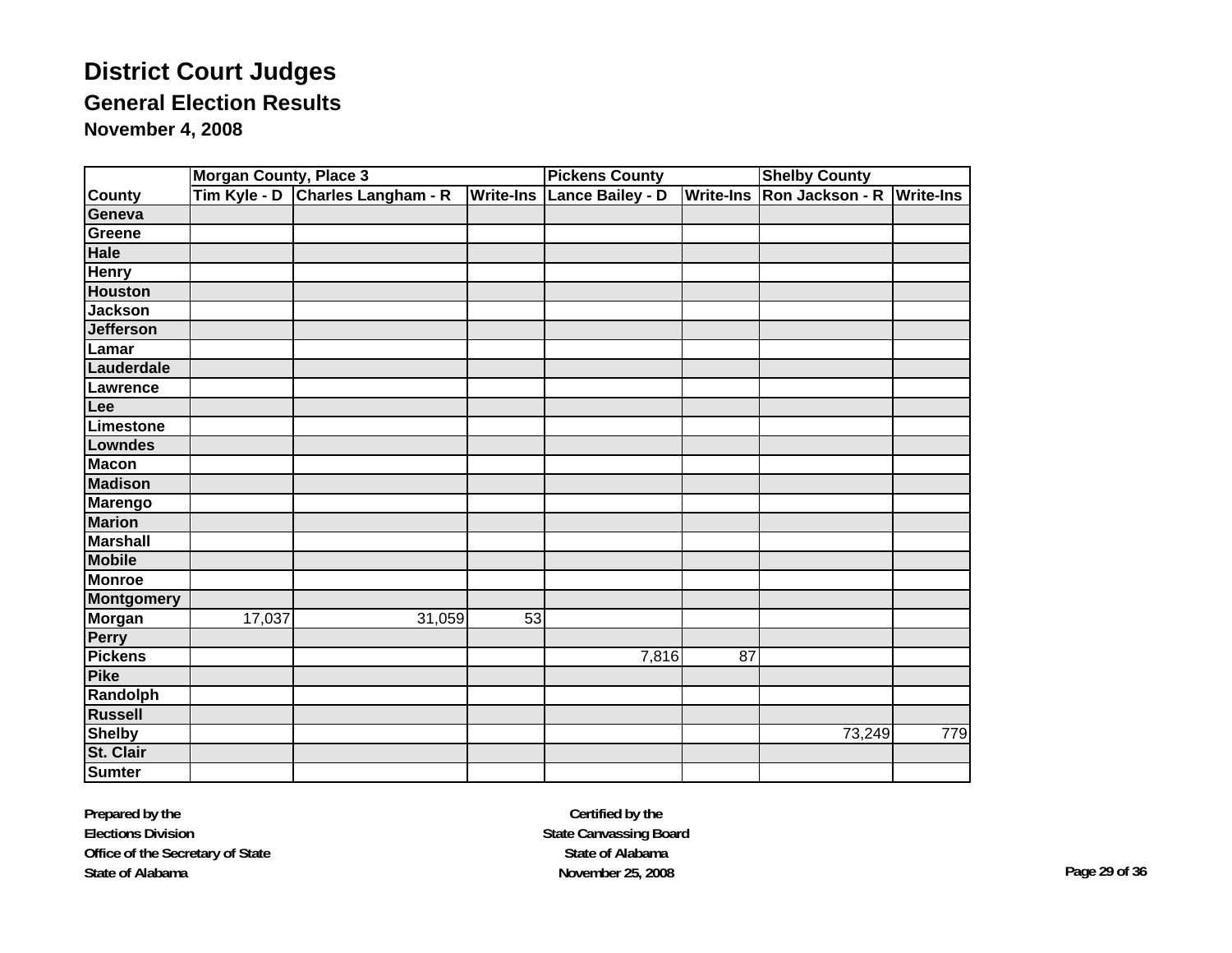# District Court Judges

## General Election Results

### November 4, 2008

| | Morgan County, Place 3 | | | Pickens County | | Shelby County | |
|---|---|---|---|---|---|---|---|
| County | Tim Kyle - D | Charles Langham - R | Write-Ins | Lance Bailey - D | Write-Ins | Ron Jackson - R | Write-Ins |
| Geneva | | | | | | | |
| Greene | | | | | | | |
| Hale | | | | | | | |
| Henry | | | | | | | |
| Houston | | | | | | | |
| Jackson | | | | | | | |
| Jefferson | | | | | | | |
| Lamar | | | | | | | |
| Lauderdale | | | | | | | |
| Lawrence | | | | | | | |
| Lee | | | | | | | |
| Limestone | | | | | | | |
| Lowndes | | | | | | | |
| Macon | | | | | | | |
| Madison | | | | | | | |
| Marengo | | | | | | | |
| Marion | | | | | | | |
| Marshall | | | | | | | |
| Mobile | | | | | | | |
| Monroe | | | | | | | |
| Montgomery | | | | | | | |
| Morgan | 17,037 | 31,059 | 53 | | | | |
| Perry | | | | | | | |
| Pickens | | | | 7,816 | 87 | | |
| Pike | | | | | | | |
| Randolph | | | | | | | |
| Russell | | | | | | | |
| Shelby | | | | | | 73,249 | 779 |
| St. Clair | | | | | | | |
| Sumter | | | | | | | |

**Prepared by the**
**Elections Division**
**Office of the Secretary of State**
**State of Alabama**

**Certified by the**
**State Canvassing Board**
**State of Alabama**
**November 25, 2008**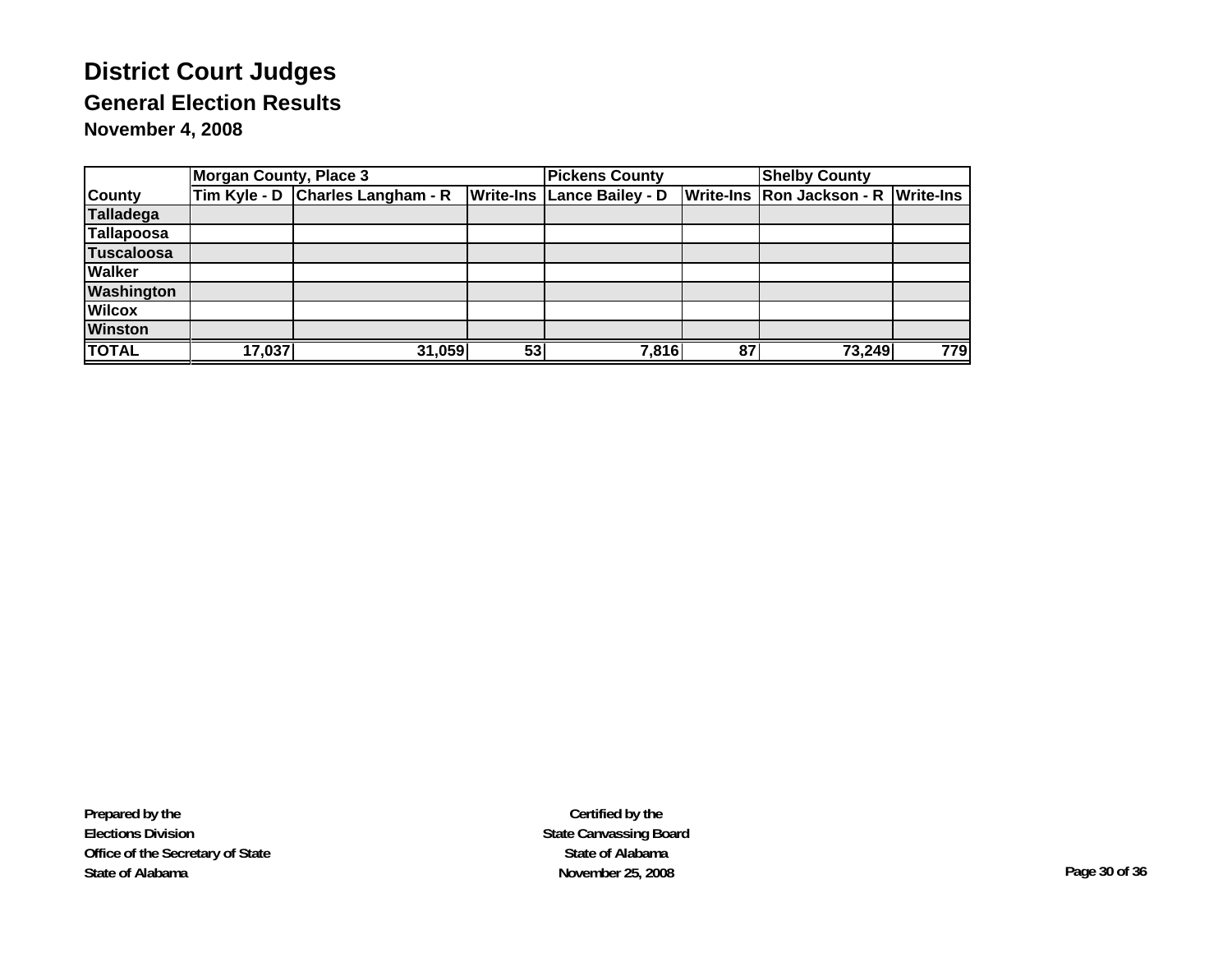# District Court Judges

## General Election Results

### November 4, 2008

| County | Morgan County, Place 3 | | | Pickens County | | Shelby County | |
|---|---|---|---|---|---|---|---|
| | Tim Kyle - D | Charles Langham - R | Write-Ins | Lance Bailey - D | Write-Ins | Ron Jackson - R | Write-Ins |
| Talladega | | | | | | | |
| Tallapoosa | | | | | | | |
| Tuscaloosa | | | | | | | |
| Walker | | | | | | | |
| Washington | | | | | | | |
| Wilcox | | | | | | | |
| Winston | | | | | | | |
| **TOTAL** | 17,037 | 31,059 | 53 | 7,816 | 87 | 73,249 | 779 |

**Prepared by the**
**Elections Division**
**Office of the Secretary of State**
**State of Alabama**

**Certified by the**
**State Canvassing Board**
**State of Alabama**
**November 25, 2008**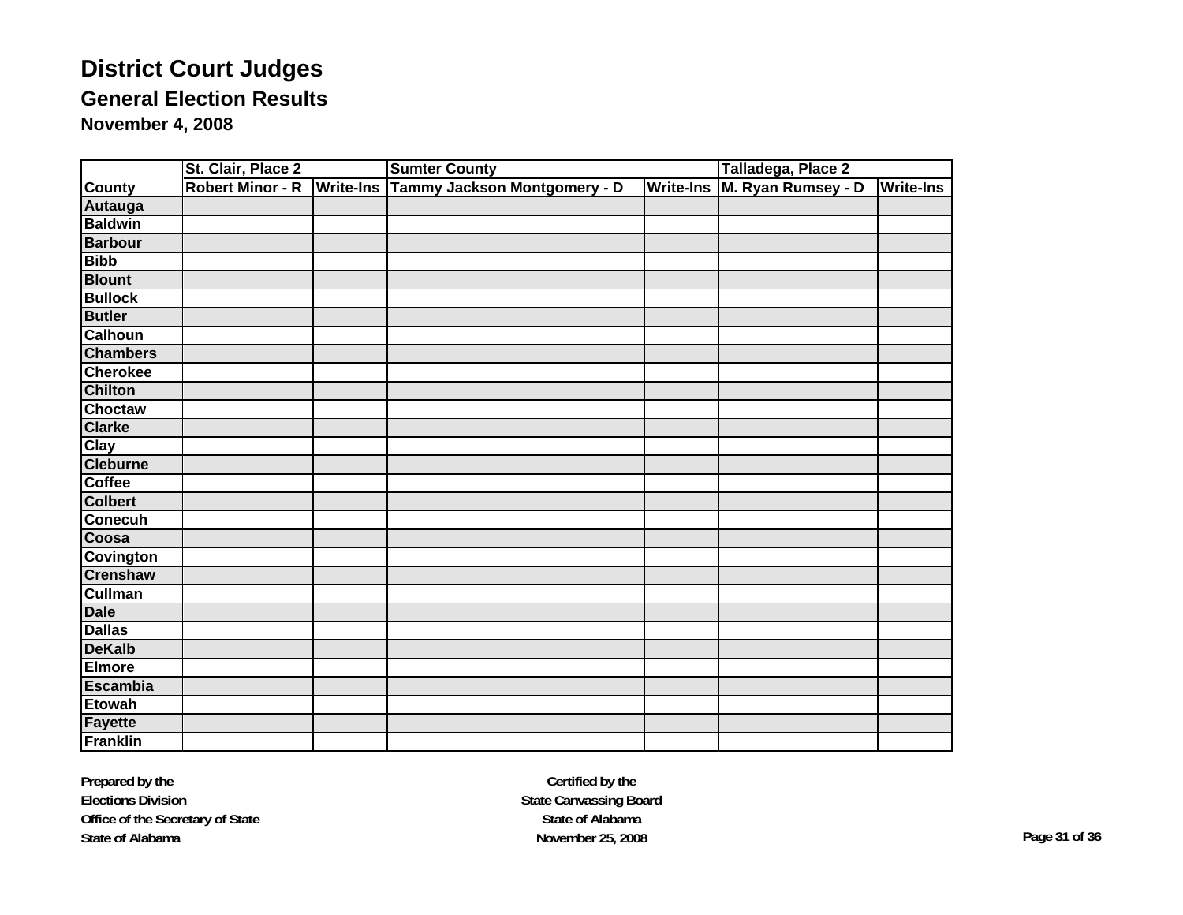# District Court Judges

## General Election Results

### November 4, 2008

| | St. Clair, Place 2 | | Sumter County | | Talladega, Place 2 | |
|---|---|---|---|---|---|---|
| County | Robert Minor - R | Write-Ins | Tammy Jackson Montgomery - D | Write-Ins | M. Ryan Rumsey - D | Write-Ins |
| Autauga | | | | | | |
| Baldwin | | | | | | |
| Barbour | | | | | | |
| Bibb | | | | | | |
| Blount | | | | | | |
| Bullock | | | | | | |
| Butler | | | | | | |
| Calhoun | | | | | | |
| Chambers | | | | | | |
| Cherokee | | | | | | |
| Chilton | | | | | | |
| Choctaw | | | | | | |
| Clarke | | | | | | |
| Clay | | | | | | |
| Cleburne | | | | | | |
| Coffee | | | | | | |
| Colbert | | | | | | |
| Conecuh | | | | | | |
| Coosa | | | | | | |
| Covington | | | | | | |
| Crenshaw | | | | | | |
| Cullman | | | | | | |
| Dale | | | | | | |
| Dallas | | | | | | |
| DeKalb | | | | | | |
| Elmore | | | | | | |
| Escambia | | | | | | |
| Etowah | | | | | | |
| Fayette | | | | | | |
| Franklin | | | | | | |

**Prepared by the**
**Elections Division**
**Office of the Secretary of State**
**State of Alabama**

**Certified by the**
**State Canvassing Board**
**State of Alabama**
**November 25, 2008**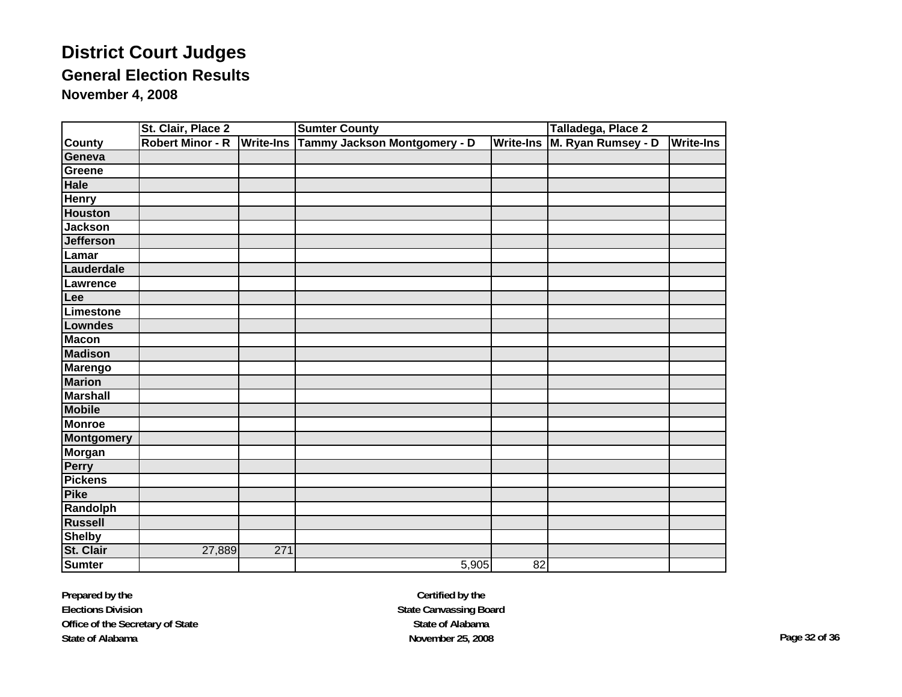# District Court Judges

## General Election Results

### November 4, 2008

| | St. Clair, Place 2 | | Sumter County | | Talladega, Place 2 | |
|---|---|---|---|---|---|---|
| County | Robert Minor - R | Write-Ins | Tammy Jackson Montgomery - D | Write-Ins | M. Ryan Rumsey - D | Write-Ins |
| Geneva | | | | | | |
| Greene | | | | | | |
| Hale | | | | | | |
| Henry | | | | | | |
| Houston | | | | | | |
| Jackson | | | | | | |
| Jefferson | | | | | | |
| Lamar | | | | | | |
| Lauderdale | | | | | | |
| Lawrence | | | | | | |
| Lee | | | | | | |
| Limestone | | | | | | |
| Lowndes | | | | | | |
| Macon | | | | | | |
| Madison | | | | | | |
| Marengo | | | | | | |
| Marion | | | | | | |
| Marshall | | | | | | |
| Mobile | | | | | | |
| Monroe | | | | | | |
| Montgomery | | | | | | |
| Morgan | | | | | | |
| Perry | | | | | | |
| Pickens | | | | | | |
| Pike | | | | | | |
| Randolph | | | | | | |
| Russell | | | | | | |
| Shelby | | | | | | |
| St. Clair | 27,889 | 271 | | | | |
| Sumter | | | 5,905 | 82 | | |

**Prepared by the**
**Elections Division**
**Office of the Secretary of State**
**State of Alabama**

**Certified by the**
**State Canvassing Board**
**State of Alabama**
**November 25, 2008**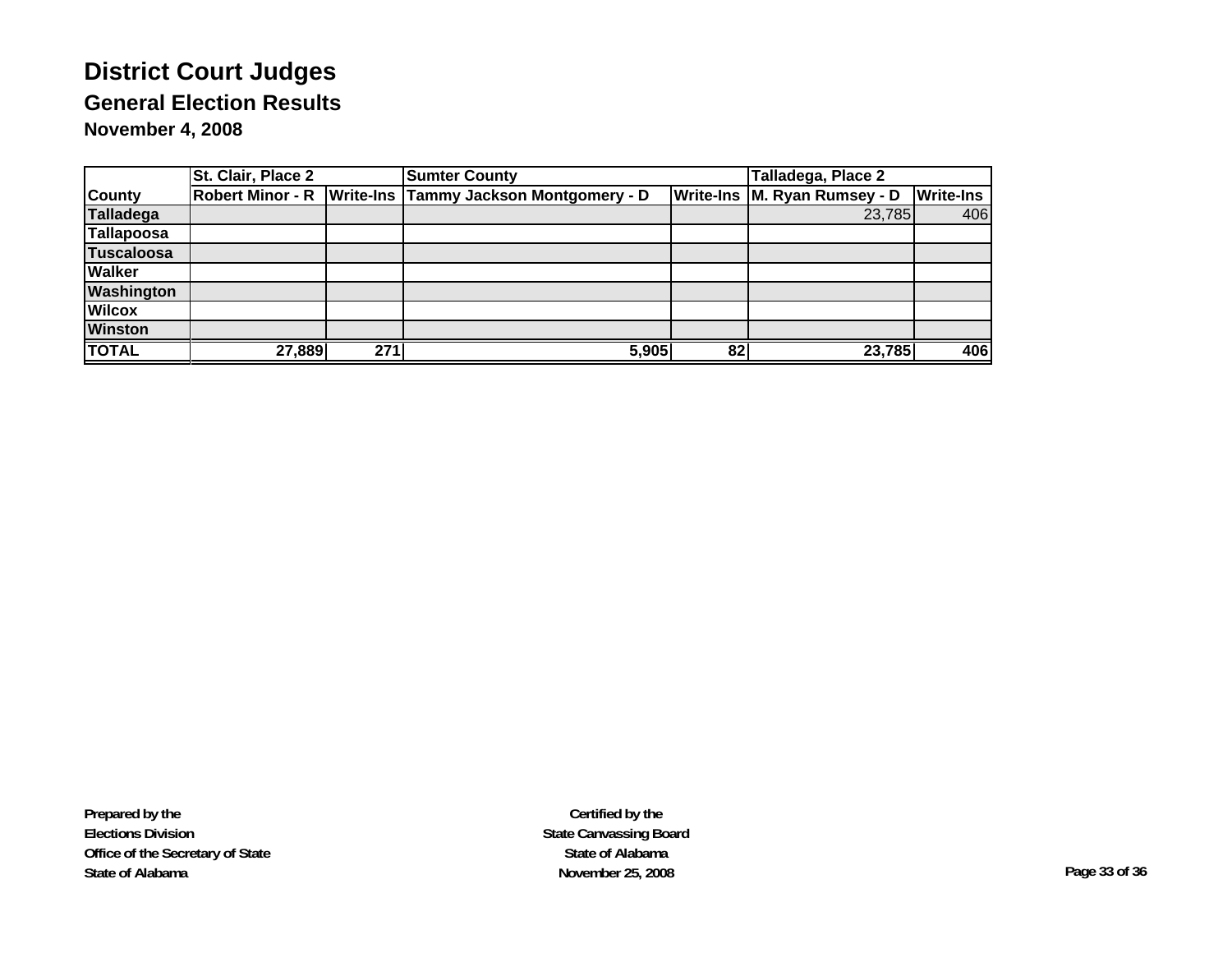# District Court Judges

## General Election Results

### November 4, 2008

| | St. Clair, Place 2 | | Sumter County | | Talladega, Place 2 | |
|---|---|---|---|---|---|---|
| **County** | **Robert Minor - R** | **Write-Ins** | **Tammy Jackson Montgomery - D** | **Write-Ins** | **M. Ryan Rumsey - D** | **Write-Ins** |
| **Talladega** | | | | | 23,785 | 406 |
| **Tallapoosa** | | | | | | |
| **Tuscaloosa** | | | | | | |
| **Walker** | | | | | | |
| **Washington** | | | | | | |
| **Wilcox** | | | | | | |
| **Winston** | | | | | | |
| **TOTAL** | **27,889** | **271** | **5,905** | **82** | **23,785** | **406** |

**Prepared by the**
**Elections Division**
**Office of the Secretary of State**
**State of Alabama**

**Certified by the**
**State Canvassing Board**
**State of Alabama**
**November 25, 2008**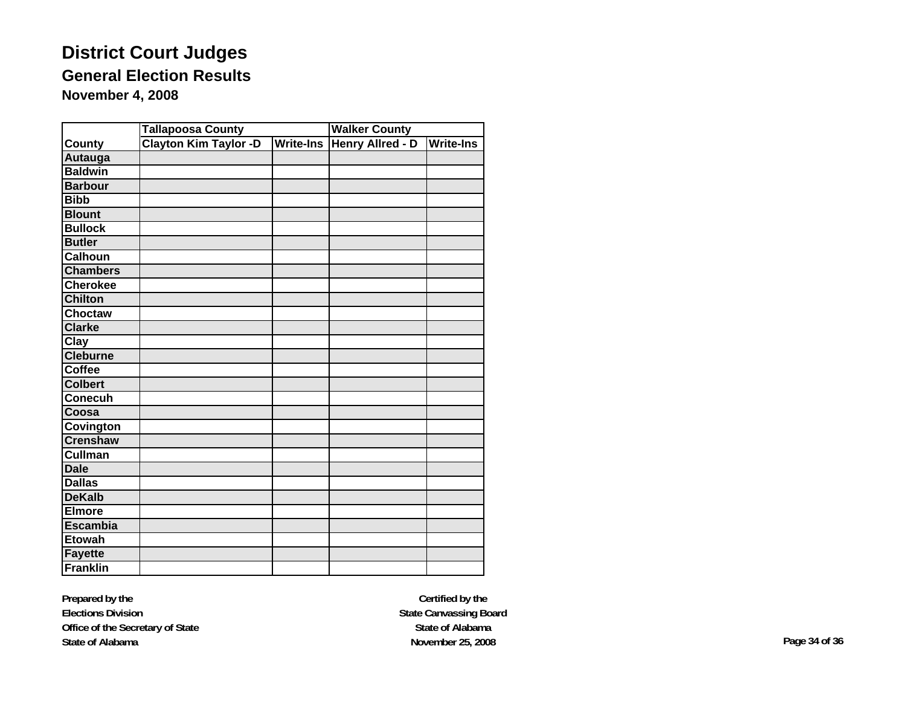# District Court Judges

## General Election Results

### November 4, 2008

| | Tallapoosa County | | Walker County | |
|---|---|---|---|---|
| **County** | **Clayton Kim Taylor -D** | **Write-Ins** | **Henry Allred - D** | **Write-Ins** |
| **Autauga** | | | | |
| **Baldwin** | | | | |
| **Barbour** | | | | |
| **Bibb** | | | | |
| **Blount** | | | | |
| **Bullock** | | | | |
| **Butler** | | | | |
| **Calhoun** | | | | |
| **Chambers** | | | | |
| **Cherokee** | | | | |
| **Chilton** | | | | |
| **Choctaw** | | | | |
| **Clarke** | | | | |
| **Clay** | | | | |
| **Cleburne** | | | | |
| **Coffee** | | | | |
| **Colbert** | | | | |
| **Conecuh** | | | | |
| **Coosa** | | | | |
| **Covington** | | | | |
| **Crenshaw** | | | | |
| **Cullman** | | | | |
| **Dale** | | | | |
| **Dallas** | | | | |
| **DeKalb** | | | | |
| **Elmore** | | | | |
| **Escambia** | | | | |
| **Etowah** | | | | |
| **Fayette** | | | | |
| **Franklin** | | | | |

**Prepared by the**
**Elections Division**
**Office of the Secretary of State**
**State of Alabama**

**Certified by the**
**State Canvassing Board**
**State of Alabama**
**November 25, 2008**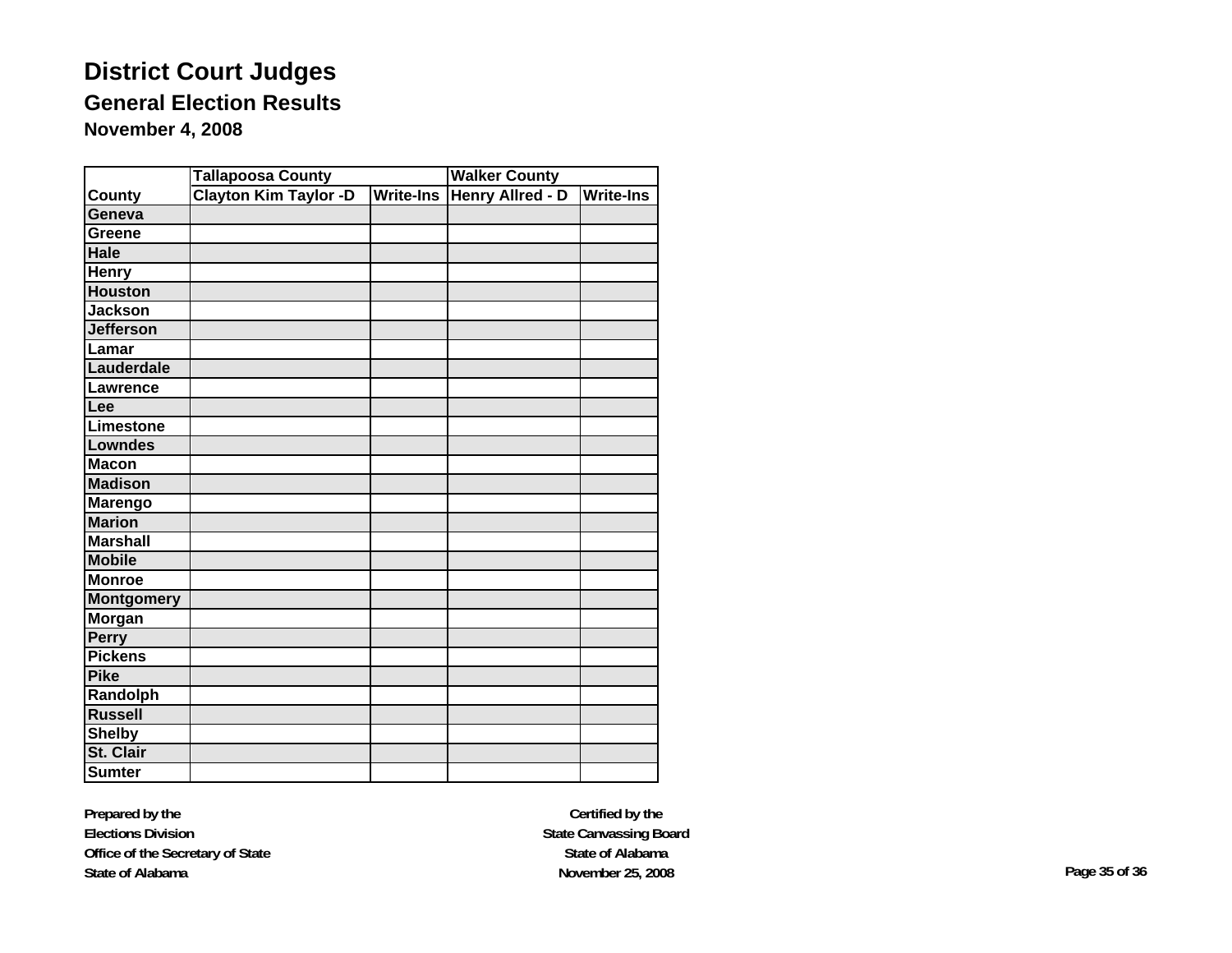# District Court Judges

## General Election Results

### November 4, 2008

| | Tallapoosa County | | Walker County | |
|---|---|---|---|---|
| County | Clayton Kim Taylor -D | Write-Ins | Henry Allred - D | Write-Ins |
| Geneva | | | | |
| Greene | | | | |
| Hale | | | | |
| Henry | | | | |
| Houston | | | | |
| Jackson | | | | |
| Jefferson | | | | |
| Lamar | | | | |
| Lauderdale | | | | |
| Lawrence | | | | |
| Lee | | | | |
| Limestone | | | | |
| Lowndes | | | | |
| Macon | | | | |
| Madison | | | | |
| Marengo | | | | |
| Marion | | | | |
| Marshall | | | | |
| Mobile | | | | |
| Monroe | | | | |
| Montgomery | | | | |
| Morgan | | | | |
| Perry | | | | |
| Pickens | | | | |
| Pike | | | | |
| Randolph | | | | |
| Russell | | | | |
| Shelby | | | | |
| St. Clair | | | | |
| Sumter | | | | |

**Prepared by the**
**Elections Division**
**Office of the Secretary of State**
**State of Alabama**

**Certified by the**
**State Canvassing Board**
**State of Alabama**
**November 25, 2008**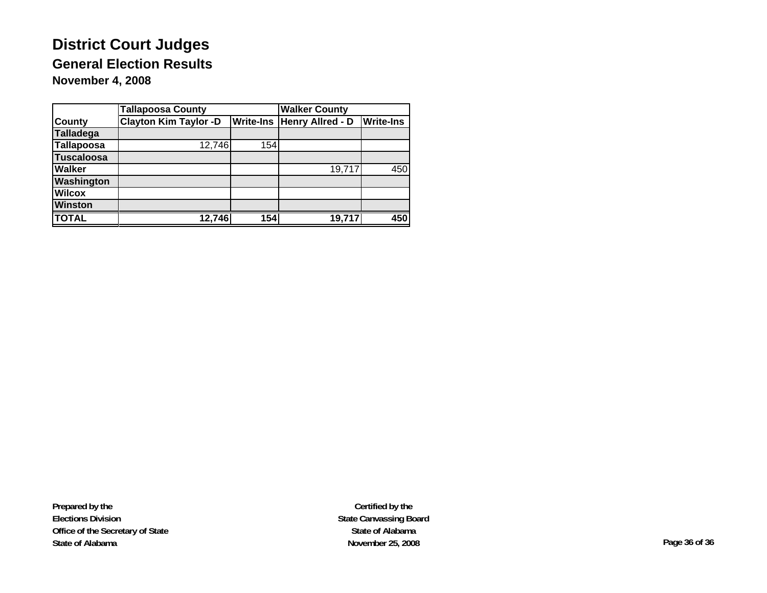# District Court Judges

## General Election Results

### November 4, 2008

| | Tallapoosa County | | Walker County | |
|---|---|---|---|---|
| **County** | **Clayton Kim Taylor -D** | **Write-Ins** | **Henry Allred - D** | **Write-Ins** |
| **Talladega** | | | | |
| **Tallapoosa** | 12,746 | 154 | | |
| **Tuscaloosa** | | | | |
| **Walker** | | | 19,717 | 450 |
| **Washington** | | | | |
| **Wilcox** | | | | |
| **Winston** | | | | |
| **TOTAL** | **12,746** | **154** | **19,717** | **450** |

**Prepared by the**
**Elections Division**
**Office of the Secretary of State**
**State of Alabama**

**Certified by the**
**State Canvassing Board**
**State of Alabama**
**November 25, 2008**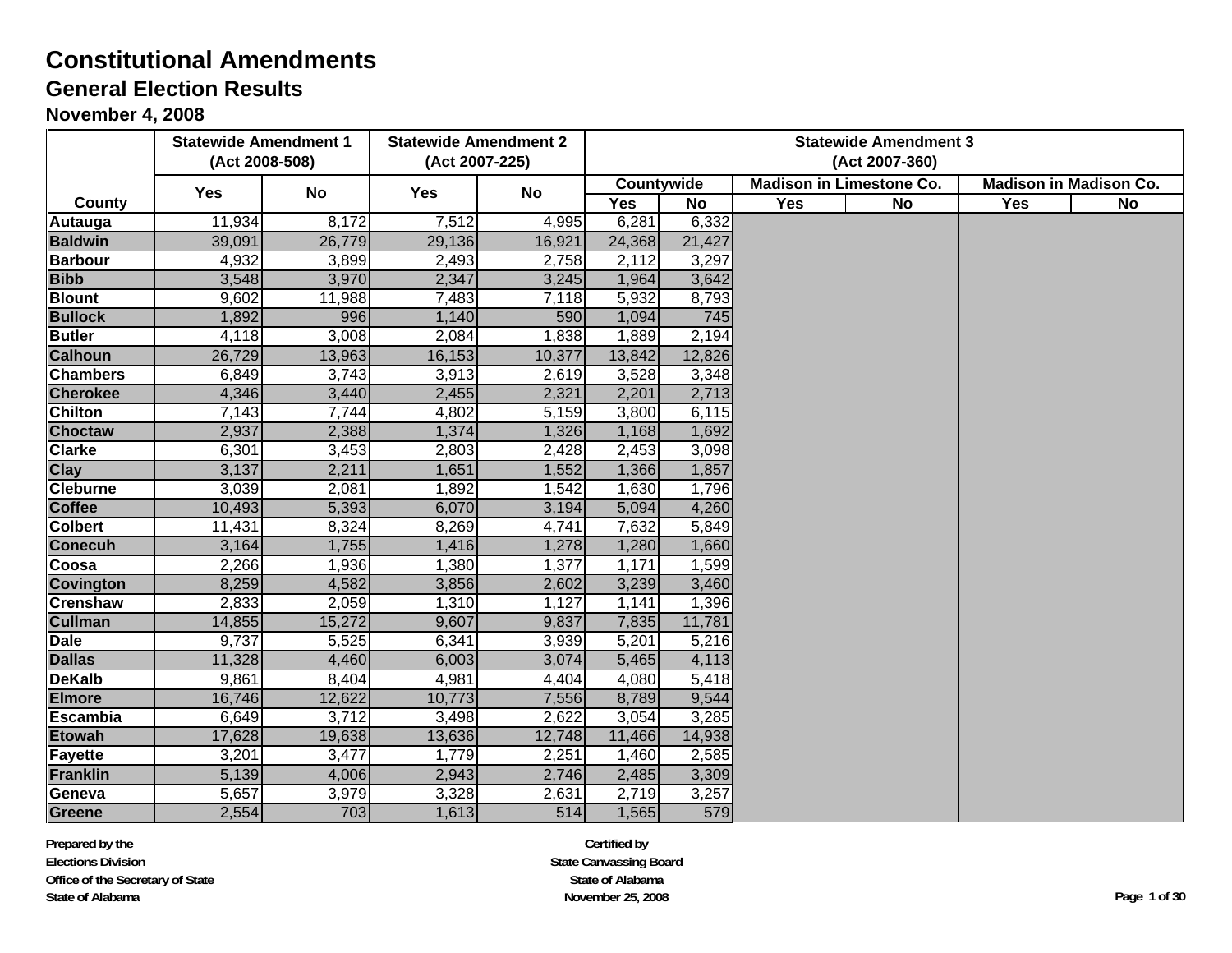# Constitutional Amendments

## General Election Results

### November 4, 2008

| County | Statewide Amendment 1 (Act 2008-508) | | Statewide Amendment 2 (Act 2007-225) | | Statewide Amendment 3 (Act 2007-360) | | | | | |
|---|---|---|---|---|---|---|---|---|---|---|
| | | | | | Countywide | | Madison in Limestone Co. | | Madison in Madison Co. | |
| | Yes | No | Yes | No | Yes | No | Yes | No | Yes | No |
| Autauga | 11,934 | 8,172 | 7,512 | 4,995 | 6,281 | 6,332 | | | | |
| Baldwin | 39,091 | 26,779 | 29,136 | 16,921 | 24,368 | 21,427 | | | | |
| Barbour | 4,932 | 3,899 | 2,493 | 2,758 | 2,112 | 3,297 | | | | |
| Bibb | 3,548 | 3,970 | 2,347 | 3,245 | 1,964 | 3,642 | | | | |
| Blount | 9,602 | 11,988 | 7,483 | 7,118 | 5,932 | 8,793 | | | | |
| Bullock | 1,892 | 996 | 1,140 | 590 | 1,094 | 745 | | | | |
| Butler | 4,118 | 3,008 | 2,084 | 1,838 | 1,889 | 2,194 | | | | |
| Calhoun | 26,729 | 13,963 | 16,153 | 10,377 | 13,842 | 12,826 | | | | |
| Chambers | 6,849 | 3,743 | 3,913 | 2,619 | 3,528 | 3,348 | | | | |
| Cherokee | 4,346 | 3,440 | 2,455 | 2,321 | 2,201 | 2,713 | | | | |
| Chilton | 7,143 | 7,744 | 4,802 | 5,159 | 3,800 | 6,115 | | | | |
| Choctaw | 2,937 | 2,388 | 1,374 | 1,326 | 1,168 | 1,692 | | | | |
| Clarke | 6,301 | 3,453 | 2,803 | 2,428 | 2,453 | 3,098 | | | | |
| Clay | 3,137 | 2,211 | 1,651 | 1,552 | 1,366 | 1,857 | | | | |
| Cleburne | 3,039 | 2,081 | 1,892 | 1,542 | 1,630 | 1,796 | | | | |
| Coffee | 10,493 | 5,393 | 6,070 | 3,194 | 5,094 | 4,260 | | | | |
| Colbert | 11,431 | 8,324 | 8,269 | 4,741 | 7,632 | 5,849 | | | | |
| Conecuh | 3,164 | 1,755 | 1,416 | 1,278 | 1,280 | 1,660 | | | | |
| Coosa | 2,266 | 1,936 | 1,380 | 1,377 | 1,171 | 1,599 | | | | |
| Covington | 8,259 | 4,582 | 3,856 | 2,602 | 3,239 | 3,460 | | | | |
| Crenshaw | 2,833 | 2,059 | 1,310 | 1,127 | 1,141 | 1,396 | | | | |
| Cullman | 14,855 | 15,272 | 9,607 | 9,837 | 7,835 | 11,781 | | | | |
| Dale | 9,737 | 5,525 | 6,341 | 3,939 | 5,201 | 5,216 | | | | |
| Dallas | 11,328 | 4,460 | 6,003 | 3,074 | 5,465 | 4,113 | | | | |
| DeKalb | 9,861 | 8,404 | 4,981 | 4,404 | 4,080 | 5,418 | | | | |
| Elmore | 16,746 | 12,622 | 10,773 | 7,556 | 8,789 | 9,544 | | | | |
| Escambia | 6,649 | 3,712 | 3,498 | 2,622 | 3,054 | 3,285 | | | | |
| Etowah | 17,628 | 19,638 | 13,636 | 12,748 | 11,466 | 14,938 | | | | |
| Fayette | 3,201 | 3,477 | 1,779 | 2,251 | 1,460 | 2,585 | | | | |
| Franklin | 5,139 | 4,006 | 2,943 | 2,746 | 2,485 | 3,309 | | | | |
| Geneva | 5,657 | 3,979 | 3,328 | 2,631 | 2,719 | 3,257 | | | | |
| Greene | 2,554 | 703 | 1,613 | 514 | 1,565 | 579 | | | | |

**Prepared by the**
**Elections Division**
**Office of the Secretary of State**
**State of Alabama**

**Certified by**
**State Canvassing Board**
**State of Alabama**
**November 25, 2008**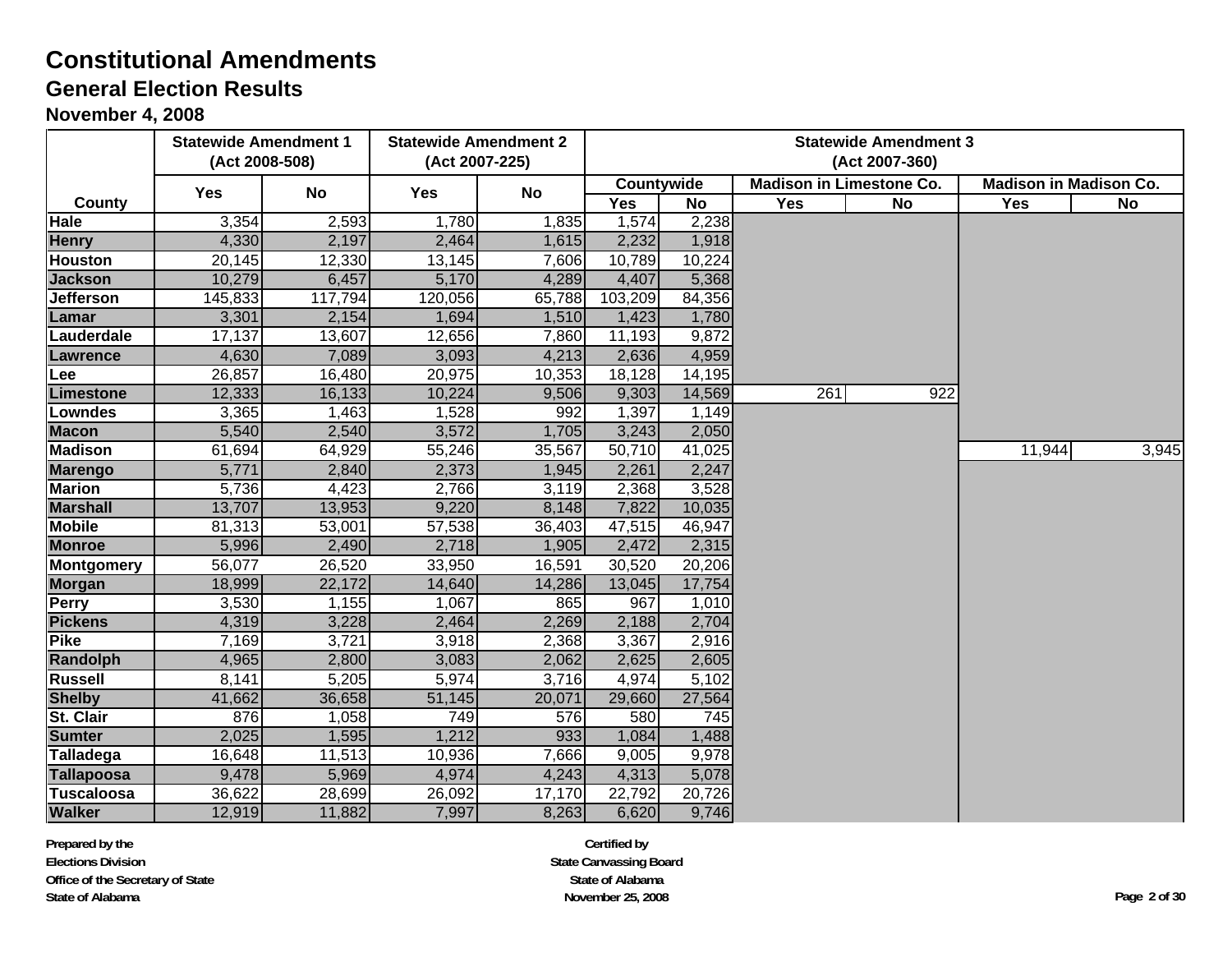# Constitutional Amendments

## General Election Results

### November 4, 2008

| County | Statewide Amendment 1 (Act 2008-508) | | Statewide Amendment 2 (Act 2007-225) | | Statewide Amendment 3 (Act 2007-360) | | | | | |
|---|---|---|---|---|---|---|---|---|---|---|
| | | | | | Countywide | | Madison in Limestone Co. | | Madison in Madison Co. | |
| | Yes | No | Yes | No | Yes | No | Yes | No | Yes | No |
| Hale | 3,354 | 2,593 | 1,780 | 1,835 | 1,574 | 2,238 | | | | |
| Henry | 4,330 | 2,197 | 2,464 | 1,615 | 2,232 | 1,918 | | | | |
| Houston | 20,145 | 12,330 | 13,145 | 7,606 | 10,789 | 10,224 | | | | |
| Jackson | 10,279 | 6,457 | 5,170 | 4,289 | 4,407 | 5,368 | | | | |
| Jefferson | 145,833 | 117,794 | 120,056 | 65,788 | 103,209 | 84,356 | | | | |
| Lamar | 3,301 | 2,154 | 1,694 | 1,510 | 1,423 | 1,780 | | | | |
| Lauderdale | 17,137 | 13,607 | 12,656 | 7,860 | 11,193 | 9,872 | | | | |
| Lawrence | 4,630 | 7,089 | 3,093 | 4,213 | 2,636 | 4,959 | | | | |
| Lee | 26,857 | 16,480 | 20,975 | 10,353 | 18,128 | 14,195 | | | | |
| Limestone | 12,333 | 16,133 | 10,224 | 9,506 | 9,303 | 14,569 | 261 | 922 | | |
| Lowndes | 3,365 | 1,463 | 1,528 | 992 | 1,397 | 1,149 | | | | |
| Macon | 5,540 | 2,540 | 3,572 | 1,705 | 3,243 | 2,050 | | | | |
| Madison | 61,694 | 64,929 | 55,246 | 35,567 | 50,710 | 41,025 | | | 11,944 | 3,945 |
| Marengo | 5,771 | 2,840 | 2,373 | 1,945 | 2,261 | 2,247 | | | | |
| Marion | 5,736 | 4,423 | 2,766 | 3,119 | 2,368 | 3,528 | | | | |
| Marshall | 13,707 | 13,953 | 9,220 | 8,148 | 7,822 | 10,035 | | | | |
| Mobile | 81,313 | 53,001 | 57,538 | 36,403 | 47,515 | 46,947 | | | | |
| Monroe | 5,996 | 2,490 | 2,718 | 1,905 | 2,472 | 2,315 | | | | |
| Montgomery | 56,077 | 26,520 | 33,950 | 16,591 | 30,520 | 20,206 | | | | |
| Morgan | 18,999 | 22,172 | 14,640 | 14,286 | 13,045 | 17,754 | | | | |
| Perry | 3,530 | 1,155 | 1,067 | 865 | 967 | 1,010 | | | | |
| Pickens | 4,319 | 3,228 | 2,464 | 2,269 | 2,188 | 2,704 | | | | |
| Pike | 7,169 | 3,721 | 3,918 | 2,368 | 3,367 | 2,916 | | | | |
| Randolph | 4,965 | 2,800 | 3,083 | 2,062 | 2,625 | 2,605 | | | | |
| Russell | 8,141 | 5,205 | 5,974 | 3,716 | 4,974 | 5,102 | | | | |
| Shelby | 41,662 | 36,658 | 51,145 | 20,071 | 29,660 | 27,564 | | | | |
| St. Clair | 876 | 1,058 | 749 | 576 | 580 | 745 | | | | |
| Sumter | 2,025 | 1,595 | 1,212 | 933 | 1,084 | 1,488 | | | | |
| Talladega | 16,648 | 11,513 | 10,936 | 7,666 | 9,005 | 9,978 | | | | |
| Tallapoosa | 9,478 | 5,969 | 4,974 | 4,243 | 4,313 | 5,078 | | | | |
| Tuscaloosa | 36,622 | 28,699 | 26,092 | 17,170 | 22,792 | 20,726 | | | | |
| Walker | 12,919 | 11,882 | 7,997 | 8,263 | 6,620 | 9,746 | | | | |

**Prepared by the**
**Elections Division**
**Office of the Secretary of State**
**State of Alabama**

**Certified by**
**State Canvassing Board**
**State of Alabama**
**November 25, 2008**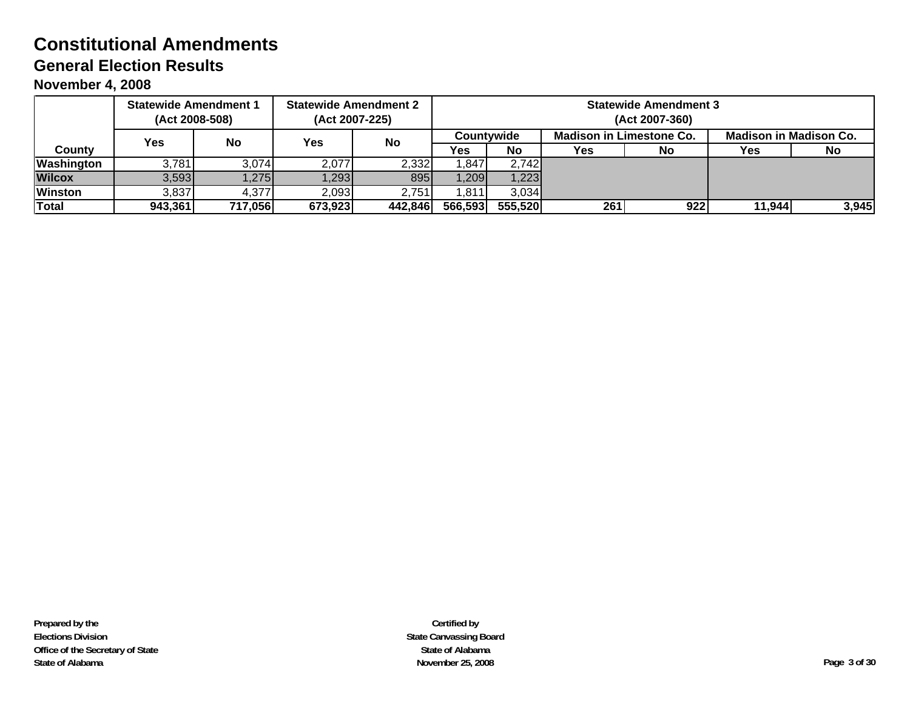# Constitutional Amendments

## General Election Results

### November 4, 2008

| County | Statewide Amendment 1 (Act 2008-508) | | Statewide Amendment 2 (Act 2007-225) | | Statewide Amendment 3 (Act 2007-360) | | | | | |
|---|---|---|---|---|---|---|---|---|---|---|
| | | | | | Countywide | | Madison in Limestone Co. | | Madison in Madison Co. | |
| | Yes | No | Yes | No | Yes | No | Yes | No | Yes | No |
| Washington | 3,781 | 3,074 | 2,077 | 2,332 | 1,847 | 2,742 | | | | |
| Wilcox | 3,593 | 1,275 | 1,293 | 895 | 1,209 | 1,223 | | | | |
| Winston | 3,837 | 4,377 | 2,093 | 2,751 | 1,811 | 3,034 | | | | |
| **Total** | **943,361** | **717,056** | **673,923** | **442,846** | **566,593** | **555,520** | **261** | **922** | **11,944** | **3,945** |

**Prepared by the**
**Elections Division**
**Office of the Secretary of State**
**State of Alabama**

**Certified by**
**State Canvassing Board**
**State of Alabama**
**November 25, 2008**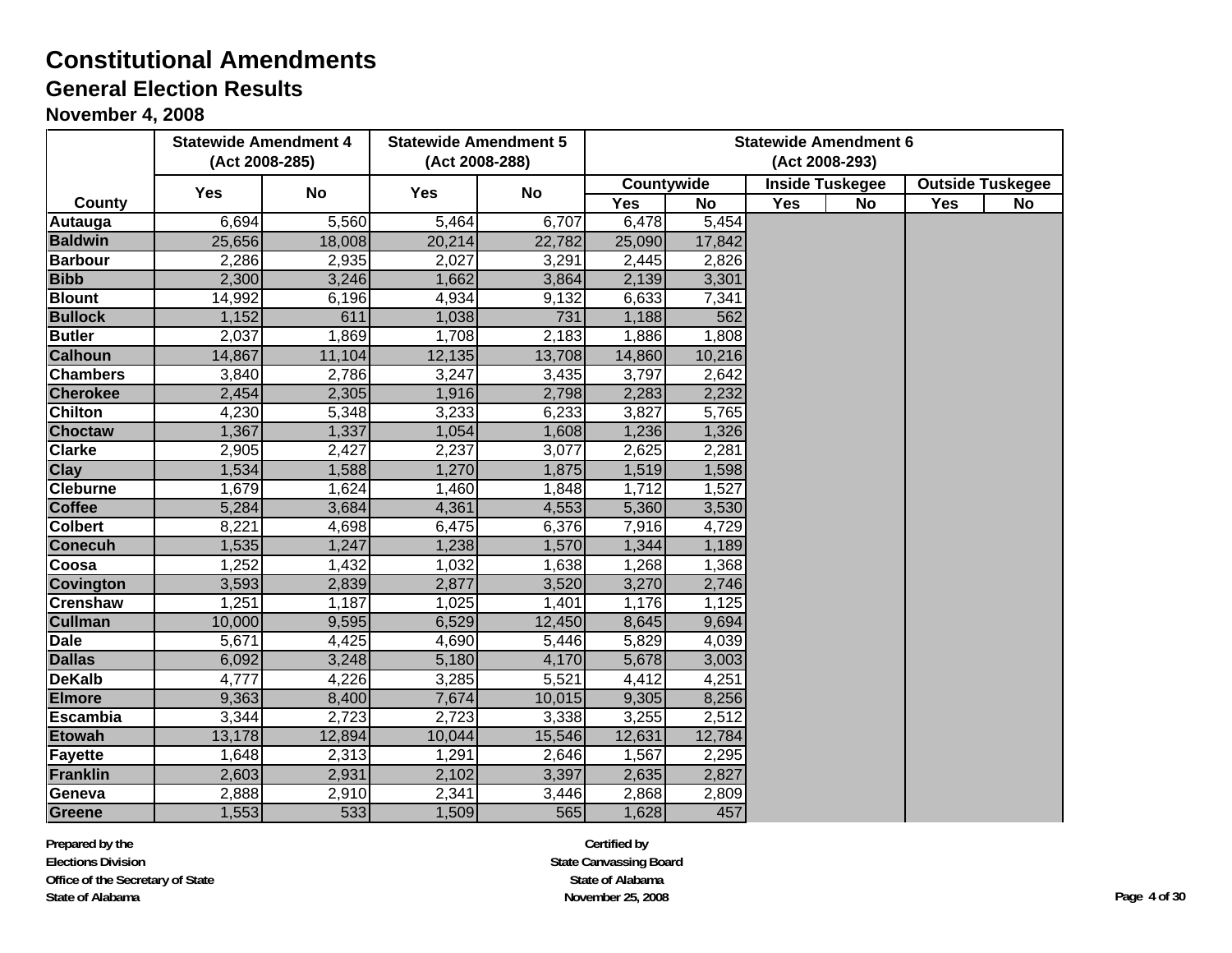# Constitutional Amendments

## General Election Results

### November 4, 2008

| County | Statewide Amendment 4 (Act 2008-285) | | Statewide Amendment 5 (Act 2008-288) | | Statewide Amendment 6 (Act 2008-293) | | | | | |
|---|---|---|---|---|---|---|---|---|---|---|
| | | | | | Countywide | | Inside Tuskegee | | Outside Tuskegee | |
| | Yes | No | Yes | No | Yes | No | Yes | No | Yes | No |
| Autauga | 6,694 | 5,560 | 5,464 | 6,707 | 6,478 | 5,454 | | | | |
| Baldwin | 25,656 | 18,008 | 20,214 | 22,782 | 25,090 | 17,842 | | | | |
| Barbour | 2,286 | 2,935 | 2,027 | 3,291 | 2,445 | 2,826 | | | | |
| Bibb | 2,300 | 3,246 | 1,662 | 3,864 | 2,139 | 3,301 | | | | |
| Blount | 14,992 | 6,196 | 4,934 | 9,132 | 6,633 | 7,341 | | | | |
| Bullock | 1,152 | 611 | 1,038 | 731 | 1,188 | 562 | | | | |
| Butler | 2,037 | 1,869 | 1,708 | 2,183 | 1,886 | 1,808 | | | | |
| Calhoun | 14,867 | 11,104 | 12,135 | 13,708 | 14,860 | 10,216 | | | | |
| Chambers | 3,840 | 2,786 | 3,247 | 3,435 | 3,797 | 2,642 | | | | |
| Cherokee | 2,454 | 2,305 | 1,916 | 2,798 | 2,283 | 2,232 | | | | |
| Chilton | 4,230 | 5,348 | 3,233 | 6,233 | 3,827 | 5,765 | | | | |
| Choctaw | 1,367 | 1,337 | 1,054 | 1,608 | 1,236 | 1,326 | | | | |
| Clarke | 2,905 | 2,427 | 2,237 | 3,077 | 2,625 | 2,281 | | | | |
| Clay | 1,534 | 1,588 | 1,270 | 1,875 | 1,519 | 1,598 | | | | |
| Cleburne | 1,679 | 1,624 | 1,460 | 1,848 | 1,712 | 1,527 | | | | |
| Coffee | 5,284 | 3,684 | 4,361 | 4,553 | 5,360 | 3,530 | | | | |
| Colbert | 8,221 | 4,698 | 6,475 | 6,376 | 7,916 | 4,729 | | | | |
| Conecuh | 1,535 | 1,247 | 1,238 | 1,570 | 1,344 | 1,189 | | | | |
| Coosa | 1,252 | 1,432 | 1,032 | 1,638 | 1,268 | 1,368 | | | | |
| Covington | 3,593 | 2,839 | 2,877 | 3,520 | 3,270 | 2,746 | | | | |
| Crenshaw | 1,251 | 1,187 | 1,025 | 1,401 | 1,176 | 1,125 | | | | |
| Cullman | 10,000 | 9,595 | 6,529 | 12,450 | 8,645 | 9,694 | | | | |
| Dale | 5,671 | 4,425 | 4,690 | 5,446 | 5,829 | 4,039 | | | | |
| Dallas | 6,092 | 3,248 | 5,180 | 4,170 | 5,678 | 3,003 | | | | |
| DeKalb | 4,777 | 4,226 | 3,285 | 5,521 | 4,412 | 4,251 | | | | |
| Elmore | 9,363 | 8,400 | 7,674 | 10,015 | 9,305 | 8,256 | | | | |
| Escambia | 3,344 | 2,723 | 2,723 | 3,338 | 3,255 | 2,512 | | | | |
| Etowah | 13,178 | 12,894 | 10,044 | 15,546 | 12,631 | 12,784 | | | | |
| Fayette | 1,648 | 2,313 | 1,291 | 2,646 | 1,567 | 2,295 | | | | |
| Franklin | 2,603 | 2,931 | 2,102 | 3,397 | 2,635 | 2,827 | | | | |
| Geneva | 2,888 | 2,910 | 2,341 | 3,446 | 2,868 | 2,809 | | | | |
| Greene | 1,553 | 533 | 1,509 | 565 | 1,628 | 457 | | | | |

Prepared by the
Elections Division
Office of the Secretary of State
State of Alabama

Certified by
State Canvassing Board
State of Alabama
November 25, 2008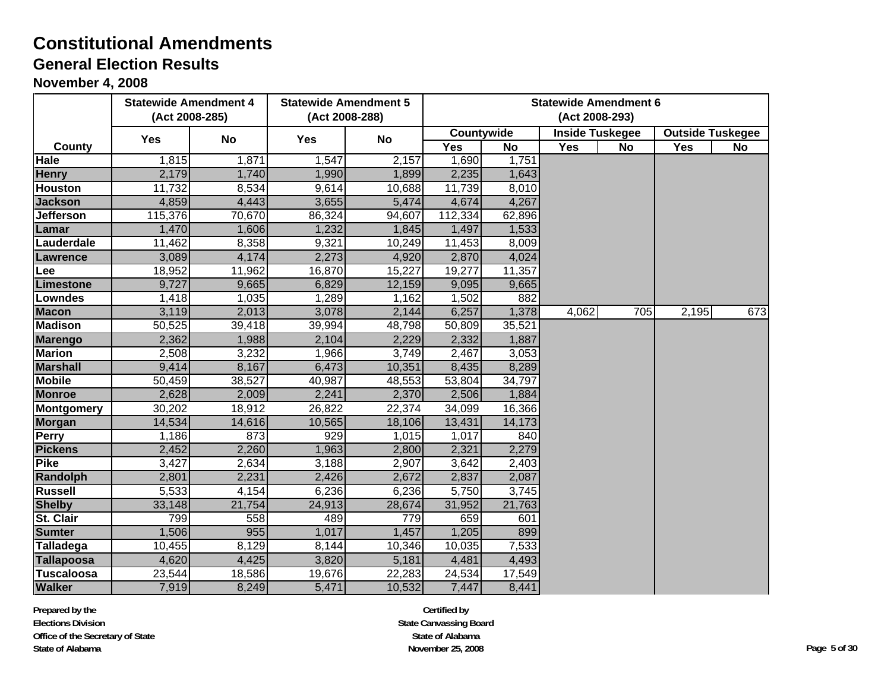# Constitutional Amendments

## General Election Results

### November 4, 2008

| County | Statewide Amendment 4 (Act 2008-285) | | Statewide Amendment 5 (Act 2008-288) | | Statewide Amendment 6 (Act 2008-293) | | | | | |
|---|---|---|---|---|---|---|---|---|---|---|
| | | | | | Countywide | | Inside Tuskegee | | Outside Tuskegee | |
| | Yes | No | Yes | No | Yes | No | Yes | No | Yes | No |
| Hale | 1,815 | 1,871 | 1,547 | 2,157 | 1,690 | 1,751 | | | | |
| Henry | 2,179 | 1,740 | 1,990 | 1,899 | 2,235 | 1,643 | | | | |
| Houston | 11,732 | 8,534 | 9,614 | 10,688 | 11,739 | 8,010 | | | | |
| Jackson | 4,859 | 4,443 | 3,655 | 5,474 | 4,674 | 4,267 | | | | |
| Jefferson | 115,376 | 70,670 | 86,324 | 94,607 | 112,334 | 62,896 | | | | |
| Lamar | 1,470 | 1,606 | 1,232 | 1,845 | 1,497 | 1,533 | | | | |
| Lauderdale | 11,462 | 8,358 | 9,321 | 10,249 | 11,453 | 8,009 | | | | |
| Lawrence | 3,089 | 4,174 | 2,273 | 4,920 | 2,870 | 4,024 | | | | |
| Lee | 18,952 | 11,962 | 16,870 | 15,227 | 19,277 | 11,357 | | | | |
| Limestone | 9,727 | 9,665 | 6,829 | 12,159 | 9,095 | 9,665 | | | | |
| Lowndes | 1,418 | 1,035 | 1,289 | 1,162 | 1,502 | 882 | | | | |
| Macon | 3,119 | 2,013 | 3,078 | 2,144 | 6,257 | 1,378 | 4,062 | 705 | 2,195 | 673 |
| Madison | 50,525 | 39,418 | 39,994 | 48,798 | 50,809 | 35,521 | | | | |
| Marengo | 2,362 | 1,988 | 2,104 | 2,229 | 2,332 | 1,887 | | | | |
| Marion | 2,508 | 3,232 | 1,966 | 3,749 | 2,467 | 3,053 | | | | |
| Marshall | 9,414 | 8,167 | 6,473 | 10,351 | 8,435 | 8,289 | | | | |
| Mobile | 50,459 | 38,527 | 40,987 | 48,553 | 53,804 | 34,797 | | | | |
| Monroe | 2,628 | 2,009 | 2,241 | 2,370 | 2,506 | 1,884 | | | | |
| Montgomery | 30,202 | 18,912 | 26,822 | 22,374 | 34,099 | 16,366 | | | | |
| Morgan | 14,534 | 14,616 | 10,565 | 18,106 | 13,431 | 14,173 | | | | |
| Perry | 1,186 | 873 | 929 | 1,015 | 1,017 | 840 | | | | |
| Pickens | 2,452 | 2,260 | 1,963 | 2,800 | 2,321 | 2,279 | | | | |
| Pike | 3,427 | 2,634 | 3,188 | 2,907 | 3,642 | 2,403 | | | | |
| Randolph | 2,801 | 2,231 | 2,426 | 2,672 | 2,837 | 2,087 | | | | |
| Russell | 5,533 | 4,154 | 6,236 | 6,236 | 5,750 | 3,745 | | | | |
| Shelby | 33,148 | 21,754 | 24,913 | 28,674 | 31,952 | 21,763 | | | | |
| St. Clair | 799 | 558 | 489 | 779 | 659 | 601 | | | | |
| Sumter | 1,506 | 955 | 1,017 | 1,457 | 1,205 | 899 | | | | |
| Talladega | 10,455 | 8,129 | 8,144 | 10,346 | 10,035 | 7,533 | | | | |
| Tallapoosa | 4,620 | 4,425 | 3,820 | 5,181 | 4,481 | 4,493 | | | | |
| Tuscaloosa | 23,544 | 18,586 | 19,676 | 22,283 | 24,534 | 17,549 | | | | |
| Walker | 7,919 | 8,249 | 5,471 | 10,532 | 7,447 | 8,441 | | | | |

**Prepared by the**
**Elections Division**
**Office of the Secretary of State**
**State of Alabama**

**Certified by**
**State Canvassing Board**
**State of Alabama**
**November 25, 2008**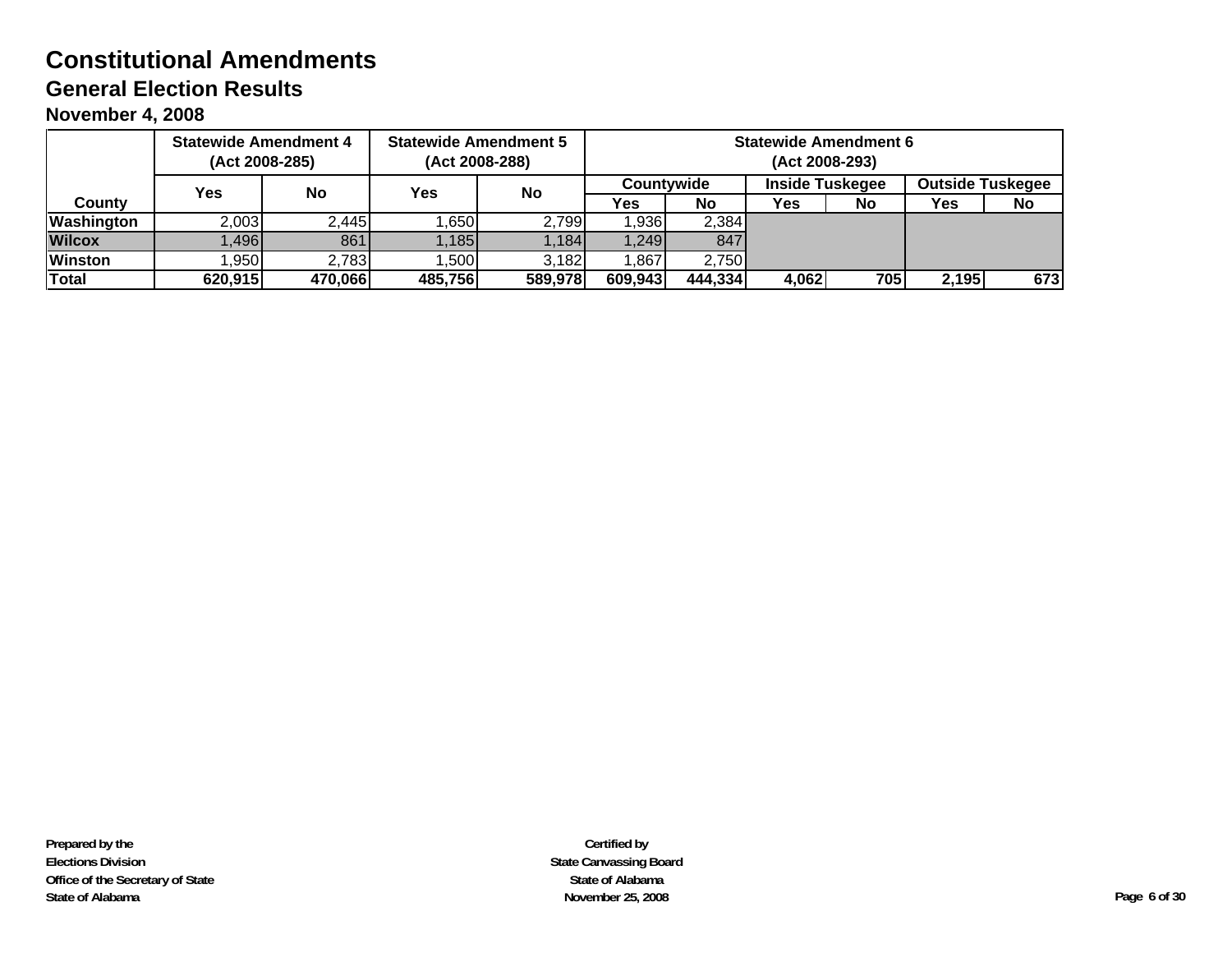# Constitutional Amendments

## General Election Results

### November 4, 2008

| County | Statewide Amendment 4 (Act 2008-285) | | Statewide Amendment 5 (Act 2008-288) | | Statewide Amendment 6 (Act 2008-293) | | | | | |
|---|---|---|---|---|---|---|---|---|---|---|
| | | | | | Countywide | | Inside Tuskegee | | Outside Tuskegee | |
| | Yes | No | Yes | No | Yes | No | Yes | No | Yes | No |
| **Washington** | 2,003 | 2,445 | 1,650 | 2,799 | 1,936 | 2,384 | | | | |
| **Wilcox** | 1,496 | 861 | 1,185 | 1,184 | 1,249 | 847 | | | | |
| **Winston** | 1,950 | 2,783 | 1,500 | 3,182 | 1,867 | 2,750 | | | | |
| **Total** | **620,915** | **470,066** | **485,756** | **589,978** | **609,943** | **444,334** | **4,062** | **705** | **2,195** | **673** |

**Prepared by the**
**Elections Division**
**Office of the Secretary of State**
**State of Alabama**

**Certified by**
**State Canvassing Board**
**State of Alabama**
**November 25, 2008**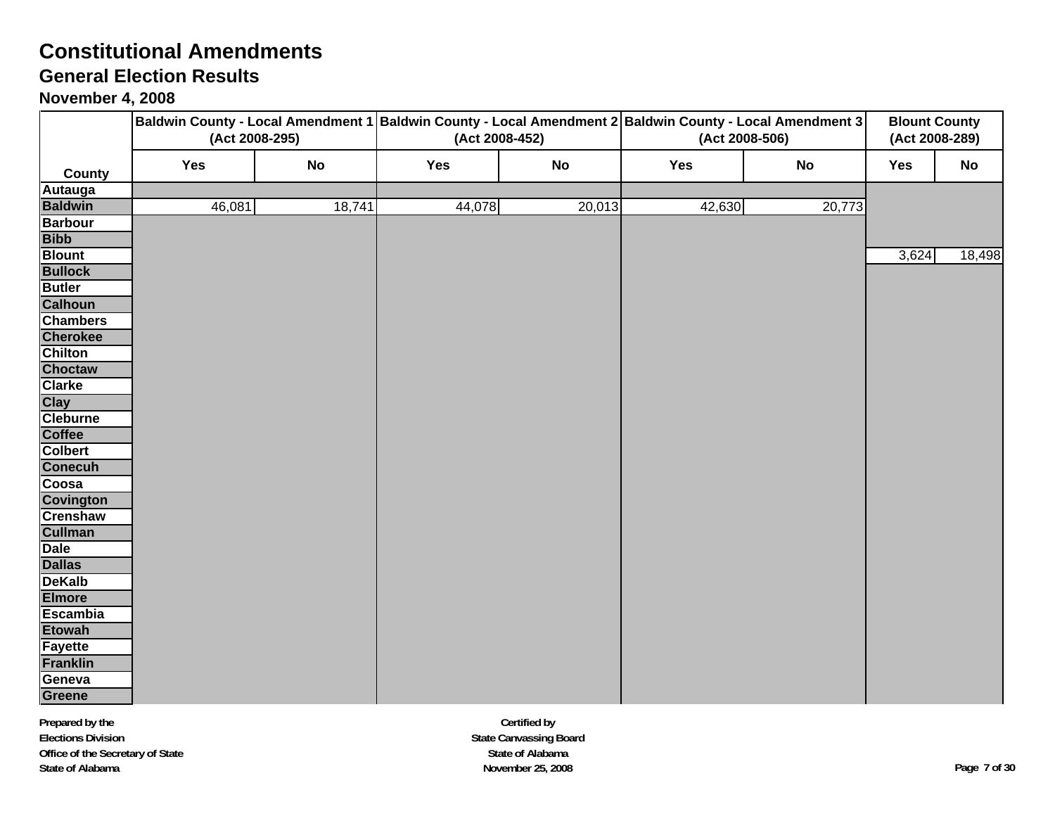# Constitutional Amendments

## General Election Results

### November 4, 2008

| County | Baldwin County - Local Amendment 1 (Act 2008-295) | | Baldwin County - Local Amendment 2 (Act 2008-452) | | Baldwin County - Local Amendment 3 (Act 2008-506) | | Blount County (Act 2008-289) | |
|---|---|---|---|---|---|---|---|---|
| | Yes | No | Yes | No | Yes | No | Yes | No |
| Autauga | | | | | | | | |
| Baldwin | 46,081 | 18,741 | 44,078 | 20,013 | 42,630 | 20,773 | | |
| Barbour | | | | | | | | |
| Bibb | | | | | | | | |
| Blount | | | | | | | 3,624 | 18,498 |
| Bullock | | | | | | | | |
| Butler | | | | | | | | |
| Calhoun | | | | | | | | |
| Chambers | | | | | | | | |
| Cherokee | | | | | | | | |
| Chilton | | | | | | | | |
| Choctaw | | | | | | | | |
| Clarke | | | | | | | | |
| Clay | | | | | | | | |
| Cleburne | | | | | | | | |
| Coffee | | | | | | | | |
| Colbert | | | | | | | | |
| Conecuh | | | | | | | | |
| Coosa | | | | | | | | |
| Covington | | | | | | | | |
| Crenshaw | | | | | | | | |
| Cullman | | | | | | | | |
| Dale | | | | | | | | |
| Dallas | | | | | | | | |
| DeKalb | | | | | | | | |
| Elmore | | | | | | | | |
| Escambia | | | | | | | | |
| Etowah | | | | | | | | |
| Fayette | | | | | | | | |
| Franklin | | | | | | | | |
| Geneva | | | | | | | | |
| Greene | | | | | | | | |

Prepared by the
Elections Division
Office of the Secretary of State
State of Alabama

Certified by
State Canvassing Board
State of Alabama
November 25, 2008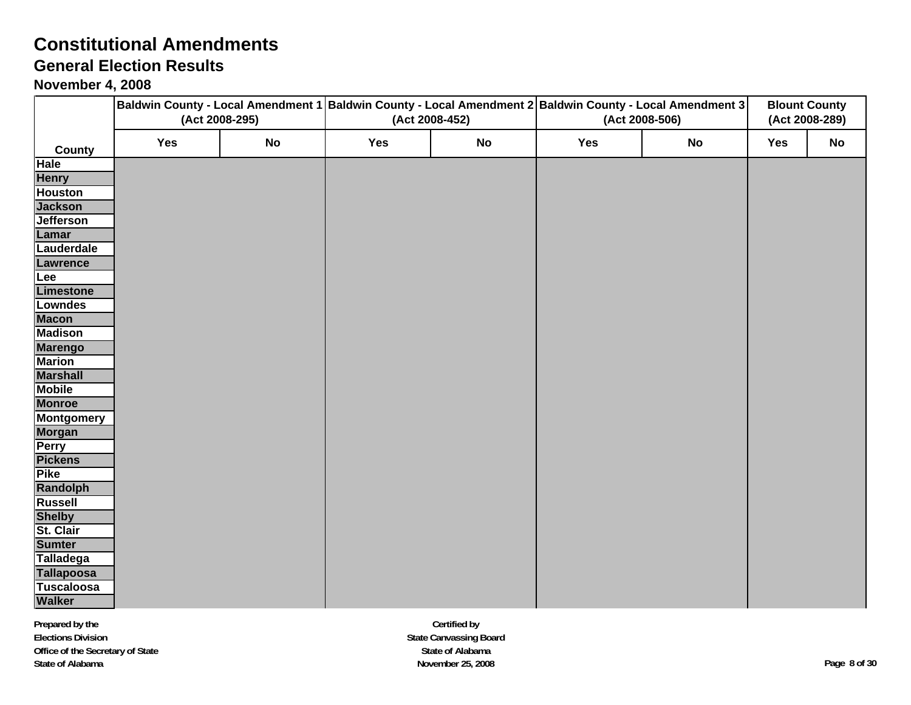# Constitutional Amendments

## General Election Results

### November 4, 2008

| County | Baldwin County - Local Amendment 1 (Act 2008-295) | | Baldwin County - Local Amendment 2 (Act 2008-452) | | Baldwin County - Local Amendment 3 (Act 2008-506) | | Blount County (Act 2008-289) | |
|---|---|---|---|---|---|---|---|---|
| | Yes | No | Yes | No | Yes | No | Yes | No |
| Hale | | | | | | | | |
| Henry | | | | | | | | |
| Houston | | | | | | | | |
| Jackson | | | | | | | | |
| Jefferson | | | | | | | | |
| Lamar | | | | | | | | |
| Lauderdale | | | | | | | | |
| Lawrence | | | | | | | | |
| Lee | | | | | | | | |
| Limestone | | | | | | | | |
| Lowndes | | | | | | | | |
| Macon | | | | | | | | |
| Madison | | | | | | | | |
| Marengo | | | | | | | | |
| Marion | | | | | | | | |
| Marshall | | | | | | | | |
| Mobile | | | | | | | | |
| Monroe | | | | | | | | |
| Montgomery | | | | | | | | |
| Morgan | | | | | | | | |
| Perry | | | | | | | | |
| Pickens | | | | | | | | |
| Pike | | | | | | | | |
| Randolph | | | | | | | | |
| Russell | | | | | | | | |
| Shelby | | | | | | | | |
| St. Clair | | | | | | | | |
| Sumter | | | | | | | | |
| Talladega | | | | | | | | |
| Tallapoosa | | | | | | | | |
| Tuscaloosa | | | | | | | | |
| Walker | | | | | | | | |

**Prepared by the**
**Elections Division**
**Office of the Secretary of State**
**State of Alabama**

**Certified by**
**State Canvassing Board**
**State of Alabama**
**November 25, 2008**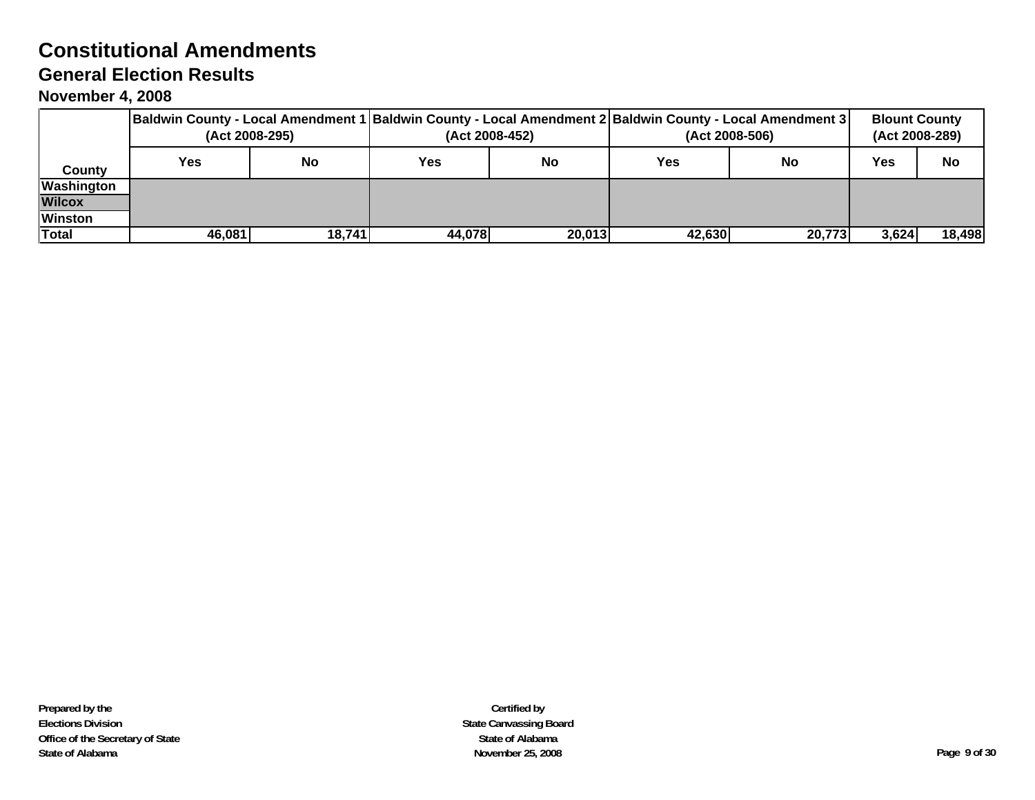# Constitutional Amendments

## General Election Results

### November 4, 2008

| County | Baldwin County - Local Amendment 1 (Act 2008-295) | | Baldwin County - Local Amendment 2 (Act 2008-452) | | Baldwin County - Local Amendment 3 (Act 2008-506) | | Blount County (Act 2008-289) | |
|---|---|---|---|---|---|---|---|---|
| | Yes | No | Yes | No | Yes | No | Yes | No |
| Washington | | | | | | | | |
| Wilcox | | | | | | | | |
| Winston | | | | | | | | |
| **Total** | **46,081** | **18,741** | **44,078** | **20,013** | **42,630** | **20,773** | **3,624** | **18,498** |

**Prepared by the**
**Elections Division**
**Office of the Secretary of State**
**State of Alabama**

**Certified by**
**State Canvassing Board**
**State of Alabama**
**November 25, 2008**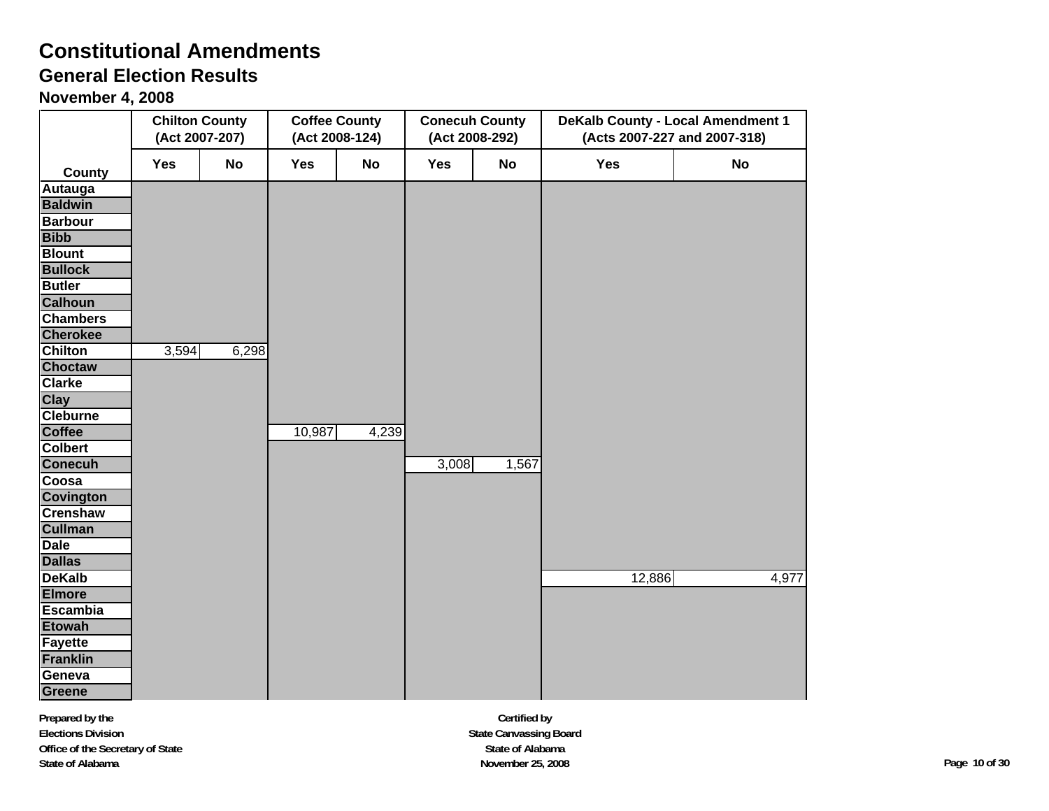# Constitutional Amendments

## General Election Results

### November 4, 2008

| County | Chilton County (Act 2007-207) | | Coffee County (Act 2008-124) | | Conecuh County (Act 2008-292) | | DeKalb County - Local Amendment 1 (Acts 2007-227 and 2007-318) | |
|---|---|---|---|---|---|---|---|---|
| | Yes | No | Yes | No | Yes | No | Yes | No |
| Autauga | | | | | | | | |
| Baldwin | | | | | | | | |
| Barbour | | | | | | | | |
| Bibb | | | | | | | | |
| Blount | | | | | | | | |
| Bullock | | | | | | | | |
| Butler | | | | | | | | |
| Calhoun | | | | | | | | |
| Chambers | | | | | | | | |
| Cherokee | | | | | | | | |
| Chilton | 3,594 | 6,298 | | | | | | |
| Choctaw | | | | | | | | |
| Clarke | | | | | | | | |
| Clay | | | | | | | | |
| Cleburne | | | | | | | | |
| Coffee | | | 10,987 | 4,239 | | | | |
| Colbert | | | | | | | | |
| Conecuh | | | | | 3,008 | 1,567 | | |
| Coosa | | | | | | | | |
| Covington | | | | | | | | |
| Crenshaw | | | | | | | | |
| Cullman | | | | | | | | |
| Dale | | | | | | | | |
| Dallas | | | | | | | | |
| DeKalb | | | | | | | 12,886 | 4,977 |
| Elmore | | | | | | | | |
| Escambia | | | | | | | | |
| Etowah | | | | | | | | |
| Fayette | | | | | | | | |
| Franklin | | | | | | | | |
| Geneva | | | | | | | | |
| Greene | | | | | | | | |

**Prepared by the**
**Elections Division**
**Office of the Secretary of State**
**State of Alabama**

**Certified by**
**State Canvassing Board**
**State of Alabama**
**November 25, 2008**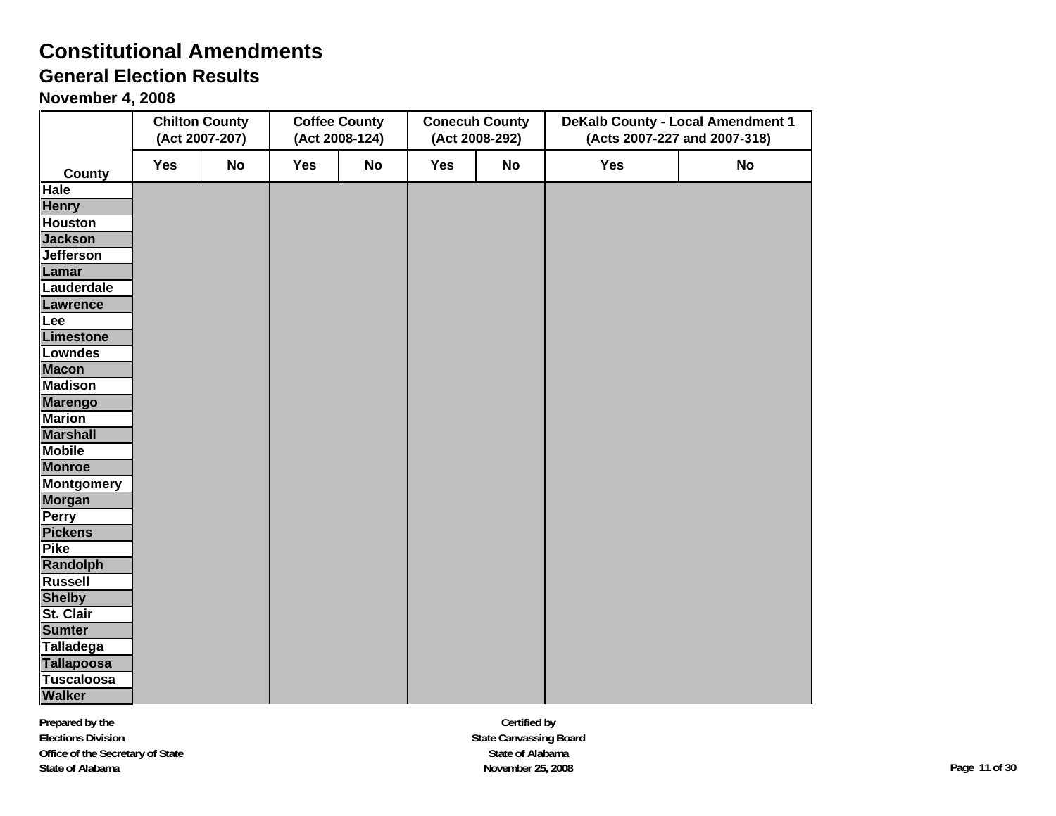# Constitutional Amendments

## General Election Results

### November 4, 2008

| County | Chilton County (Act 2007-207) | | Coffee County (Act 2008-124) | | Conecuh County (Act 2008-292) | | DeKalb County - Local Amendment 1 (Acts 2007-227 and 2007-318) | |
|---|---|---|---|---|---|---|---|---|
| | Yes | No | Yes | No | Yes | No | Yes | No |
| Hale | | | | | | | | |
| Henry | | | | | | | | |
| Houston | | | | | | | | |
| Jackson | | | | | | | | |
| Jefferson | | | | | | | | |
| Lamar | | | | | | | | |
| Lauderdale | | | | | | | | |
| Lawrence | | | | | | | | |
| Lee | | | | | | | | |
| Limestone | | | | | | | | |
| Lowndes | | | | | | | | |
| Macon | | | | | | | | |
| Madison | | | | | | | | |
| Marengo | | | | | | | | |
| Marion | | | | | | | | |
| Marshall | | | | | | | | |
| Mobile | | | | | | | | |
| Monroe | | | | | | | | |
| Montgomery | | | | | | | | |
| Morgan | | | | | | | | |
| Perry | | | | | | | | |
| Pickens | | | | | | | | |
| Pike | | | | | | | | |
| Randolph | | | | | | | | |
| Russell | | | | | | | | |
| Shelby | | | | | | | | |
| St. Clair | | | | | | | | |
| Sumter | | | | | | | | |
| Talladega | | | | | | | | |
| Tallapoosa | | | | | | | | |
| Tuscaloosa | | | | | | | | |
| Walker | | | | | | | | |

**Prepared by the**
**Elections Division**
**Office of the Secretary of State**
**State of Alabama**

**Certified by**
**State Canvassing Board**
**State of Alabama**
**November 25, 2008**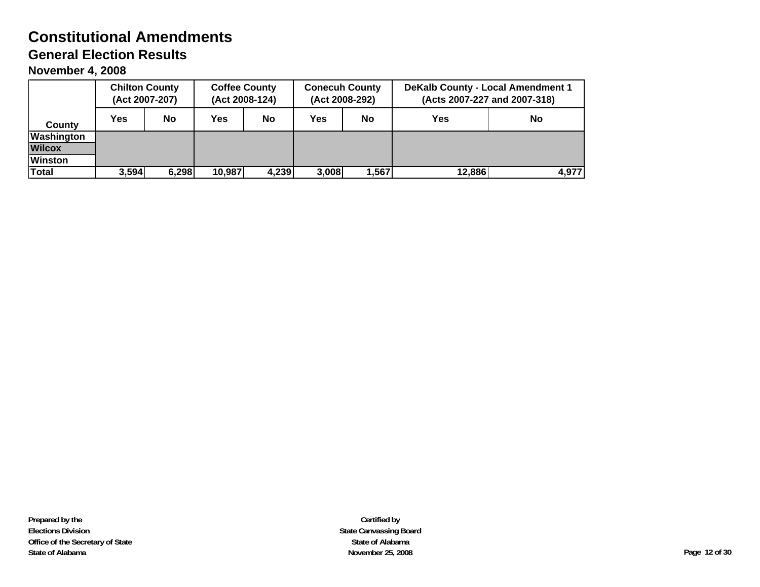# Constitutional Amendments

## General Election Results

### November 4, 2008

| County | Chilton County (Act 2007-207) | | Coffee County (Act 2008-124) | | Conecuh County (Act 2008-292) | | DeKalb County - Local Amendment 1 (Acts 2007-227 and 2007-318) | |
|---|---|---|---|---|---|---|---|---|
| | Yes | No | Yes | No | Yes | No | Yes | No |
| Washington | | | | | | | | |
| Wilcox | | | | | | | | |
| Winston | | | | | | | | |
| Total | 3,594 | 6,298 | 10,987 | 4,239 | 3,008 | 1,567 | 12,886 | 4,977 |

**Prepared by the**
**Elections Division**
**Office of the Secretary of State**
**State of Alabama**

**Certified by**
**State Canvassing Board**
**State of Alabama**
**November 25, 2008**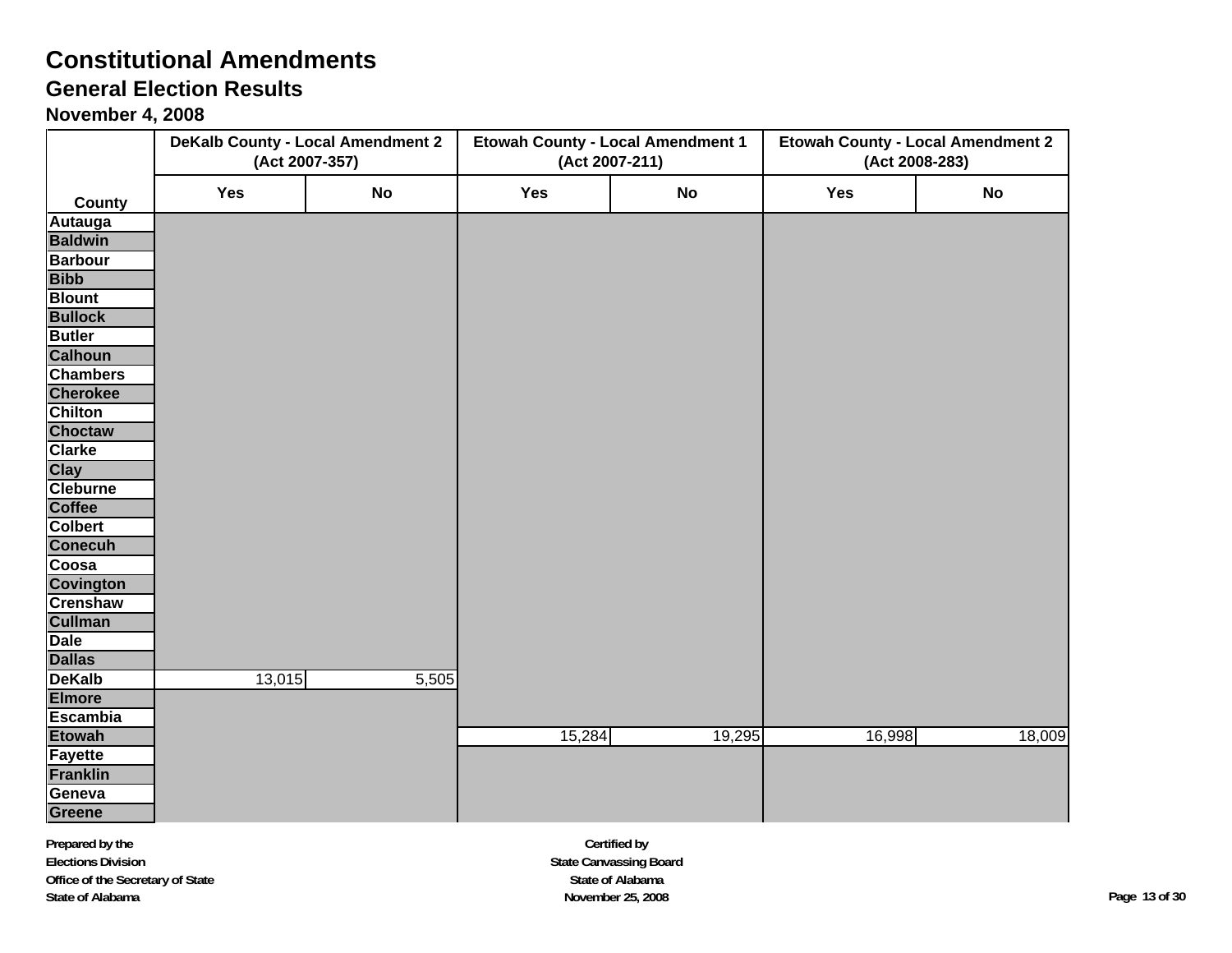# Constitutional Amendments

## General Election Results

### November 4, 2008

| County | DeKalb County - Local Amendment 2 (Act 2007-357) | | Etowah County - Local Amendment 1 (Act 2007-211) | | Etowah County - Local Amendment 2 (Act 2008-283) | |
|---|---|---|---|---|---|---|
| | Yes | No | Yes | No | Yes | No |
| Autauga | | | | | | |
| Baldwin | | | | | | |
| Barbour | | | | | | |
| Bibb | | | | | | |
| Blount | | | | | | |
| Bullock | | | | | | |
| Butler | | | | | | |
| Calhoun | | | | | | |
| Chambers | | | | | | |
| Cherokee | | | | | | |
| Chilton | | | | | | |
| Choctaw | | | | | | |
| Clarke | | | | | | |
| Clay | | | | | | |
| Cleburne | | | | | | |
| Coffee | | | | | | |
| Colbert | | | | | | |
| Conecuh | | | | | | |
| Coosa | | | | | | |
| Covington | | | | | | |
| Crenshaw | | | | | | |
| Cullman | | | | | | |
| Dale | | | | | | |
| Dallas | | | | | | |
| DeKalb | 13,015 | 5,505 | | | | |
| Elmore | | | | | | |
| Escambia | | | | | | |
| Etowah | | | 15,284 | 19,295 | 16,998 | 18,009 |
| Fayette | | | | | | |
| Franklin | | | | | | |
| Geneva | | | | | | |
| Greene | | | | | | |

**Prepared by the**
**Elections Division**
**Office of the Secretary of State**
**State of Alabama**

**Certified by**
**State Canvassing Board**
**State of Alabama**
**November 25, 2008**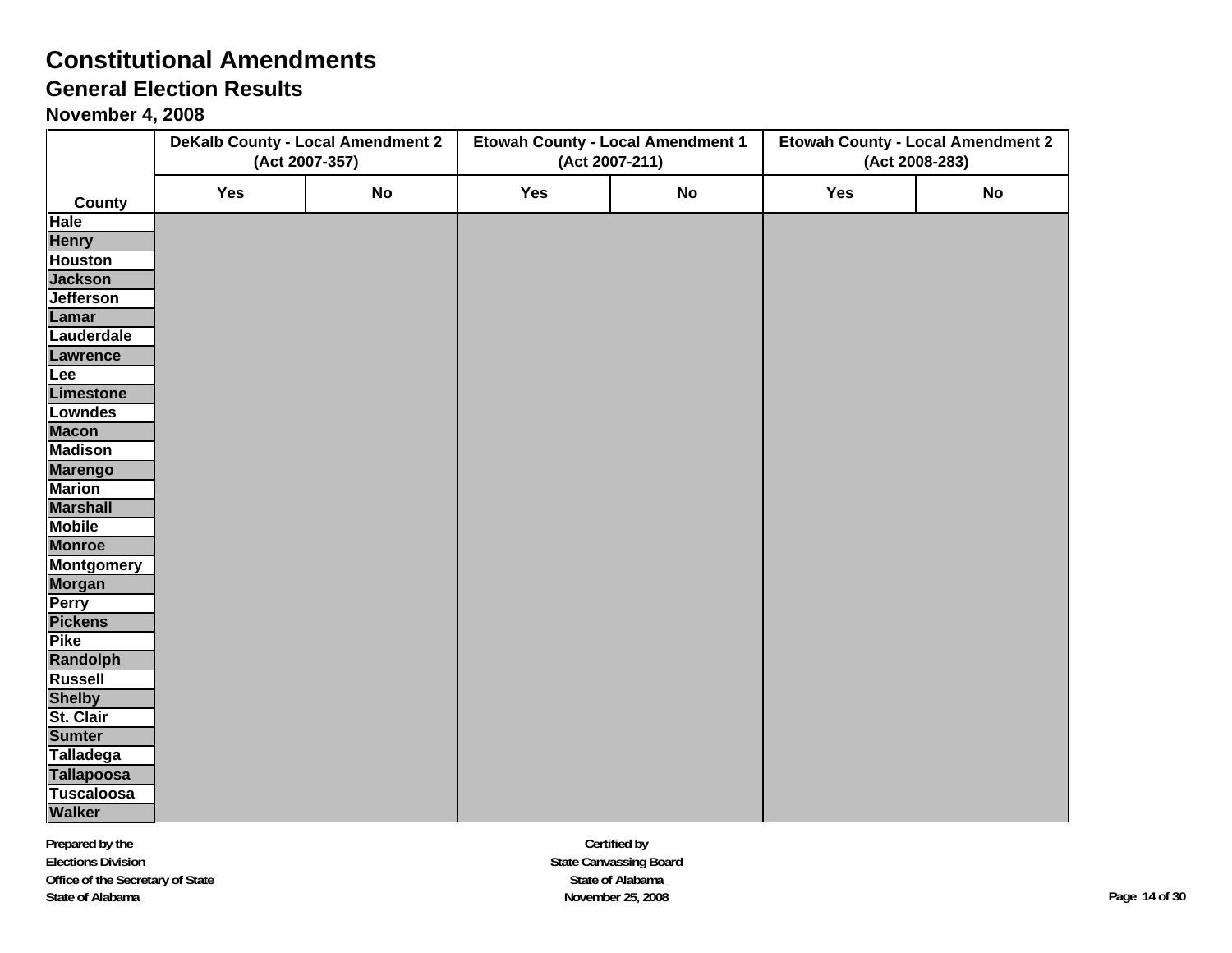# Constitutional Amendments

## General Election Results

### November 4, 2008

| County | DeKalb County - Local Amendment 2 (Act 2007-357) | | Etowah County - Local Amendment 1 (Act 2007-211) | | Etowah County - Local Amendment 2 (Act 2008-283) | |
|---|---|---|---|---|---|---|
| | Yes | No | Yes | No | Yes | No |
| Hale | | | | | | |
| Henry | | | | | | |
| Houston | | | | | | |
| Jackson | | | | | | |
| Jefferson | | | | | | |
| Lamar | | | | | | |
| Lauderdale | | | | | | |
| Lawrence | | | | | | |
| Lee | | | | | | |
| Limestone | | | | | | |
| Lowndes | | | | | | |
| Macon | | | | | | |
| Madison | | | | | | |
| Marengo | | | | | | |
| Marion | | | | | | |
| Marshall | | | | | | |
| Mobile | | | | | | |
| Monroe | | | | | | |
| Montgomery | | | | | | |
| Morgan | | | | | | |
| Perry | | | | | | |
| Pickens | | | | | | |
| Pike | | | | | | |
| Randolph | | | | | | |
| Russell | | | | | | |
| Shelby | | | | | | |
| St. Clair | | | | | | |
| Sumter | | | | | | |
| Talladega | | | | | | |
| Tallapoosa | | | | | | |
| Tuscaloosa | | | | | | |
| Walker | | | | | | |

Prepared by the
Elections Division
Office of the Secretary of State
State of Alabama

Certified by
State Canvassing Board
State of Alabama
November 25, 2008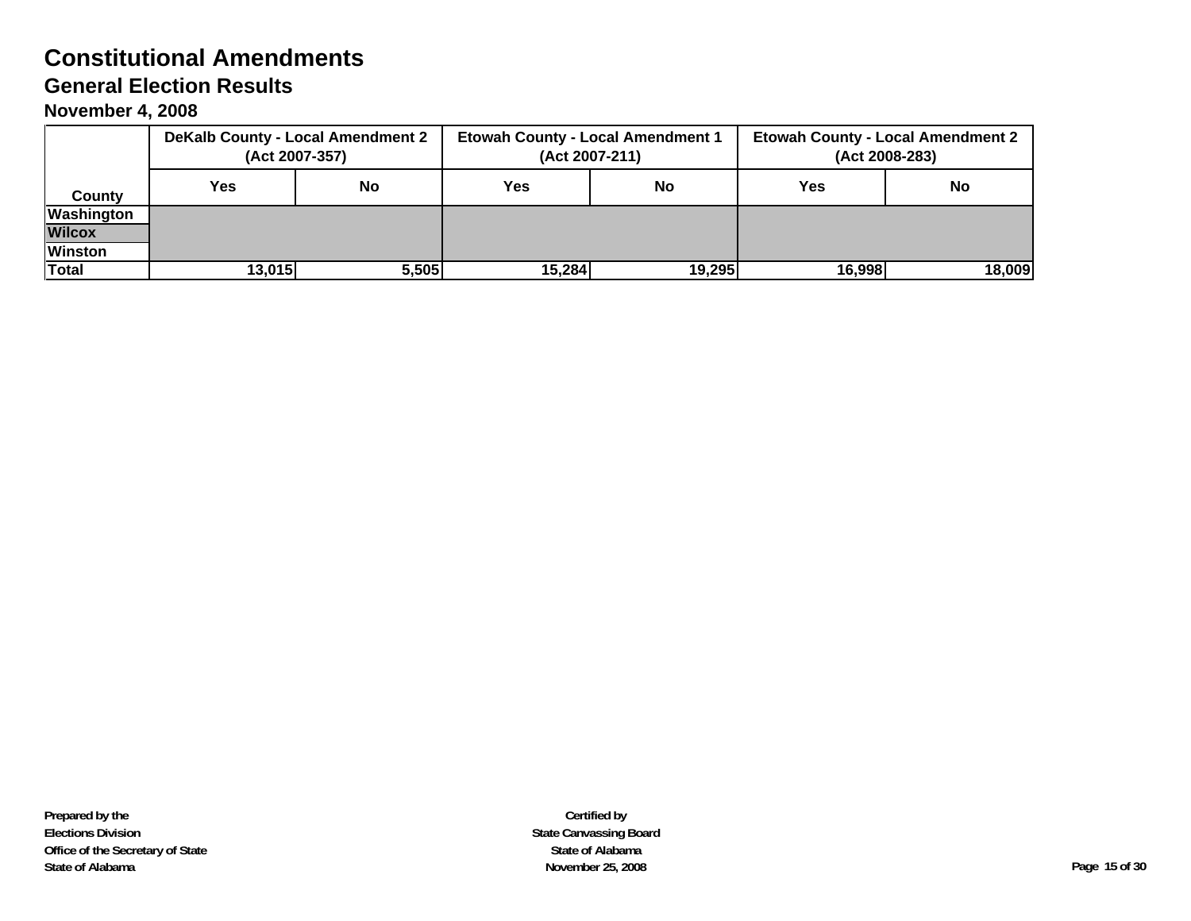# Constitutional Amendments

## General Election Results

### November 4, 2008

| County | DeKalb County - Local Amendment 2 (Act 2007-357) | | Etowah County - Local Amendment 1 (Act 2007-211) | | Etowah County - Local Amendment 2 (Act 2008-283) | |
|---|---|---|---|---|---|---|
| | Yes | No | Yes | No | Yes | No |
| Washington | | | | | | |
| Wilcox | | | | | | |
| Winston | | | | | | |
| Total | 13,015 | 5,505 | 15,284 | 19,295 | 16,998 | 18,009 |

**Prepared by the**
**Elections Division**
**Office of the Secretary of State**
**State of Alabama**

**Certified by**
**State Canvassing Board**
**State of Alabama**
**November 25, 2008**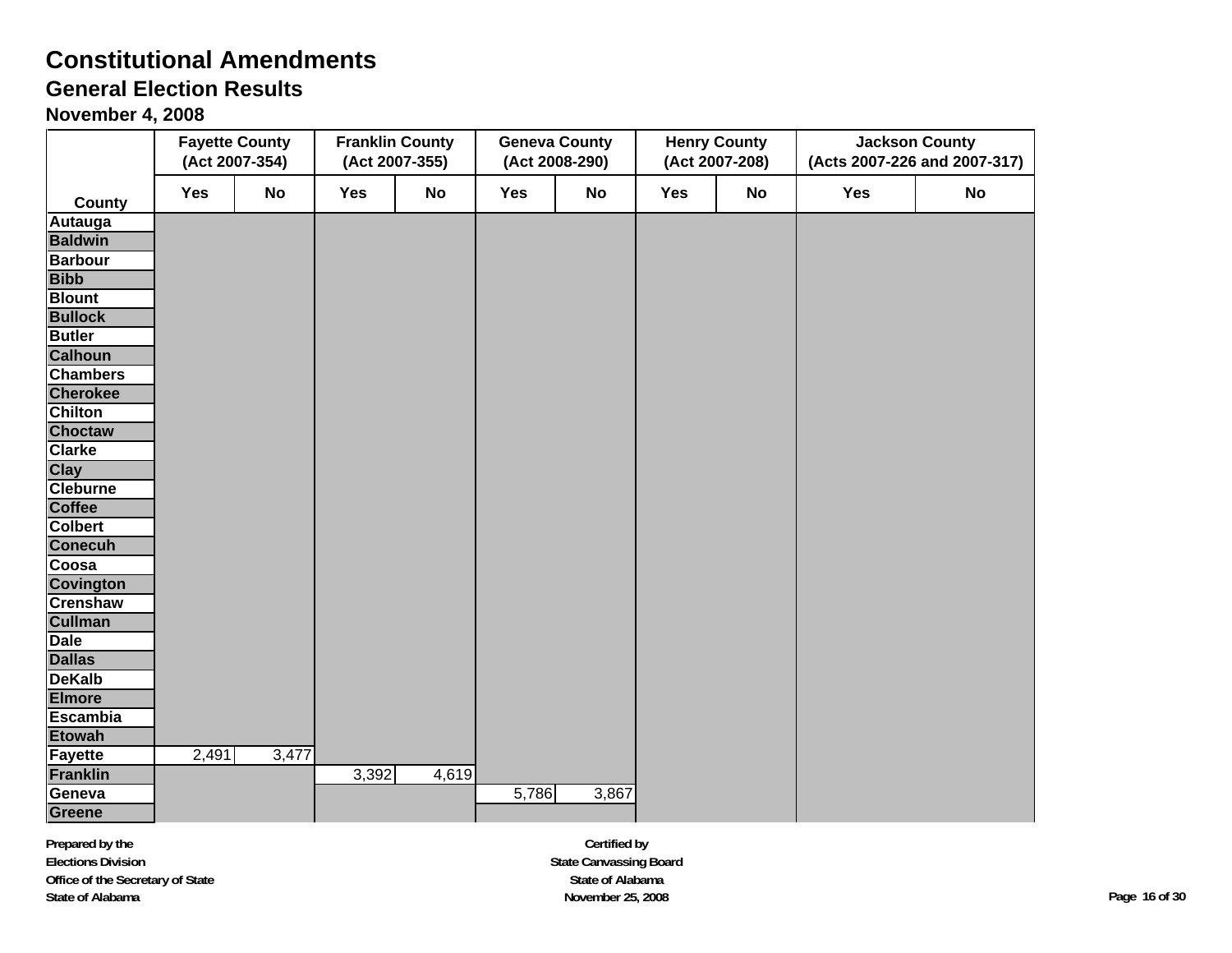# Constitutional Amendments

## General Election Results

### November 4, 2008

| County | Fayette County (Act 2007-354) | | Franklin County (Act 2007-355) | | Geneva County (Act 2008-290) | | Henry County (Act 2007-208) | | Jackson County (Acts 2007-226 and 2007-317) | |
|---|---|---|---|---|---|---|---|---|---|---|
| | Yes | No | Yes | No | Yes | No | Yes | No | Yes | No |
| Autauga | | | | | | | | | | |
| Baldwin | | | | | | | | | | |
| Barbour | | | | | | | | | | |
| Bibb | | | | | | | | | | |
| Blount | | | | | | | | | | |
| Bullock | | | | | | | | | | |
| Butler | | | | | | | | | | |
| Calhoun | | | | | | | | | | |
| Chambers | | | | | | | | | | |
| Cherokee | | | | | | | | | | |
| Chilton | | | | | | | | | | |
| Choctaw | | | | | | | | | | |
| Clarke | | | | | | | | | | |
| Clay | | | | | | | | | | |
| Cleburne | | | | | | | | | | |
| Coffee | | | | | | | | | | |
| Colbert | | | | | | | | | | |
| Conecuh | | | | | | | | | | |
| Coosa | | | | | | | | | | |
| Covington | | | | | | | | | | |
| Crenshaw | | | | | | | | | | |
| Cullman | | | | | | | | | | |
| Dale | | | | | | | | | | |
| Dallas | | | | | | | | | | |
| DeKalb | | | | | | | | | | |
| Elmore | | | | | | | | | | |
| Escambia | | | | | | | | | | |
| Etowah | | | | | | | | | | |
| Fayette | 2,491 | 3,477 | | | | | | | | |
| Franklin | | | 3,392 | 4,619 | | | | | | |
| Geneva | | | | | 5,786 | 3,867 | | | | |
| Greene | | | | | | | | | | |

**Prepared by the**
**Elections Division**
**Office of the Secretary of State**
**State of Alabama**

**Certified by**
**State Canvassing Board**
**State of Alabama**
**November 25, 2008**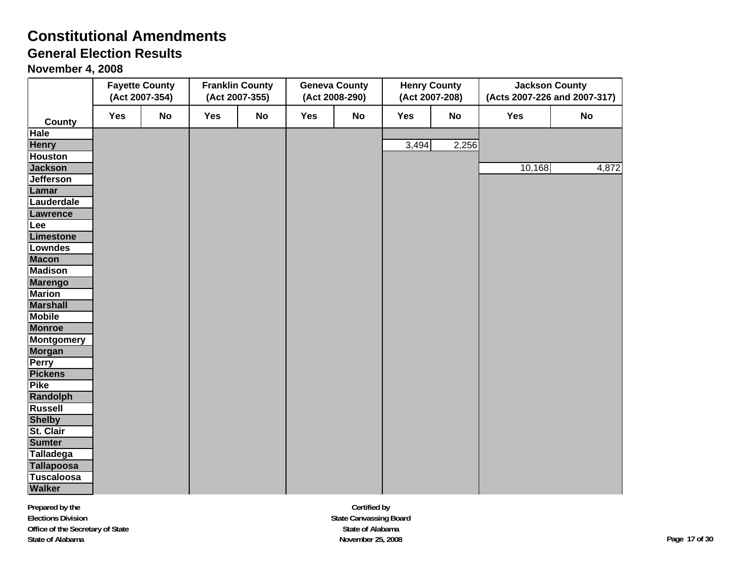# Constitutional Amendments

## General Election Results

### November 4, 2008

| County | Fayette County (Act 2007-354) | | Franklin County (Act 2007-355) | | Geneva County (Act 2008-290) | | Henry County (Act 2007-208) | | Jackson County (Acts 2007-226 and 2007-317) | |
|---|---|---|---|---|---|---|---|---|---|---|
| | Yes | No | Yes | No | Yes | No | Yes | No | Yes | No |
| Hale | | | | | | | | | | |
| Henry | | | | | | | 3,494 | 2,256 | | |
| Houston | | | | | | | | | | |
| Jackson | | | | | | | | | 10,168 | 4,872 |
| Jefferson | | | | | | | | | | |
| Lamar | | | | | | | | | | |
| Lauderdale | | | | | | | | | | |
| Lawrence | | | | | | | | | | |
| Lee | | | | | | | | | | |
| Limestone | | | | | | | | | | |
| Lowndes | | | | | | | | | | |
| Macon | | | | | | | | | | |
| Madison | | | | | | | | | | |
| Marengo | | | | | | | | | | |
| Marion | | | | | | | | | | |
| Marshall | | | | | | | | | | |
| Mobile | | | | | | | | | | |
| Monroe | | | | | | | | | | |
| Montgomery | | | | | | | | | | |
| Morgan | | | | | | | | | | |
| Perry | | | | | | | | | | |
| Pickens | | | | | | | | | | |
| Pike | | | | | | | | | | |
| Randolph | | | | | | | | | | |
| Russell | | | | | | | | | | |
| Shelby | | | | | | | | | | |
| St. Clair | | | | | | | | | | |
| Sumter | | | | | | | | | | |
| Talladega | | | | | | | | | | |
| Tallapoosa | | | | | | | | | | |
| Tuscaloosa | | | | | | | | | | |
| Walker | | | | | | | | | | |

**Prepared by the**
**Elections Division**
**Office of the Secretary of State**
**State of Alabama**

**Certified by**
**State Canvassing Board**
**State of Alabama**
**November 25, 2008**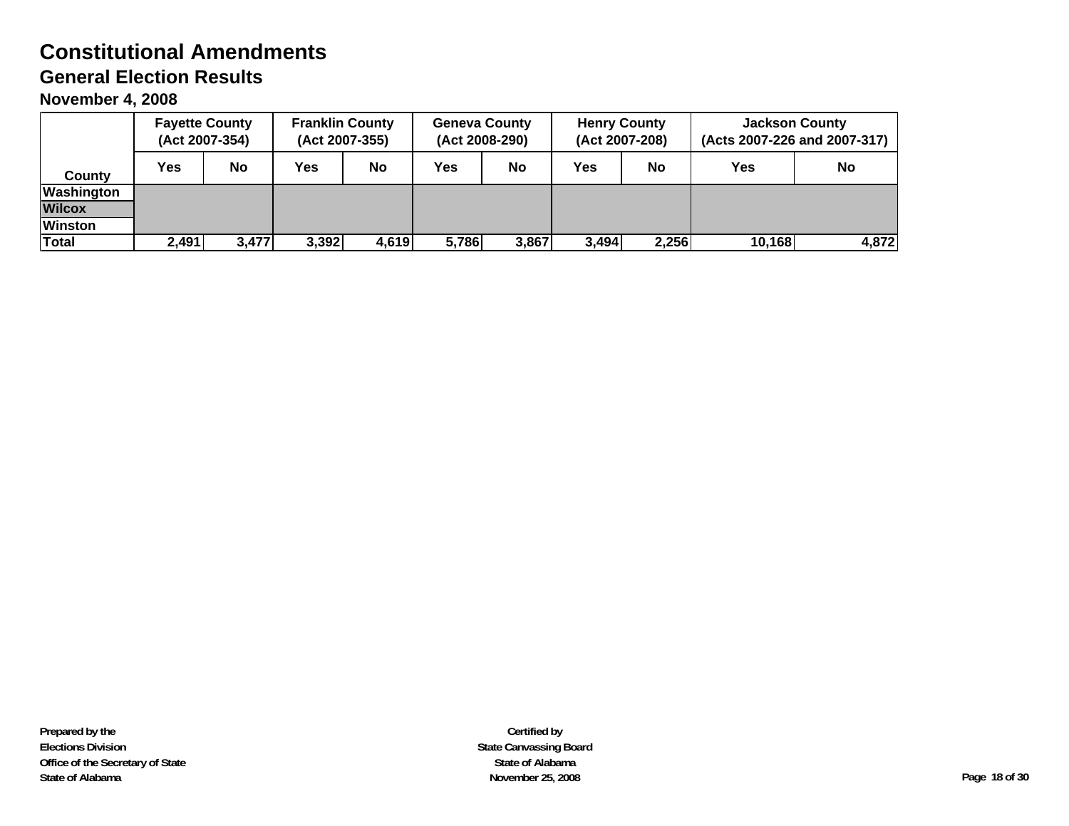# Constitutional Amendments

## General Election Results

### November 4, 2008

| County | Fayette County (Act 2007-354) | | Franklin County (Act 2007-355) | | Geneva County (Act 2008-290) | | Henry County (Act 2007-208) | | Jackson County (Acts 2007-226 and 2007-317) | |
|---|---|---|---|---|---|---|---|---|---|---|
| | Yes | No | Yes | No | Yes | No | Yes | No | Yes | No |
| Washington | | | | | | | | | | |
| Wilcox | | | | | | | | | | |
| Winston | | | | | | | | | | |
| **Total** | **2,491** | **3,477** | **3,392** | **4,619** | **5,786** | **3,867** | **3,494** | **2,256** | **10,168** | **4,872** |

**Prepared by the**
**Elections Division**
**Office of the Secretary of State**
**State of Alabama**

**Certified by**
**State Canvassing Board**
**State of Alabama**
**November 25, 2008**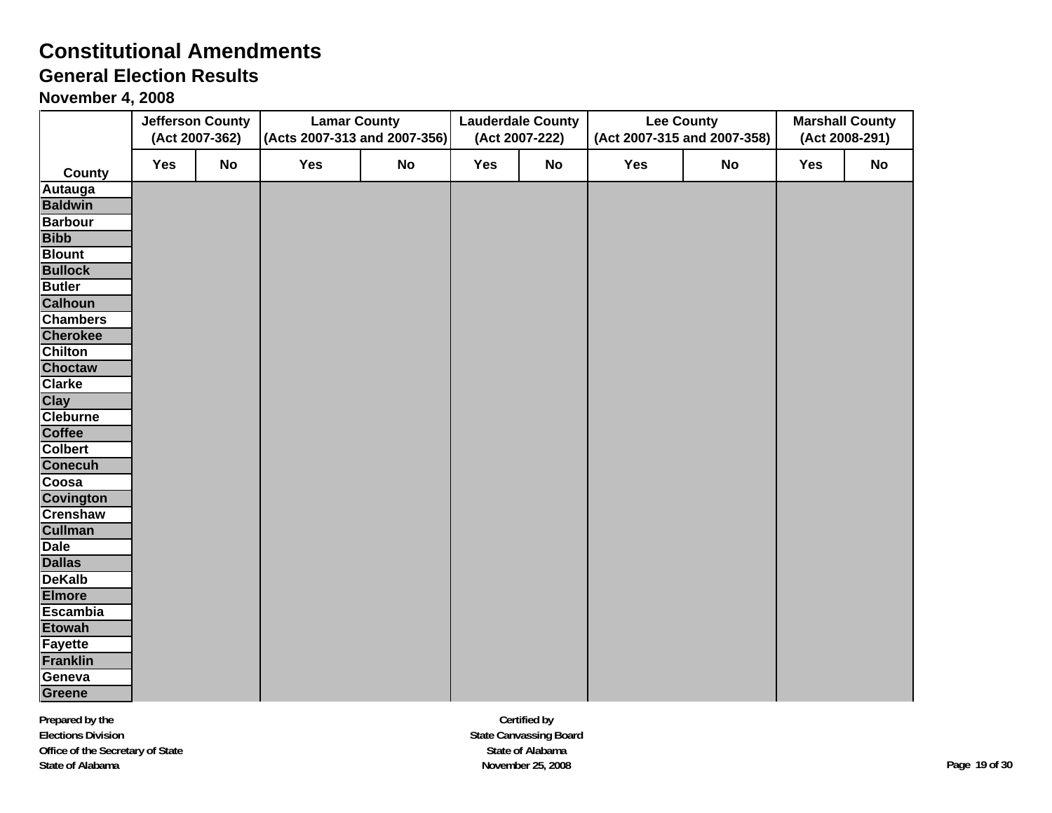# Constitutional Amendments

## General Election Results

### November 4, 2008

| County | Jefferson County (Act 2007-362) | | Lamar County (Acts 2007-313 and 2007-356) | | Lauderdale County (Act 2007-222) | | Lee County (Act 2007-315 and 2007-358) | | Marshall County (Act 2008-291) | |
|---|---|---|---|---|---|---|---|---|---|---|
| | Yes | No | Yes | No | Yes | No | Yes | No | Yes | No |
| Autauga | | | | | | | | | | |
| Baldwin | | | | | | | | | | |
| Barbour | | | | | | | | | | |
| Bibb | | | | | | | | | | |
| Blount | | | | | | | | | | |
| Bullock | | | | | | | | | | |
| Butler | | | | | | | | | | |
| Calhoun | | | | | | | | | | |
| Chambers | | | | | | | | | | |
| Cherokee | | | | | | | | | | |
| Chilton | | | | | | | | | | |
| Choctaw | | | | | | | | | | |
| Clarke | | | | | | | | | | |
| Clay | | | | | | | | | | |
| Cleburne | | | | | | | | | | |
| Coffee | | | | | | | | | | |
| Colbert | | | | | | | | | | |
| Conecuh | | | | | | | | | | |
| Coosa | | | | | | | | | | |
| Covington | | | | | | | | | | |
| Crenshaw | | | | | | | | | | |
| Cullman | | | | | | | | | | |
| Dale | | | | | | | | | | |
| Dallas | | | | | | | | | | |
| DeKalb | | | | | | | | | | |
| Elmore | | | | | | | | | | |
| Escambia | | | | | | | | | | |
| Etowah | | | | | | | | | | |
| Fayette | | | | | | | | | | |
| Franklin | | | | | | | | | | |
| Geneva | | | | | | | | | | |
| Greene | | | | | | | | | | |

Prepared by the
Elections Division
Office of the Secretary of State
State of Alabama

Certified by
State Canvassing Board
State of Alabama
November 25, 2008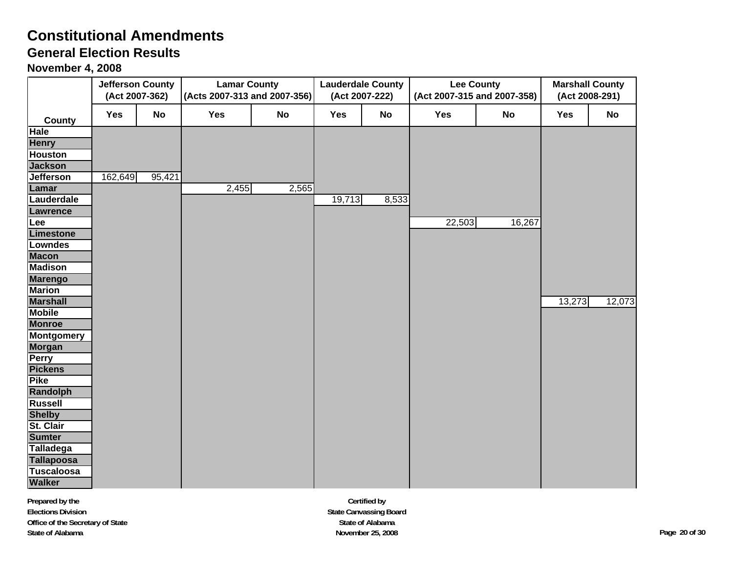# Constitutional Amendments

## General Election Results

### November 4, 2008

| County | Jefferson County (Act 2007-362) | | Lamar County (Acts 2007-313 and 2007-356) | | Lauderdale County (Act 2007-222) | | Lee County (Act 2007-315 and 2007-358) | | Marshall County (Act 2008-291) | |
|---|---|---|---|---|---|---|---|---|---|---|
| | Yes | No | Yes | No | Yes | No | Yes | No | Yes | No |
| Hale | | | | | | | | | | |
| Henry | | | | | | | | | | |
| Houston | | | | | | | | | | |
| Jackson | | | | | | | | | | |
| Jefferson | 162,649 | 95,421 | | | | | | | | |
| Lamar | | | 2,455 | 2,565 | | | | | | |
| Lauderdale | | | | | 19,713 | 8,533 | | | | |
| Lawrence | | | | | | | | | | |
| Lee | | | | | | | 22,503 | 16,267 | | |
| Limestone | | | | | | | | | | |
| Lowndes | | | | | | | | | | |
| Macon | | | | | | | | | | |
| Madison | | | | | | | | | | |
| Marengo | | | | | | | | | | |
| Marion | | | | | | | | | | |
| Marshall | | | | | | | | | 13,273 | 12,073 |
| Mobile | | | | | | | | | | |
| Monroe | | | | | | | | | | |
| Montgomery | | | | | | | | | | |
| Morgan | | | | | | | | | | |
| Perry | | | | | | | | | | |
| Pickens | | | | | | | | | | |
| Pike | | | | | | | | | | |
| Randolph | | | | | | | | | | |
| Russell | | | | | | | | | | |
| Shelby | | | | | | | | | | |
| St. Clair | | | | | | | | | | |
| Sumter | | | | | | | | | | |
| Talladega | | | | | | | | | | |
| Tallapoosa | | | | | | | | | | |
| Tuscaloosa | | | | | | | | | | |
| Walker | | | | | | | | | | |

**Prepared by the**
**Elections Division**
**Office of the Secretary of State**
**State of Alabama**

**Certified by**
**State Canvassing Board**
**State of Alabama**
**November 25, 2008**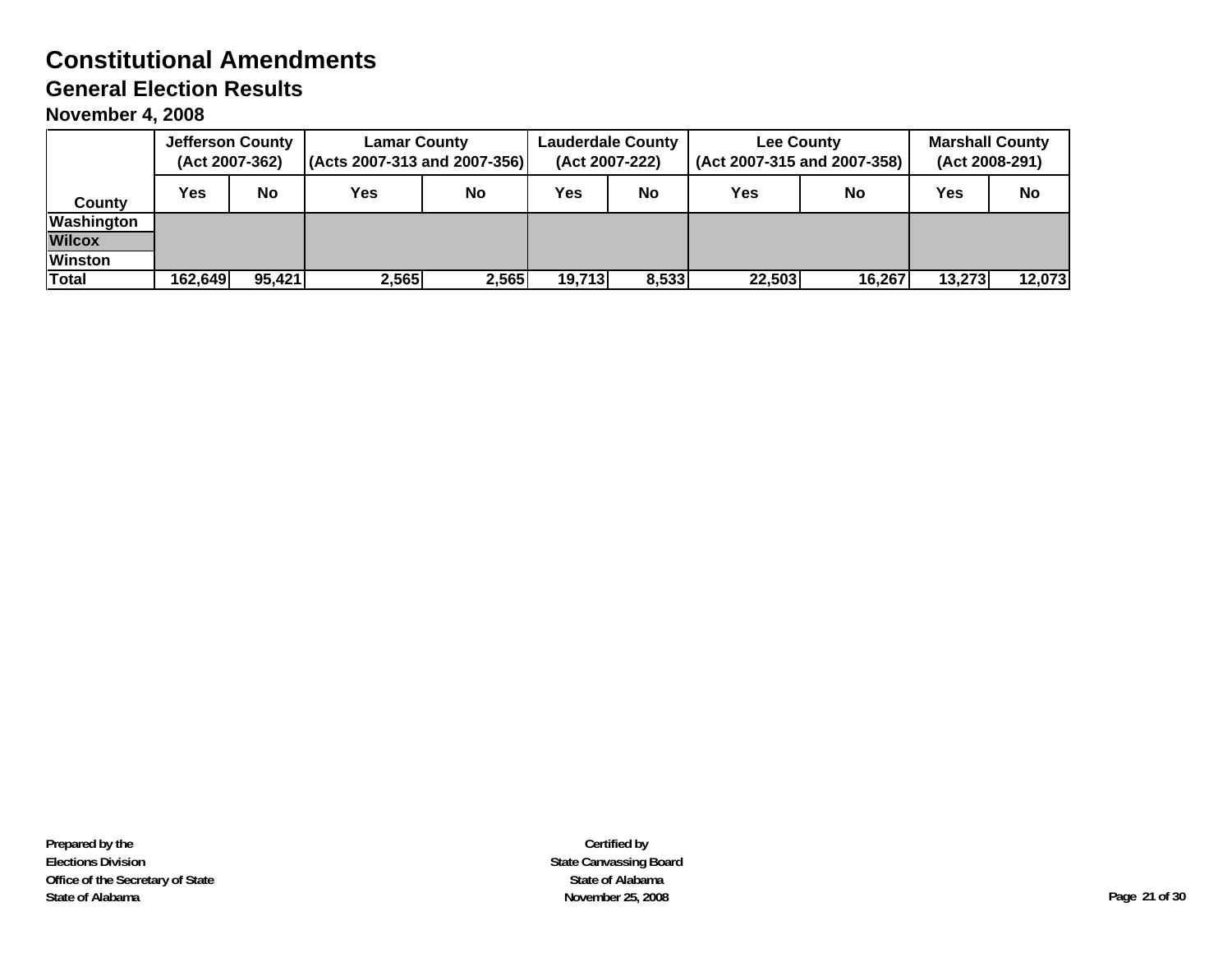# Constitutional Amendments

## General Election Results

### November 4, 2008

| County | Jefferson County (Act 2007-362) | | Lamar County (Acts 2007-313 and 2007-356) | | Lauderdale County (Act 2007-222) | | Lee County (Act 2007-315 and 2007-358) | | Marshall County (Act 2008-291) | |
|---|---|---|---|---|---|---|---|---|---|---|
| | Yes | No | Yes | No | Yes | No | Yes | No | Yes | No |
| Washington | | | | | | | | | | |
| Wilcox | | | | | | | | | | |
| Winston | | | | | | | | | | |
| Total | 162,649 | 95,421 | 2,565 | 2,565 | 19,713 | 8,533 | 22,503 | 16,267 | 13,273 | 12,073 |

Prepared by the
Elections Division
Office of the Secretary of State
State of Alabama

Certified by
State Canvassing Board
State of Alabama
November 25, 2008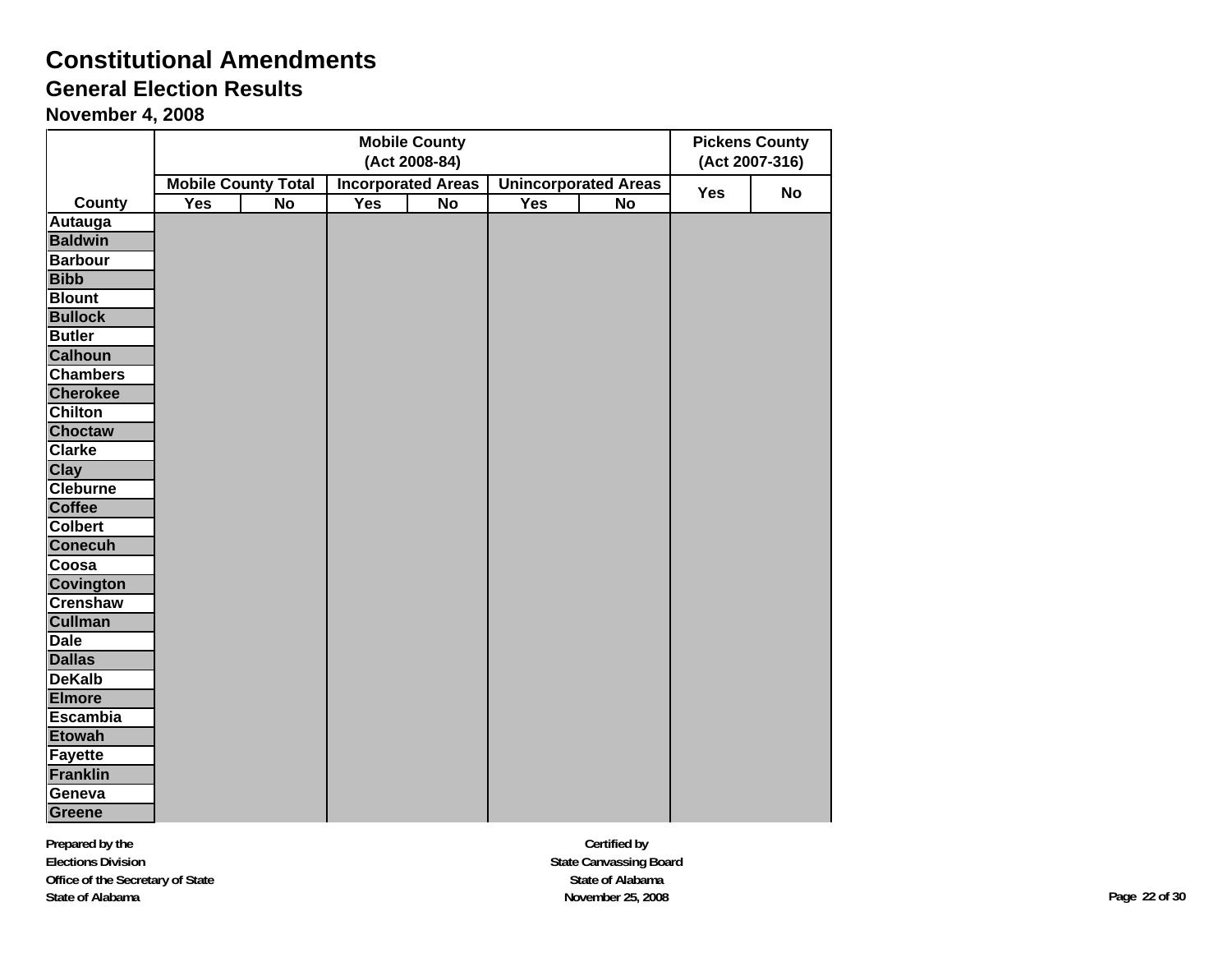# Constitutional Amendments

## General Election Results

### November 4, 2008

| County | Mobile County (Act 2008-84) | | | | | | Pickens County (Act 2007-316) | |
|---|---|---|---|---|---|---|---|---|
| | Mobile County Total | | Incorporated Areas | | Unincorporated Areas | | | |
| | Yes | No | Yes | No | Yes | No | Yes | No |
| Autauga | | | | | | | | |
| Baldwin | | | | | | | | |
| Barbour | | | | | | | | |
| Bibb | | | | | | | | |
| Blount | | | | | | | | |
| Bullock | | | | | | | | |
| Butler | | | | | | | | |
| Calhoun | | | | | | | | |
| Chambers | | | | | | | | |
| Cherokee | | | | | | | | |
| Chilton | | | | | | | | |
| Choctaw | | | | | | | | |
| Clarke | | | | | | | | |
| Clay | | | | | | | | |
| Cleburne | | | | | | | | |
| Coffee | | | | | | | | |
| Colbert | | | | | | | | |
| Conecuh | | | | | | | | |
| Coosa | | | | | | | | |
| Covington | | | | | | | | |
| Crenshaw | | | | | | | | |
| Cullman | | | | | | | | |
| Dale | | | | | | | | |
| Dallas | | | | | | | | |
| DeKalb | | | | | | | | |
| Elmore | | | | | | | | |
| Escambia | | | | | | | | |
| Etowah | | | | | | | | |
| Fayette | | | | | | | | |
| Franklin | | | | | | | | |
| Geneva | | | | | | | | |
| Greene | | | | | | | | |

Prepared by the
Elections Division
Office of the Secretary of State
State of Alabama

Certified by
State Canvassing Board
State of Alabama
November 25, 2008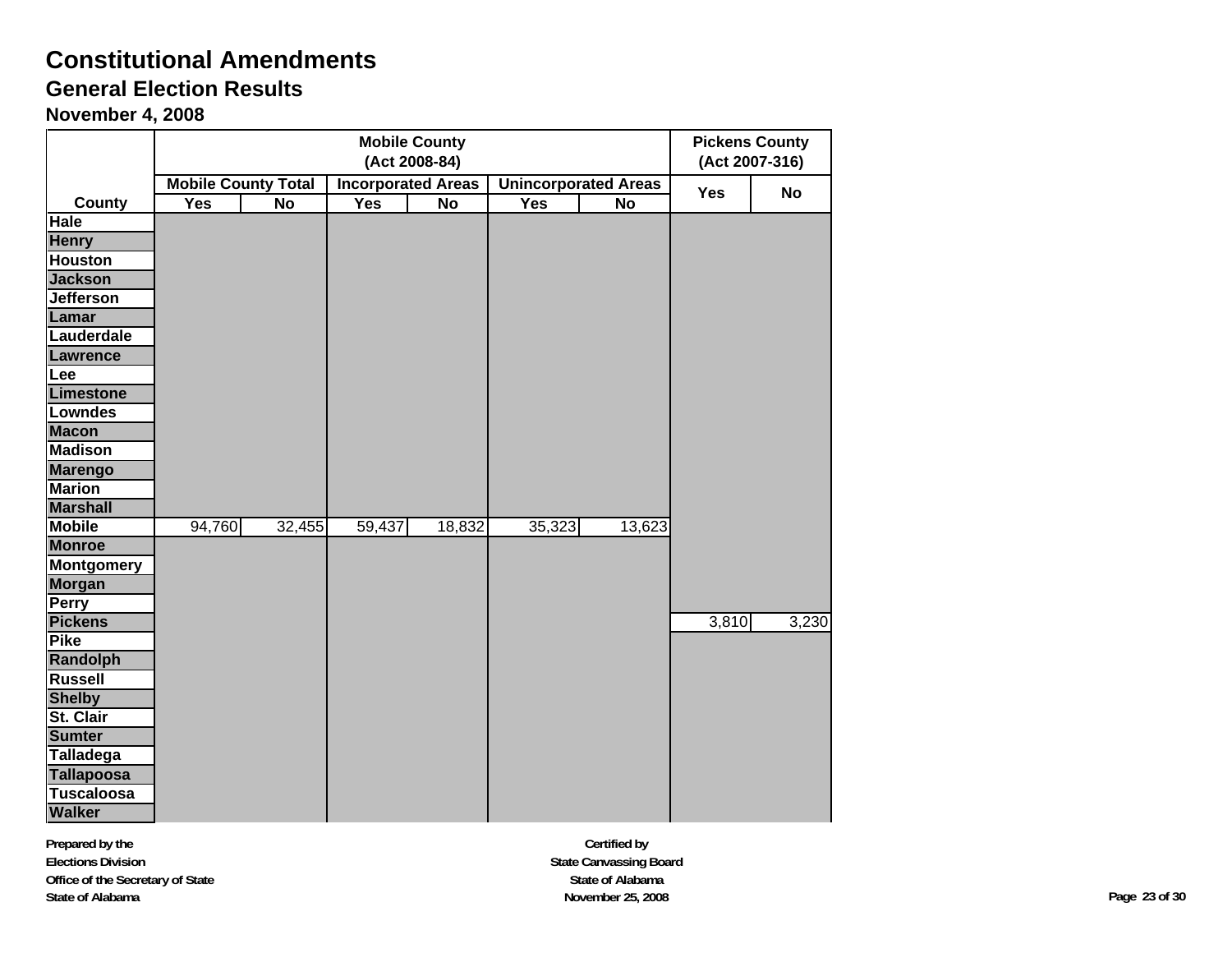# Constitutional Amendments

## General Election Results

### November 4, 2008

| County | Mobile County (Act 2008-84) | | | | | | Pickens County (Act 2007-316) | |
|---|---|---|---|---|---|---|---|---|
| | Mobile County Total | | Incorporated Areas | | Unincorporated Areas | | | |
| | Yes | No | Yes | No | Yes | No | Yes | No |
| Hale | | | | | | | | |
| Henry | | | | | | | | |
| Houston | | | | | | | | |
| Jackson | | | | | | | | |
| Jefferson | | | | | | | | |
| Lamar | | | | | | | | |
| Lauderdale | | | | | | | | |
| Lawrence | | | | | | | | |
| Lee | | | | | | | | |
| Limestone | | | | | | | | |
| Lowndes | | | | | | | | |
| Macon | | | | | | | | |
| Madison | | | | | | | | |
| Marengo | | | | | | | | |
| Marion | | | | | | | | |
| Marshall | | | | | | | | |
| Mobile | 94,760 | 32,455 | 59,437 | 18,832 | 35,323 | 13,623 | | |
| Monroe | | | | | | | | |
| Montgomery | | | | | | | | |
| Morgan | | | | | | | | |
| Perry | | | | | | | | |
| Pickens | | | | | | | 3,810 | 3,230 |
| Pike | | | | | | | | |
| Randolph | | | | | | | | |
| Russell | | | | | | | | |
| Shelby | | | | | | | | |
| St. Clair | | | | | | | | |
| Sumter | | | | | | | | |
| Talladega | | | | | | | | |
| Tallapoosa | | | | | | | | |
| Tuscaloosa | | | | | | | | |
| Walker | | | | | | | | |

**Prepared by the**
**Elections Division**
**Office of the Secretary of State**
**State of Alabama**

**Certified by**
**State Canvassing Board**
**State of Alabama**
**November 25, 2008**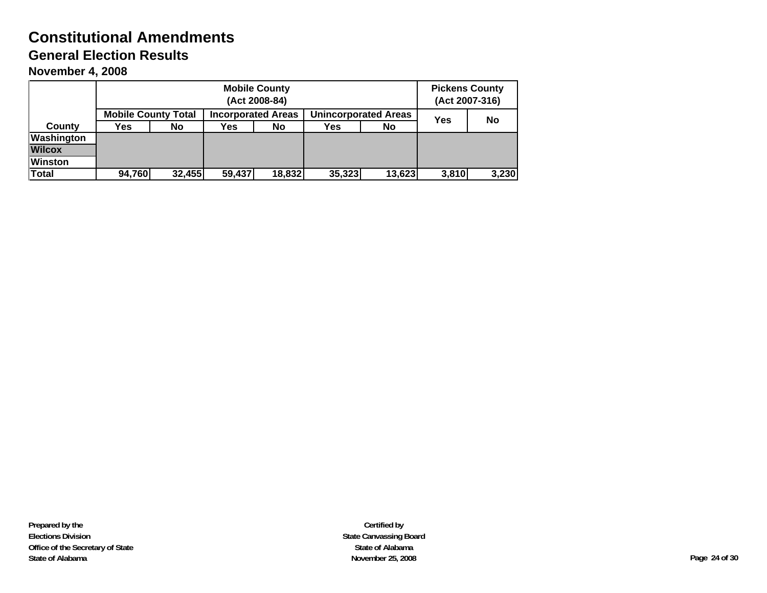# Constitutional Amendments

## General Election Results

### November 4, 2008

| County | Mobile County (Act 2008-84) | | | | | | Pickens County (Act 2007-316) | |
|---|---|---|---|---|---|---|---|---|
| | Mobile County Total | | Incorporated Areas | | Unincorporated Areas | | Yes | No |
| | Yes | No | Yes | No | Yes | No | | |
| Washington | | | | | | | | |
| Wilcox | | | | | | | | |
| Winston | | | | | | | | |
| Total | 94,760 | 32,455 | 59,437 | 18,832 | 35,323 | 13,623 | 3,810 | 3,230 |

**Prepared by the**
**Elections Division**
**Office of the Secretary of State**
**State of Alabama**

**Certified by**
**State Canvassing Board**
**State of Alabama**
**November 25, 2008**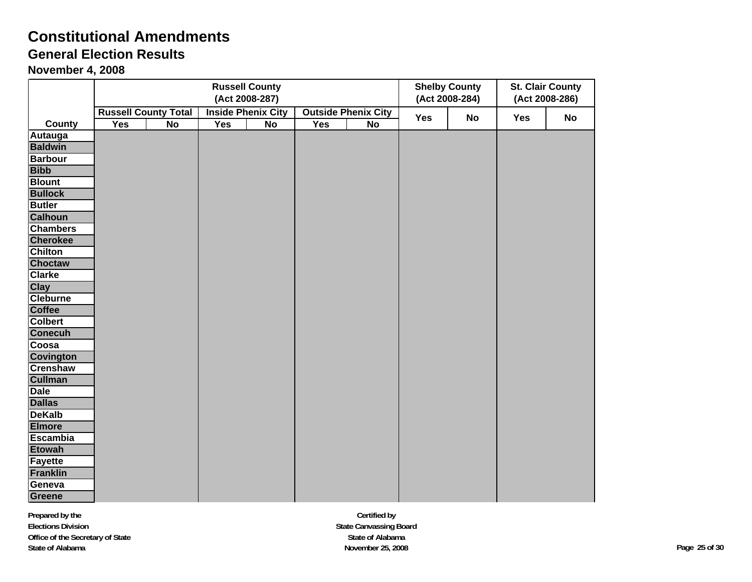# Constitutional Amendments

## General Election Results

### November 4, 2008

| County | Russell County (Act 2008-287) | | | | | | Shelby County (Act 2008-284) | | St. Clair County (Act 2008-286) | |
|---|---|---|---|---|---|---|---|---|---|---|
| | Russell County Total | | Inside Phenix City | | Outside Phenix City | | | | | |
| | Yes | No | Yes | No | Yes | No | Yes | No | Yes | No |
| Autauga | | | | | | | | | | |
| Baldwin | | | | | | | | | | |
| Barbour | | | | | | | | | | |
| Bibb | | | | | | | | | | |
| Blount | | | | | | | | | | |
| Bullock | | | | | | | | | | |
| Butler | | | | | | | | | | |
| Calhoun | | | | | | | | | | |
| Chambers | | | | | | | | | | |
| Cherokee | | | | | | | | | | |
| Chilton | | | | | | | | | | |
| Choctaw | | | | | | | | | | |
| Clarke | | | | | | | | | | |
| Clay | | | | | | | | | | |
| Cleburne | | | | | | | | | | |
| Coffee | | | | | | | | | | |
| Colbert | | | | | | | | | | |
| Conecuh | | | | | | | | | | |
| Coosa | | | | | | | | | | |
| Covington | | | | | | | | | | |
| Crenshaw | | | | | | | | | | |
| Cullman | | | | | | | | | | |
| Dale | | | | | | | | | | |
| Dallas | | | | | | | | | | |
| DeKalb | | | | | | | | | | |
| Elmore | | | | | | | | | | |
| Escambia | | | | | | | | | | |
| Etowah | | | | | | | | | | |
| Fayette | | | | | | | | | | |
| Franklin | | | | | | | | | | |
| Geneva | | | | | | | | | | |
| Greene | | | | | | | | | | |

Prepared by the
Elections Division
Office of the Secretary of State
State of Alabama

Certified by
State Canvassing Board
State of Alabama
November 25, 2008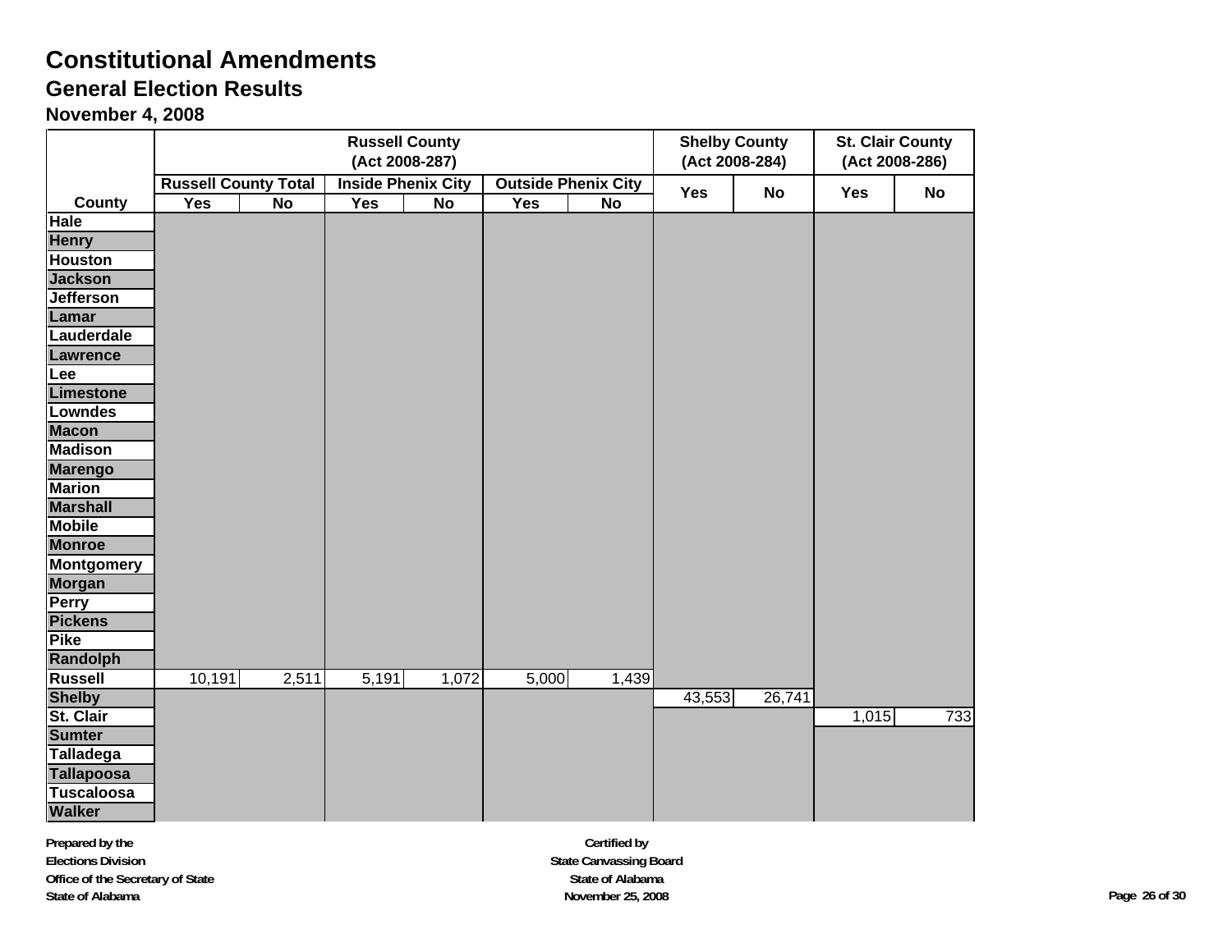# Constitutional Amendments

## General Election Results

### November 4, 2008

| County | Russell County (Act 2008-287) | | | | | | Shelby County (Act 2008-284) | | St. Clair County (Act 2008-286) | |
|---|---|---|---|---|---|---|---|---|---|---|
| | Russell County Total | | Inside Phenix City | | Outside Phenix City | | | | | |
| | Yes | No | Yes | No | Yes | No | Yes | No | Yes | No |
| Hale | | | | | | | | | | |
| Henry | | | | | | | | | | |
| Houston | | | | | | | | | | |
| Jackson | | | | | | | | | | |
| Jefferson | | | | | | | | | | |
| Lamar | | | | | | | | | | |
| Lauderdale | | | | | | | | | | |
| Lawrence | | | | | | | | | | |
| Lee | | | | | | | | | | |
| Limestone | | | | | | | | | | |
| Lowndes | | | | | | | | | | |
| Macon | | | | | | | | | | |
| Madison | | | | | | | | | | |
| Marengo | | | | | | | | | | |
| Marion | | | | | | | | | | |
| Marshall | | | | | | | | | | |
| Mobile | | | | | | | | | | |
| Monroe | | | | | | | | | | |
| Montgomery | | | | | | | | | | |
| Morgan | | | | | | | | | | |
| Perry | | | | | | | | | | |
| Pickens | | | | | | | | | | |
| Pike | | | | | | | | | | |
| Randolph | | | | | | | | | | |
| Russell | 10,191 | 2,511 | 5,191 | 1,072 | 5,000 | 1,439 | | | | |
| Shelby | | | | | | | 43,553 | 26,741 | | |
| St. Clair | | | | | | | | | 1,015 | 733 |
| Sumter | | | | | | | | | | |
| Talladega | | | | | | | | | | |
| Tallapoosa | | | | | | | | | | |
| Tuscaloosa | | | | | | | | | | |
| Walker | | | | | | | | | | |

Prepared by the
Elections Division
Office of the Secretary of State
State of Alabama

Certified by
State Canvassing Board
State of Alabama
November 25, 2008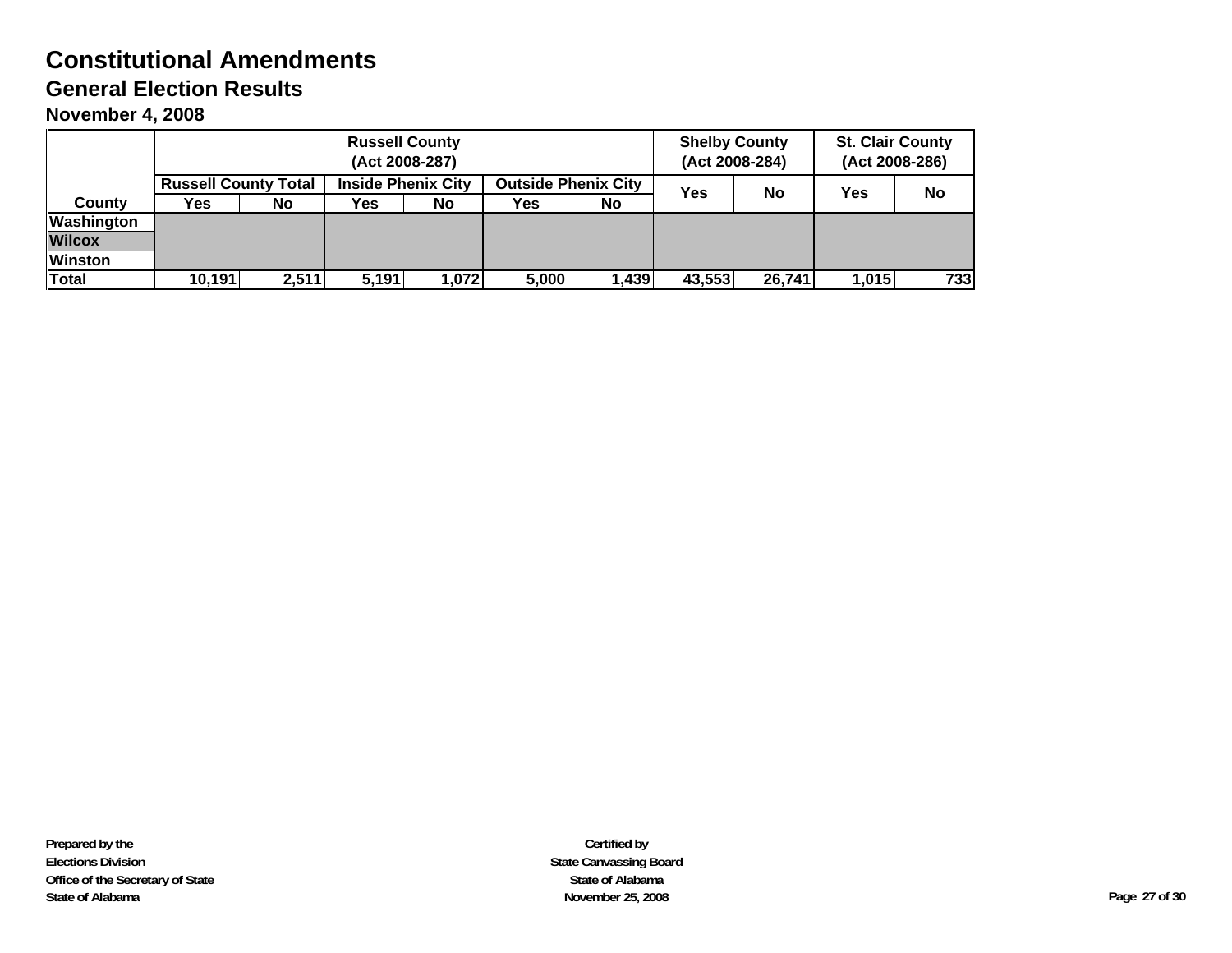# Constitutional Amendments

## General Election Results

### November 4, 2008

| County | Russell County (Act 2008-287) | | | | | | Shelby County (Act 2008-284) | | St. Clair County (Act 2008-286) | |
|---|---|---|---|---|---|---|---|---|---|---|
| | Russell County Total | | Inside Phenix City | | Outside Phenix City | | | | | |
| | Yes | No | Yes | No | Yes | No | Yes | No | Yes | No |
| Washington | | | | | | | | | | |
| Wilcox | | | | | | | | | | |
| Winston | | | | | | | | | | |
| Total | 10,191 | 2,511 | 5,191 | 1,072 | 5,000 | 1,439 | 43,553 | 26,741 | 1,015 | 733 |

**Prepared by the**
**Elections Division**
**Office of the Secretary of State**
**State of Alabama**

**Certified by**
**State Canvassing Board**
**State of Alabama**
**November 25, 2008**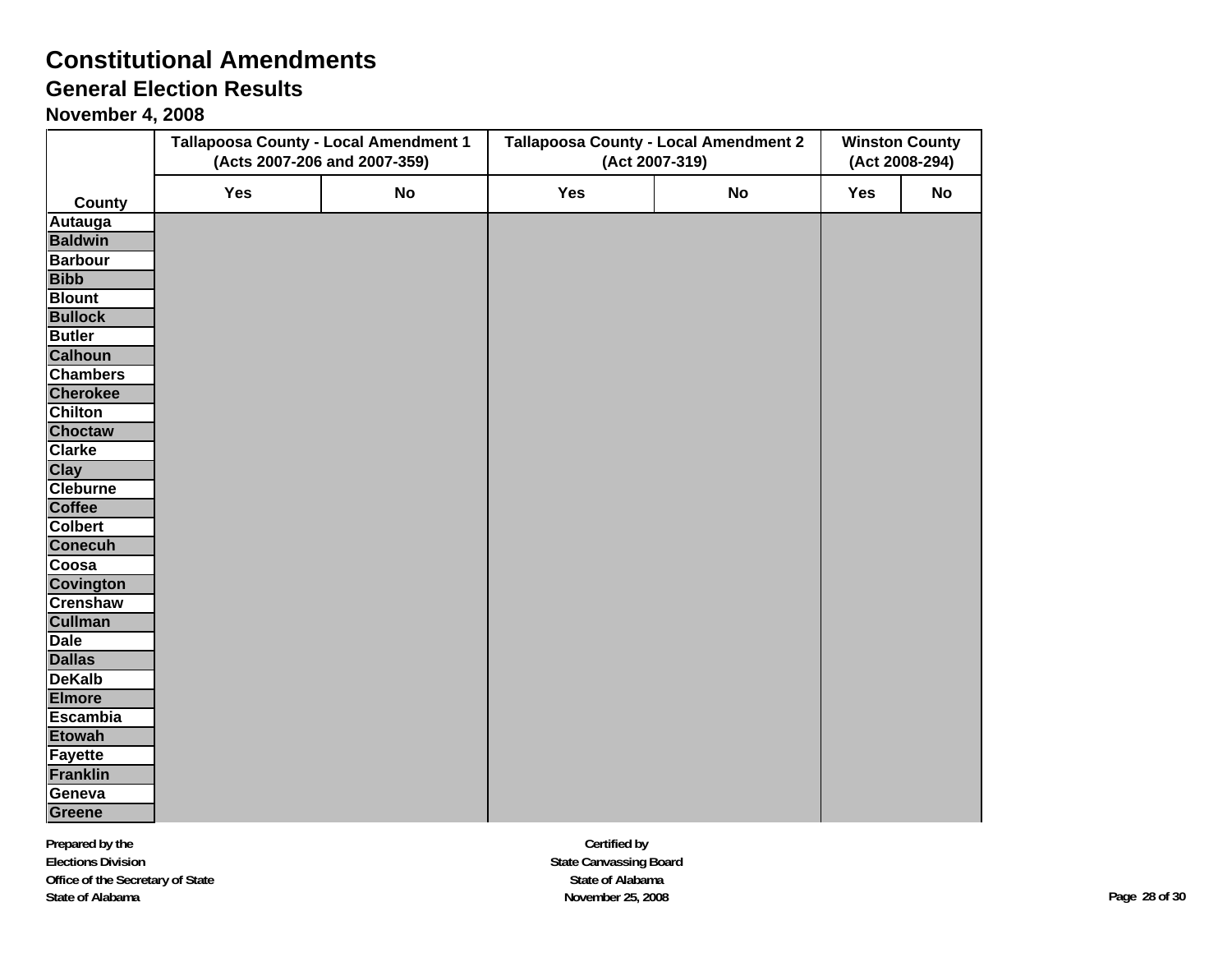# Constitutional Amendments

## General Election Results

### November 4, 2008

| County | Tallapoosa County - Local Amendment 1 (Acts 2007-206 and 2007-359) | | Tallapoosa County - Local Amendment 2 (Act 2007-319) | | Winston County (Act 2008-294) | |
|---|---|---|---|---|---|---|
| | Yes | No | Yes | No | Yes | No |
| Autauga | | | | | | |
| Baldwin | | | | | | |
| Barbour | | | | | | |
| Bibb | | | | | | |
| Blount | | | | | | |
| Bullock | | | | | | |
| Butler | | | | | | |
| Calhoun | | | | | | |
| Chambers | | | | | | |
| Cherokee | | | | | | |
| Chilton | | | | | | |
| Choctaw | | | | | | |
| Clarke | | | | | | |
| Clay | | | | | | |
| Cleburne | | | | | | |
| Coffee | | | | | | |
| Colbert | | | | | | |
| Conecuh | | | | | | |
| Coosa | | | | | | |
| Covington | | | | | | |
| Crenshaw | | | | | | |
| Cullman | | | | | | |
| Dale | | | | | | |
| Dallas | | | | | | |
| DeKalb | | | | | | |
| Elmore | | | | | | |
| Escambia | | | | | | |
| Etowah | | | | | | |
| Fayette | | | | | | |
| Franklin | | | | | | |
| Geneva | | | | | | |
| Greene | | | | | | |

Prepared by the
Elections Division
Office of the Secretary of State
State of Alabama

Certified by
State Canvassing Board
State of Alabama
November 25, 2008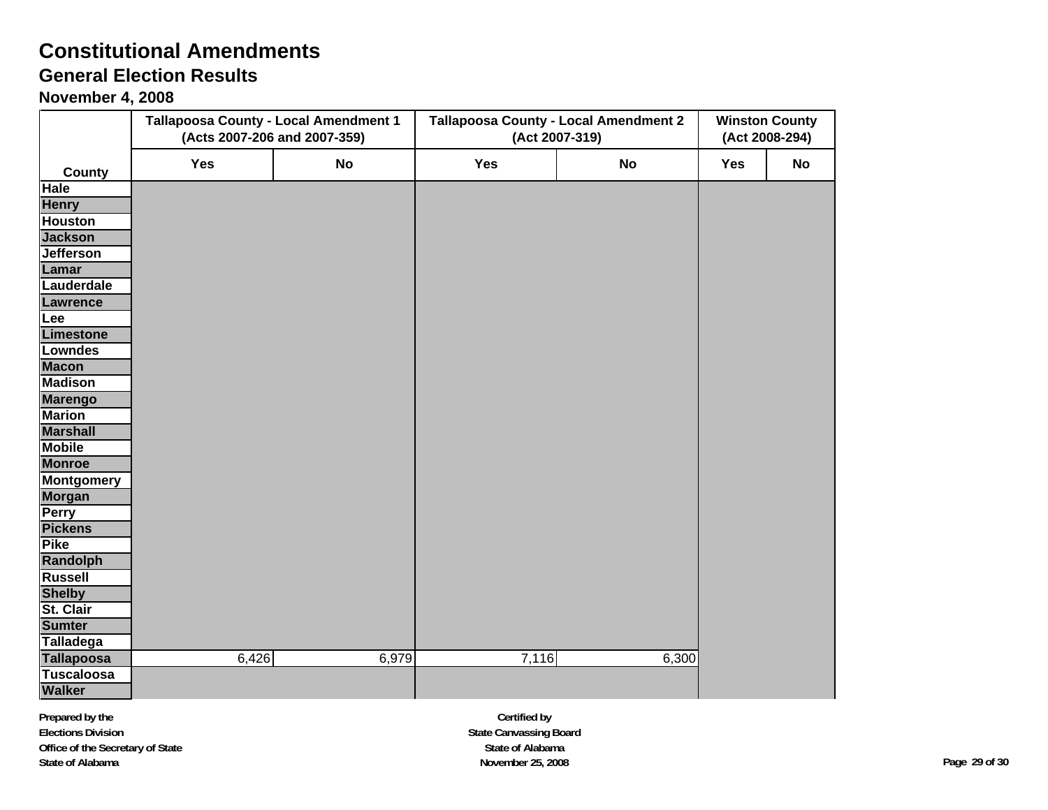# Constitutional Amendments

## General Election Results

### November 4, 2008

| County | Tallapoosa County - Local Amendment 1 (Acts 2007-206 and 2007-359) | | Tallapoosa County - Local Amendment 2 (Act 2007-319) | | Winston County (Act 2008-294) | |
|---|---|---|---|---|---|---|
| | Yes | No | Yes | No | Yes | No |
| Hale | | | | | | |
| Henry | | | | | | |
| Houston | | | | | | |
| Jackson | | | | | | |
| Jefferson | | | | | | |
| Lamar | | | | | | |
| Lauderdale | | | | | | |
| Lawrence | | | | | | |
| Lee | | | | | | |
| Limestone | | | | | | |
| Lowndes | | | | | | |
| Macon | | | | | | |
| Madison | | | | | | |
| Marengo | | | | | | |
| Marion | | | | | | |
| Marshall | | | | | | |
| Mobile | | | | | | |
| Monroe | | | | | | |
| Montgomery | | | | | | |
| Morgan | | | | | | |
| Perry | | | | | | |
| Pickens | | | | | | |
| Pike | | | | | | |
| Randolph | | | | | | |
| Russell | | | | | | |
| Shelby | | | | | | |
| St. Clair | | | | | | |
| Sumter | | | | | | |
| Talladega | | | | | | |
| Tallapoosa | 6,426 | 6,979 | 7,116 | 6,300 | | |
| Tuscaloosa | | | | | | |
| Walker | | | | | | |

**Prepared by the**
**Elections Division**
**Office of the Secretary of State**
**State of Alabama**

**Certified by**
**State Canvassing Board**
**State of Alabama**
**November 25, 2008**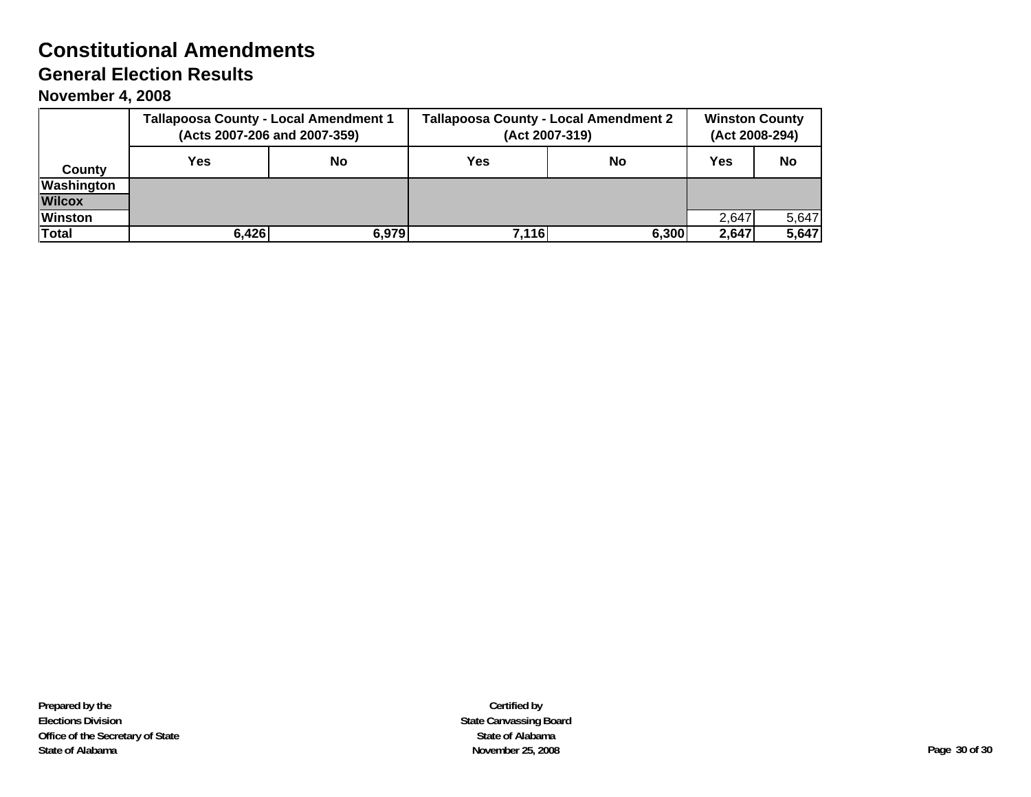# Constitutional Amendments

## General Election Results

### November 4, 2008

| County | Tallapoosa County - Local Amendment 1 (Acts 2007-206 and 2007-359) | | Tallapoosa County - Local Amendment 2 (Act 2007-319) | | Winston County (Act 2008-294) | |
|---|---|---|---|---|---|---|
| | Yes | No | Yes | No | Yes | No |
| **Washington** | | | | | | |
| **Wilcox** | | | | | | |
| **Winston** | | | | | 2,647 | 5,647 |
| **Total** | **6,426** | **6,979** | **7,116** | **6,300** | **2,647** | **5,647** |

**Prepared by the**
**Elections Division**
**Office of the Secretary of State**
**State of Alabama**

**Certified by**
**State Canvassing Board**
**State of Alabama**
**November 25, 2008**